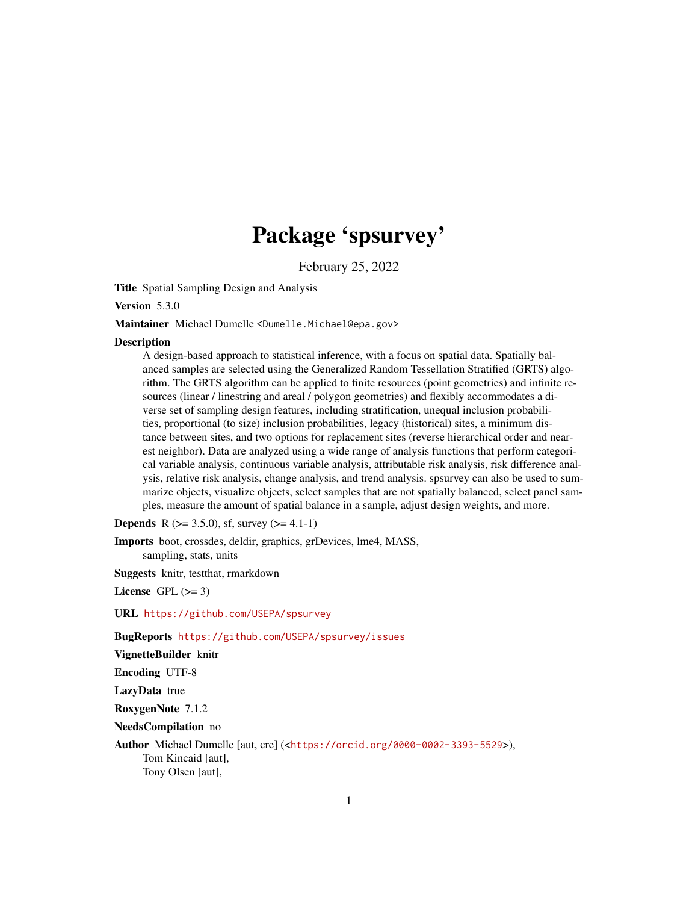# Package 'spsurvey'

February 25, 2022

**Title** Spatial Sampling Design and Analysis

**Version** 5.3.0

**Maintainer** Michael Dumelle <Dumelle.Michael@epa.gov>

**Description**
A design-based approach to statistical inference, with a focus on spatial data. Spatially balanced samples are selected using the Generalized Random Tessellation Stratified (GRTS) algorithm. The GRTS algorithm can be applied to finite resources (point geometries) and infinite resources (linear / linestring and areal / polygon geometries) and flexibly accommodates a diverse set of sampling design features, including stratification, unequal inclusion probabilities, proportional (to size) inclusion probabilities, legacy (historical) sites, a minimum distance between sites, and two options for replacement sites (reverse hierarchical order and nearest neighbor). Data are analyzed using a wide range of analysis functions that perform categorical variable analysis, continuous variable analysis, attributable risk analysis, risk difference analysis, relative risk analysis, change analysis, and trend analysis. spsurvey can also be used to summarize objects, visualize objects, select samples that are not spatially balanced, select panel samples, measure the amount of spatial balance in a sample, adjust design weights, and more.

**Depends** R (>= 3.5.0), sf, survey (>= 4.1-1)

**Imports** boot, crossdes, deldir, graphics, grDevices, lme4, MASS, sampling, stats, units

**Suggests** knitr, testthat, rmarkdown

**License** GPL (>= 3)

**URL** https://github.com/USEPA/spsurvey

**BugReports** https://github.com/USEPA/spsurvey/issues

**VignetteBuilder** knitr

**Encoding** UTF-8

**LazyData** true

**RoxygenNote** 7.1.2

**NeedsCompilation** no

**Author** Michael Dumelle [aut, cre] (<https://orcid.org/0000-0002-3393-5529>),
Tom Kincaid [aut],
Tony Olsen [aut],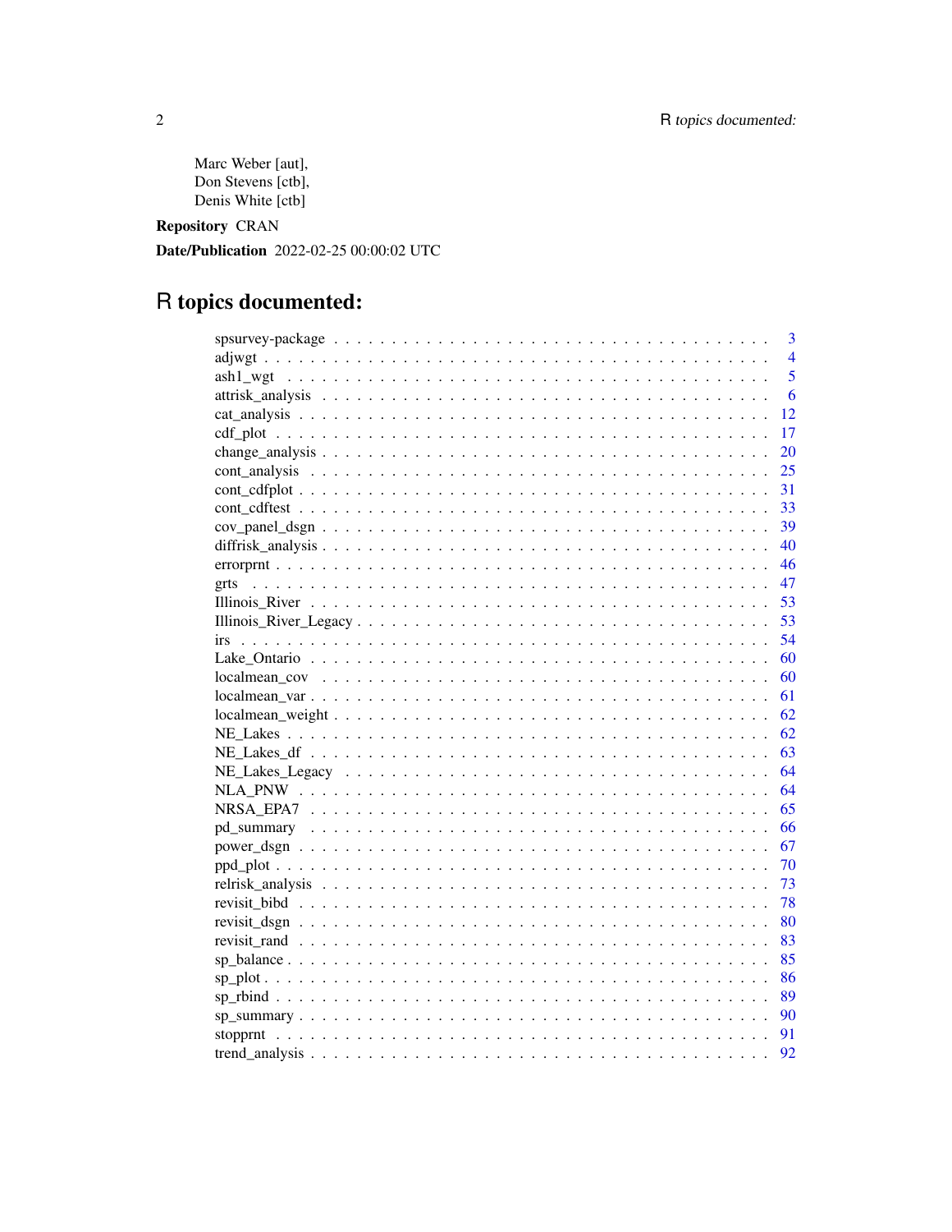Marc Weber [aut],
Don Stevens [ctb],
Denis White [ctb]

**Repository** CRAN

**Date/Publication** 2022-02-25 00:00:02 UTC

# R topics documented:

| | |
|---|---|
| spsurvey-package | 3 |
| adjwgt | 4 |
| ash1_wgt | 5 |
| attrisk_analysis | 6 |
| cat_analysis | 12 |
| cdf_plot | 17 |
| change_analysis | 20 |
| cont_analysis | 25 |
| cont_cdfplot | 31 |
| cont_cdftest | 33 |
| cov_panel_dsgn | 39 |
| diffrisk_analysis | 40 |
| errorprnt | 46 |
| grts | 47 |
| Illinois_River | 53 |
| Illinois_River_Legacy | 53 |
| irs | 54 |
| Lake_Ontario | 60 |
| localmean_cov | 60 |
| localmean_var | 61 |
| localmean_weight | 62 |
| NE_Lakes | 62 |
| NE_Lakes_df | 63 |
| NE_Lakes_Legacy | 64 |
| NLA_PNW | 64 |
| NRSA_EPA7 | 65 |
| pd_summary | 66 |
| power_dsgn | 67 |
| ppd_plot | 70 |
| relrisk_analysis | 73 |
| revisit_bibd | 78 |
| revisit_dsgn | 80 |
| revisit_rand | 83 |
| sp_balance | 85 |
| sp_plot | 86 |
| sp_rbind | 89 |
| sp_summary | 90 |
| stopprnt | 91 |
| trend_analysis | 92 |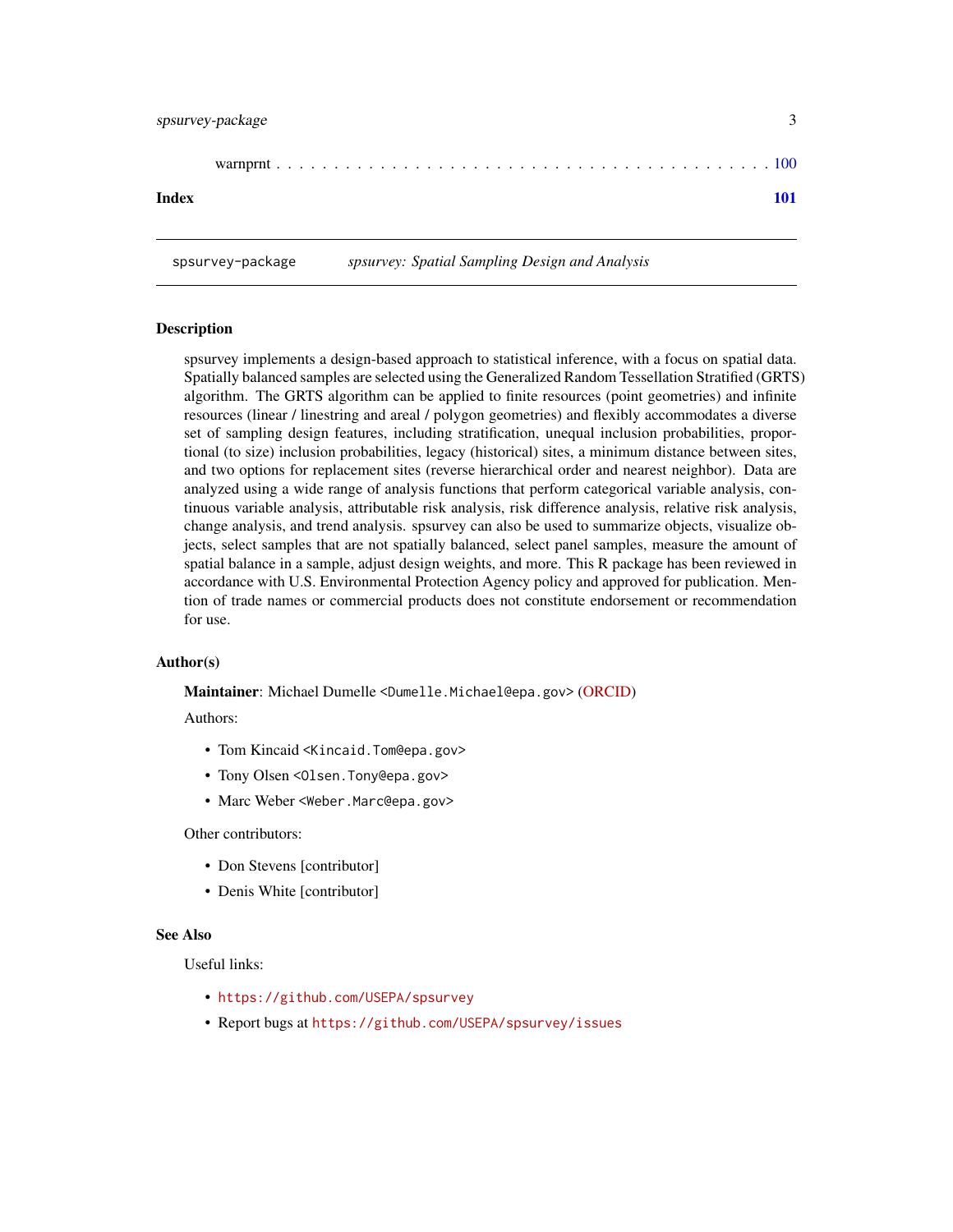warnprnt . . . . . . . . . . . . . . . . . . . . . . . . . . . . . . . . . . . . . . . . . 100

**Index** **101**

---

spsurvey-package *spsurvey: Spatial Sampling Design and Analysis*

---

## Description

spsurvey implements a design-based approach to statistical inference, with a focus on spatial data. Spatially balanced samples are selected using the Generalized Random Tessellation Stratified (GRTS) algorithm. The GRTS algorithm can be applied to finite resources (point geometries) and infinite resources (linear / linestring and areal / polygon geometries) and flexibly accommodates a diverse set of sampling design features, including stratification, unequal inclusion probabilities, proportional (to size) inclusion probabilities, legacy (historical) sites, a minimum distance between sites, and two options for replacement sites (reverse hierarchical order and nearest neighbor). Data are analyzed using a wide range of analysis functions that perform categorical variable analysis, continuous variable analysis, attributable risk analysis, risk difference analysis, relative risk analysis, change analysis, and trend analysis. spsurvey can also be used to summarize objects, visualize objects, select samples that are not spatially balanced, select panel samples, measure the amount of spatial balance in a sample, adjust design weights, and more. This R package has been reviewed in accordance with U.S. Environmental Protection Agency policy and approved for publication. Mention of trade names or commercial products does not constitute endorsement or recommendation for use.

## Author(s)

**Maintainer**: Michael Dumelle <Dumelle.Michael@epa.gov> (ORCID)

Authors:

- Tom Kincaid <Kincaid.Tom@epa.gov>
- Tony Olsen <Olsen.Tony@epa.gov>
- Marc Weber <Weber.Marc@epa.gov>

Other contributors:

- Don Stevens [contributor]
- Denis White [contributor]

## See Also

Useful links:

- https://github.com/USEPA/spsurvey
- Report bugs at https://github.com/USEPA/spsurvey/issues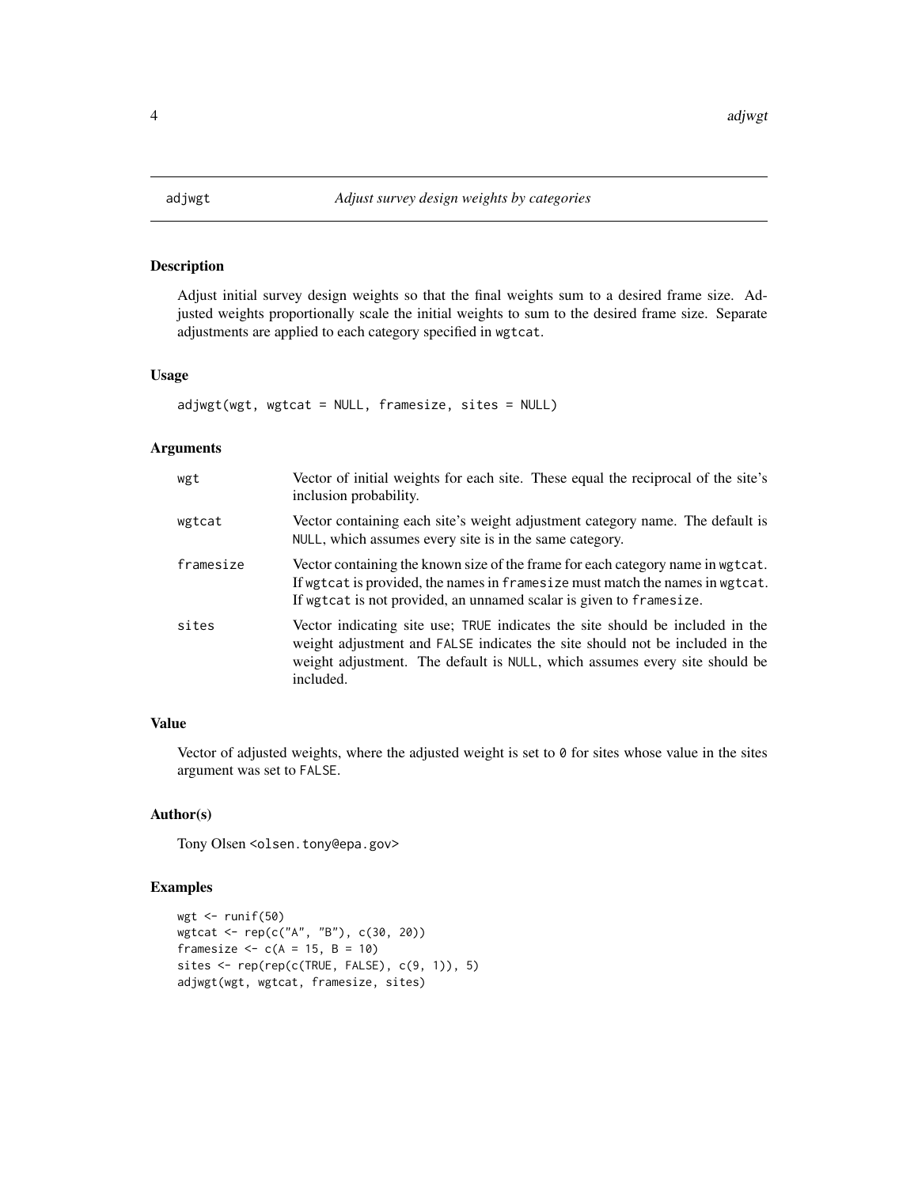# adjwgt — *Adjust survey design weights by categories*

## Description

Adjust initial survey design weights so that the final weights sum to a desired frame size. Adjusted weights proportionally scale the initial weights to sum to the desired frame size. Separate adjustments are applied to each category specified in `wgtcat`.

## Usage

```
adjwgt(wgt, wgtcat = NULL, framesize, sites = NULL)
```

## Arguments

| | |
|---|---|
| `wgt` | Vector of initial weights for each site. These equal the reciprocal of the site's inclusion probability. |
| `wgtcat` | Vector containing each site's weight adjustment category name. The default is `NULL`, which assumes every site is in the same category. |
| `framesize` | Vector containing the known size of the frame for each category name in `wgtcat`. If `wgtcat` is provided, the names in `framesize` must match the names in `wgtcat`. If `wgtcat` is not provided, an unnamed scalar is given to `framesize`. |
| `sites` | Vector indicating site use; `TRUE` indicates the site should be included in the weight adjustment and `FALSE` indicates the site should not be included in the weight adjustment. The default is `NULL`, which assumes every site should be included. |

## Value

Vector of adjusted weights, where the adjusted weight is set to `0` for sites whose value in the sites argument was set to `FALSE`.

## Author(s)

Tony Olsen <olsen.tony@epa.gov>

## Examples

```
wgt <- runif(50)
wgtcat <- rep(c("A", "B"), c(30, 20))
framesize <- c(A = 15, B = 10)
sites <- rep(rep(c(TRUE, FALSE), c(9, 1)), 5)
adjwgt(wgt, wgtcat, framesize, sites)
```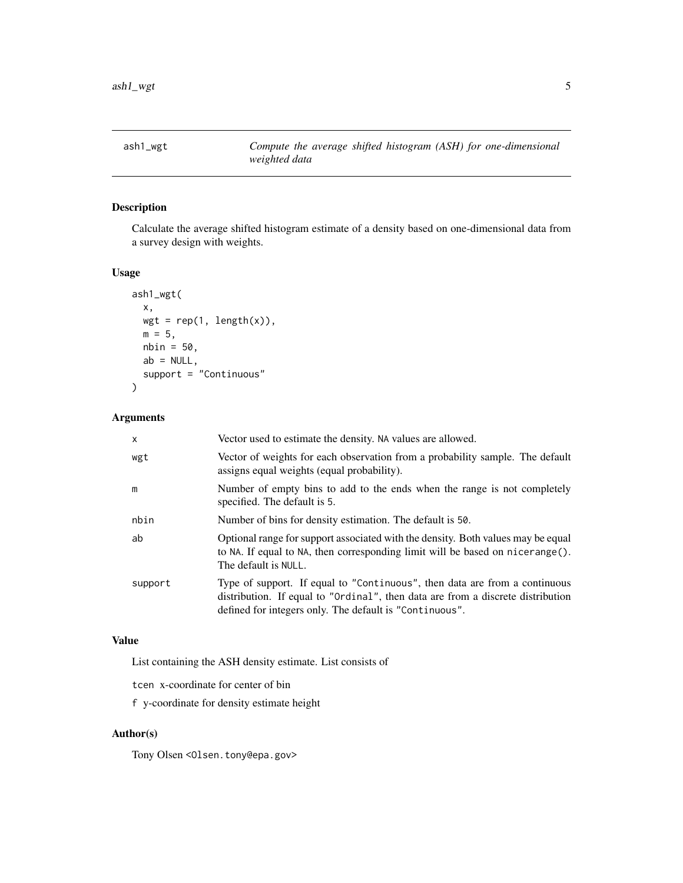## ash1_wgt — *Compute the average shifted histogram (ASH) for one-dimensional weighted data*

### Description

Calculate the average shifted histogram estimate of a density based on one-dimensional data from a survey design with weights.

### Usage

```
ash1_wgt(
  x,
  wgt = rep(1, length(x)),
  m = 5,
  nbin = 50,
  ab = NULL,
  support = "Continuous"
)
```

### Arguments

| | |
|---|---|
| `x` | Vector used to estimate the density. `NA` values are allowed. |
| `wgt` | Vector of weights for each observation from a probability sample. The default assigns equal weights (equal probability). |
| `m` | Number of empty bins to add to the ends when the range is not completely specified. The default is `5`. |
| `nbin` | Number of bins for density estimation. The default is `50`. |
| `ab` | Optional range for support associated with the density. Both values may be equal to `NA`. If equal to `NA`, then corresponding limit will be based on `nicerange()`. The default is `NULL`. |
| `support` | Type of support. If equal to `"Continuous"`, then data are from a continuous distribution. If equal to `"Ordinal"`, then data are from a discrete distribution defined for integers only. The default is `"Continuous"`. |

### Value

List containing the ASH density estimate. List consists of

`tcen` x-coordinate for center of bin

`f` y-coordinate for density estimate height

### Author(s)

Tony Olsen <Olsen.tony@epa.gov>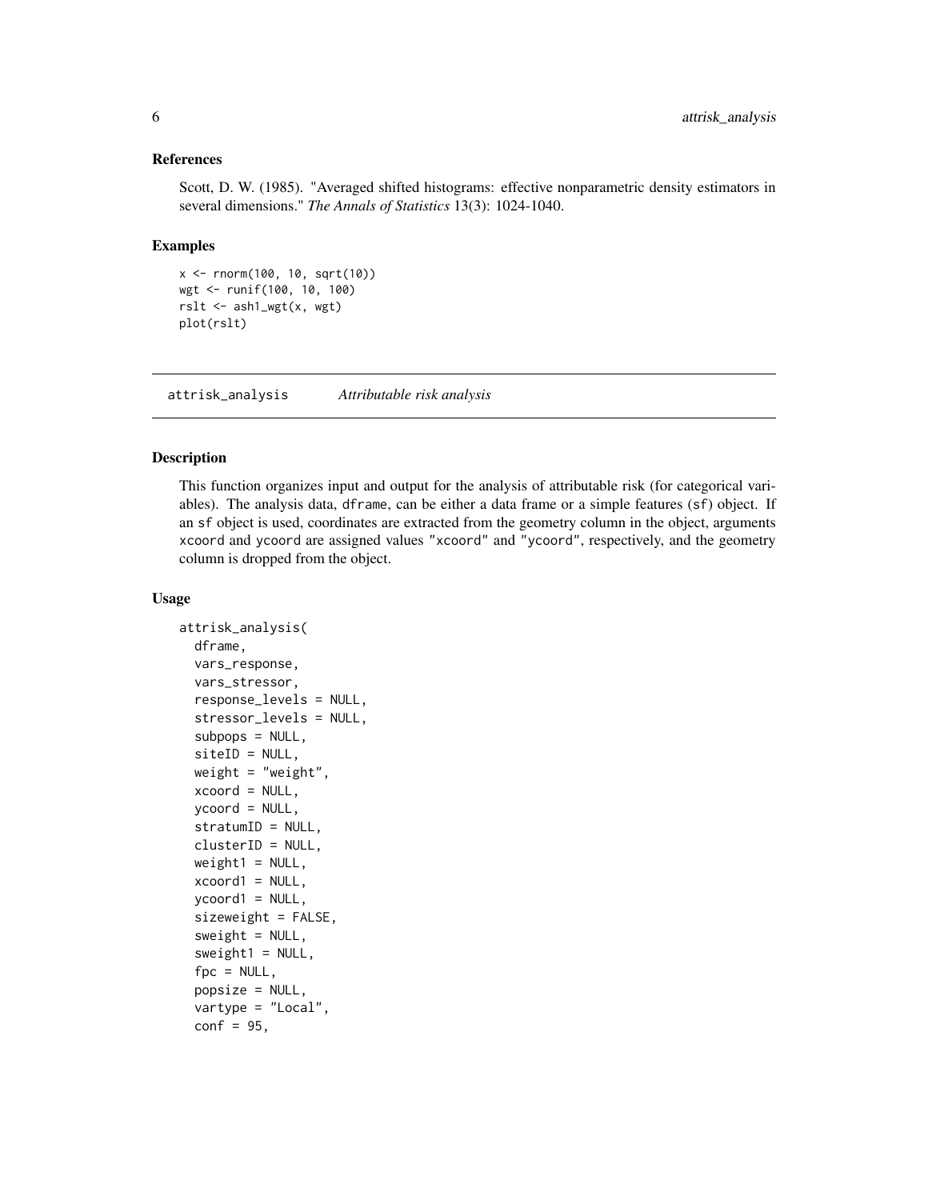### References

Scott, D. W. (1985). "Averaged shifted histograms: effective nonparametric density estimators in several dimensions." *The Annals of Statistics* 13(3): 1024-1040.

### Examples

```
x <- rnorm(100, 10, sqrt(10))
wgt <- runif(100, 10, 100)
rslt <- ash1_wgt(x, wgt)
plot(rslt)
```

---

## attrisk_analysis *Attributable risk analysis*

---

### Description

This function organizes input and output for the analysis of attributable risk (for categorical variables). The analysis data, dframe, can be either a data frame or a simple features (sf) object. If an sf object is used, coordinates are extracted from the geometry column in the object, arguments xcoord and ycoord are assigned values "xcoord" and "ycoord", respectively, and the geometry column is dropped from the object.

### Usage

```
attrisk_analysis(
  dframe,
  vars_response,
  vars_stressor,
  response_levels = NULL,
  stressor_levels = NULL,
  subpops = NULL,
  siteID = NULL,
  weight = "weight",
  xcoord = NULL,
  ycoord = NULL,
  stratumID = NULL,
  clusterID = NULL,
  weight1 = NULL,
  xcoord1 = NULL,
  ycoord1 = NULL,
  sizeweight = FALSE,
  sweight = NULL,
  sweight1 = NULL,
  fpc = NULL,
  popsize = NULL,
  vartype = "Local",
  conf = 95,
```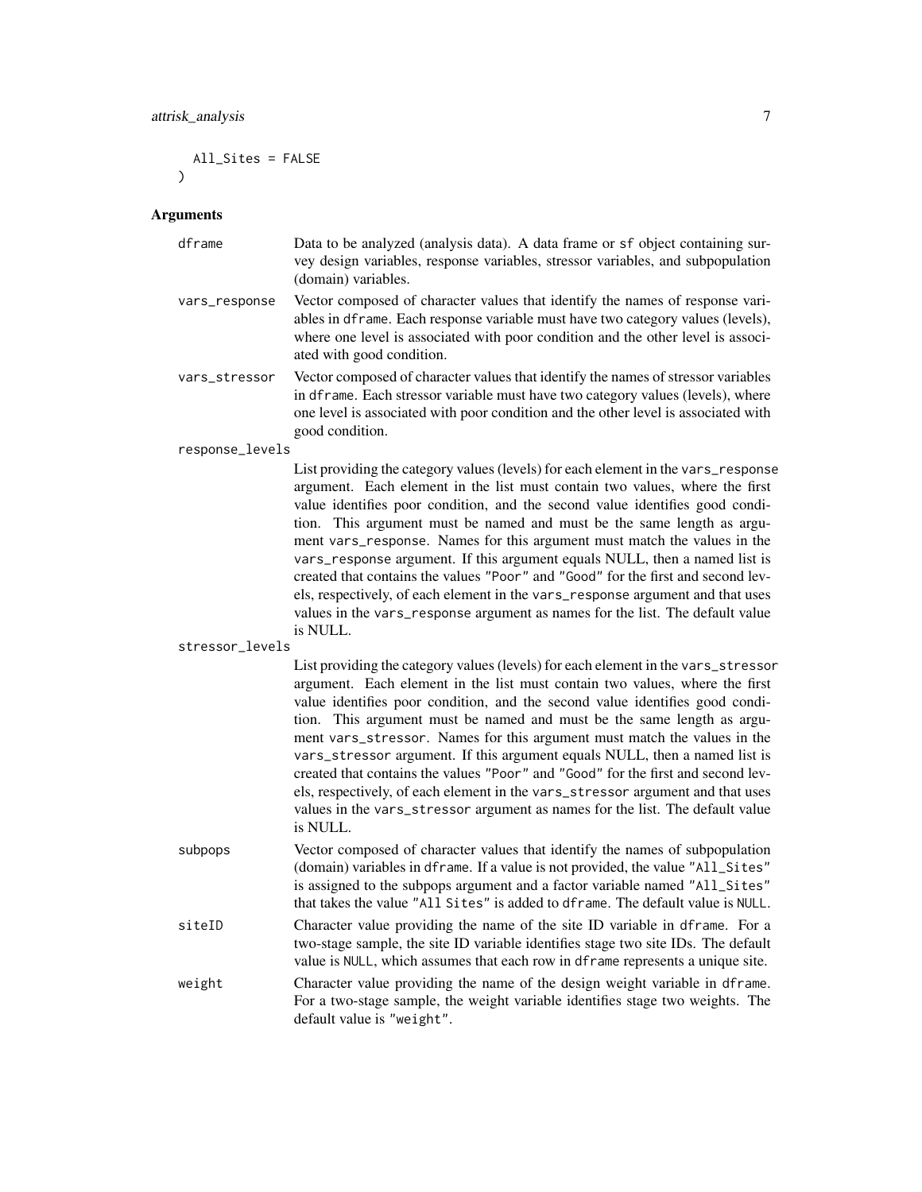```
  All_Sites = FALSE
)
```

## Arguments

**dframe**
Data to be analyzed (analysis data). A data frame or `sf` object containing survey design variables, response variables, stressor variables, and subpopulation (domain) variables.

**vars_response**
Vector composed of character values that identify the names of response variables in `dframe`. Each response variable must have two category values (levels), where one level is associated with poor condition and the other level is associated with good condition.

**vars_stressor**
Vector composed of character values that identify the names of stressor variables in `dframe`. Each stressor variable must have two category values (levels), where one level is associated with poor condition and the other level is associated with good condition.

**response_levels**
List providing the category values (levels) for each element in the `vars_response` argument. Each element in the list must contain two values, where the first value identifies poor condition, and the second value identifies good condition. This argument must be named and must be the same length as argument `vars_response`. Names for this argument must match the values in the `vars_response` argument. If this argument equals NULL, then a named list is created that contains the values `"Poor"` and `"Good"` for the first and second levels, respectively, of each element in the `vars_response` argument and that uses values in the `vars_response` argument as names for the list. The default value is NULL.

**stressor_levels**
List providing the category values (levels) for each element in the `vars_stressor` argument. Each element in the list must contain two values, where the first value identifies poor condition, and the second value identifies good condition. This argument must be named and must be the same length as argument `vars_stressor`. Names for this argument must match the values in the `vars_stressor` argument. If this argument equals NULL, then a named list is created that contains the values `"Poor"` and `"Good"` for the first and second levels, respectively, of each element in the `vars_stressor` argument and that uses values in the `vars_stressor` argument as names for the list. The default value is NULL.

**subpops**
Vector composed of character values that identify the names of subpopulation (domain) variables in `dframe`. If a value is not provided, the value `"All_Sites"` is assigned to the subpops argument and a factor variable named `"All_Sites"` that takes the value `"All Sites"` is added to `dframe`. The default value is `NULL`.

**siteID**
Character value providing the name of the site ID variable in `dframe`. For a two-stage sample, the site ID variable identifies stage two site IDs. The default value is `NULL`, which assumes that each row in `dframe` represents a unique site.

**weight**
Character value providing the name of the design weight variable in `dframe`. For a two-stage sample, the weight variable identifies stage two weights. The default value is `"weight"`.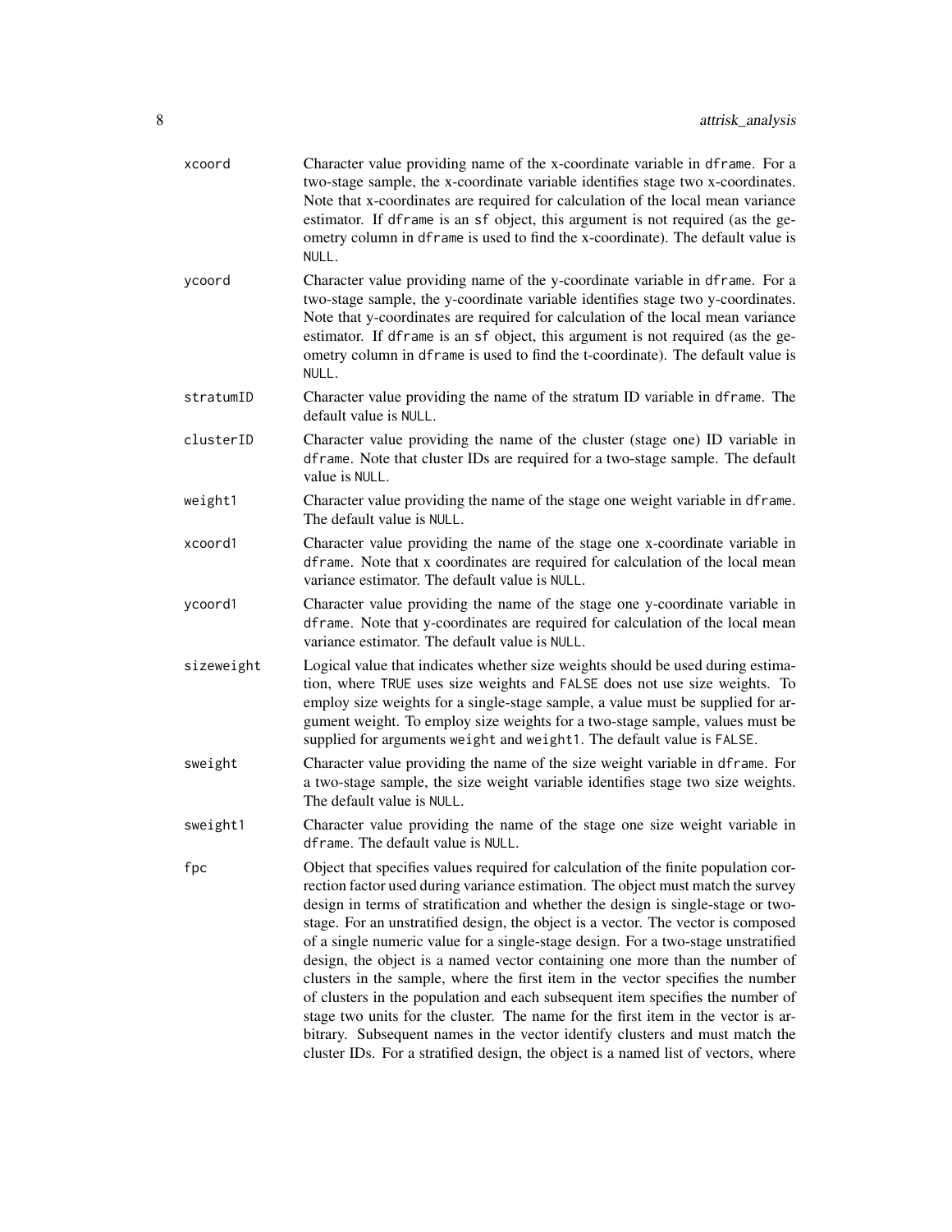**xcoord** Character value providing name of the x-coordinate variable in `dframe`. For a two-stage sample, the x-coordinate variable identifies stage two x-coordinates. Note that x-coordinates are required for calculation of the local mean variance estimator. If `dframe` is an `sf` object, this argument is not required (as the geometry column in `dframe` is used to find the x-coordinate). The default value is `NULL`.

**ycoord** Character value providing name of the y-coordinate variable in `dframe`. For a two-stage sample, the y-coordinate variable identifies stage two y-coordinates. Note that y-coordinates are required for calculation of the local mean variance estimator. If `dframe` is an `sf` object, this argument is not required (as the geometry column in `dframe` is used to find the t-coordinate). The default value is `NULL`.

**stratumID** Character value providing the name of the stratum ID variable in `dframe`. The default value is `NULL`.

**clusterID** Character value providing the name of the cluster (stage one) ID variable in `dframe`. Note that cluster IDs are required for a two-stage sample. The default value is `NULL`.

**weight1** Character value providing the name of the stage one weight variable in `dframe`. The default value is `NULL`.

**xcoord1** Character value providing the name of the stage one x-coordinate variable in `dframe`. Note that x coordinates are required for calculation of the local mean variance estimator. The default value is `NULL`.

**ycoord1** Character value providing the name of the stage one y-coordinate variable in `dframe`. Note that y-coordinates are required for calculation of the local mean variance estimator. The default value is `NULL`.

**sizeweight** Logical value that indicates whether size weights should be used during estimation, where `TRUE` uses size weights and `FALSE` does not use size weights. To employ size weights for a single-stage sample, a value must be supplied for argument `weight`. To employ size weights for a two-stage sample, values must be supplied for arguments `weight` and `weight1`. The default value is `FALSE`.

**sweight** Character value providing the name of the size weight variable in `dframe`. For a two-stage sample, the size weight variable identifies stage two size weights. The default value is `NULL`.

**sweight1** Character value providing the name of the stage one size weight variable in `dframe`. The default value is `NULL`.

**fpc** Object that specifies values required for calculation of the finite population correction factor used during variance estimation. The object must match the survey design in terms of stratification and whether the design is single-stage or two-stage. For an unstratified design, the object is a vector. The vector is composed of a single numeric value for a single-stage design. For a two-stage unstratified design, the object is a named vector containing one more than the number of clusters in the sample, where the first item in the vector specifies the number of clusters in the population and each subsequent item specifies the number of stage two units for the cluster. The name for the first item in the vector is arbitrary. Subsequent names in the vector identify clusters and must match the cluster IDs. For a stratified design, the object is a named list of vectors, where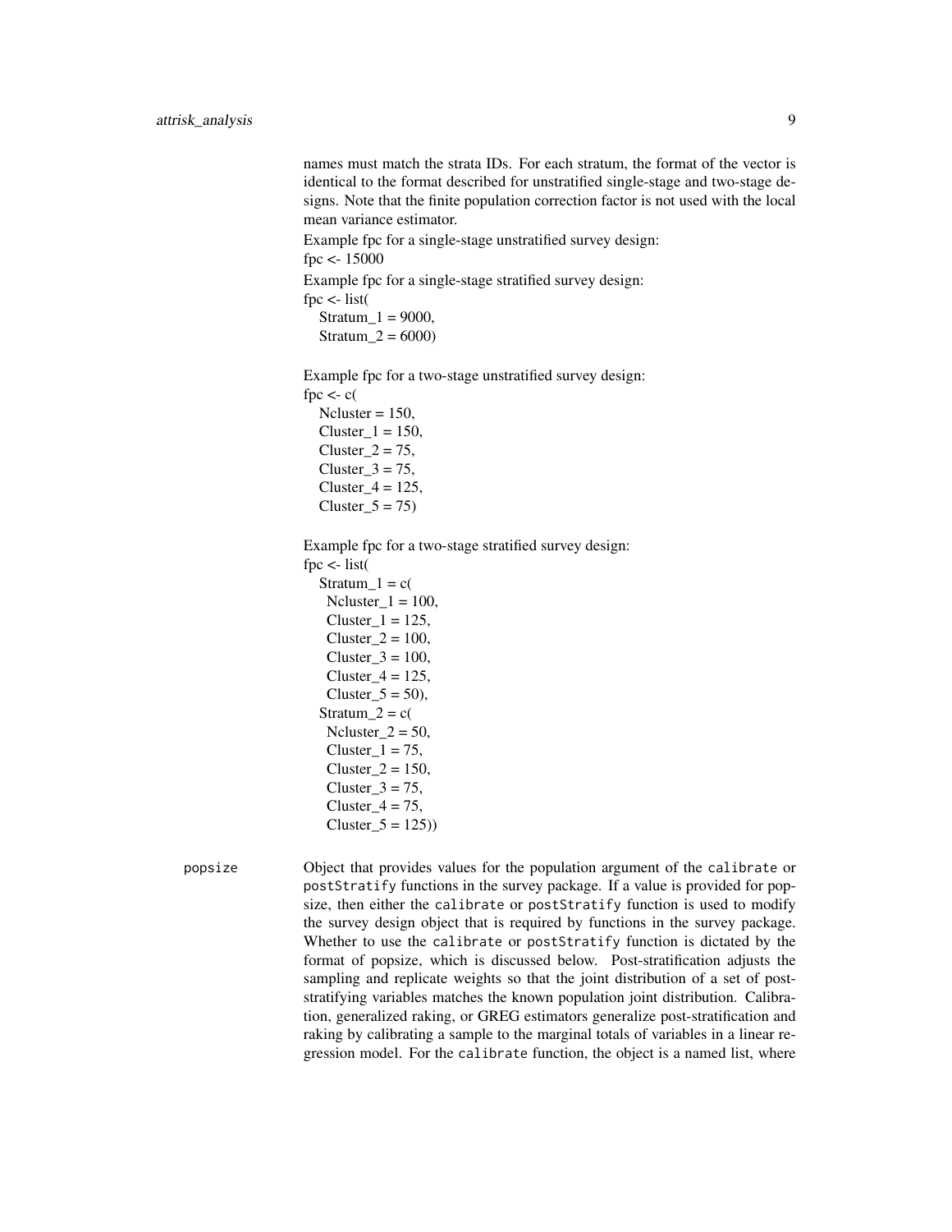names must match the strata IDs. For each stratum, the format of the vector is identical to the format described for unstratified single-stage and two-stage designs. Note that the finite population correction factor is not used with the local mean variance estimator.

Example fpc for a single-stage unstratified survey design:

```
fpc <- 15000
```

Example fpc for a single-stage stratified survey design:

```
fpc <- list(
  Stratum_1 = 9000,
  Stratum_2 = 6000)
```

Example fpc for a two-stage unstratified survey design:

```
fpc <- c(
  Ncluster = 150,
  Cluster_1 = 150,
  Cluster_2 = 75,
  Cluster_3 = 75,
  Cluster_4 = 125,
  Cluster_5 = 75)
```

Example fpc for a two-stage stratified survey design:

```
fpc <- list(
  Stratum_1 = c(
    Ncluster_1 = 100,
    Cluster_1 = 125,
    Cluster_2 = 100,
    Cluster_3 = 100,
    Cluster_4 = 125,
    Cluster_5 = 50),
  Stratum_2 = c(
    Ncluster_2 = 50,
    Cluster_1 = 75,
    Cluster_2 = 150,
    Cluster_3 = 75,
    Cluster_4 = 75,
    Cluster_5 = 125))
```

popsize
: Object that provides values for the population argument of the `calibrate` or `postStratify` functions in the survey package. If a value is provided for popsize, then either the `calibrate` or `postStratify` function is used to modify the survey design object that is required by functions in the survey package. Whether to use the `calibrate` or `postStratify` function is dictated by the format of popsize, which is discussed below. Post-stratification adjusts the sampling and replicate weights so that the joint distribution of a set of post-stratifying variables matches the known population joint distribution. Calibration, generalized raking, or GREG estimators generalize post-stratification and raking by calibrating a sample to the marginal totals of variables in a linear regression model. For the `calibrate` function, the object is a named list, where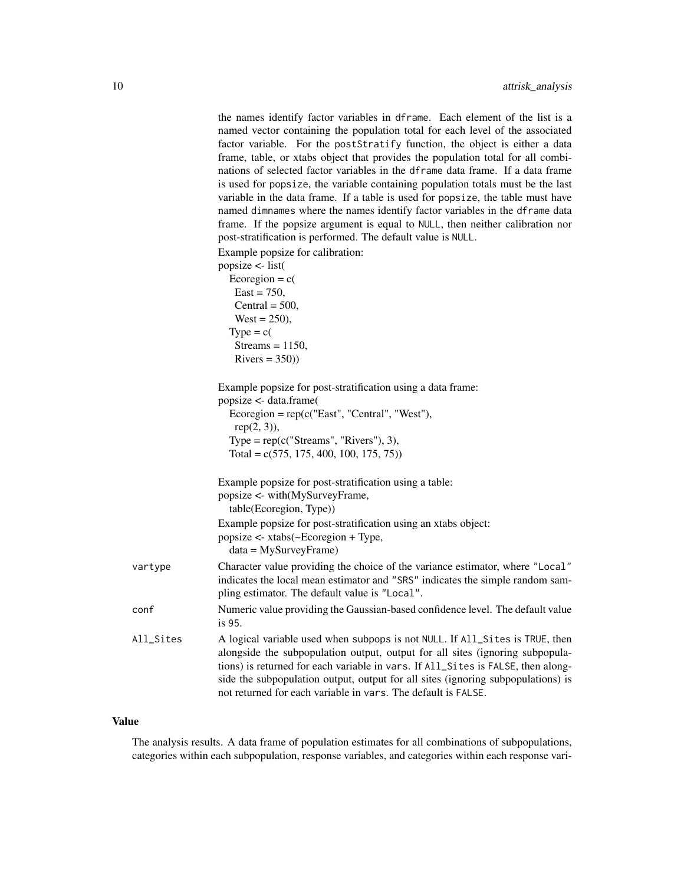the names identify factor variables in dframe. Each element of the list is a named vector containing the population total for each level of the associated factor variable. For the postStratify function, the object is either a data frame, table, or xtabs object that provides the population total for all combinations of selected factor variables in the dframe data frame. If a data frame is used for popsize, the variable containing population totals must be the last variable in the data frame. If a table is used for popsize, the table must have named dimnames where the names identify factor variables in the dframe data frame. If the popsize argument is equal to NULL, then neither calibration nor post-stratification is performed. The default value is NULL.

Example popsize for calibration:

```
popsize <- list(
  Ecoregion = c(
    East = 750,
    Central = 500,
    West = 250),
  Type = c(
    Streams = 1150,
    Rivers = 350))
```

Example popsize for post-stratification using a data frame:

```
popsize <- data.frame(
  Ecoregion = rep(c("East", "Central", "West"),
    rep(2, 3)),
  Type = rep(c("Streams", "Rivers"), 3),
  Total = c(575, 175, 400, 100, 175, 75))
```

Example popsize for post-stratification using a table:

```
popsize <- with(MySurveyFrame,
  table(Ecoregion, Type))
```

Example popsize for post-stratification using an xtabs object:

```
popsize <- xtabs(~Ecoregion + Type,
  data = MySurveyFrame)
```

vartype
: Character value providing the choice of the variance estimator, where "Local" indicates the local mean estimator and "SRS" indicates the simple random sampling estimator. The default value is "Local".

conf
: Numeric value providing the Gaussian-based confidence level. The default value is 95.

All_Sites
: A logical variable used when subpops is not NULL. If All_Sites is TRUE, then alongside the subpopulation output, output for all sites (ignoring subpopulations) is returned for each variable in vars. If All_Sites is FALSE, then alongside the subpopulation output, output for all sites (ignoring subpopulations) is not returned for each variable in vars. The default is FALSE.

## Value

The analysis results. A data frame of population estimates for all combinations of subpopulations, categories within each subpopulation, response variables, and categories within each response vari-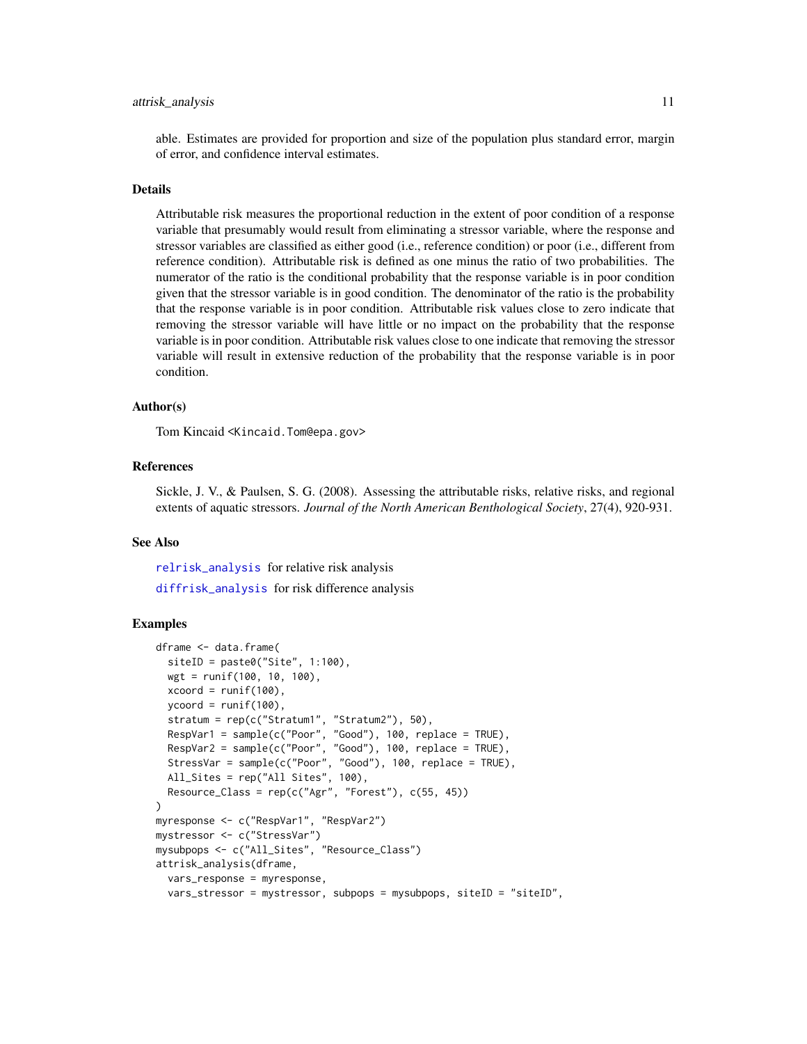able. Estimates are provided for proportion and size of the population plus standard error, margin of error, and confidence interval estimates.

### Details

Attributable risk measures the proportional reduction in the extent of poor condition of a response variable that presumably would result from eliminating a stressor variable, where the response and stressor variables are classified as either good (i.e., reference condition) or poor (i.e., different from reference condition). Attributable risk is defined as one minus the ratio of two probabilities. The numerator of the ratio is the conditional probability that the response variable is in poor condition given that the stressor variable is in good condition. The denominator of the ratio is the probability that the response variable is in poor condition. Attributable risk values close to zero indicate that removing the stressor variable will have little or no impact on the probability that the response variable is in poor condition. Attributable risk values close to one indicate that removing the stressor variable will result in extensive reduction of the probability that the response variable is in poor condition.

### Author(s)

Tom Kincaid <Kincaid.Tom@epa.gov>

### References

Sickle, J. V., & Paulsen, S. G. (2008). Assessing the attributable risks, relative risks, and regional extents of aquatic stressors. *Journal of the North American Benthological Society*, 27(4), 920-931.

### See Also

relrisk_analysis for relative risk analysis

diffrisk_analysis for risk difference analysis

### Examples

```
dframe <- data.frame(
  siteID = paste0("Site", 1:100),
  wgt = runif(100, 10, 100),
  xcoord = runif(100),
  ycoord = runif(100),
  stratum = rep(c("Stratum1", "Stratum2"), 50),
  RespVar1 = sample(c("Poor", "Good"), 100, replace = TRUE),
  RespVar2 = sample(c("Poor", "Good"), 100, replace = TRUE),
  StressVar = sample(c("Poor", "Good"), 100, replace = TRUE),
  All_Sites = rep("All Sites", 100),
  Resource_Class = rep(c("Agr", "Forest"), c(55, 45))
)
myresponse <- c("RespVar1", "RespVar2")
mystressor <- c("StressVar")
mysubpops <- c("All_Sites", "Resource_Class")
attrisk_analysis(dframe,
  vars_response = myresponse,
  vars_stressor = mystressor, subpops = mysubpops, siteID = "siteID",
```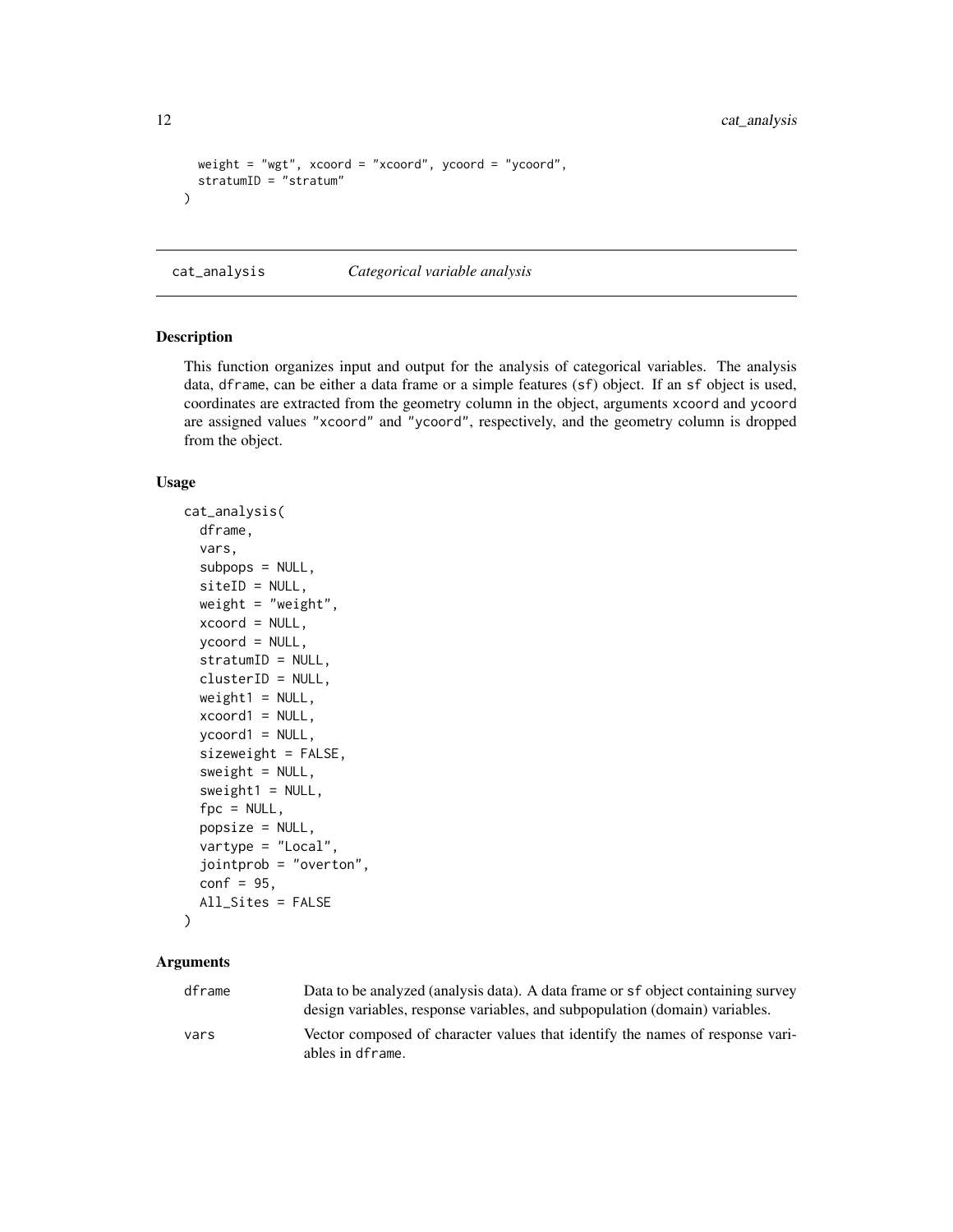```
  weight = "wgt", xcoord = "xcoord", ycoord = "ycoord",
  stratumID = "stratum"
)
```

## cat_analysis — *Categorical variable analysis*

### Description

This function organizes input and output for the analysis of categorical variables. The analysis data, dframe, can be either a data frame or a simple features (sf) object. If an sf object is used, coordinates are extracted from the geometry column in the object, arguments xcoord and ycoord are assigned values "xcoord" and "ycoord", respectively, and the geometry column is dropped from the object.

### Usage

```
cat_analysis(
  dframe,
  vars,
  subpops = NULL,
  siteID = NULL,
  weight = "weight",
  xcoord = NULL,
  ycoord = NULL,
  stratumID = NULL,
  clusterID = NULL,
  weight1 = NULL,
  xcoord1 = NULL,
  ycoord1 = NULL,
  sizeweight = FALSE,
  sweight = NULL,
  sweight1 = NULL,
  fpc = NULL,
  popsize = NULL,
  vartype = "Local",
  jointprob = "overton",
  conf = 95,
  All_Sites = FALSE
)
```

### Arguments

| | |
|---|---|
| dframe | Data to be analyzed (analysis data). A data frame or sf object containing survey design variables, response variables, and subpopulation (domain) variables. |
| vars | Vector composed of character values that identify the names of response variables in dframe. |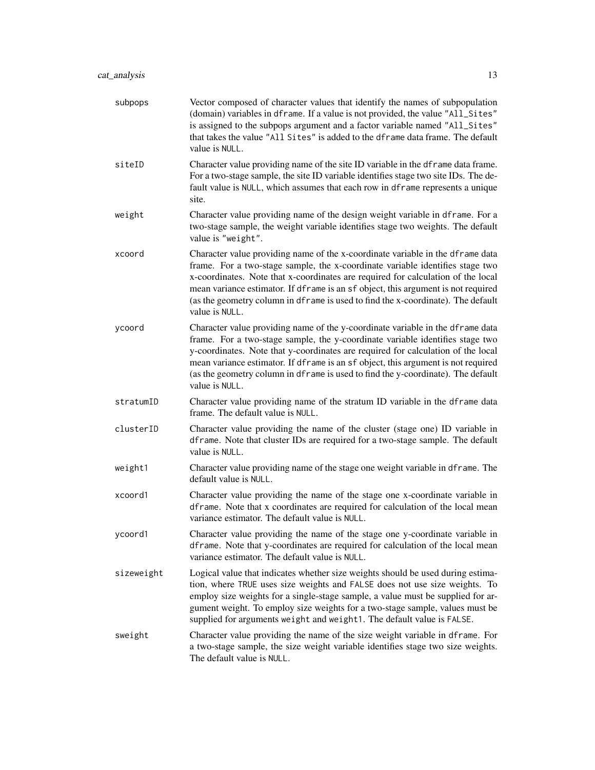| | |
|---|---|
| `subpops` | Vector composed of character values that identify the names of subpopulation (domain) variables in `dframe`. If a value is not provided, the value `"All_Sites"` is assigned to the subpops argument and a factor variable named `"All_Sites"` that takes the value `"All Sites"` is added to the `dframe` data frame. The default value is `NULL`. |
| `siteID` | Character value providing name of the site ID variable in the `dframe` data frame. For a two-stage sample, the site ID variable identifies stage two site IDs. The default value is `NULL`, which assumes that each row in `dframe` represents a unique site. |
| `weight` | Character value providing name of the design weight variable in `dframe`. For a two-stage sample, the weight variable identifies stage two weights. The default value is `"weight"`. |
| `xcoord` | Character value providing name of the x-coordinate variable in the `dframe` data frame. For a two-stage sample, the x-coordinate variable identifies stage two x-coordinates. Note that x-coordinates are required for calculation of the local mean variance estimator. If `dframe` is an `sf` object, this argument is not required (as the geometry column in `dframe` is used to find the x-coordinate). The default value is `NULL`. |
| `ycoord` | Character value providing name of the y-coordinate variable in the `dframe` data frame. For a two-stage sample, the y-coordinate variable identifies stage two y-coordinates. Note that y-coordinates are required for calculation of the local mean variance estimator. If `dframe` is an `sf` object, this argument is not required (as the geometry column in `dframe` is used to find the y-coordinate). The default value is `NULL`. |
| `stratumID` | Character value providing name of the stratum ID variable in the `dframe` data frame. The default value is `NULL`. |
| `clusterID` | Character value providing the name of the cluster (stage one) ID variable in `dframe`. Note that cluster IDs are required for a two-stage sample. The default value is `NULL`. |
| `weight1` | Character value providing name of the stage one weight variable in `dframe`. The default value is `NULL`. |
| `xcoord1` | Character value providing the name of the stage one x-coordinate variable in `dframe`. Note that x coordinates are required for calculation of the local mean variance estimator. The default value is `NULL`. |
| `ycoord1` | Character value providing the name of the stage one y-coordinate variable in `dframe`. Note that y-coordinates are required for calculation of the local mean variance estimator. The default value is `NULL`. |
| `sizeweight` | Logical value that indicates whether size weights should be used during estimation, where `TRUE` uses size weights and `FALSE` does not use size weights. To employ size weights for a single-stage sample, a value must be supplied for argument weight. To employ size weights for a two-stage sample, values must be supplied for arguments `weight` and `weight1`. The default value is `FALSE`. |
| `sweight` | Character value providing the name of the size weight variable in `dframe`. For a two-stage sample, the size weight variable identifies stage two size weights. The default value is `NULL`. |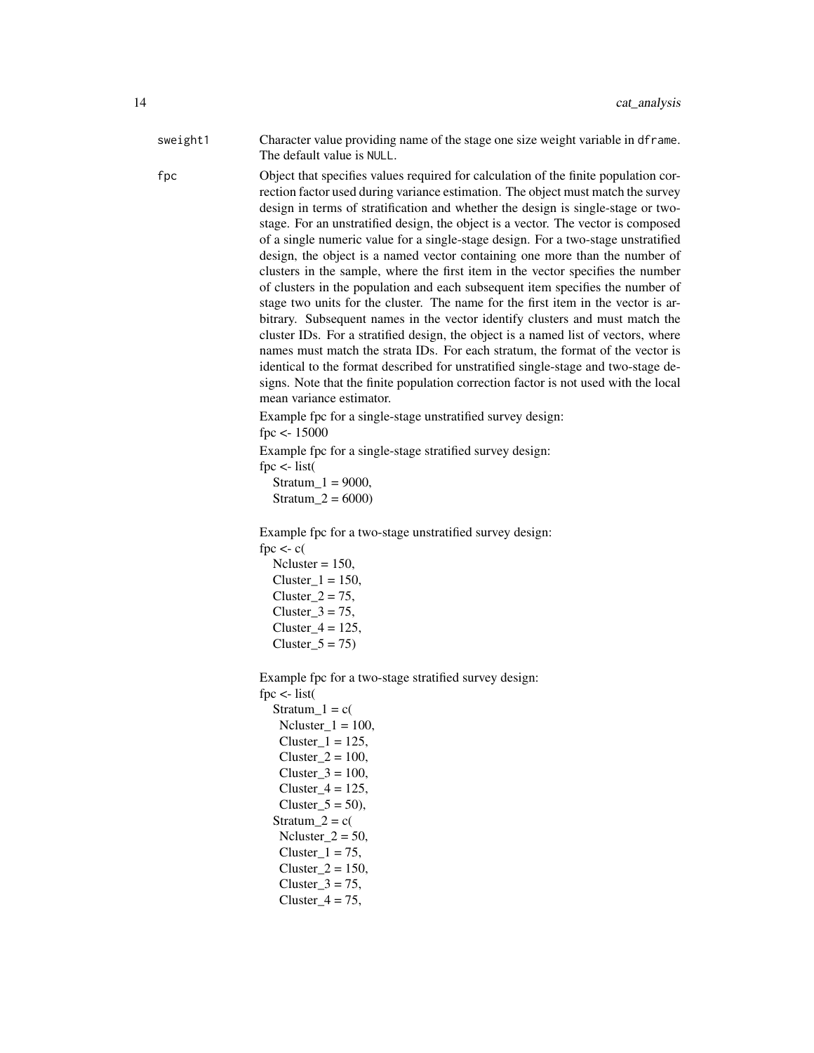**sweight1** Character value providing name of the stage one size weight variable in `dframe`. The default value is `NULL`.

**fpc** Object that specifies values required for calculation of the finite population correction factor used during variance estimation. The object must match the survey design in terms of stratification and whether the design is single-stage or two-stage. For an unstratified design, the object is a vector. The vector is composed of a single numeric value for a single-stage design. For a two-stage unstratified design, the object is a named vector containing one more than the number of clusters in the sample, where the first item in the vector specifies the number of clusters in the population and each subsequent item specifies the number of stage two units for the cluster. The name for the first item in the vector is arbitrary. Subsequent names in the vector identify clusters and must match the cluster IDs. For a stratified design, the object is a named list of vectors, where names must match the strata IDs. For each stratum, the format of the vector is identical to the format described for unstratified single-stage and two-stage designs. Note that the finite population correction factor is not used with the local mean variance estimator.

Example fpc for a single-stage unstratified survey design:

```
fpc <- 15000
```

Example fpc for a single-stage stratified survey design:

```
fpc <- list(
  Stratum_1 = 9000,
  Stratum_2 = 6000)
```

Example fpc for a two-stage unstratified survey design:

```
fpc <- c(
  Ncluster = 150,
  Cluster_1 = 150,
  Cluster_2 = 75,
  Cluster_3 = 75,
  Cluster_4 = 125,
  Cluster_5 = 75)
```

Example fpc for a two-stage stratified survey design:

```
fpc <- list(
  Stratum_1 = c(
    Ncluster_1 = 100,
    Cluster_1 = 125,
    Cluster_2 = 100,
    Cluster_3 = 100,
    Cluster_4 = 125,
    Cluster_5 = 50),
  Stratum_2 = c(
    Ncluster_2 = 50,
    Cluster_1 = 75,
    Cluster_2 = 150,
    Cluster_3 = 75,
    Cluster_4 = 75,
```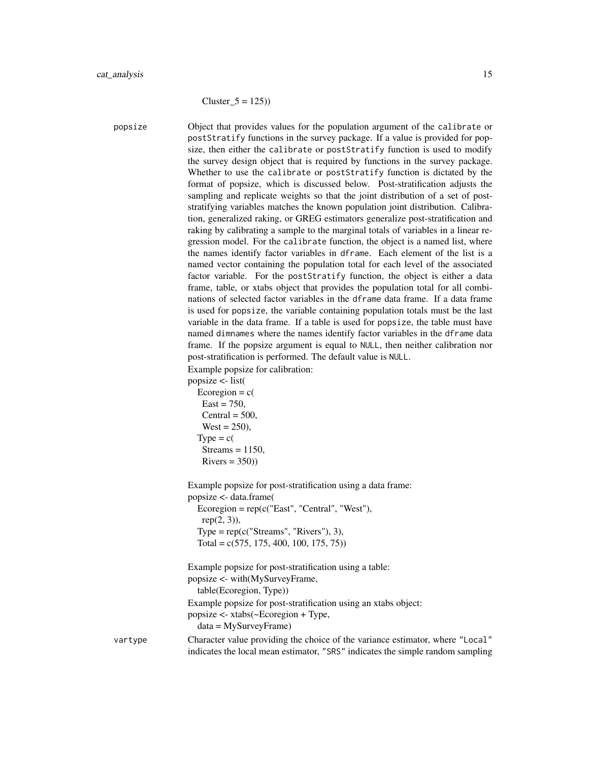Cluster_5 = 125))

**popsize** Object that provides values for the population argument of the `calibrate` or `postStratify` functions in the survey package. If a value is provided for popsize, then either the `calibrate` or `postStratify` function is used to modify the survey design object that is required by functions in the survey package. Whether to use the `calibrate` or `postStratify` function is dictated by the format of popsize, which is discussed below. Post-stratification adjusts the sampling and replicate weights so that the joint distribution of a set of post-stratifying variables matches the known population joint distribution. Calibration, generalized raking, or GREG estimators generalize post-stratification and raking by calibrating a sample to the marginal totals of variables in a linear regression model. For the `calibrate` function, the object is a named list, where the names identify factor variables in `dframe`. Each element of the list is a named vector containing the population total for each level of the associated factor variable. For the `postStratify` function, the object is either a data frame, table, or xtabs object that provides the population total for all combinations of selected factor variables in the `dframe` data frame. If a data frame is used for `popsize`, the variable containing population totals must be the last variable in the data frame. If a table is used for `popsize`, the table must have named `dimnames` where the names identify factor variables in the `dframe` data frame. If the popsize argument is equal to `NULL`, then neither calibration nor post-stratification is performed. The default value is `NULL`.

Example popsize for calibration:

```
popsize <- list(
  Ecoregion = c(
    East = 750,
    Central = 500,
    West = 250),
  Type = c(
    Streams = 1150,
    Rivers = 350))
```

Example popsize for post-stratification using a data frame:

```
popsize <- data.frame(
  Ecoregion = rep(c("East", "Central", "West"),
    rep(2, 3)),
  Type = rep(c("Streams", "Rivers"), 3),
  Total = c(575, 175, 400, 100, 175, 75))
```

Example popsize for post-stratification using a table:

```
popsize <- with(MySurveyFrame,
  table(Ecoregion, Type))
```

Example popsize for post-stratification using an xtabs object:

```
popsize <- xtabs(~Ecoregion + Type,
  data = MySurveyFrame)
```

**vartype** Character value providing the choice of the variance estimator, where `"Local"` indicates the local mean estimator, `"SRS"` indicates the simple random sampling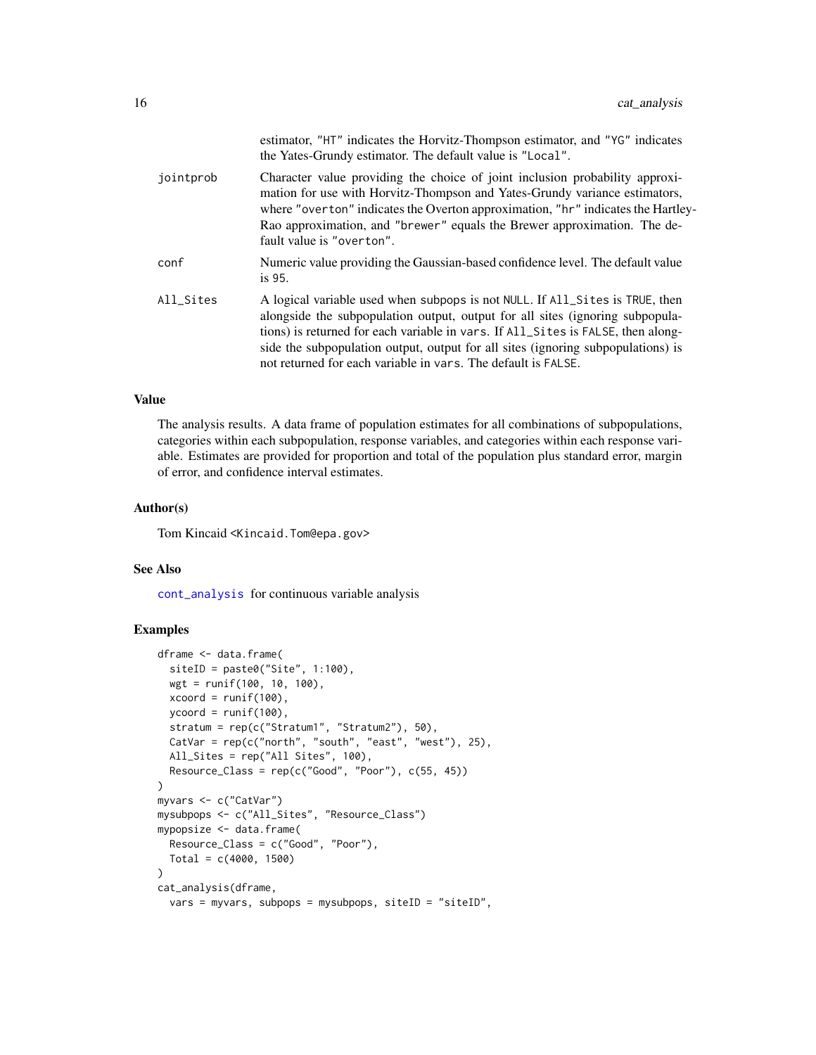| | |
|---|---|
| | estimator, "HT" indicates the Horvitz-Thompson estimator, and "YG" indicates the Yates-Grundy estimator. The default value is "Local". |
| jointprob | Character value providing the choice of joint inclusion probability approximation for use with Horvitz-Thompson and Yates-Grundy variance estimators, where "overton" indicates the Overton approximation, "hr" indicates the Hartley-Rao approximation, and "brewer" equals the Brewer approximation. The default value is "overton". |
| conf | Numeric value providing the Gaussian-based confidence level. The default value is 95. |
| All_Sites | A logical variable used when subpops is not NULL. If All_Sites is TRUE, then alongside the subpopulation output, output for all sites (ignoring subpopulations) is returned for each variable in vars. If All_Sites is FALSE, then alongside the subpopulation output, output for all sites (ignoring subpopulations) is not returned for each variable in vars. The default is FALSE. |

### Value

The analysis results. A data frame of population estimates for all combinations of subpopulations, categories within each subpopulation, response variables, and categories within each response variable. Estimates are provided for proportion and total of the population plus standard error, margin of error, and confidence interval estimates.

### Author(s)

Tom Kincaid <Kincaid.Tom@epa.gov>

### See Also

cont_analysis for continuous variable analysis

### Examples

```
dframe <- data.frame(
  siteID = paste0("Site", 1:100),
  wgt = runif(100, 10, 100),
  xcoord = runif(100),
  ycoord = runif(100),
  stratum = rep(c("Stratum1", "Stratum2"), 50),
  CatVar = rep(c("north", "south", "east", "west"), 25),
  All_Sites = rep("All Sites", 100),
  Resource_Class = rep(c("Good", "Poor"), c(55, 45))
)
myvars <- c("CatVar")
mysubpops <- c("All_Sites", "Resource_Class")
mypopsize <- data.frame(
  Resource_Class = c("Good", "Poor"),
  Total = c(4000, 1500)
)
cat_analysis(dframe,
  vars = myvars, subpops = mysubpops, siteID = "siteID",
```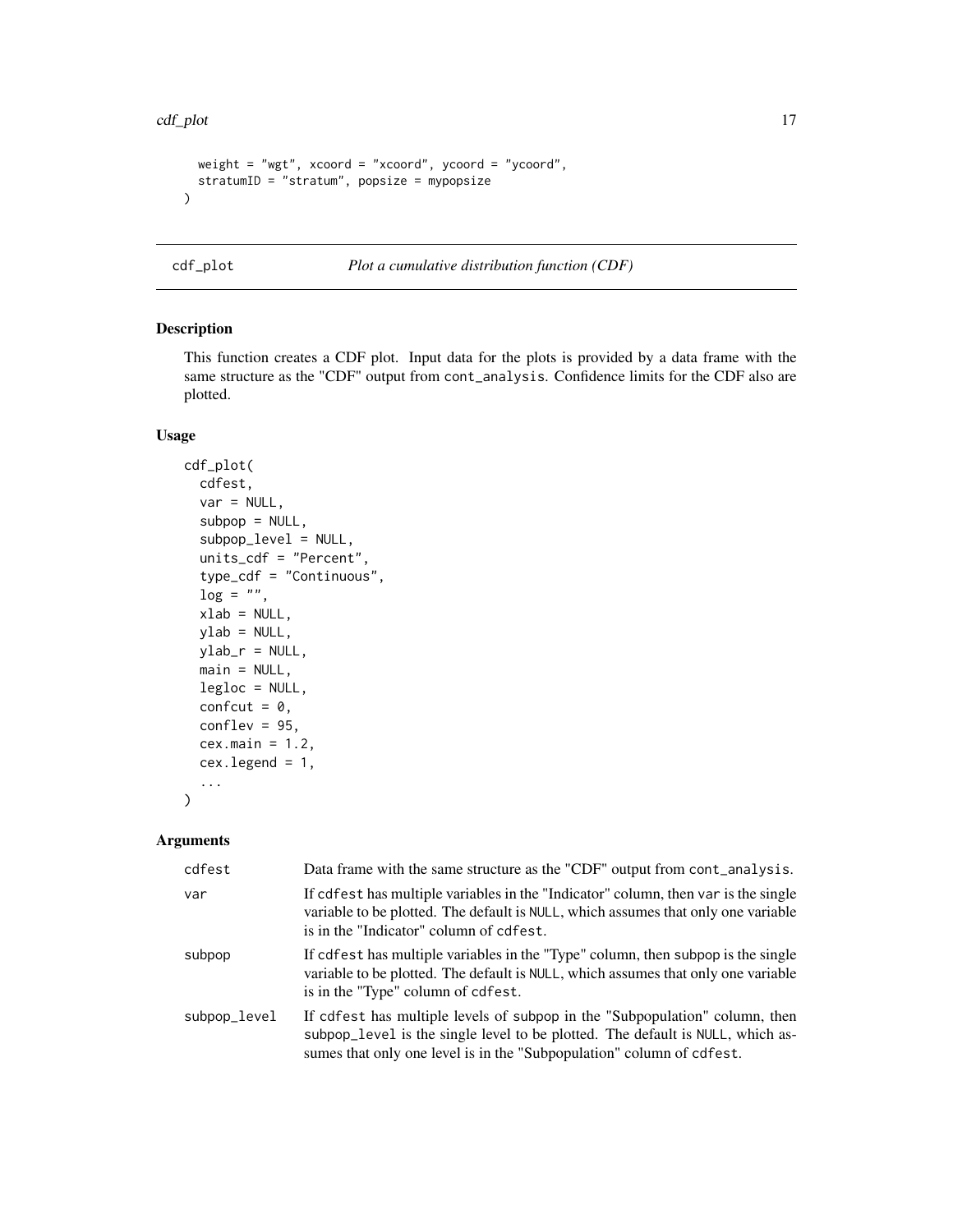```
  weight = "wgt", xcoord = "xcoord", ycoord = "ycoord",
  stratumID = "stratum", popsize = mypopsize
)
```

## cdf_plot — *Plot a cumulative distribution function (CDF)*

### Description

This function creates a CDF plot. Input data for the plots is provided by a data frame with the same structure as the "CDF" output from `cont_analysis`. Confidence limits for the CDF also are plotted.

### Usage

```
cdf_plot(
  cdfest,
  var = NULL,
  subpop = NULL,
  subpop_level = NULL,
  units_cdf = "Percent",
  type_cdf = "Continuous",
  log = "",
  xlab = NULL,
  ylab = NULL,
  ylab_r = NULL,
  main = NULL,
  legloc = NULL,
  confcut = 0,
  conflev = 95,
  cex.main = 1.2,
  cex.legend = 1,
  ...
)
```

### Arguments

| Argument | Description |
|---|---|
| `cdfest` | Data frame with the same structure as the "CDF" output from `cont_analysis`. |
| `var` | If `cdfest` has multiple variables in the "Indicator" column, then `var` is the single variable to be plotted. The default is `NULL`, which assumes that only one variable is in the "Indicator" column of `cdfest`. |
| `subpop` | If `cdfest` has multiple variables in the "Type" column, then `subpop` is the single variable to be plotted. The default is `NULL`, which assumes that only one variable is in the "Type" column of `cdfest`. |
| `subpop_level` | If `cdfest` has multiple levels of `subpop` in the "Subpopulation" column, then `subpop_level` is the single level to be plotted. The default is `NULL`, which assumes that only one level is in the "Subpopulation" column of `cdfest`. |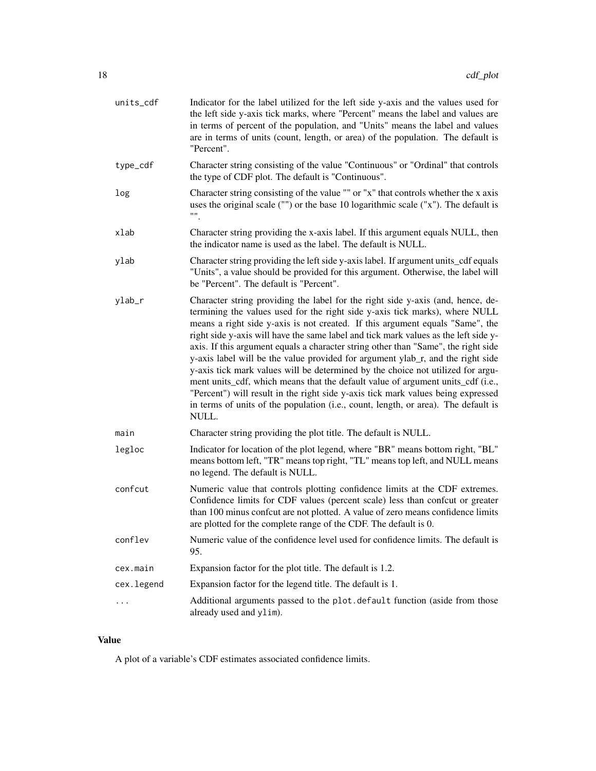| | |
|---|---|
| units_cdf | Indicator for the label utilized for the left side y-axis and the values used for the left side y-axis tick marks, where "Percent" means the label and values are in terms of percent of the population, and "Units" means the label and values are in terms of units (count, length, or area) of the population. The default is "Percent". |
| type_cdf | Character string consisting of the value "Continuous" or "Ordinal" that controls the type of CDF plot. The default is "Continuous". |
| log | Character string consisting of the value "" or "x" that controls whether the x axis uses the original scale ("") or the base 10 logarithmic scale ("x"). The default is "". |
| xlab | Character string providing the x-axis label. If this argument equals NULL, then the indicator name is used as the label. The default is NULL. |
| ylab | Character string providing the left side y-axis label. If argument units_cdf equals "Units", a value should be provided for this argument. Otherwise, the label will be "Percent". The default is "Percent". |
| ylab_r | Character string providing the label for the right side y-axis (and, hence, determining the values used for the right side y-axis tick marks), where NULL means a right side y-axis is not created. If this argument equals "Same", the right side y-axis will have the same label and tick mark values as the left side y-axis. If this argument equals a character string other than "Same", the right side y-axis label will be the value provided for argument ylab_r, and the right side y-axis tick mark values will be determined by the choice not utilized for argument units_cdf, which means that the default value of argument units_cdf (i.e., "Percent") will result in the right side y-axis tick mark values being expressed in terms of units of the population (i.e., count, length, or area). The default is NULL. |
| main | Character string providing the plot title. The default is NULL. |
| legloc | Indicator for location of the plot legend, where "BR" means bottom right, "BL" means bottom left, "TR" means top right, "TL" means top left, and NULL means no legend. The default is NULL. |
| confcut | Numeric value that controls plotting confidence limits at the CDF extremes. Confidence limits for CDF values (percent scale) less than confcut or greater than 100 minus confcut are not plotted. A value of zero means confidence limits are plotted for the complete range of the CDF. The default is 0. |
| conflev | Numeric value of the confidence level used for confidence limits. The default is 95. |
| cex.main | Expansion factor for the plot title. The default is 1.2. |
| cex.legend | Expansion factor for the legend title. The default is 1. |
| ... | Additional arguments passed to the `plot.default` function (aside from those already used and `ylim`). |

## Value

A plot of a variable's CDF estimates associated confidence limits.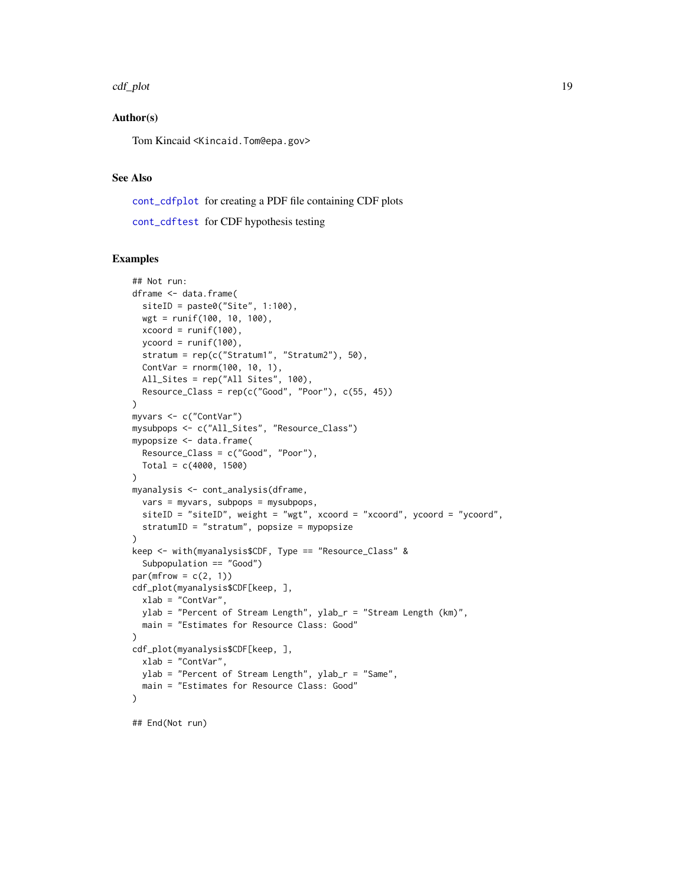### Author(s)

Tom Kincaid <Kincaid.Tom@epa.gov>

### See Also

`cont_cdfplot` for creating a PDF file containing CDF plots

`cont_cdftest` for CDF hypothesis testing

### Examples

```
## Not run:
dframe <- data.frame(
  siteID = paste0("Site", 1:100),
  wgt = runif(100, 10, 100),
  xcoord = runif(100),
  ycoord = runif(100),
  stratum = rep(c("Stratum1", "Stratum2"), 50),
  ContVar = rnorm(100, 10, 1),
  All_Sites = rep("All Sites", 100),
  Resource_Class = rep(c("Good", "Poor"), c(55, 45))
)
myvars <- c("ContVar")
mysubpops <- c("All_Sites", "Resource_Class")
mypopsize <- data.frame(
  Resource_Class = c("Good", "Poor"),
  Total = c(4000, 1500)
)
myanalysis <- cont_analysis(dframe,
  vars = myvars, subpops = mysubpops,
  siteID = "siteID", weight = "wgt", xcoord = "xcoord", ycoord = "ycoord",
  stratumID = "stratum", popsize = mypopsize
)
keep <- with(myanalysis$CDF, Type == "Resource_Class" &
  Subpopulation == "Good")
par(mfrow = c(2, 1))
cdf_plot(myanalysis$CDF[keep, ],
  xlab = "ContVar",
  ylab = "Percent of Stream Length", ylab_r = "Stream Length (km)",
  main = "Estimates for Resource Class: Good"
)
cdf_plot(myanalysis$CDF[keep, ],
  xlab = "ContVar",
  ylab = "Percent of Stream Length", ylab_r = "Same",
  main = "Estimates for Resource Class: Good"
)

## End(Not run)
```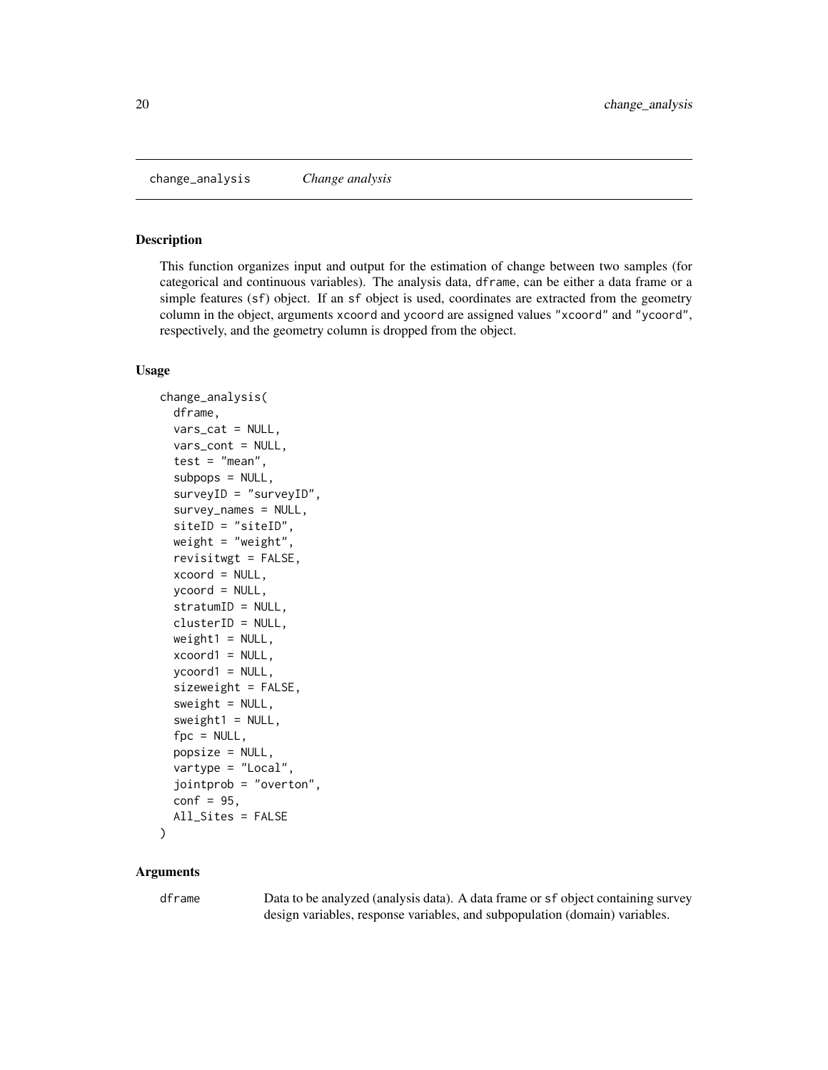# change_analysis    *Change analysis*

## Description

This function organizes input and output for the estimation of change between two samples (for categorical and continuous variables). The analysis data, `dframe`, can be either a data frame or a simple features (`sf`) object. If an `sf` object is used, coordinates are extracted from the geometry column in the object, arguments `xcoord` and `ycoord` are assigned values `"xcoord"` and `"ycoord"`, respectively, and the geometry column is dropped from the object.

## Usage

```
change_analysis(
  dframe,
  vars_cat = NULL,
  vars_cont = NULL,
  test = "mean",
  subpops = NULL,
  surveyID = "surveyID",
  survey_names = NULL,
  siteID = "siteID",
  weight = "weight",
  revisitwgt = FALSE,
  xcoord = NULL,
  ycoord = NULL,
  stratumID = NULL,
  clusterID = NULL,
  weight1 = NULL,
  xcoord1 = NULL,
  ycoord1 = NULL,
  sizeweight = FALSE,
  sweight = NULL,
  sweight1 = NULL,
  fpc = NULL,
  popsize = NULL,
  vartype = "Local",
  jointprob = "overton",
  conf = 95,
  All_Sites = FALSE
)
```

## Arguments

`dframe`    Data to be analyzed (analysis data). A data frame or `sf` object containing survey design variables, response variables, and subpopulation (domain) variables.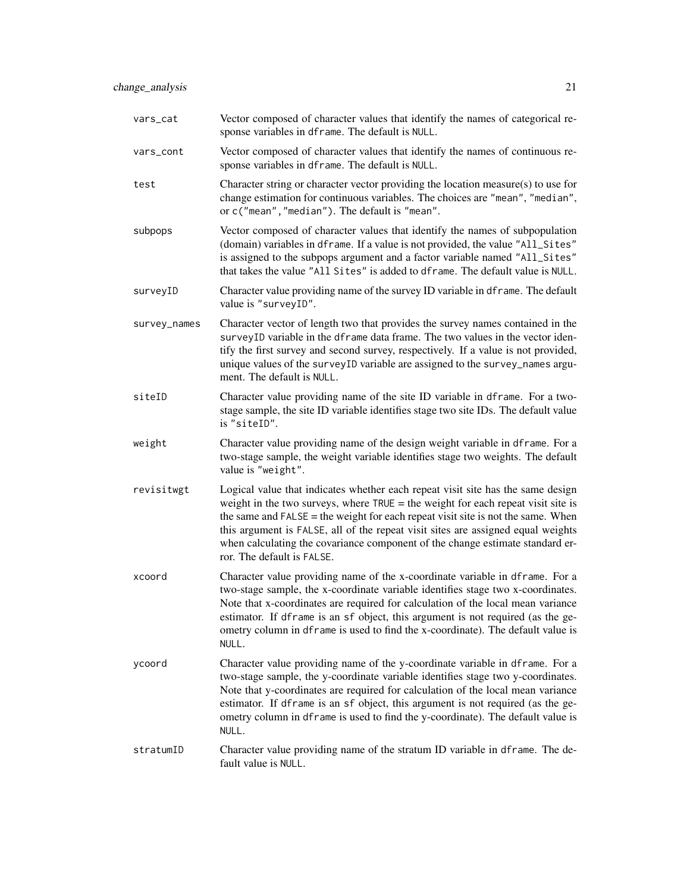| | |
|---|---|
| `vars_cat` | Vector composed of character values that identify the names of categorical response variables in `dframe`. The default is `NULL`. |
| `vars_cont` | Vector composed of character values that identify the names of continuous response variables in `dframe`. The default is `NULL`. |
| `test` | Character string or character vector providing the location measure(s) to use for change estimation for continuous variables. The choices are `"mean"`, `"median"`, or `c("mean","median")`. The default is `"mean"`. |
| `subpops` | Vector composed of character values that identify the names of subpopulation (domain) variables in `dframe`. If a value is not provided, the value `"All_Sites"` is assigned to the subpops argument and a factor variable named `"All_Sites"` that takes the value `"All Sites"` is added to `dframe`. The default value is `NULL`. |
| `surveyID` | Character value providing name of the survey ID variable in `dframe`. The default value is `"surveyID"`. |
| `survey_names` | Character vector of length two that provides the survey names contained in the `surveyID` variable in the `dframe` data frame. The two values in the vector identify the first survey and second survey, respectively. If a value is not provided, unique values of the `surveyID` variable are assigned to the `survey_names` argument. The default is `NULL`. |
| `siteID` | Character value providing name of the site ID variable in `dframe`. For a two-stage sample, the site ID variable identifies stage two site IDs. The default value is `"siteID"`. |
| `weight` | Character value providing name of the design weight variable in `dframe`. For a two-stage sample, the weight variable identifies stage two weights. The default value is `"weight"`. |
| `revisitwgt` | Logical value that indicates whether each repeat visit site has the same design weight in the two surveys, where `TRUE` = the weight for each repeat visit site is the same and `FALSE` = the weight for each repeat visit site is not the same. When this argument is `FALSE`, all of the repeat visit sites are assigned equal weights when calculating the covariance component of the change estimate standard error. The default is `FALSE`. |
| `xcoord` | Character value providing name of the x-coordinate variable in `dframe`. For a two-stage sample, the x-coordinate variable identifies stage two x-coordinates. Note that x-coordinates are required for calculation of the local mean variance estimator. If `dframe` is an `sf` object, this argument is not required (as the geometry column in `dframe` is used to find the x-coordinate). The default value is `NULL`. |
| `ycoord` | Character value providing name of the y-coordinate variable in `dframe`. For a two-stage sample, the y-coordinate variable identifies stage two y-coordinates. Note that y-coordinates are required for calculation of the local mean variance estimator. If `dframe` is an `sf` object, this argument is not required (as the geometry column in `dframe` is used to find the y-coordinate). The default value is `NULL`. |
| `stratumID` | Character value providing name of the stratum ID variable in `dframe`. The default value is `NULL`. |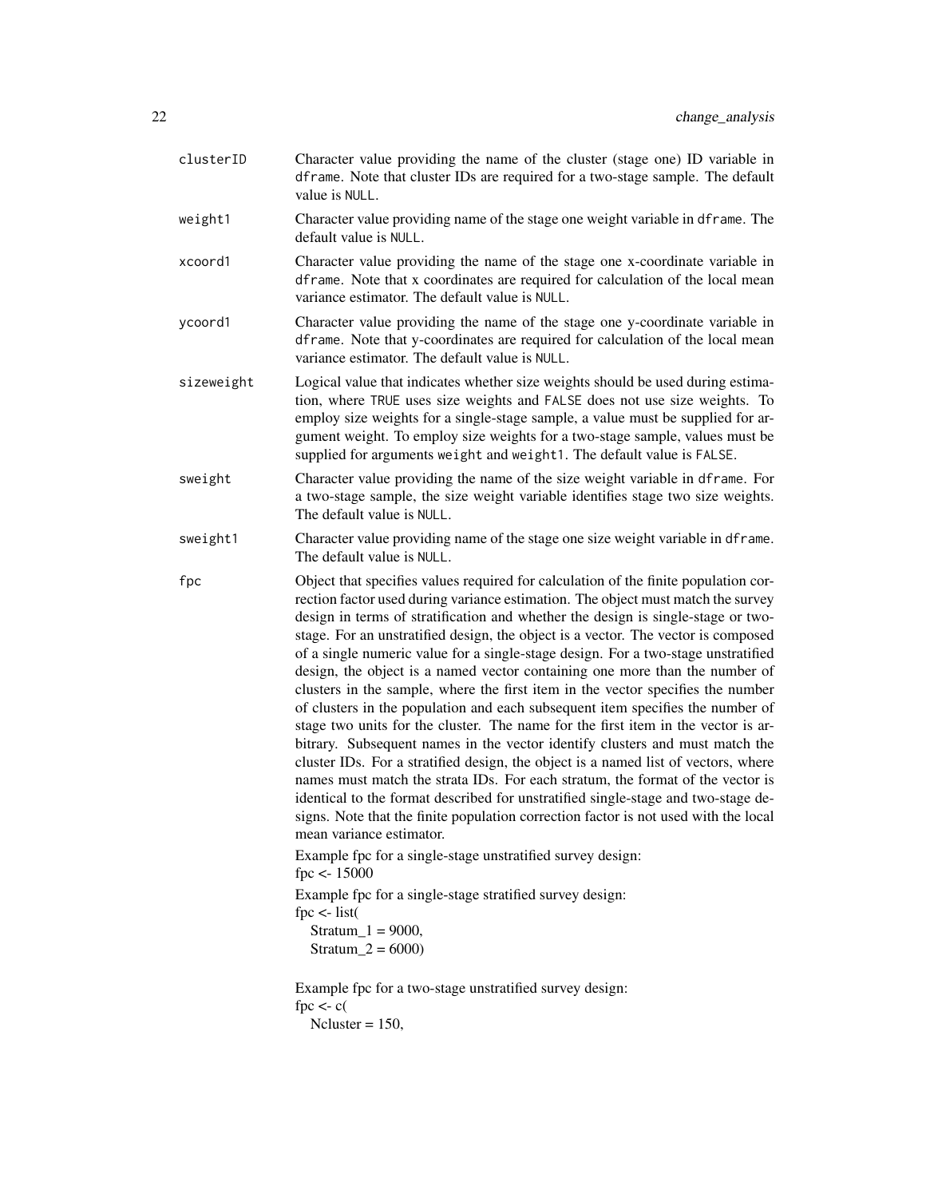clusterID
: Character value providing the name of the cluster (stage one) ID variable in `dframe`. Note that cluster IDs are required for a two-stage sample. The default value is `NULL`.

weight1
: Character value providing name of the stage one weight variable in `dframe`. The default value is `NULL`.

xcoord1
: Character value providing the name of the stage one x-coordinate variable in `dframe`. Note that x coordinates are required for calculation of the local mean variance estimator. The default value is `NULL`.

ycoord1
: Character value providing the name of the stage one y-coordinate variable in `dframe`. Note that y-coordinates are required for calculation of the local mean variance estimator. The default value is `NULL`.

sizeweight
: Logical value that indicates whether size weights should be used during estimation, where `TRUE` uses size weights and `FALSE` does not use size weights. To employ size weights for a single-stage sample, a value must be supplied for argument weight. To employ size weights for a two-stage sample, values must be supplied for arguments `weight` and `weight1`. The default value is `FALSE`.

sweight
: Character value providing the name of the size weight variable in `dframe`. For a two-stage sample, the size weight variable identifies stage two size weights. The default value is `NULL`.

sweight1
: Character value providing name of the stage one size weight variable in `dframe`. The default value is `NULL`.

fpc
: Object that specifies values required for calculation of the finite population correction factor used during variance estimation. The object must match the survey design in terms of stratification and whether the design is single-stage or two-stage. For an unstratified design, the object is a vector. The vector is composed of a single numeric value for a single-stage design. For a two-stage unstratified design, the object is a named vector containing one more than the number of clusters in the sample, where the first item in the vector specifies the number of clusters in the population and each subsequent item specifies the number of stage two units for the cluster. The name for the first item in the vector is arbitrary. Subsequent names in the vector identify clusters and must match the cluster IDs. For a stratified design, the object is a named list of vectors, where names must match the strata IDs. For each stratum, the format of the vector is identical to the format described for unstratified single-stage and two-stage designs. Note that the finite population correction factor is not used with the local mean variance estimator.

Example fpc for a single-stage unstratified survey design:
```
fpc <- 15000
```

Example fpc for a single-stage stratified survey design:
```
fpc <- list(
  Stratum_1 = 9000,
  Stratum_2 = 6000)
```

Example fpc for a two-stage unstratified survey design:
```
fpc <- c(
  Ncluster = 150,
```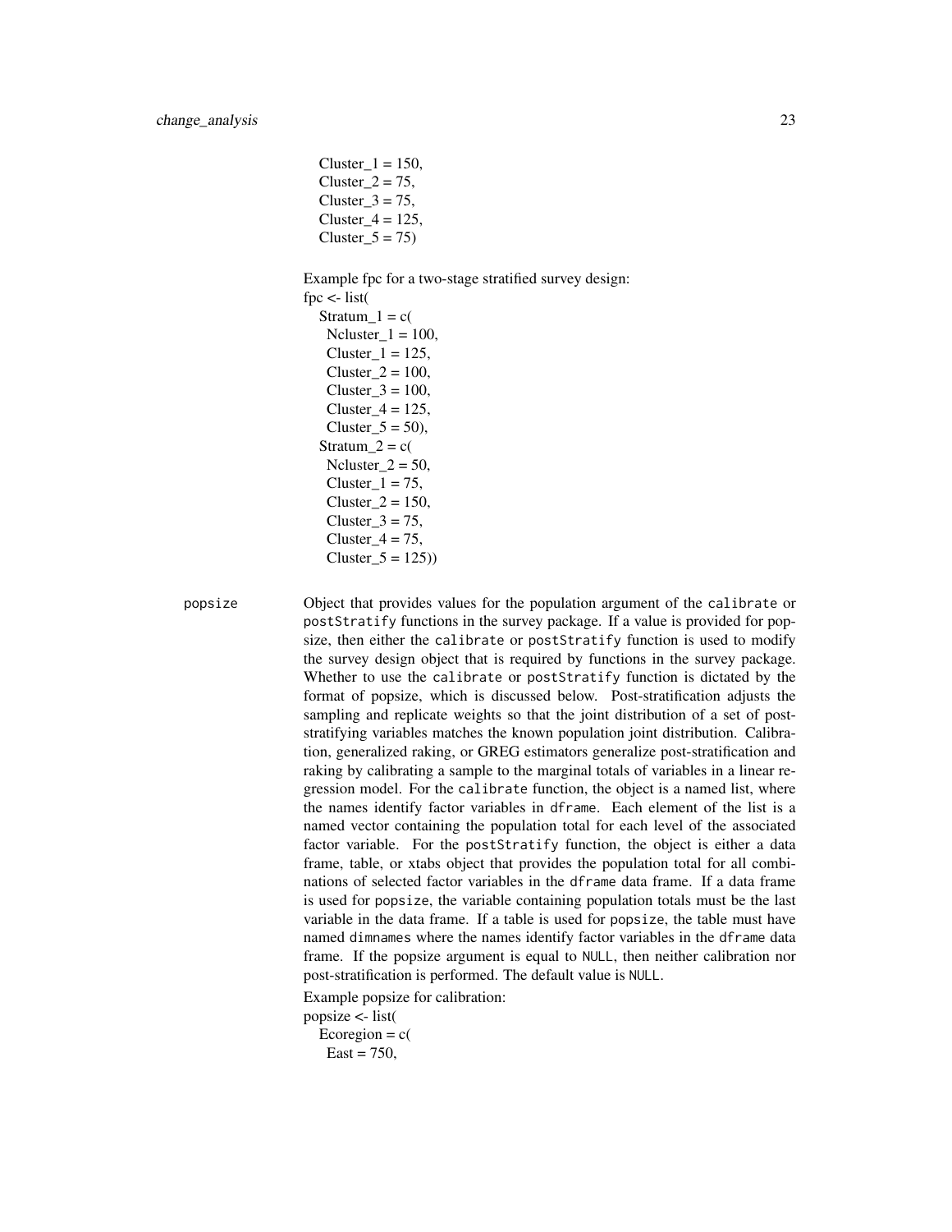```
Cluster_1 = 150,
Cluster_2 = 75,
Cluster_3 = 75,
Cluster_4 = 125,
Cluster_5 = 75)
```

Example fpc for a two-stage stratified survey design:

```
fpc <- list(
  Stratum_1 = c(
    Ncluster_1 = 100,
    Cluster_1 = 125,
    Cluster_2 = 100,
    Cluster_3 = 100,
    Cluster_4 = 125,
    Cluster_5 = 50),
  Stratum_2 = c(
    Ncluster_2 = 50,
    Cluster_1 = 75,
    Cluster_2 = 150,
    Cluster_3 = 75,
    Cluster_4 = 75,
    Cluster_5 = 125))
```

**popsize** Object that provides values for the population argument of the `calibrate` or `postStratify` functions in the survey package. If a value is provided for popsize, then either the `calibrate` or `postStratify` function is used to modify the survey design object that is required by functions in the survey package. Whether to use the `calibrate` or `postStratify` function is dictated by the format of popsize, which is discussed below. Post-stratification adjusts the sampling and replicate weights so that the joint distribution of a set of post-stratifying variables matches the known population joint distribution. Calibration, generalized raking, or GREG estimators generalize post-stratification and raking by calibrating a sample to the marginal totals of variables in a linear regression model. For the `calibrate` function, the object is a named list, where the names identify factor variables in `dframe`. Each element of the list is a named vector containing the population total for each level of the associated factor variable. For the `postStratify` function, the object is either a data frame, table, or xtabs object that provides the population total for all combinations of selected factor variables in the `dframe` data frame. If a data frame is used for `popsize`, the variable containing population totals must be the last variable in the data frame. If a table is used for `popsize`, the table must have named `dimnames` where the names identify factor variables in the `dframe` data frame. If the popsize argument is equal to `NULL`, then neither calibration nor post-stratification is performed. The default value is `NULL`.

Example popsize for calibration:

```
popsize <- list(
  Ecoregion = c(
    East = 750,
```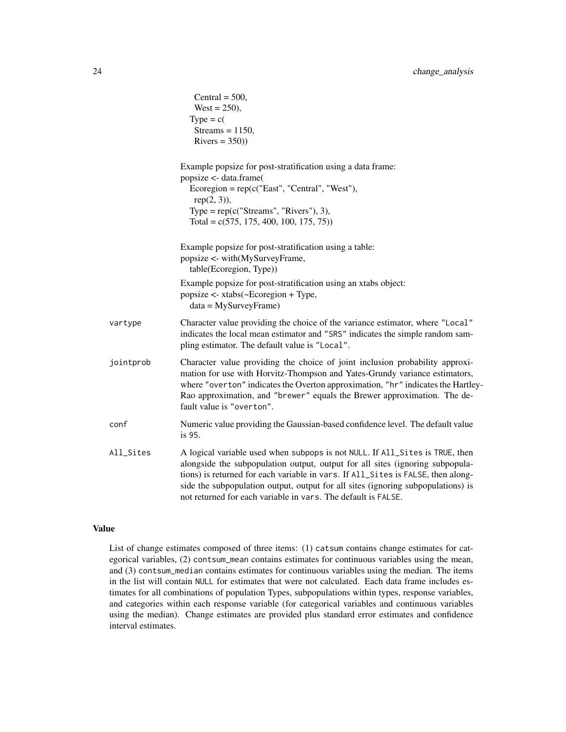```
    Central = 500,
    West = 250),
  Type = c(
    Streams = 1150,
    Rivers = 350))
```

Example popsize for post-stratification using a data frame:

```
popsize <- data.frame(
  Ecoregion = rep(c("East", "Central", "West"),
    rep(2, 3)),
  Type = rep(c("Streams", "Rivers"), 3),
  Total = c(575, 175, 400, 100, 175, 75))
```

Example popsize for post-stratification using a table:

```
popsize <- with(MySurveyFrame,
  table(Ecoregion, Type))
```

Example popsize for post-stratification using an xtabs object:

```
popsize <- xtabs(~Ecoregion + Type,
  data = MySurveyFrame)
```

**vartype** Character value providing the choice of the variance estimator, where "Local" indicates the local mean estimator and "SRS" indicates the simple random sampling estimator. The default value is "Local".

**jointprob** Character value providing the choice of joint inclusion probability approximation for use with Horvitz-Thompson and Yates-Grundy variance estimators, where "overton" indicates the Overton approximation, "hr" indicates the Hartley-Rao approximation, and "brewer" equals the Brewer approximation. The default value is "overton".

**conf** Numeric value providing the Gaussian-based confidence level. The default value is 95.

**All_Sites** A logical variable used when subpops is not NULL. If All_Sites is TRUE, then alongside the subpopulation output, output for all sites (ignoring subpopulations) is returned for each variable in vars. If All_Sites is FALSE, then alongside the subpopulation output, output for all sites (ignoring subpopulations) is not returned for each variable in vars. The default is FALSE.

## Value

List of change estimates composed of three items: (1) catsum contains change estimates for categorical variables, (2) contsum_mean contains estimates for continuous variables using the mean, and (3) contsum_median contains estimates for continuous variables using the median. The items in the list will contain NULL for estimates that were not calculated. Each data frame includes estimates for all combinations of population Types, subpopulations within types, response variables, and categories within each response variable (for categorical variables and continuous variables using the median). Change estimates are provided plus standard error estimates and confidence interval estimates.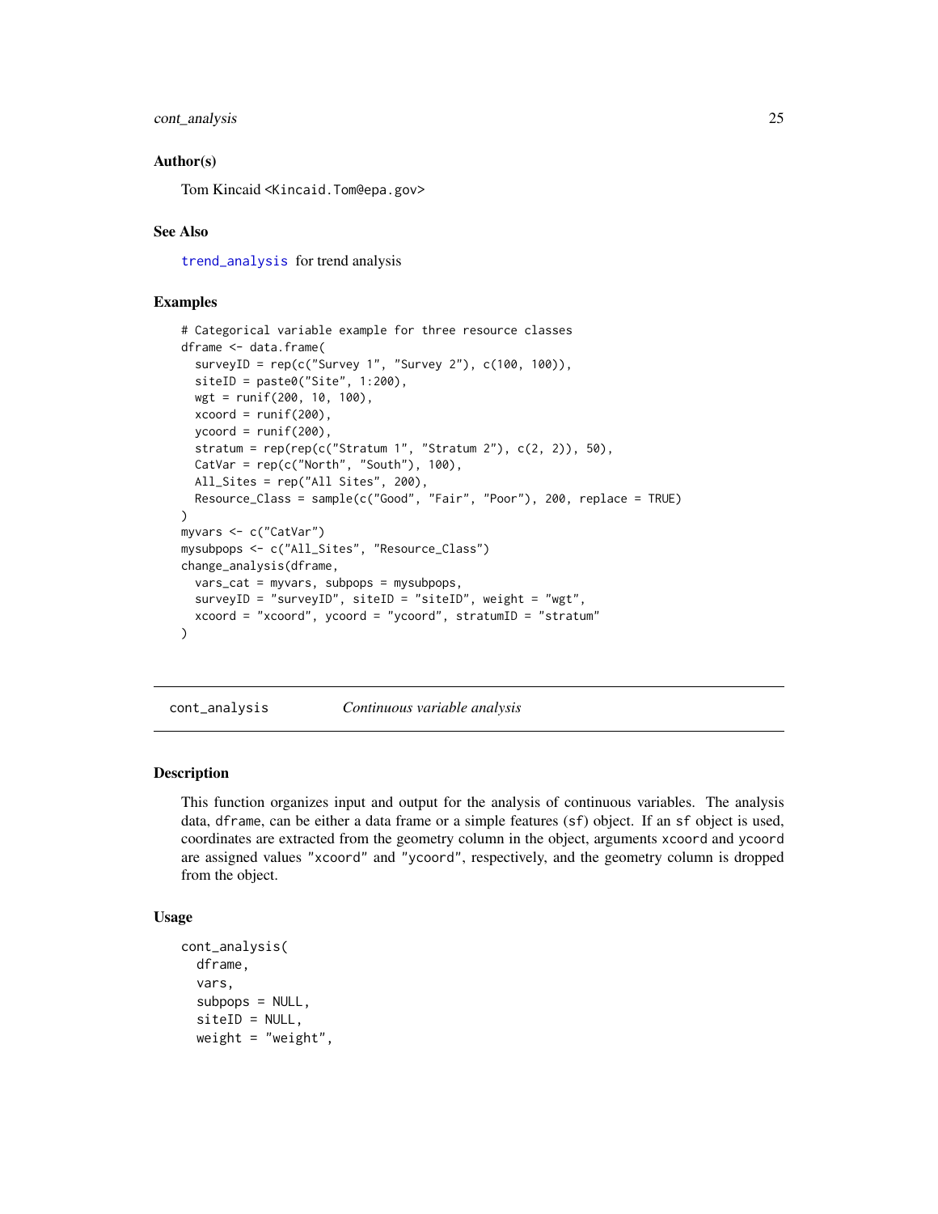### Author(s)

Tom Kincaid <Kincaid.Tom@epa.gov>

### See Also

trend_analysis for trend analysis

### Examples

```
# Categorical variable example for three resource classes
dframe <- data.frame(
  surveyID = rep(c("Survey 1", "Survey 2"), c(100, 100)),
  siteID = paste0("Site", 1:200),
  wgt = runif(200, 10, 100),
  xcoord = runif(200),
  ycoord = runif(200),
  stratum = rep(rep(c("Stratum 1", "Stratum 2"), c(2, 2)), 50),
  CatVar = rep(c("North", "South"), 100),
  All_Sites = rep("All Sites", 200),
  Resource_Class = sample(c("Good", "Fair", "Poor"), 200, replace = TRUE)
)
myvars <- c("CatVar")
mysubpops <- c("All_Sites", "Resource_Class")
change_analysis(dframe,
  vars_cat = myvars, subpops = mysubpops,
  surveyID = "surveyID", siteID = "siteID", weight = "wgt",
  xcoord = "xcoord", ycoord = "ycoord", stratumID = "stratum"
)
```

---

## cont_analysis — *Continuous variable analysis*

### Description

This function organizes input and output for the analysis of continuous variables. The analysis data, dframe, can be either a data frame or a simple features (sf) object. If an sf object is used, coordinates are extracted from the geometry column in the object, arguments xcoord and ycoord are assigned values "xcoord" and "ycoord", respectively, and the geometry column is dropped from the object.

### Usage

```
cont_analysis(
  dframe,
  vars,
  subpops = NULL,
  siteID = NULL,
  weight = "weight",
```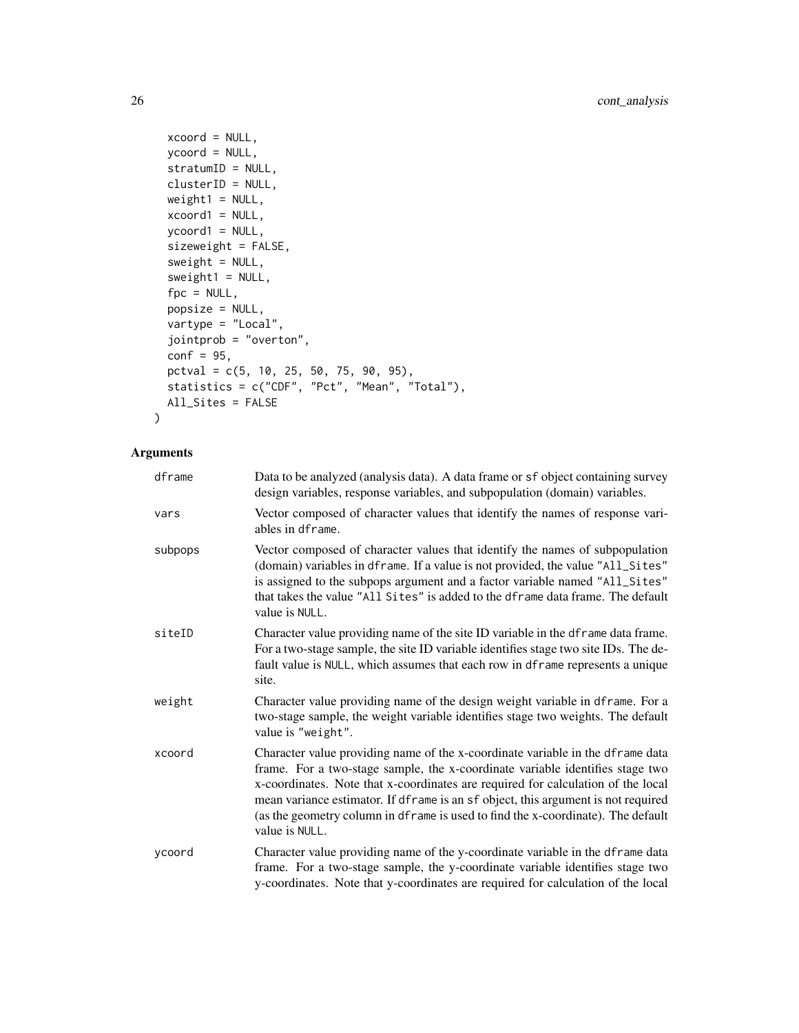```
  xcoord = NULL,
  ycoord = NULL,
  stratumID = NULL,
  clusterID = NULL,
  weight1 = NULL,
  xcoord1 = NULL,
  ycoord1 = NULL,
  sizeweight = FALSE,
  sweight = NULL,
  sweight1 = NULL,
  fpc = NULL,
  popsize = NULL,
  vartype = "Local",
  jointprob = "overton",
  conf = 95,
  pctval = c(5, 10, 25, 50, 75, 90, 95),
  statistics = c("CDF", "Pct", "Mean", "Total"),
  All_Sites = FALSE
)
```

## Arguments

| | |
|---|---|
| dframe | Data to be analyzed (analysis data). A data frame or sf object containing survey design variables, response variables, and subpopulation (domain) variables. |
| vars | Vector composed of character values that identify the names of response variables in dframe. |
| subpops | Vector composed of character values that identify the names of subpopulation (domain) variables in dframe. If a value is not provided, the value "All_Sites" is assigned to the subpops argument and a factor variable named "All_Sites" that takes the value "All Sites" is added to the dframe data frame. The default value is NULL. |
| siteID | Character value providing name of the site ID variable in the dframe data frame. For a two-stage sample, the site ID variable identifies stage two site IDs. The default value is NULL, which assumes that each row in dframe represents a unique site. |
| weight | Character value providing name of the design weight variable in dframe. For a two-stage sample, the weight variable identifies stage two weights. The default value is "weight". |
| xcoord | Character value providing name of the x-coordinate variable in the dframe data frame. For a two-stage sample, the x-coordinate variable identifies stage two x-coordinates. Note that x-coordinates are required for calculation of the local mean variance estimator. If dframe is an sf object, this argument is not required (as the geometry column in dframe is used to find the x-coordinate). The default value is NULL. |
| ycoord | Character value providing name of the y-coordinate variable in the dframe data frame. For a two-stage sample, the y-coordinate variable identifies stage two y-coordinates. Note that y-coordinates are required for calculation of the local |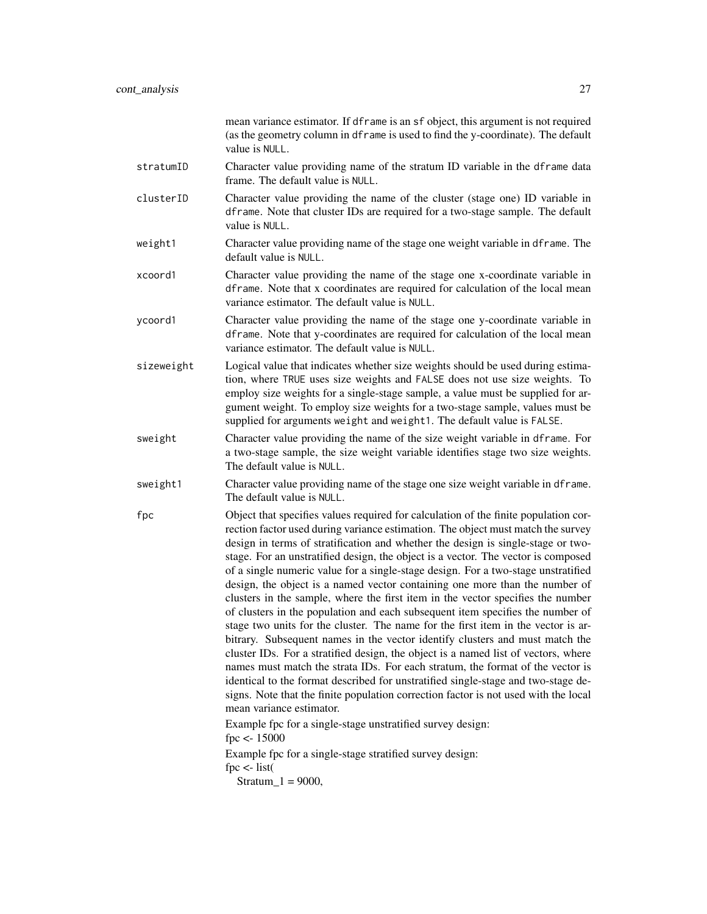mean variance estimator. If `dframe` is an `sf` object, this argument is not required (as the geometry column in `dframe` is used to find the y-coordinate). The default value is `NULL`.

`stratumID`
: Character value providing name of the stratum ID variable in the `dframe` data frame. The default value is `NULL`.

`clusterID`
: Character value providing the name of the cluster (stage one) ID variable in `dframe`. Note that cluster IDs are required for a two-stage sample. The default value is `NULL`.

`weight1`
: Character value providing name of the stage one weight variable in `dframe`. The default value is `NULL`.

`xcoord1`
: Character value providing the name of the stage one x-coordinate variable in `dframe`. Note that x coordinates are required for calculation of the local mean variance estimator. The default value is `NULL`.

`ycoord1`
: Character value providing the name of the stage one y-coordinate variable in `dframe`. Note that y-coordinates are required for calculation of the local mean variance estimator. The default value is `NULL`.

`sizeweight`
: Logical value that indicates whether size weights should be used during estimation, where `TRUE` uses size weights and `FALSE` does not use size weights. To employ size weights for a single-stage sample, a value must be supplied for argument weight. To employ size weights for a two-stage sample, values must be supplied for arguments `weight` and `weight1`. The default value is `FALSE`.

`sweight`
: Character value providing the name of the size weight variable in `dframe`. For a two-stage sample, the size weight variable identifies stage two size weights. The default value is `NULL`.

`sweight1`
: Character value providing name of the stage one size weight variable in `dframe`. The default value is `NULL`.

`fpc`
: Object that specifies values required for calculation of the finite population correction factor used during variance estimation. The object must match the survey design in terms of stratification and whether the design is single-stage or two-stage. For an unstratified design, the object is a vector. The vector is composed of a single numeric value for a single-stage design. For a two-stage unstratified design, the object is a named vector containing one more than the number of clusters in the sample, where the first item in the vector specifies the number of clusters in the population and each subsequent item specifies the number of stage two units for the cluster. The name for the first item in the vector is arbitrary. Subsequent names in the vector identify clusters and must match the cluster IDs. For a stratified design, the object is a named list of vectors, where names must match the strata IDs. For each stratum, the format of the vector is identical to the format described for unstratified single-stage and two-stage designs. Note that the finite population correction factor is not used with the local mean variance estimator.

  Example fpc for a single-stage unstratified survey design:
  
  ```
  fpc <- 15000
  ```
  
  Example fpc for a single-stage stratified survey design:
  
  ```
  fpc <- list(
    Stratum_1 = 9000,
  ```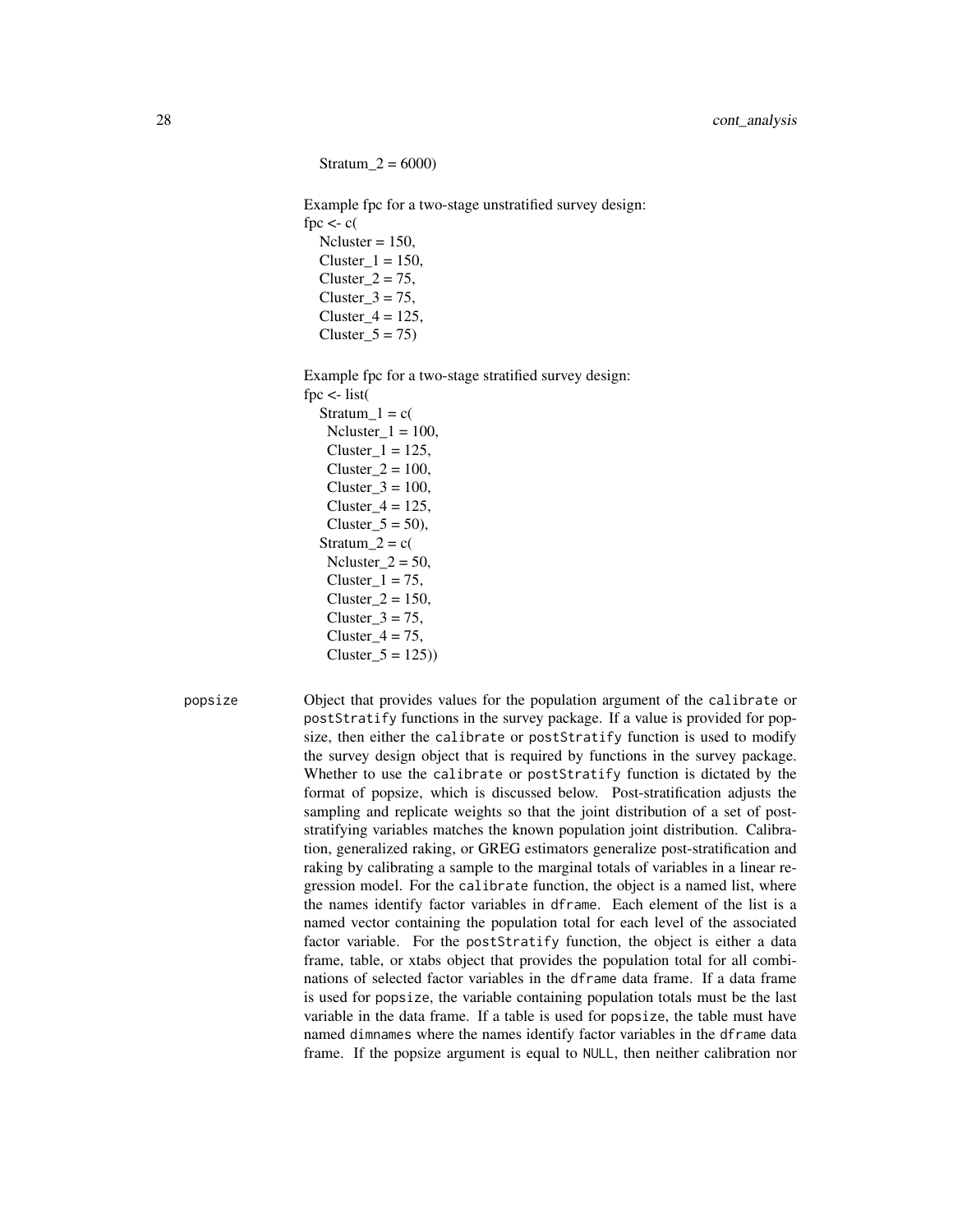```
  Stratum_2 = 6000)
```

Example fpc for a two-stage unstratified survey design:

```
fpc <- c(
  Ncluster = 150,
  Cluster_1 = 150,
  Cluster_2 = 75,
  Cluster_3 = 75,
  Cluster_4 = 125,
  Cluster_5 = 75)
```

Example fpc for a two-stage stratified survey design:

```
fpc <- list(
  Stratum_1 = c(
    Ncluster_1 = 100,
    Cluster_1 = 125,
    Cluster_2 = 100,
    Cluster_3 = 100,
    Cluster_4 = 125,
    Cluster_5 = 50),
  Stratum_2 = c(
    Ncluster_2 = 50,
    Cluster_1 = 75,
    Cluster_2 = 150,
    Cluster_3 = 75,
    Cluster_4 = 75,
    Cluster_5 = 125))
```

**popsize** Object that provides values for the population argument of the `calibrate` or `postStratify` functions in the survey package. If a value is provided for popsize, then either the `calibrate` or `postStratify` function is used to modify the survey design object that is required by functions in the survey package. Whether to use the `calibrate` or `postStratify` function is dictated by the format of popsize, which is discussed below. Post-stratification adjusts the sampling and replicate weights so that the joint distribution of a set of post-stratifying variables matches the known population joint distribution. Calibration, generalized raking, or GREG estimators generalize post-stratification and raking by calibrating a sample to the marginal totals of variables in a linear regression model. For the `calibrate` function, the object is a named list, where the names identify factor variables in `dframe`. Each element of the list is a named vector containing the population total for each level of the associated factor variable. For the `postStratify` function, the object is either a data frame, table, or xtabs object that provides the population total for all combinations of selected factor variables in the `dframe` data frame. If a data frame is used for `popsize`, the variable containing population totals must be the last variable in the data frame. If a table is used for `popsize`, the table must have named `dimnames` where the names identify factor variables in the `dframe` data frame. If the popsize argument is equal to `NULL`, then neither calibration nor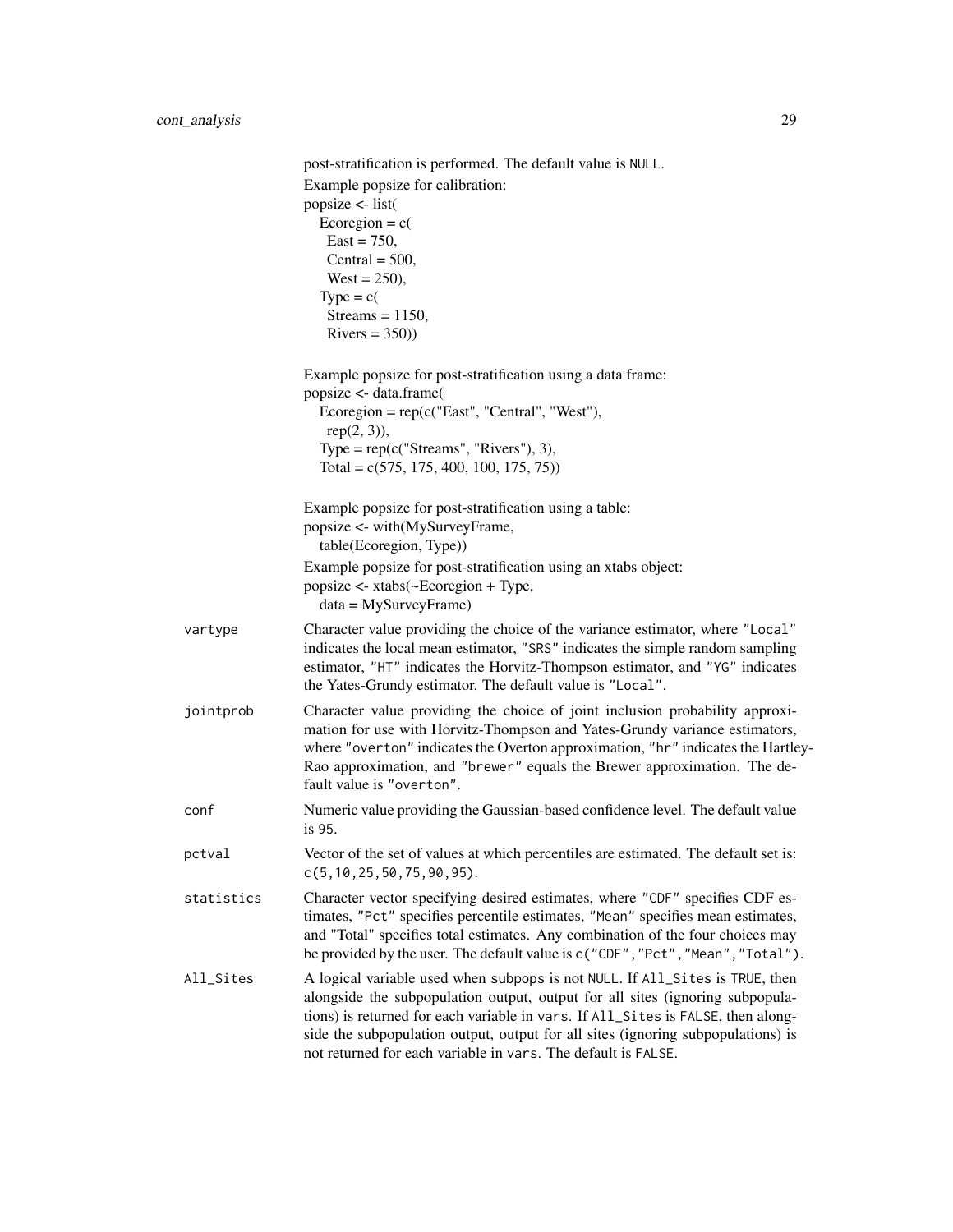post-stratification is performed. The default value is NULL.

Example popsize for calibration:

```
popsize <- list(
  Ecoregion = c(
    East = 750,
    Central = 500,
    West = 250),
  Type = c(
    Streams = 1150,
    Rivers = 350))
```

Example popsize for post-stratification using a data frame:

```
popsize <- data.frame(
  Ecoregion = rep(c("East", "Central", "West"),
    rep(2, 3)),
  Type = rep(c("Streams", "Rivers"), 3),
  Total = c(575, 175, 400, 100, 175, 75))
```

Example popsize for post-stratification using a table:

```
popsize <- with(MySurveyFrame,
  table(Ecoregion, Type))
```

Example popsize for post-stratification using an xtabs object:

```
popsize <- xtabs(~Ecoregion + Type,
  data = MySurveyFrame)
```

**vartype** Character value providing the choice of the variance estimator, where "Local" indicates the local mean estimator, "SRS" indicates the simple random sampling estimator, "HT" indicates the Horvitz-Thompson estimator, and "YG" indicates the Yates-Grundy estimator. The default value is "Local".

**jointprob** Character value providing the choice of joint inclusion probability approximation for use with Horvitz-Thompson and Yates-Grundy variance estimators, where "overton" indicates the Overton approximation, "hr" indicates the Hartley-Rao approximation, and "brewer" equals the Brewer approximation. The default value is "overton".

**conf** Numeric value providing the Gaussian-based confidence level. The default value is 95.

**pctval** Vector of the set of values at which percentiles are estimated. The default set is: c(5,10,25,50,75,90,95).

**statistics** Character vector specifying desired estimates, where "CDF" specifies CDF estimates, "Pct" specifies percentile estimates, "Mean" specifies mean estimates, and "Total" specifies total estimates. Any combination of the four choices may be provided by the user. The default value is c("CDF","Pct","Mean","Total").

**All_Sites** A logical variable used when subpops is not NULL. If All_Sites is TRUE, then alongside the subpopulation output, output for all sites (ignoring subpopulations) is returned for each variable in vars. If All_Sites is FALSE, then alongside the subpopulation output, output for all sites (ignoring subpopulations) is not returned for each variable in vars. The default is FALSE.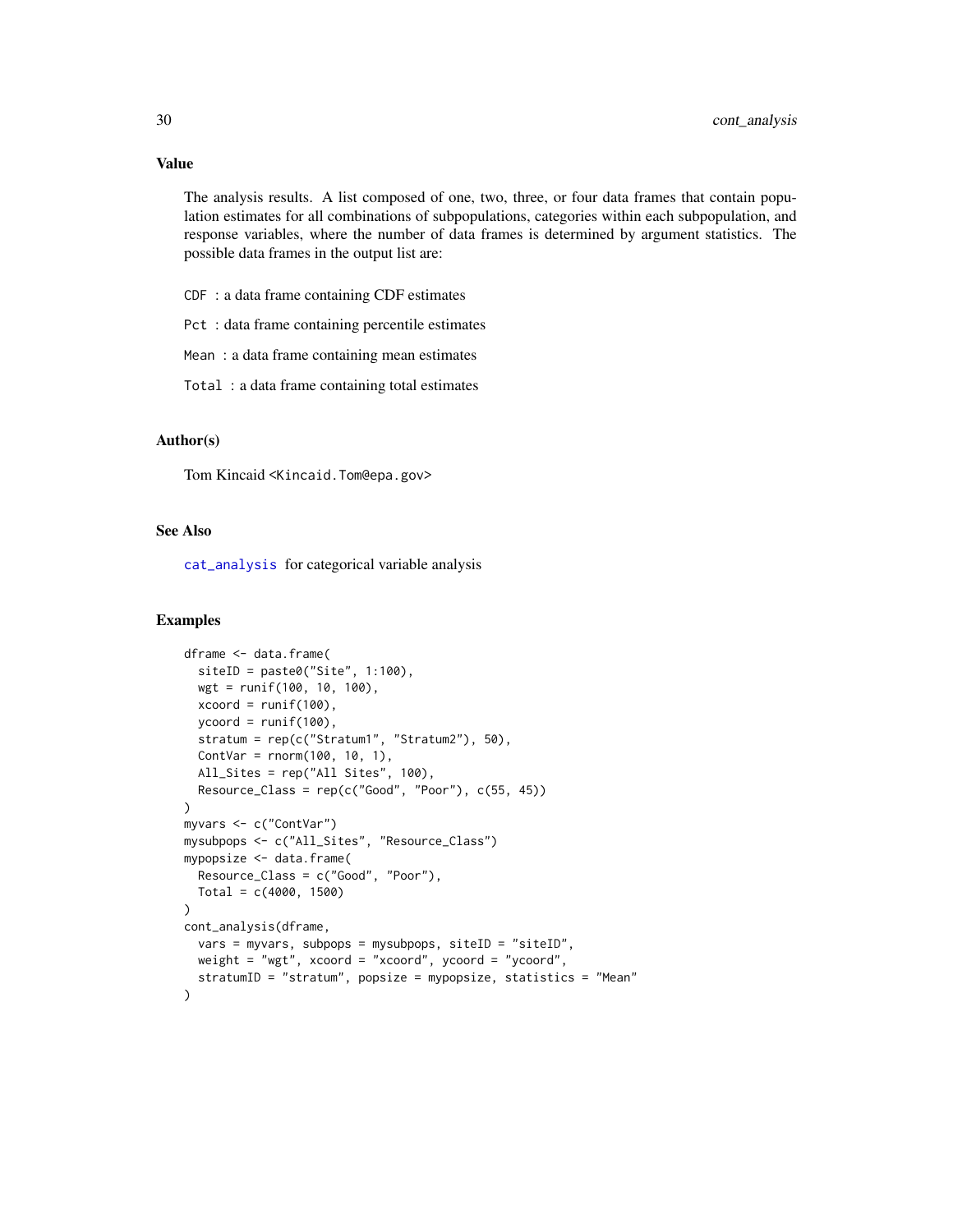## Value

The analysis results. A list composed of one, two, three, or four data frames that contain population estimates for all combinations of subpopulations, categories within each subpopulation, and response variables, where the number of data frames is determined by argument statistics. The possible data frames in the output list are:

`CDF` : a data frame containing CDF estimates

`Pct` : data frame containing percentile estimates

`Mean` : a data frame containing mean estimates

`Total` : a data frame containing total estimates

## Author(s)

Tom Kincaid <Kincaid.Tom@epa.gov>

## See Also

`cat_analysis` for categorical variable analysis

## Examples

```
dframe <- data.frame(
  siteID = paste0("Site", 1:100),
  wgt = runif(100, 10, 100),
  xcoord = runif(100),
  ycoord = runif(100),
  stratum = rep(c("Stratum1", "Stratum2"), 50),
  ContVar = rnorm(100, 10, 1),
  All_Sites = rep("All Sites", 100),
  Resource_Class = rep(c("Good", "Poor"), c(55, 45))
)
myvars <- c("ContVar")
mysubpops <- c("All_Sites", "Resource_Class")
mypopsize <- data.frame(
  Resource_Class = c("Good", "Poor"),
  Total = c(4000, 1500)
)
cont_analysis(dframe,
  vars = myvars, subpops = mysubpops, siteID = "siteID",
  weight = "wgt", xcoord = "xcoord", ycoord = "ycoord",
  stratumID = "stratum", popsize = mypopsize, statistics = "Mean"
)
```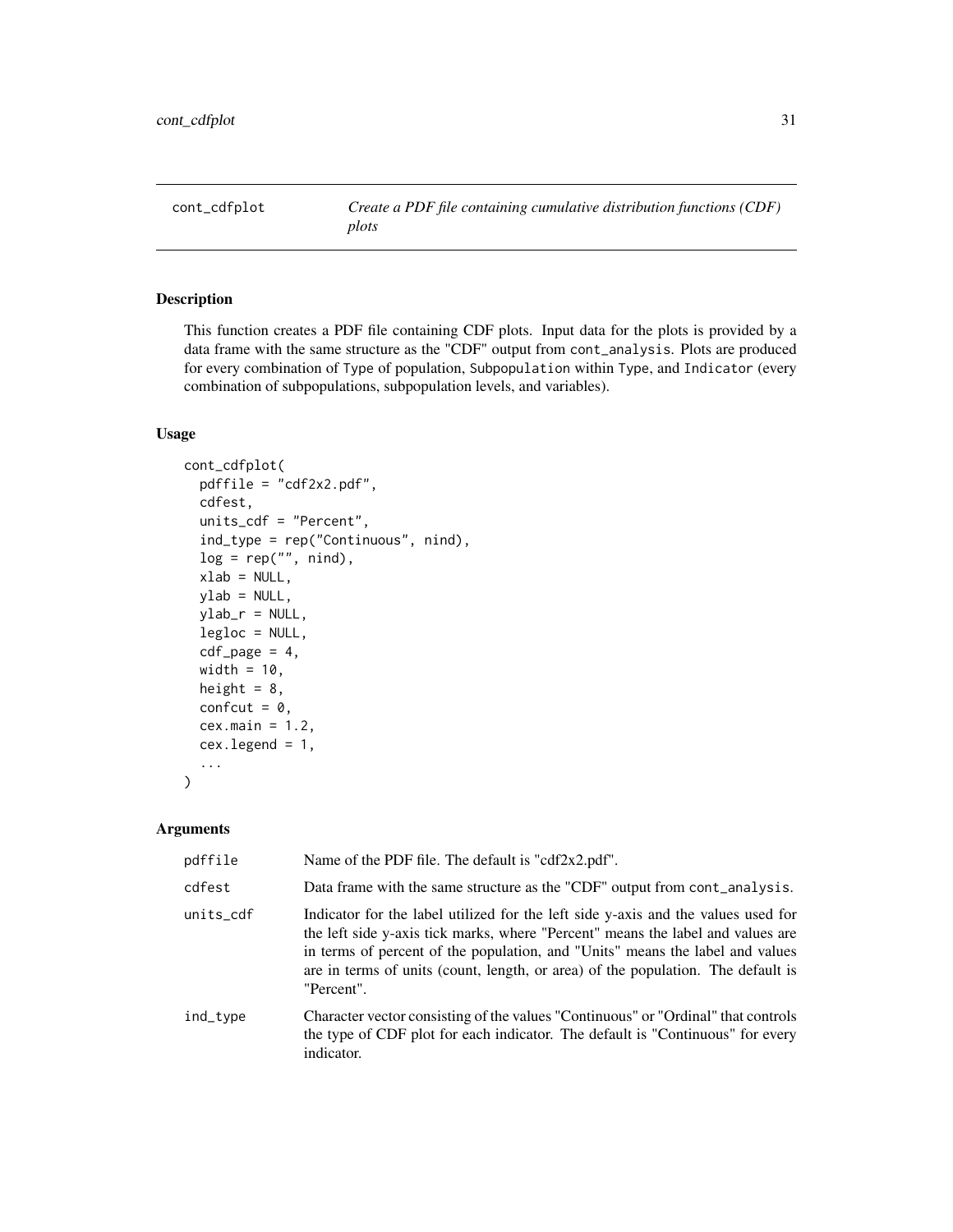## cont_cdfplot — *Create a PDF file containing cumulative distribution functions (CDF) plots*

### Description

This function creates a PDF file containing CDF plots. Input data for the plots is provided by a data frame with the same structure as the "CDF" output from `cont_analysis`. Plots are produced for every combination of `Type` of population, `Subpopulation` within `Type`, and `Indicator` (every combination of subpopulations, subpopulation levels, and variables).

### Usage

```
cont_cdfplot(
  pdffile = "cdf2x2.pdf",
  cdfest,
  units_cdf = "Percent",
  ind_type = rep("Continuous", nind),
  log = rep("", nind),
  xlab = NULL,
  ylab = NULL,
  ylab_r = NULL,
  legloc = NULL,
  cdf_page = 4,
  width = 10,
  height = 8,
  confcut = 0,
  cex.main = 1.2,
  cex.legend = 1,
  ...
)
```

### Arguments

| Argument | Description |
|---|---|
| `pdffile` | Name of the PDF file. The default is "cdf2x2.pdf". |
| `cdfest` | Data frame with the same structure as the "CDF" output from `cont_analysis`. |
| `units_cdf` | Indicator for the label utilized for the left side y-axis and the values used for the left side y-axis tick marks, where "Percent" means the label and values are in terms of percent of the population, and "Units" means the label and values are in terms of units (count, length, or area) of the population. The default is "Percent". |
| `ind_type` | Character vector consisting of the values "Continuous" or "Ordinal" that controls the type of CDF plot for each indicator. The default is "Continuous" for every indicator. |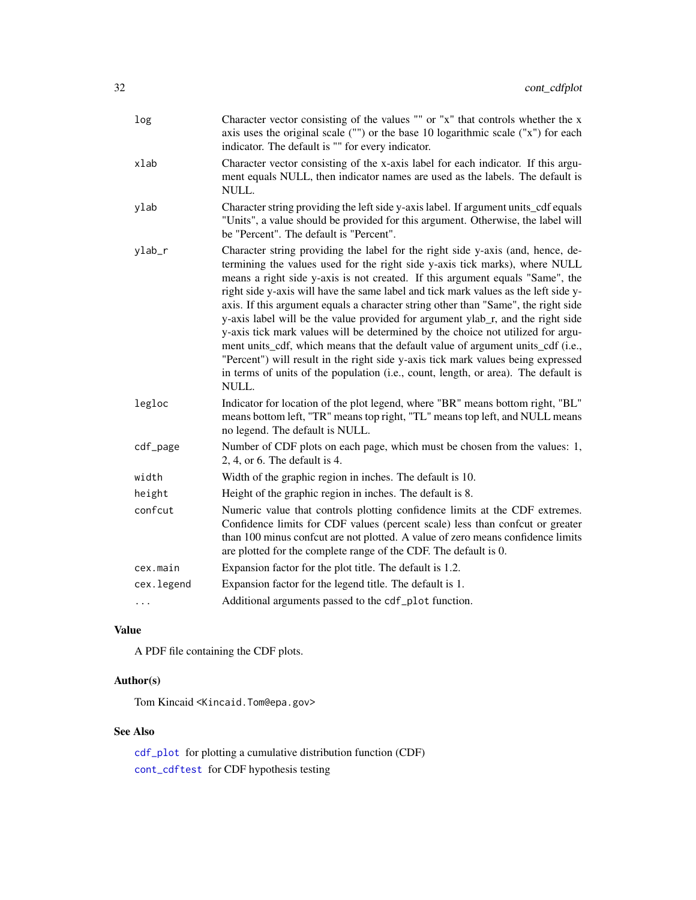| | |
|---|---|
| `log` | Character vector consisting of the values "" or "x" that controls whether the x axis uses the original scale ("") or the base 10 logarithmic scale ("x") for each indicator. The default is "" for every indicator. |
| `xlab` | Character vector consisting of the x-axis label for each indicator. If this argument equals NULL, then indicator names are used as the labels. The default is NULL. |
| `ylab` | Character string providing the left side y-axis label. If argument units_cdf equals "Units", a value should be provided for this argument. Otherwise, the label will be "Percent". The default is "Percent". |
| `ylab_r` | Character string providing the label for the right side y-axis (and, hence, determining the values used for the right side y-axis tick marks), where NULL means a right side y-axis is not created. If this argument equals "Same", the right side y-axis will have the same label and tick mark values as the left side y-axis. If this argument equals a character string other than "Same", the right side y-axis label will be the value provided for argument ylab_r, and the right side y-axis tick mark values will be determined by the choice not utilized for argument units_cdf, which means that the default value of argument units_cdf (i.e., "Percent") will result in the right side y-axis tick mark values being expressed in terms of units of the population (i.e., count, length, or area). The default is NULL. |
| `legloc` | Indicator for location of the plot legend, where "BR" means bottom right, "BL" means bottom left, "TR" means top right, "TL" means top left, and NULL means no legend. The default is NULL. |
| `cdf_page` | Number of CDF plots on each page, which must be chosen from the values: 1, 2, 4, or 6. The default is 4. |
| `width` | Width of the graphic region in inches. The default is 10. |
| `height` | Height of the graphic region in inches. The default is 8. |
| `confcut` | Numeric value that controls plotting confidence limits at the CDF extremes. Confidence limits for CDF values (percent scale) less than confcut or greater than 100 minus confcut are not plotted. A value of zero means confidence limits are plotted for the complete range of the CDF. The default is 0. |
| `cex.main` | Expansion factor for the plot title. The default is 1.2. |
| `cex.legend` | Expansion factor for the legend title. The default is 1. |
| `...` | Additional arguments passed to the `cdf_plot` function. |

## Value

A PDF file containing the CDF plots.

## Author(s)

Tom Kincaid <Kincaid.Tom@epa.gov>

## See Also

`cdf_plot` for plotting a cumulative distribution function (CDF)

`cont_cdftest` for CDF hypothesis testing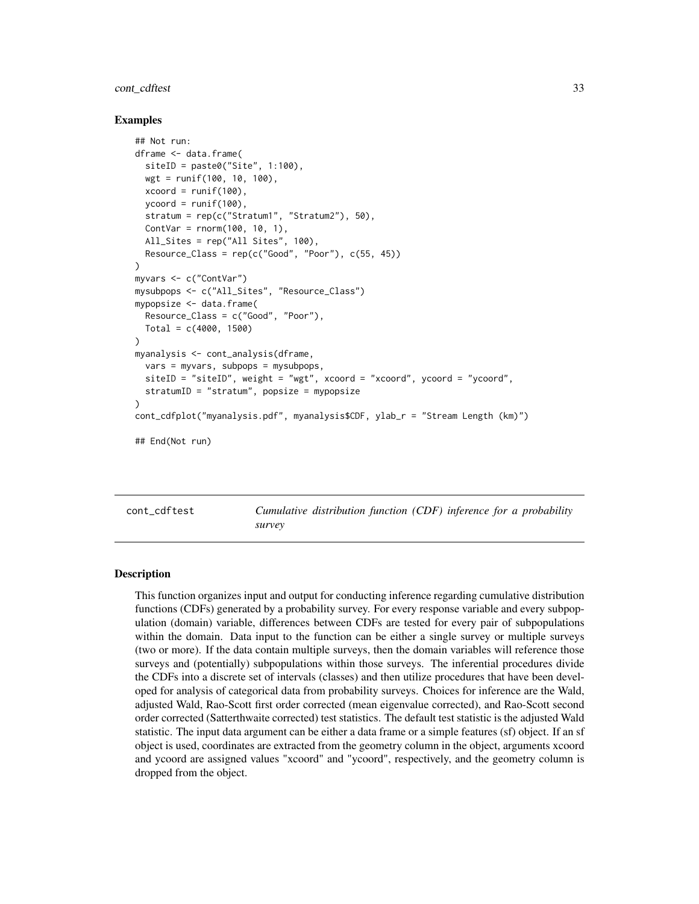### Examples

```
## Not run:
dframe <- data.frame(
  siteID = paste0("Site", 1:100),
  wgt = runif(100, 10, 100),
  xcoord = runif(100),
  ycoord = runif(100),
  stratum = rep(c("Stratum1", "Stratum2"), 50),
  ContVar = rnorm(100, 10, 1),
  All_Sites = rep("All Sites", 100),
  Resource_Class = rep(c("Good", "Poor"), c(55, 45))
)
myvars <- c("ContVar")
mysubpops <- c("All_Sites", "Resource_Class")
mypopsize <- data.frame(
  Resource_Class = c("Good", "Poor"),
  Total = c(4000, 1500)
)
myanalysis <- cont_analysis(dframe,
  vars = myvars, subpops = mysubpops,
  siteID = "siteID", weight = "wgt", xcoord = "xcoord", ycoord = "ycoord",
  stratumID = "stratum", popsize = mypopsize
)
cont_cdfplot("myanalysis.pdf", myanalysis$CDF, ylab_r = "Stream Length (km)")

## End(Not run)
```

---

## cont_cdftest — *Cumulative distribution function (CDF) inference for a probability survey*

### Description

This function organizes input and output for conducting inference regarding cumulative distribution functions (CDFs) generated by a probability survey. For every response variable and every subpopulation (domain) variable, differences between CDFs are tested for every pair of subpopulations within the domain. Data input to the function can be either a single survey or multiple surveys (two or more). If the data contain multiple surveys, then the domain variables will reference those surveys and (potentially) subpopulations within those surveys. The inferential procedures divide the CDFs into a discrete set of intervals (classes) and then utilize procedures that have been developed for analysis of categorical data from probability surveys. Choices for inference are the Wald, adjusted Wald, Rao-Scott first order corrected (mean eigenvalue corrected), and Rao-Scott second order corrected (Satterthwaite corrected) test statistics. The default test statistic is the adjusted Wald statistic. The input data argument can be either a data frame or a simple features (sf) object. If an sf object is used, coordinates are extracted from the geometry column in the object, arguments xcoord and ycoord are assigned values "xcoord" and "ycoord", respectively, and the geometry column is dropped from the object.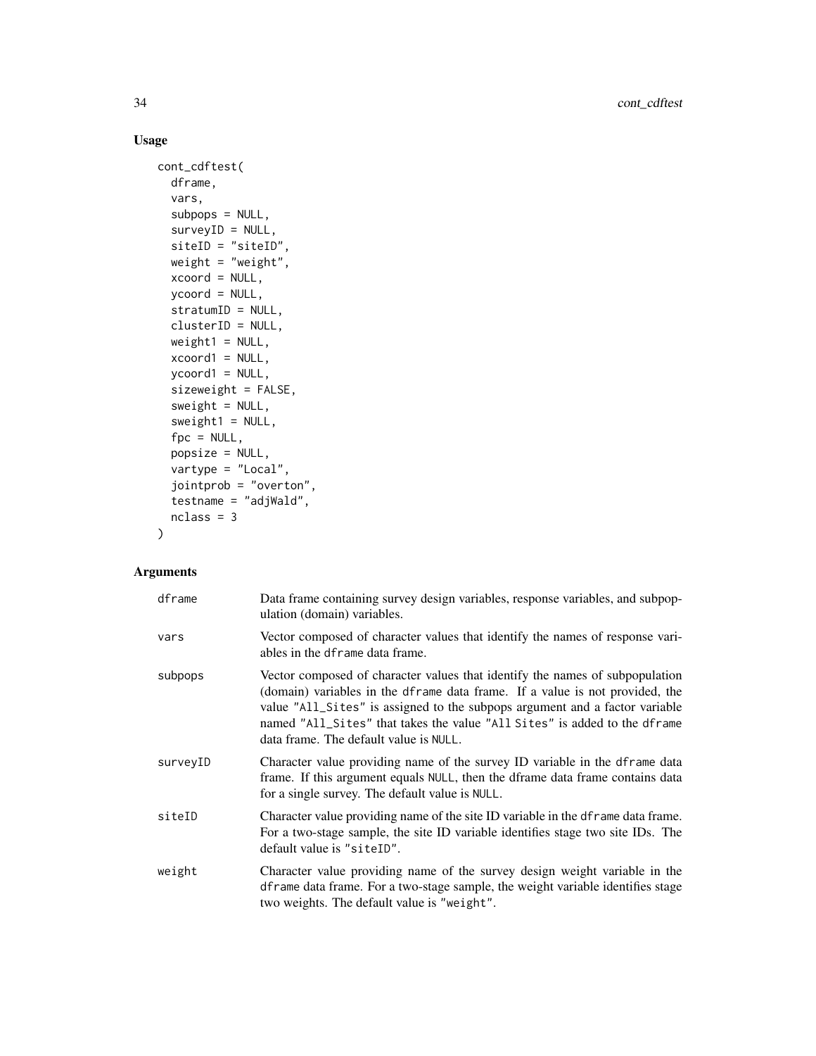## Usage

```
cont_cdftest(
  dframe,
  vars,
  subpops = NULL,
  surveyID = NULL,
  siteID = "siteID",
  weight = "weight",
  xcoord = NULL,
  ycoord = NULL,
  stratumID = NULL,
  clusterID = NULL,
  weight1 = NULL,
  xcoord1 = NULL,
  ycoord1 = NULL,
  sizeweight = FALSE,
  sweight = NULL,
  sweight1 = NULL,
  fpc = NULL,
  popsize = NULL,
  vartype = "Local",
  jointprob = "overton",
  testname = "adjWald",
  nclass = 3
)
```

## Arguments

| | |
|---|---|
| dframe | Data frame containing survey design variables, response variables, and subpopulation (domain) variables. |
| vars | Vector composed of character values that identify the names of response variables in the dframe data frame. |
| subpops | Vector composed of character values that identify the names of subpopulation (domain) variables in the dframe data frame. If a value is not provided, the value "All_Sites" is assigned to the subpops argument and a factor variable named "All_Sites" that takes the value "All Sites" is added to the dframe data frame. The default value is NULL. |
| surveyID | Character value providing name of the survey ID variable in the dframe data frame. If this argument equals NULL, then the dframe data frame contains data for a single survey. The default value is NULL. |
| siteID | Character value providing name of the site ID variable in the dframe data frame. For a two-stage sample, the site ID variable identifies stage two site IDs. The default value is "siteID". |
| weight | Character value providing name of the survey design weight variable in the dframe data frame. For a two-stage sample, the weight variable identifies stage two weights. The default value is "weight". |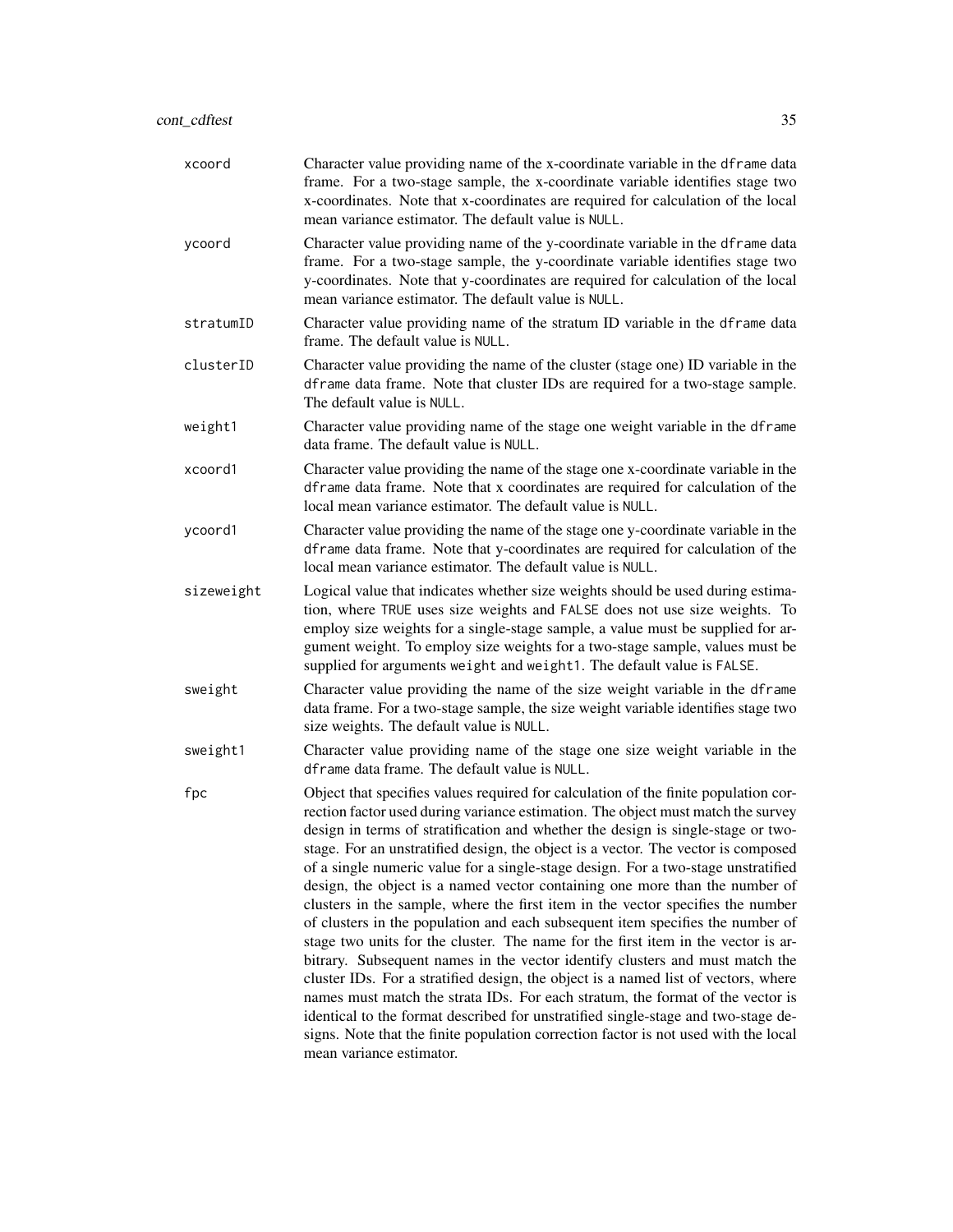xcoord
: Character value providing name of the x-coordinate variable in the dframe data frame. For a two-stage sample, the x-coordinate variable identifies stage two x-coordinates. Note that x-coordinates are required for calculation of the local mean variance estimator. The default value is NULL.

ycoord
: Character value providing name of the y-coordinate variable in the dframe data frame. For a two-stage sample, the y-coordinate variable identifies stage two y-coordinates. Note that y-coordinates are required for calculation of the local mean variance estimator. The default value is NULL.

stratumID
: Character value providing name of the stratum ID variable in the dframe data frame. The default value is NULL.

clusterID
: Character value providing the name of the cluster (stage one) ID variable in the dframe data frame. Note that cluster IDs are required for a two-stage sample. The default value is NULL.

weight1
: Character value providing name of the stage one weight variable in the dframe data frame. The default value is NULL.

xcoord1
: Character value providing the name of the stage one x-coordinate variable in the dframe data frame. Note that x coordinates are required for calculation of the local mean variance estimator. The default value is NULL.

ycoord1
: Character value providing the name of the stage one y-coordinate variable in the dframe data frame. Note that y-coordinates are required for calculation of the local mean variance estimator. The default value is NULL.

sizeweight
: Logical value that indicates whether size weights should be used during estimation, where TRUE uses size weights and FALSE does not use size weights. To employ size weights for a single-stage sample, a value must be supplied for argument weight. To employ size weights for a two-stage sample, values must be supplied for arguments weight and weight1. The default value is FALSE.

sweight
: Character value providing the name of the size weight variable in the dframe data frame. For a two-stage sample, the size weight variable identifies stage two size weights. The default value is NULL.

sweight1
: Character value providing name of the stage one size weight variable in the dframe data frame. The default value is NULL.

fpc
: Object that specifies values required for calculation of the finite population correction factor used during variance estimation. The object must match the survey design in terms of stratification and whether the design is single-stage or two-stage. For an unstratified design, the object is a vector. The vector is composed of a single numeric value for a single-stage design. For a two-stage unstratified design, the object is a named vector containing one more than the number of clusters in the sample, where the first item in the vector specifies the number of clusters in the population and each subsequent item specifies the number of stage two units for the cluster. The name for the first item in the vector is arbitrary. Subsequent names in the vector identify clusters and must match the cluster IDs. For a stratified design, the object is a named list of vectors, where names must match the strata IDs. For each stratum, the format of the vector is identical to the format described for unstratified single-stage and two-stage designs. Note that the finite population correction factor is not used with the local mean variance estimator.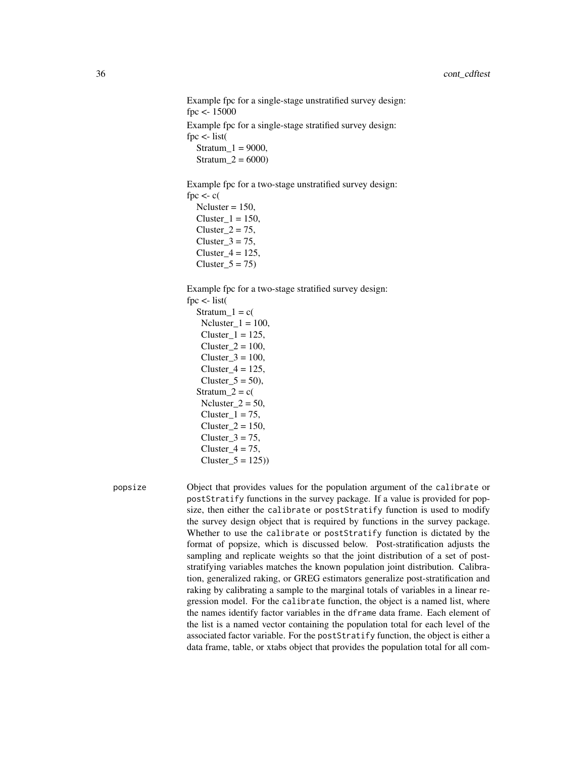Example fpc for a single-stage unstratified survey design:

```
fpc <- 15000
```

Example fpc for a single-stage stratified survey design:

```
fpc <- list(
  Stratum_1 = 9000,
  Stratum_2 = 6000)
```

Example fpc for a two-stage unstratified survey design:

```
fpc <- c(
  Ncluster = 150,
  Cluster_1 = 150,
  Cluster_2 = 75,
  Cluster_3 = 75,
  Cluster_4 = 125,
  Cluster_5 = 75)
```

Example fpc for a two-stage stratified survey design:

```
fpc <- list(
  Stratum_1 = c(
    Ncluster_1 = 100,
    Cluster_1 = 125,
    Cluster_2 = 100,
    Cluster_3 = 100,
    Cluster_4 = 125,
    Cluster_5 = 50),
  Stratum_2 = c(
    Ncluster_2 = 50,
    Cluster_1 = 75,
    Cluster_2 = 150,
    Cluster_3 = 75,
    Cluster_4 = 75,
    Cluster_5 = 125))
```

popsize
: Object that provides values for the population argument of the `calibrate` or `postStratify` functions in the survey package. If a value is provided for popsize, then either the `calibrate` or `postStratify` function is used to modify the survey design object that is required by functions in the survey package. Whether to use the `calibrate` or `postStratify` function is dictated by the format of popsize, which is discussed below. Post-stratification adjusts the sampling and replicate weights so that the joint distribution of a set of post-stratifying variables matches the known population joint distribution. Calibration, generalized raking, or GREG estimators generalize post-stratification and raking by calibrating a sample to the marginal totals of variables in a linear regression model. For the `calibrate` function, the object is a named list, where the names identify factor variables in the `dframe` data frame. Each element of the list is a named vector containing the population total for each level of the associated factor variable. For the `postStratify` function, the object is either a data frame, table, or xtabs object that provides the population total for all com-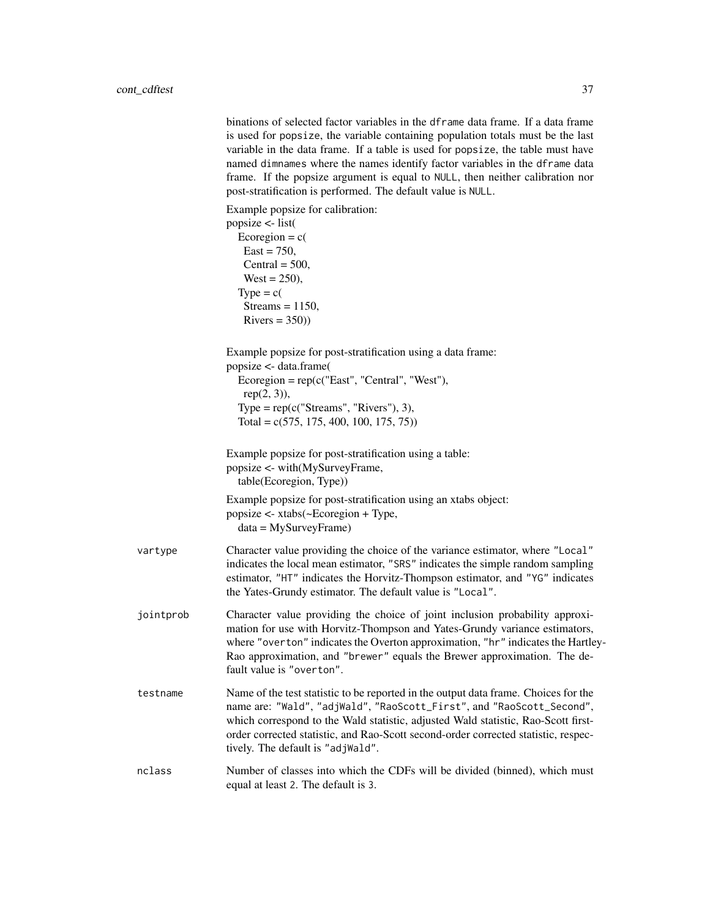binations of selected factor variables in the `dframe` data frame. If a data frame is used for `popsize`, the variable containing population totals must be the last variable in the data frame. If a table is used for `popsize`, the table must have named `dimnames` where the names identify factor variables in the `dframe` data frame. If the popsize argument is equal to `NULL`, then neither calibration nor post-stratification is performed. The default value is `NULL`.

Example popsize for calibration:

```
popsize <- list(
  Ecoregion = c(
    East = 750,
    Central = 500,
    West = 250),
  Type = c(
    Streams = 1150,
    Rivers = 350))
```

Example popsize for post-stratification using a data frame:

```
popsize <- data.frame(
  Ecoregion = rep(c("East", "Central", "West"),
    rep(2, 3)),
  Type = rep(c("Streams", "Rivers"), 3),
  Total = c(575, 175, 400, 100, 175, 75))
```

Example popsize for post-stratification using a table:

```
popsize <- with(MySurveyFrame,
  table(Ecoregion, Type))
```

Example popsize for post-stratification using an xtabs object:

```
popsize <- xtabs(~Ecoregion + Type,
  data = MySurveyFrame)
```

**vartype** Character value providing the choice of the variance estimator, where `"Local"` indicates the local mean estimator, `"SRS"` indicates the simple random sampling estimator, `"HT"` indicates the Horvitz-Thompson estimator, and `"YG"` indicates the Yates-Grundy estimator. The default value is `"Local"`.

**jointprob** Character value providing the choice of joint inclusion probability approximation for use with Horvitz-Thompson and Yates-Grundy variance estimators, where `"overton"` indicates the Overton approximation, `"hr"` indicates the Hartley-Rao approximation, and `"brewer"` equals the Brewer approximation. The default value is `"overton"`.

**testname** Name of the test statistic to be reported in the output data frame. Choices for the name are: `"Wald"`, `"adjWald"`, `"RaoScott_First"`, and `"RaoScott_Second"`, which correspond to the Wald statistic, adjusted Wald statistic, Rao-Scott first-order corrected statistic, and Rao-Scott second-order corrected statistic, respectively. The default is `"adjWald"`.

**nclass** Number of classes into which the CDFs will be divided (binned), which must equal at least `2`. The default is `3`.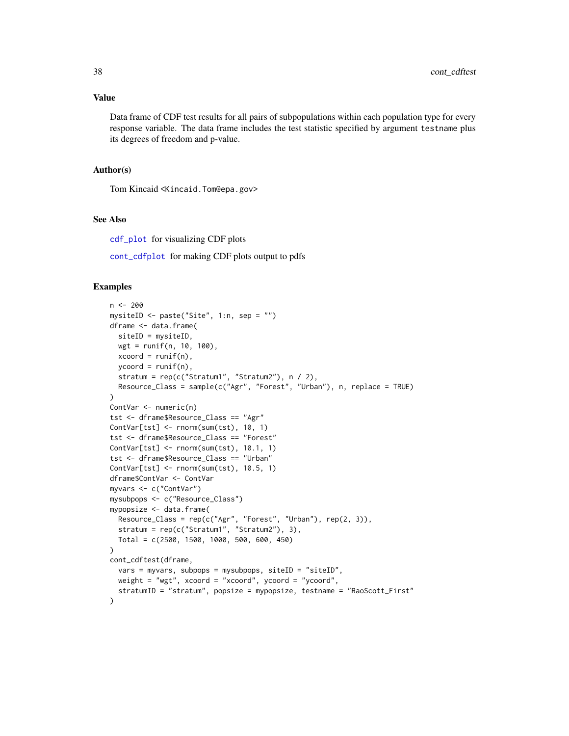### Value

Data frame of CDF test results for all pairs of subpopulations within each population type for every response variable. The data frame includes the test statistic specified by argument `testname` plus its degrees of freedom and p-value.

### Author(s)

Tom Kincaid <Kincaid.Tom@epa.gov>

### See Also

`cdf_plot` for visualizing CDF plots

`cont_cdfplot` for making CDF plots output to pdfs

### Examples

```
n <- 200
mysiteID <- paste("Site", 1:n, sep = "")
dframe <- data.frame(
  siteID = mysiteID,
  wgt = runif(n, 10, 100),
  xcoord = runif(n),
  ycoord = runif(n),
  stratum = rep(c("Stratum1", "Stratum2"), n / 2),
  Resource_Class = sample(c("Agr", "Forest", "Urban"), n, replace = TRUE)
)
ContVar <- numeric(n)
tst <- dframe$Resource_Class == "Agr"
ContVar[tst] <- rnorm(sum(tst), 10, 1)
tst <- dframe$Resource_Class == "Forest"
ContVar[tst] <- rnorm(sum(tst), 10.1, 1)
tst <- dframe$Resource_Class == "Urban"
ContVar[tst] <- rnorm(sum(tst), 10.5, 1)
dframe$ContVar <- ContVar
myvars <- c("ContVar")
mysubpops <- c("Resource_Class")
mypopsize <- data.frame(
  Resource_Class = rep(c("Agr", "Forest", "Urban"), rep(2, 3)),
  stratum = rep(c("Stratum1", "Stratum2"), 3),
  Total = c(2500, 1500, 1000, 500, 600, 450)
)
cont_cdftest(dframe,
  vars = myvars, subpops = mysubpops, siteID = "siteID",
  weight = "wgt", xcoord = "xcoord", ycoord = "ycoord",
  stratumID = "stratum", popsize = mypopsize, testname = "RaoScott_First"
)
```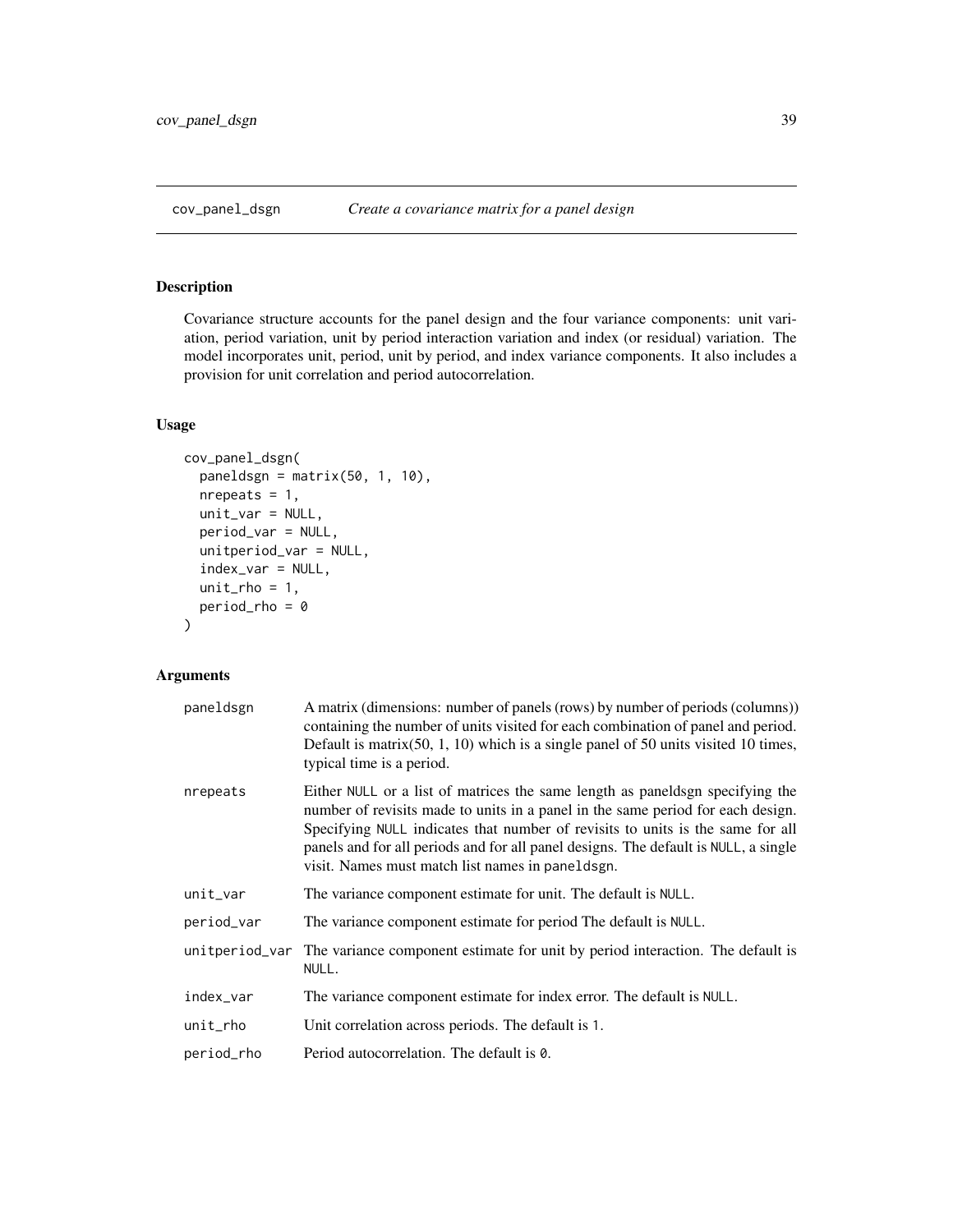## cov_panel_dsgn    *Create a covariance matrix for a panel design*

### Description

Covariance structure accounts for the panel design and the four variance components: unit variation, period variation, unit by period interaction variation and index (or residual) variation. The model incorporates unit, period, unit by period, and index variance components. It also includes a provision for unit correlation and period autocorrelation.

### Usage

```
cov_panel_dsgn(
  paneldsgn = matrix(50, 1, 10),
  nrepeats = 1,
  unit_var = NULL,
  period_var = NULL,
  unitperiod_var = NULL,
  index_var = NULL,
  unit_rho = 1,
  period_rho = 0
)
```

### Arguments

| | |
|---|---|
| paneldsgn | A matrix (dimensions: number of panels (rows) by number of periods (columns)) containing the number of units visited for each combination of panel and period. Default is matrix(50, 1, 10) which is a single panel of 50 units visited 10 times, typical time is a period. |
| nrepeats | Either NULL or a list of matrices the same length as paneldsgn specifying the number of revisits made to units in a panel in the same period for each design. Specifying NULL indicates that number of revisits to units is the same for all panels and for all periods and for all panel designs. The default is NULL, a single visit. Names must match list names in paneldsgn. |
| unit_var | The variance component estimate for unit. The default is NULL. |
| period_var | The variance component estimate for period The default is NULL. |
| unitperiod_var | The variance component estimate for unit by period interaction. The default is NULL. |
| index_var | The variance component estimate for index error. The default is NULL. |
| unit_rho | Unit correlation across periods. The default is 1. |
| period_rho | Period autocorrelation. The default is 0. |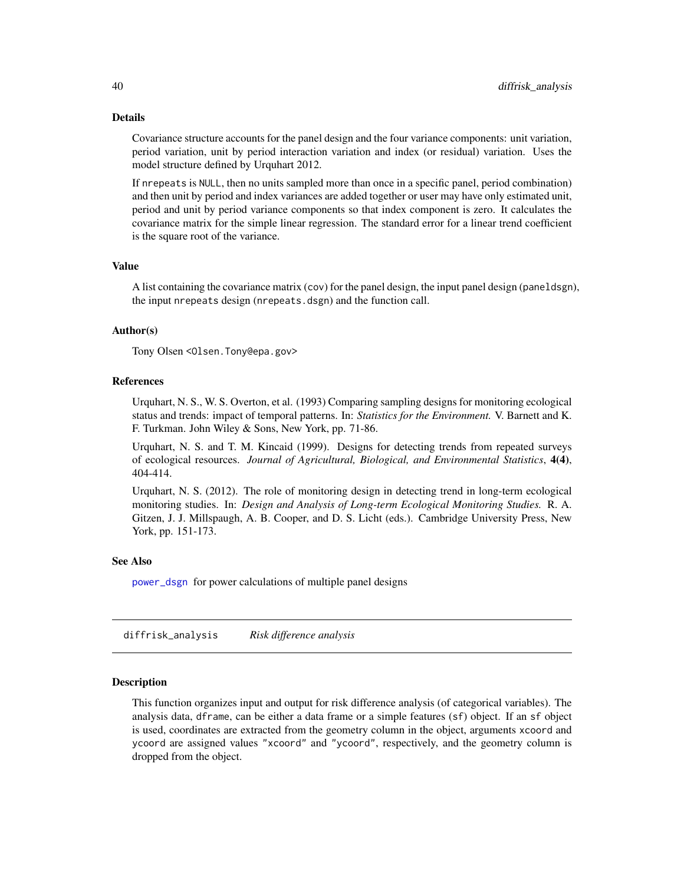### Details

Covariance structure accounts for the panel design and the four variance components: unit variation, period variation, unit by period interaction variation and index (or residual) variation. Uses the model structure defined by Urquhart 2012.

If `nrepeats` is `NULL`, then no units sampled more than once in a specific panel, period combination) and then unit by period and index variances are added together or user may have only estimated unit, period and unit by period variance components so that index component is zero. It calculates the covariance matrix for the simple linear regression. The standard error for a linear trend coefficient is the square root of the variance.

### Value

A list containing the covariance matrix (`cov`) for the panel design, the input panel design (`paneldsgn`), the input `nrepeats` design (`nrepeats.dsgn`) and the function call.

### Author(s)

Tony Olsen <Olsen.Tony@epa.gov>

### References

Urquhart, N. S., W. S. Overton, et al. (1993) Comparing sampling designs for monitoring ecological status and trends: impact of temporal patterns. In: *Statistics for the Environment.* V. Barnett and K. F. Turkman. John Wiley & Sons, New York, pp. 71-86.

Urquhart, N. S. and T. M. Kincaid (1999). Designs for detecting trends from repeated surveys of ecological resources. *Journal of Agricultural, Biological, and Environmental Statistics*, **4(4)**, 404-414.

Urquhart, N. S. (2012). The role of monitoring design in detecting trend in long-term ecological monitoring studies. In: *Design and Analysis of Long-term Ecological Monitoring Studies.* R. A. Gitzen, J. J. Millspaugh, A. B. Cooper, and D. S. Licht (eds.). Cambridge University Press, New York, pp. 151-173.

### See Also

`power_dsgn` for power calculations of multiple panel designs

---

## diffrisk_analysis *Risk difference analysis*

### Description

This function organizes input and output for risk difference analysis (of categorical variables). The analysis data, `dframe`, can be either a data frame or a simple features (`sf`) object. If an `sf` object is used, coordinates are extracted from the geometry column in the object, arguments `xcoord` and `ycoord` are assigned values `"xcoord"` and `"ycoord"`, respectively, and the geometry column is dropped from the object.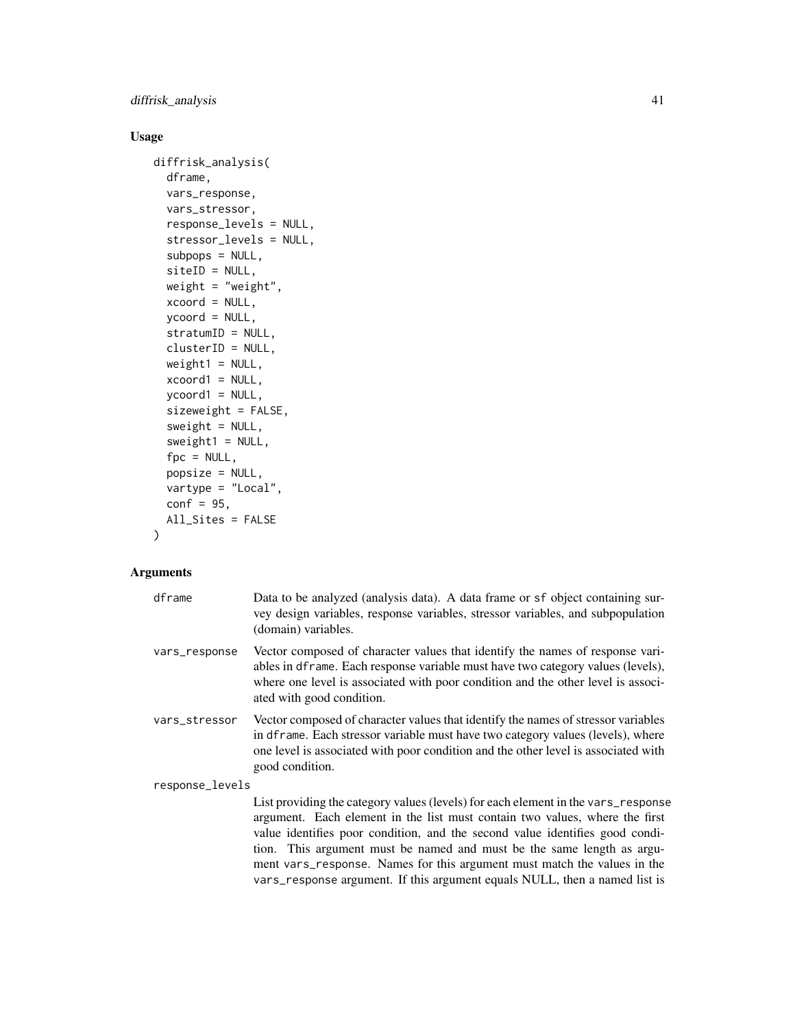## Usage

```
diffrisk_analysis(
  dframe,
  vars_response,
  vars_stressor,
  response_levels = NULL,
  stressor_levels = NULL,
  subpops = NULL,
  siteID = NULL,
  weight = "weight",
  xcoord = NULL,
  ycoord = NULL,
  stratumID = NULL,
  clusterID = NULL,
  weight1 = NULL,
  xcoord1 = NULL,
  ycoord1 = NULL,
  sizeweight = FALSE,
  sweight = NULL,
  sweight1 = NULL,
  fpc = NULL,
  popsize = NULL,
  vartype = "Local",
  conf = 95,
  All_Sites = FALSE
)
```

## Arguments

`dframe` Data to be analyzed (analysis data). A data frame or `sf` object containing survey design variables, response variables, stressor variables, and subpopulation (domain) variables.

`vars_response` Vector composed of character values that identify the names of response variables in `dframe`. Each response variable must have two category values (levels), where one level is associated with poor condition and the other level is associated with good condition.

`vars_stressor` Vector composed of character values that identify the names of stressor variables in `dframe`. Each stressor variable must have two category values (levels), where one level is associated with poor condition and the other level is associated with good condition.

`response_levels` List providing the category values (levels) for each element in the `vars_response` argument. Each element in the list must contain two values, where the first value identifies poor condition, and the second value identifies good condition. This argument must be named and must be the same length as argument `vars_response`. Names for this argument must match the values in the `vars_response` argument. If this argument equals NULL, then a named list is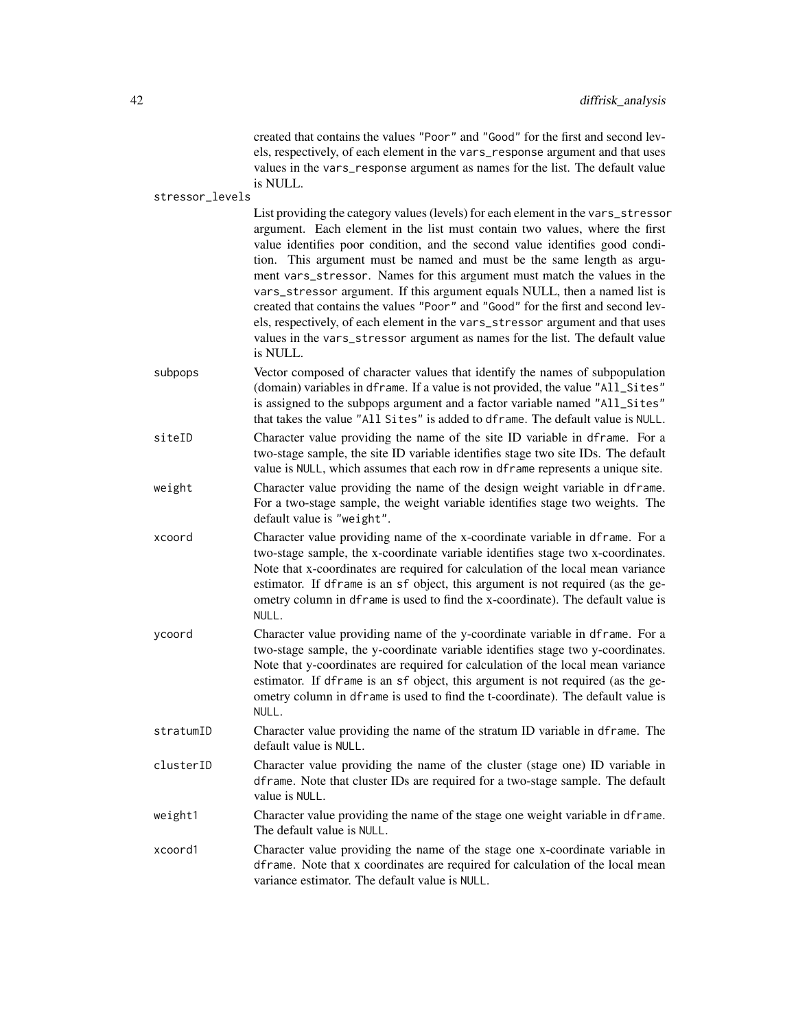created that contains the values "Poor" and "Good" for the first and second levels, respectively, of each element in the vars_response argument and that uses values in the vars_response argument as names for the list. The default value is NULL.

stressor_levels
: List providing the category values (levels) for each element in the vars_stressor argument. Each element in the list must contain two values, where the first value identifies poor condition, and the second value identifies good condition. This argument must be named and must be the same length as argument vars_stressor. Names for this argument must match the values in the vars_stressor argument. If this argument equals NULL, then a named list is created that contains the values "Poor" and "Good" for the first and second levels, respectively, of each element in the vars_stressor argument and that uses values in the vars_stressor argument as names for the list. The default value is NULL.

subpops
: Vector composed of character values that identify the names of subpopulation (domain) variables in dframe. If a value is not provided, the value "All_Sites" is assigned to the subpops argument and a factor variable named "All_Sites" that takes the value "All Sites" is added to dframe. The default value is NULL.

siteID
: Character value providing the name of the site ID variable in dframe. For a two-stage sample, the site ID variable identifies stage two site IDs. The default value is NULL, which assumes that each row in dframe represents a unique site.

weight
: Character value providing the name of the design weight variable in dframe. For a two-stage sample, the weight variable identifies stage two weights. The default value is "weight".

xcoord
: Character value providing name of the x-coordinate variable in dframe. For a two-stage sample, the x-coordinate variable identifies stage two x-coordinates. Note that x-coordinates are required for calculation of the local mean variance estimator. If dframe is an sf object, this argument is not required (as the geometry column in dframe is used to find the x-coordinate). The default value is NULL.

ycoord
: Character value providing name of the y-coordinate variable in dframe. For a two-stage sample, the y-coordinate variable identifies stage two y-coordinates. Note that y-coordinates are required for calculation of the local mean variance estimator. If dframe is an sf object, this argument is not required (as the geometry column in dframe is used to find the t-coordinate). The default value is NULL.

stratumID
: Character value providing the name of the stratum ID variable in dframe. The default value is NULL.

clusterID
: Character value providing the name of the cluster (stage one) ID variable in dframe. Note that cluster IDs are required for a two-stage sample. The default value is NULL.

weight1
: Character value providing the name of the stage one weight variable in dframe. The default value is NULL.

xcoord1
: Character value providing the name of the stage one x-coordinate variable in dframe. Note that x coordinates are required for calculation of the local mean variance estimator. The default value is NULL.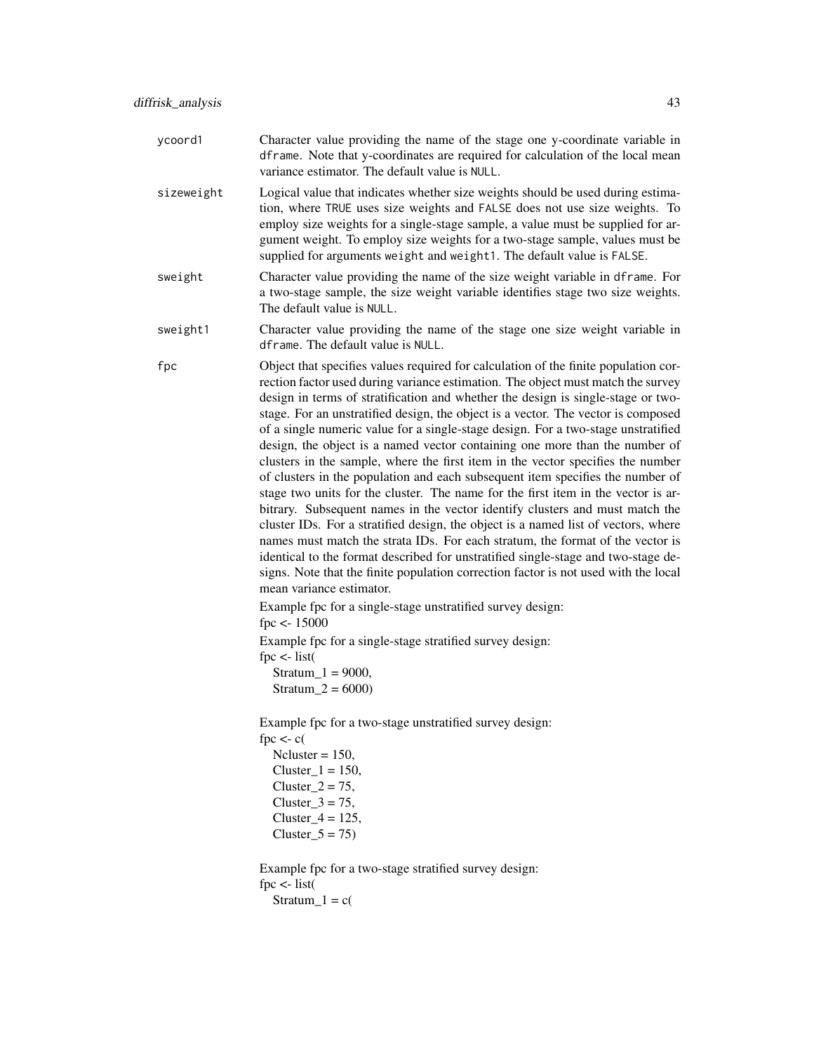ycoord1
: Character value providing the name of the stage one y-coordinate variable in `dframe`. Note that y-coordinates are required for calculation of the local mean variance estimator. The default value is `NULL`.

sizeweight
: Logical value that indicates whether size weights should be used during estimation, where `TRUE` uses size weights and `FALSE` does not use size weights. To employ size weights for a single-stage sample, a value must be supplied for argument weight. To employ size weights for a two-stage sample, values must be supplied for arguments `weight` and `weight1`. The default value is `FALSE`.

sweight
: Character value providing the name of the size weight variable in `dframe`. For a two-stage sample, the size weight variable identifies stage two size weights. The default value is `NULL`.

sweight1
: Character value providing the name of the stage one size weight variable in `dframe`. The default value is `NULL`.

fpc
: Object that specifies values required for calculation of the finite population correction factor used during variance estimation. The object must match the survey design in terms of stratification and whether the design is single-stage or two-stage. For an unstratified design, the object is a vector. The vector is composed of a single numeric value for a single-stage design. For a two-stage unstratified design, the object is a named vector containing one more than the number of clusters in the sample, where the first item in the vector specifies the number of clusters in the population and each subsequent item specifies the number of stage two units for the cluster. The name for the first item in the vector is arbitrary. Subsequent names in the vector identify clusters and must match the cluster IDs. For a stratified design, the object is a named list of vectors, where names must match the strata IDs. For each stratum, the format of the vector is identical to the format described for unstratified single-stage and two-stage designs. Note that the finite population correction factor is not used with the local mean variance estimator.

  Example fpc for a single-stage unstratified survey design:

  ```
  fpc <- 15000
  ```

  Example fpc for a single-stage stratified survey design:

  ```
  fpc <- list(
    Stratum_1 = 9000,
    Stratum_2 = 6000)
  ```

  Example fpc for a two-stage unstratified survey design:

  ```
  fpc <- c(
    Ncluster = 150,
    Cluster_1 = 150,
    Cluster_2 = 75,
    Cluster_3 = 75,
    Cluster_4 = 125,
    Cluster_5 = 75)
  ```

  Example fpc for a two-stage stratified survey design:

  ```
  fpc <- list(
    Stratum_1 = c(
  ```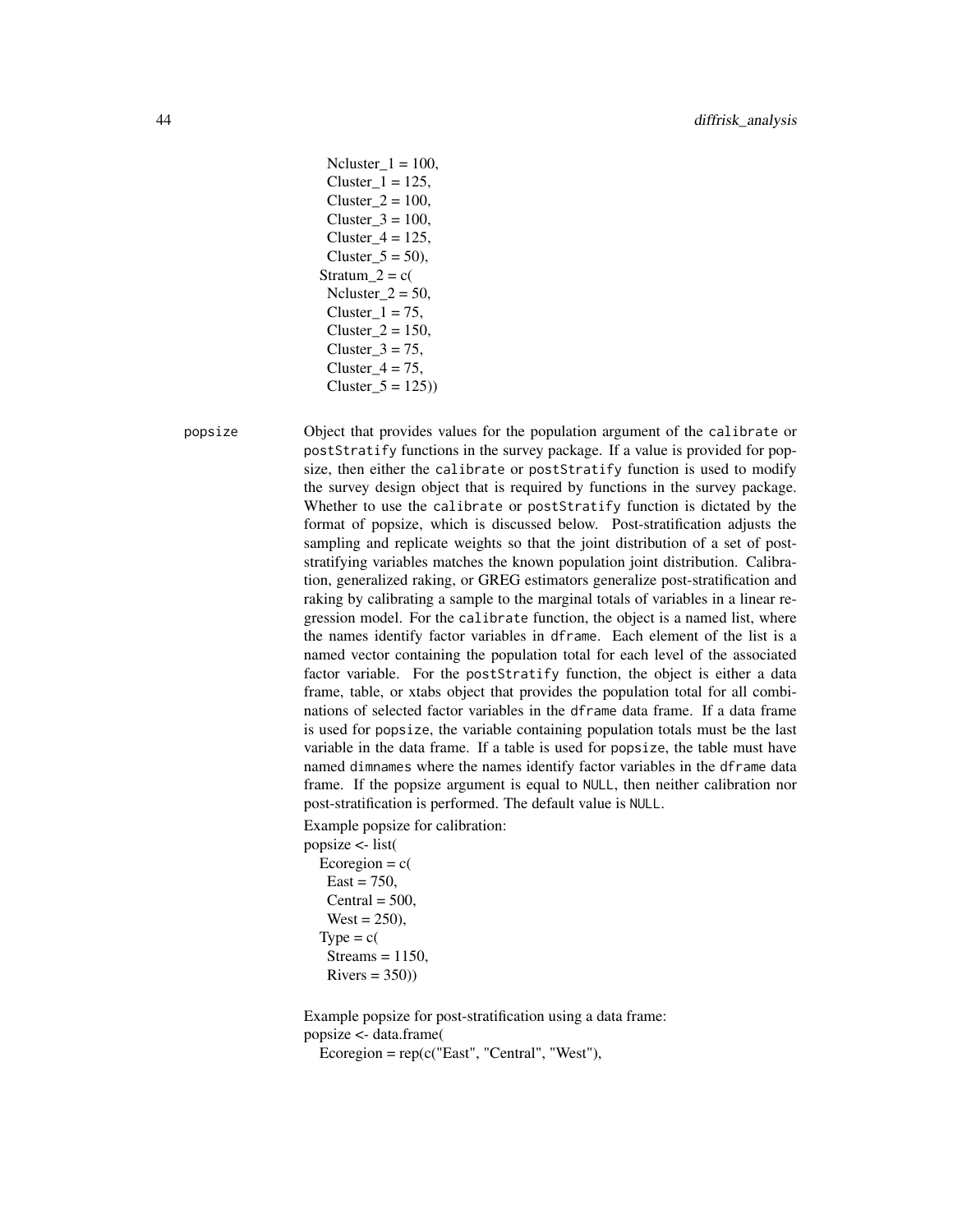```
    Ncluster_1 = 100,
    Cluster_1 = 125,
    Cluster_2 = 100,
    Cluster_3 = 100,
    Cluster_4 = 125,
    Cluster_5 = 50),
  Stratum_2 = c(
    Ncluster_2 = 50,
    Cluster_1 = 75,
    Cluster_2 = 150,
    Cluster_3 = 75,
    Cluster_4 = 75,
    Cluster_5 = 125))
```

`popsize` Object that provides values for the population argument of the `calibrate` or `postStratify` functions in the survey package. If a value is provided for popsize, then either the `calibrate` or `postStratify` function is used to modify the survey design object that is required by functions in the survey package. Whether to use the `calibrate` or `postStratify` function is dictated by the format of popsize, which is discussed below. Post-stratification adjusts the sampling and replicate weights so that the joint distribution of a set of post-stratifying variables matches the known population joint distribution. Calibration, generalized raking, or GREG estimators generalize post-stratification and raking by calibrating a sample to the marginal totals of variables in a linear regression model. For the `calibrate` function, the object is a named list, where the names identify factor variables in `dframe`. Each element of the list is a named vector containing the population total for each level of the associated factor variable. For the `postStratify` function, the object is either a data frame, table, or xtabs object that provides the population total for all combinations of selected factor variables in the `dframe` data frame. If a data frame is used for `popsize`, the variable containing population totals must be the last variable in the data frame. If a table is used for `popsize`, the table must have named `dimnames` where the names identify factor variables in the `dframe` data frame. If the popsize argument is equal to `NULL`, then neither calibration nor post-stratification is performed. The default value is `NULL`.

Example popsize for calibration:

```
popsize <- list(
  Ecoregion = c(
    East = 750,
    Central = 500,
    West = 250),
  Type = c(
    Streams = 1150,
    Rivers = 350))
```

Example popsize for post-stratification using a data frame:

```
popsize <- data.frame(
  Ecoregion = rep(c("East", "Central", "West"),
```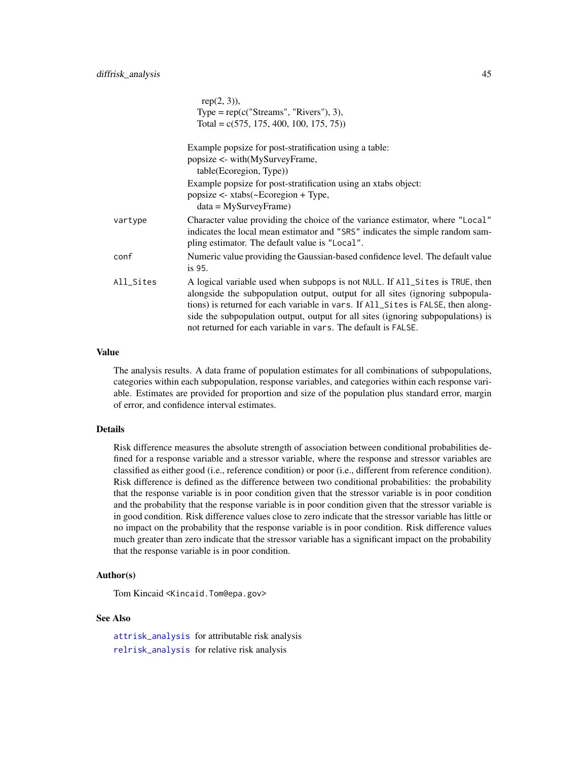```
    rep(2, 3)),
  Type = rep(c("Streams", "Rivers"), 3),
  Total = c(575, 175, 400, 100, 175, 75))
```

Example popsize for post-stratification using a table:

```
popsize <- with(MySurveyFrame,
  table(Ecoregion, Type))
```

Example popsize for post-stratification using an xtabs object:

```
popsize <- xtabs(~Ecoregion + Type,
  data = MySurveyFrame)
```

| | |
|---|---|
| `vartype` | Character value providing the choice of the variance estimator, where "Local" indicates the local mean estimator and "SRS" indicates the simple random sampling estimator. The default value is "Local". |
| `conf` | Numeric value providing the Gaussian-based confidence level. The default value is 95. |
| `All_Sites` | A logical variable used when subpops is not NULL. If All_Sites is TRUE, then alongside the subpopulation output, output for all sites (ignoring subpopulations) is returned for each variable in vars. If All_Sites is FALSE, then alongside the subpopulation output, output for all sites (ignoring subpopulations) is not returned for each variable in vars. The default is FALSE. |

## Value

The analysis results. A data frame of population estimates for all combinations of subpopulations, categories within each subpopulation, response variables, and categories within each response variable. Estimates are provided for proportion and size of the population plus standard error, margin of error, and confidence interval estimates.

## Details

Risk difference measures the absolute strength of association between conditional probabilities defined for a response variable and a stressor variable, where the response and stressor variables are classified as either good (i.e., reference condition) or poor (i.e., different from reference condition). Risk difference is defined as the difference between two conditional probabilities: the probability that the response variable is in poor condition given that the stressor variable is in poor condition and the probability that the response variable is in poor condition given that the stressor variable is in good condition. Risk difference values close to zero indicate that the stressor variable has little or no impact on the probability that the response variable is in poor condition. Risk difference values much greater than zero indicate that the stressor variable has a significant impact on the probability that the response variable is in poor condition.

## Author(s)

Tom Kincaid <Kincaid.Tom@epa.gov>

## See Also

`attrisk_analysis` for attributable risk analysis

`relrisk_analysis` for relative risk analysis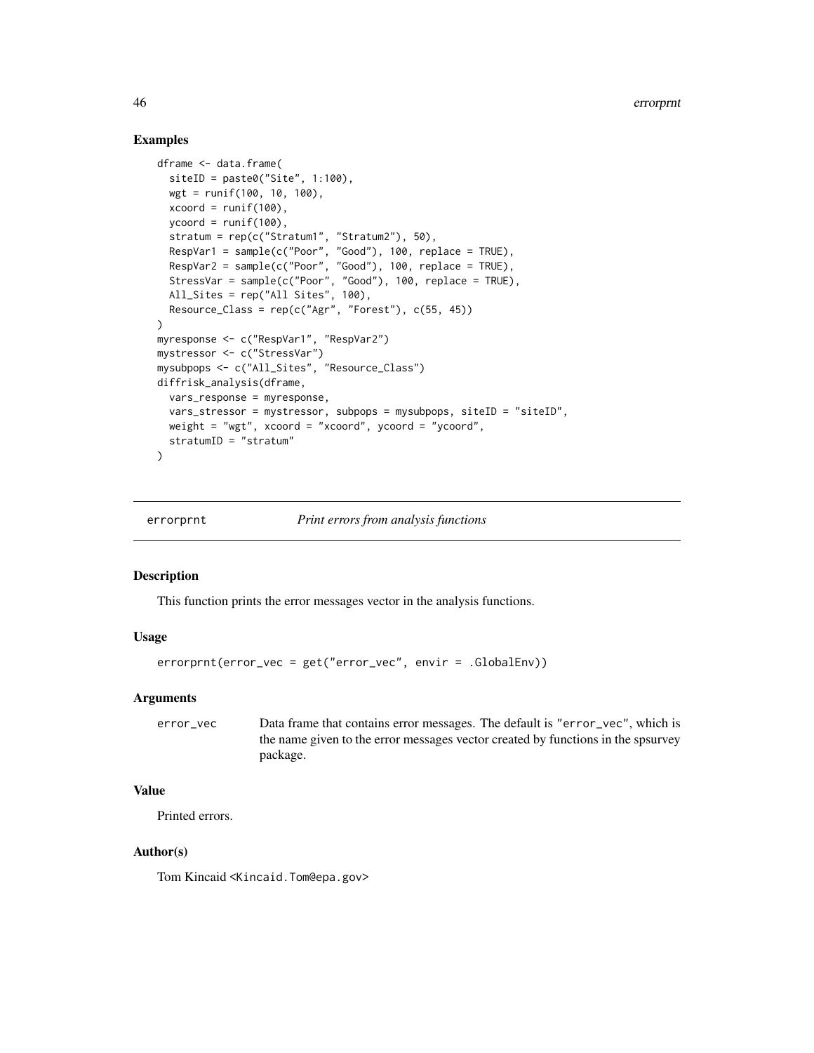### Examples

```
dframe <- data.frame(
  siteID = paste0("Site", 1:100),
  wgt = runif(100, 10, 100),
  xcoord = runif(100),
  ycoord = runif(100),
  stratum = rep(c("Stratum1", "Stratum2"), 50),
  RespVar1 = sample(c("Poor", "Good"), 100, replace = TRUE),
  RespVar2 = sample(c("Poor", "Good"), 100, replace = TRUE),
  StressVar = sample(c("Poor", "Good"), 100, replace = TRUE),
  All_Sites = rep("All Sites", 100),
  Resource_Class = rep(c("Agr", "Forest"), c(55, 45))
)
myresponse <- c("RespVar1", "RespVar2")
mystressor <- c("StressVar")
mysubpops <- c("All_Sites", "Resource_Class")
diffrisk_analysis(dframe,
  vars_response = myresponse,
  vars_stressor = mystressor, subpops = mysubpops, siteID = "siteID",
  weight = "wgt", xcoord = "xcoord", ycoord = "ycoord",
  stratumID = "stratum"
)
```

## errorprnt — *Print errors from analysis functions*

### Description

This function prints the error messages vector in the analysis functions.

### Usage

```
errorprnt(error_vec = get("error_vec", envir = .GlobalEnv))
```

### Arguments

| | |
|---|---|
| error_vec | Data frame that contains error messages. The default is "error_vec", which is the name given to the error messages vector created by functions in the spsurvey package. |

### Value

Printed errors.

### Author(s)

Tom Kincaid <Kincaid.Tom@epa.gov>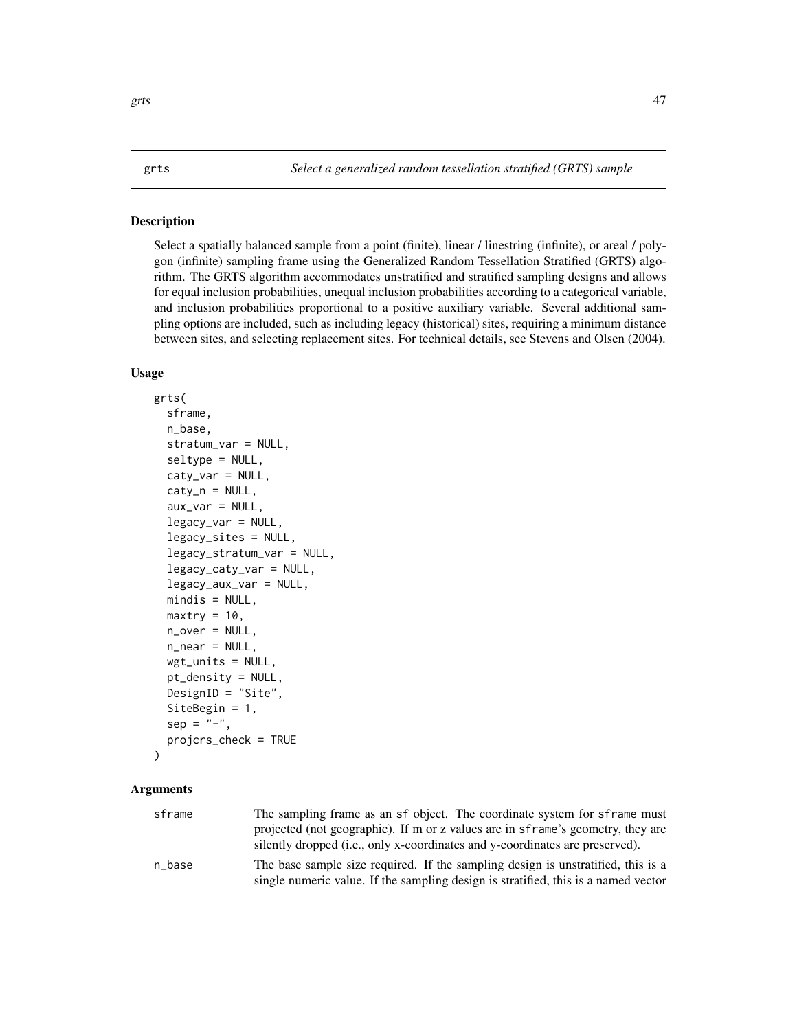grts *Select a generalized random tessellation stratified (GRTS) sample*

## Description

Select a spatially balanced sample from a point (finite), linear / linestring (infinite), or areal / polygon (infinite) sampling frame using the Generalized Random Tessellation Stratified (GRTS) algorithm. The GRTS algorithm accommodates unstratified and stratified sampling designs and allows for equal inclusion probabilities, unequal inclusion probabilities according to a categorical variable, and inclusion probabilities proportional to a positive auxiliary variable. Several additional sampling options are included, such as including legacy (historical) sites, requiring a minimum distance between sites, and selecting replacement sites. For technical details, see Stevens and Olsen (2004).

## Usage

```
grts(
  sframe,
  n_base,
  stratum_var = NULL,
  seltype = NULL,
  caty_var = NULL,
  caty_n = NULL,
  aux_var = NULL,
  legacy_var = NULL,
  legacy_sites = NULL,
  legacy_stratum_var = NULL,
  legacy_caty_var = NULL,
  legacy_aux_var = NULL,
  mindis = NULL,
  maxtry = 10,
  n_over = NULL,
  n_near = NULL,
  wgt_units = NULL,
  pt_density = NULL,
  DesignID = "Site",
  SiteBegin = 1,
  sep = "-",
  projcrs_check = TRUE
)
```

## Arguments

| | |
|---|---|
| `sframe` | The sampling frame as an `sf` object. The coordinate system for `sframe` must projected (not geographic). If m or z values are in `sframe`'s geometry, they are silently dropped (i.e., only x-coordinates and y-coordinates are preserved). |
| `n_base` | The base sample size required. If the sampling design is unstratified, this is a single numeric value. If the sampling design is stratified, this is a named vector |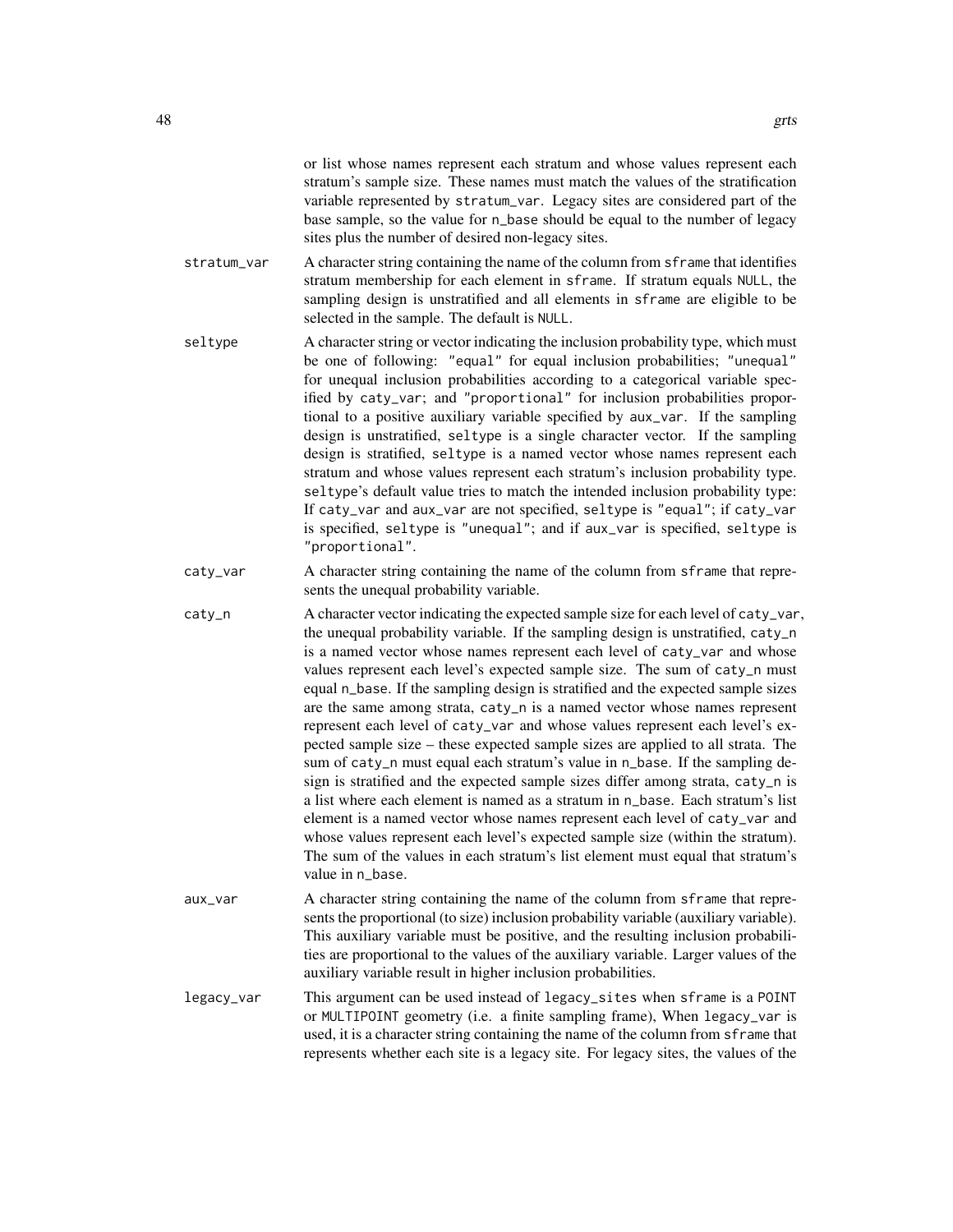or list whose names represent each stratum and whose values represent each stratum's sample size. These names must match the values of the stratification variable represented by `stratum_var`. Legacy sites are considered part of the base sample, so the value for `n_base` should be equal to the number of legacy sites plus the number of desired non-legacy sites.

`stratum_var`
: A character string containing the name of the column from `sframe` that identifies stratum membership for each element in `sframe`. If stratum equals `NULL`, the sampling design is unstratified and all elements in `sframe` are eligible to be selected in the sample. The default is `NULL`.

`seltype`
: A character string or vector indicating the inclusion probability type, which must be one of following: `"equal"` for equal inclusion probabilities; `"unequal"` for unequal inclusion probabilities according to a categorical variable specified by `caty_var`; and `"proportional"` for inclusion probabilities proportional to a positive auxiliary variable specified by `aux_var`. If the sampling design is unstratified, `seltype` is a single character vector. If the sampling design is stratified, `seltype` is a named vector whose names represent each stratum and whose values represent each stratum's inclusion probability type. `seltype`'s default value tries to match the intended inclusion probability type: If `caty_var` and `aux_var` are not specified, `seltype` is `"equal"`; if `caty_var` is specified, `seltype` is `"unequal"`; and if `aux_var` is specified, `seltype` is `"proportional"`.

`caty_var`
: A character string containing the name of the column from `sframe` that represents the unequal probability variable.

`caty_n`
: A character vector indicating the expected sample size for each level of `caty_var`, the unequal probability variable. If the sampling design is unstratified, `caty_n` is a named vector whose names represent each level of `caty_var` and whose values represent each level's expected sample size. The sum of `caty_n` must equal `n_base`. If the sampling design is stratified and the expected sample sizes are the same among strata, `caty_n` is a named vector whose names represent represent each level of `caty_var` and whose values represent each level's expected sample size – these expected sample sizes are applied to all strata. The sum of `caty_n` must equal each stratum's value in `n_base`. If the sampling design is stratified and the expected sample sizes differ among strata, `caty_n` is a list where each element is named as a stratum in `n_base`. Each stratum's list element is a named vector whose names represent each level of `caty_var` and whose values represent each level's expected sample size (within the stratum). The sum of the values in each stratum's list element must equal that stratum's value in `n_base`.

`aux_var`
: A character string containing the name of the column from `sframe` that represents the proportional (to size) inclusion probability variable (auxiliary variable). This auxiliary variable must be positive, and the resulting inclusion probabilities are proportional to the values of the auxiliary variable. Larger values of the auxiliary variable result in higher inclusion probabilities.

`legacy_var`
: This argument can be used instead of `legacy_sites` when `sframe` is a `POINT` or `MULTIPOINT` geometry (i.e. a finite sampling frame), When `legacy_var` is used, it is a character string containing the name of the column from `sframe` that represents whether each site is a legacy site. For legacy sites, the values of the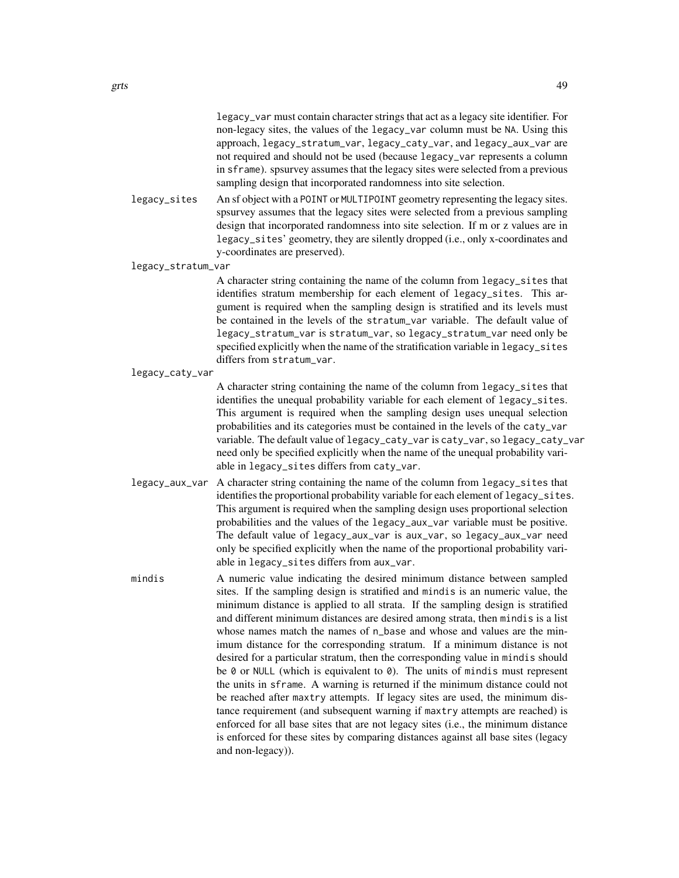legacy_var must contain character strings that act as a legacy site identifier. For non-legacy sites, the values of the legacy_var column must be NA. Using this approach, legacy_stratum_var, legacy_caty_var, and legacy_aux_var are not required and should not be used (because legacy_var represents a column in sframe). spsurvey assumes that the legacy sites were selected from a previous sampling design that incorporated randomness into site selection.

**legacy_sites** An sf object with a POINT or MULTIPOINT geometry representing the legacy sites. spsurvey assumes that the legacy sites were selected from a previous sampling design that incorporated randomness into site selection. If m or z values are in legacy_sites' geometry, they are silently dropped (i.e., only x-coordinates and y-coordinates are preserved).

**legacy_stratum_var**
A character string containing the name of the column from legacy_sites that identifies stratum membership for each element of legacy_sites. This argument is required when the sampling design is stratified and its levels must be contained in the levels of the stratum_var variable. The default value of legacy_stratum_var is stratum_var, so legacy_stratum_var need only be specified explicitly when the name of the stratification variable in legacy_sites differs from stratum_var.

**legacy_caty_var**
A character string containing the name of the column from legacy_sites that identifies the unequal probability variable for each element of legacy_sites. This argument is required when the sampling design uses unequal selection probabilities and its categories must be contained in the levels of the caty_var variable. The default value of legacy_caty_var is caty_var, so legacy_caty_var need only be specified explicitly when the name of the unequal probability variable in legacy_sites differs from caty_var.

**legacy_aux_var** A character string containing the name of the column from legacy_sites that identifies the proportional probability variable for each element of legacy_sites. This argument is required when the sampling design uses proportional selection probabilities and the values of the legacy_aux_var variable must be positive. The default value of legacy_aux_var is aux_var, so legacy_aux_var need only be specified explicitly when the name of the proportional probability variable in legacy_sites differs from aux_var.

**mindis** A numeric value indicating the desired minimum distance between sampled sites. If the sampling design is stratified and mindis is an numeric value, the minimum distance is applied to all strata. If the sampling design is stratified and different minimum distances are desired among strata, then mindis is a list whose names match the names of n_base and whose and values are the minimum distance for the corresponding stratum. If a minimum distance is not desired for a particular stratum, then the corresponding value in mindis should be 0 or NULL (which is equivalent to 0). The units of mindis must represent the units in sframe. A warning is returned if the minimum distance could not be reached after maxtry attempts. If legacy sites are used, the minimum distance requirement (and subsequent warning if maxtry attempts are reached) is enforced for all base sites that are not legacy sites (i.e., the minimum distance is enforced for these sites by comparing distances against all base sites (legacy and non-legacy)).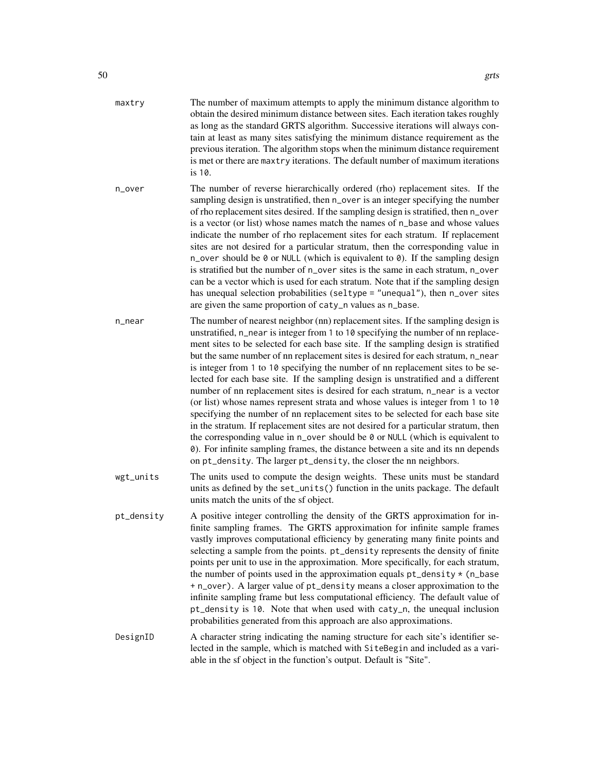maxtry
: The number of maximum attempts to apply the minimum distance algorithm to obtain the desired minimum distance between sites. Each iteration takes roughly as long as the standard GRTS algorithm. Successive iterations will always contain at least as many sites satisfying the minimum distance requirement as the previous iteration. The algorithm stops when the minimum distance requirement is met or there are `maxtry` iterations. The default number of maximum iterations is `10`.

n_over
: The number of reverse hierarchically ordered (rho) replacement sites. If the sampling design is unstratified, then `n_over` is an integer specifying the number of rho replacement sites desired. If the sampling design is stratified, then `n_over` is a vector (or list) whose names match the names of `n_base` and whose values indicate the number of rho replacement sites for each stratum. If replacement sites are not desired for a particular stratum, then the corresponding value in `n_over` should be `0` or `NULL` (which is equivalent to `0`). If the sampling design is stratified but the number of `n_over` sites is the same in each stratum, `n_over` can be a vector which is used for each stratum. Note that if the sampling design has unequal selection probabilities (`seltype = "unequal"`), then `n_over` sites are given the same proportion of `caty_n` values as `n_base`.

n_near
: The number of nearest neighbor (nn) replacement sites. If the sampling design is unstratified, `n_near` is integer from `1` to `10` specifying the number of nn replacement sites to be selected for each base site. If the sampling design is stratified but the same number of nn replacement sites is desired for each stratum, `n_near` is integer from `1` to `10` specifying the number of nn replacement sites to be selected for each base site. If the sampling design is unstratified and a different number of nn replacement sites is desired for each stratum, `n_near` is a vector (or list) whose names represent strata and whose values is integer from `1` to `10` specifying the number of nn replacement sites to be selected for each base site in the stratum. If replacement sites are not desired for a particular stratum, then the corresponding value in `n_over` should be `0` or `NULL` (which is equivalent to `0`). For infinite sampling frames, the distance between a site and its nn depends on `pt_density`. The larger `pt_density`, the closer the nn neighbors.

wgt_units
: The units used to compute the design weights. These units must be standard units as defined by the `set_units()` function in the units package. The default units match the units of the sf object.

pt_density
: A positive integer controlling the density of the GRTS approximation for infinite sampling frames. The GRTS approximation for infinite sample frames vastly improves computational efficiency by generating many finite points and selecting a sample from the points. `pt_density` represents the density of finite points per unit to use in the approximation. More specifically, for each stratum, the number of points used in the approximation equals `pt_density * (n_base + n_over)`. A larger value of `pt_density` means a closer approximation to the infinite sampling frame but less computational efficiency. The default value of `pt_density` is `10`. Note that when used with `caty_n`, the unequal inclusion probabilities generated from this approach are also approximations.

DesignID
: A character string indicating the naming structure for each site's identifier selected in the sample, which is matched with `SiteBegin` and included as a variable in the sf object in the function's output. Default is "Site".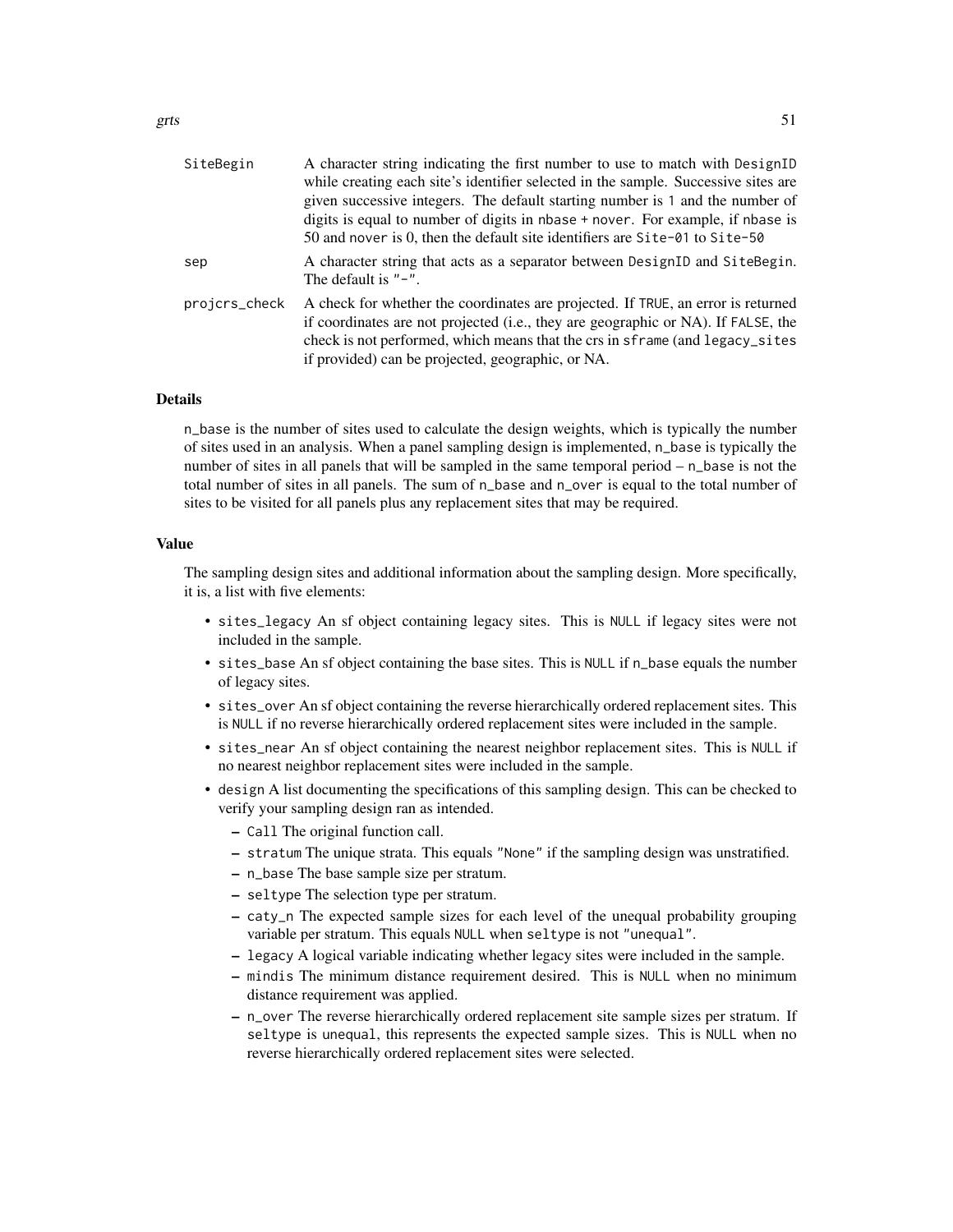SiteBegin
: A character string indicating the first number to use to match with `DesignID` while creating each site's identifier selected in the sample. Successive sites are given successive integers. The default starting number is `1` and the number of digits is equal to number of digits in `nbase + nover`. For example, if `nbase` is 50 and `nover` is 0, then the default site identifiers are `Site-01` to `Site-50`

sep
: A character string that acts as a separator between `DesignID` and `SiteBegin`. The default is `"-"`.

projcrs_check
: A check for whether the coordinates are projected. If `TRUE`, an error is returned if coordinates are not projected (i.e., they are geographic or NA). If `FALSE`, the check is not performed, which means that the crs in `sframe` (and `legacy_sites` if provided) can be projected, geographic, or NA.

### Details

`n_base` is the number of sites used to calculate the design weights, which is typically the number of sites used in an analysis. When a panel sampling design is implemented, `n_base` is typically the number of sites in all panels that will be sampled in the same temporal period – `n_base` is not the total number of sites in all panels. The sum of `n_base` and `n_over` is equal to the total number of sites to be visited for all panels plus any replacement sites that may be required.

### Value

The sampling design sites and additional information about the sampling design. More specifically, it is, a list with five elements:

- `sites_legacy` An sf object containing legacy sites. This is `NULL` if legacy sites were not included in the sample.
- `sites_base` An sf object containing the base sites. This is `NULL` if `n_base` equals the number of legacy sites.
- `sites_over` An sf object containing the reverse hierarchically ordered replacement sites. This is `NULL` if no reverse hierarchically ordered replacement sites were included in the sample.
- `sites_near` An sf object containing the nearest neighbor replacement sites. This is `NULL` if no nearest neighbor replacement sites were included in the sample.
- `design` A list documenting the specifications of this sampling design. This can be checked to verify your sampling design ran as intended.
  - `Call` The original function call.
  - `stratum` The unique strata. This equals `"None"` if the sampling design was unstratified.
  - `n_base` The base sample size per stratum.
  - `seltype` The selection type per stratum.
  - `caty_n` The expected sample sizes for each level of the unequal probability grouping variable per stratum. This equals `NULL` when `seltype` is not `"unequal"`.
  - `legacy` A logical variable indicating whether legacy sites were included in the sample.
  - `mindis` The minimum distance requirement desired. This is `NULL` when no minimum distance requirement was applied.
  - `n_over` The reverse hierarchically ordered replacement site sample sizes per stratum. If `seltype` is `unequal`, this represents the expected sample sizes. This is `NULL` when no reverse hierarchically ordered replacement sites were selected.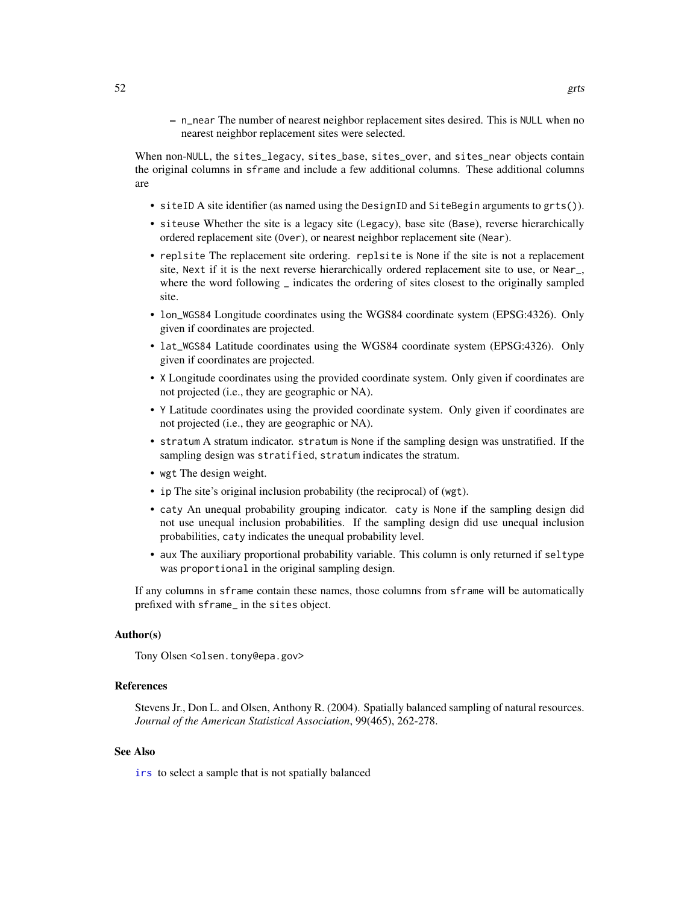- `n_near` The number of nearest neighbor replacement sites desired. This is `NULL` when no nearest neighbor replacement sites were selected.

When non-`NULL`, the `sites_legacy`, `sites_base`, `sites_over`, and `sites_near` objects contain the original columns in `sframe` and include a few additional columns. These additional columns are

- `siteID` A site identifier (as named using the `DesignID` and `SiteBegin` arguments to `grts()`).
- `siteuse` Whether the site is a legacy site (`Legacy`), base site (`Base`), reverse hierarchically ordered replacement site (`Over`), or nearest neighbor replacement site (`Near`).
- `replsite` The replacement site ordering. `replsite` is `None` if the site is not a replacement site, `Next` if it is the next reverse hierarchically ordered replacement site to use, or `Near_`, where the word following `_` indicates the ordering of sites closest to the originally sampled site.
- `lon_WGS84` Longitude coordinates using the WGS84 coordinate system (EPSG:4326). Only given if coordinates are projected.
- `lat_WGS84` Latitude coordinates using the WGS84 coordinate system (EPSG:4326). Only given if coordinates are projected.
- `X` Longitude coordinates using the provided coordinate system. Only given if coordinates are not projected (i.e., they are geographic or NA).
- `Y` Latitude coordinates using the provided coordinate system. Only given if coordinates are not projected (i.e., they are geographic or NA).
- `stratum` A stratum indicator. `stratum` is `None` if the sampling design was unstratified. If the sampling design was `stratified`, `stratum` indicates the stratum.
- `wgt` The design weight.
- `ip` The site's original inclusion probability (the reciprocal) of (`wgt`).
- `caty` An unequal probability grouping indicator. `caty` is `None` if the sampling design did not use unequal inclusion probabilities. If the sampling design did use unequal inclusion probabilities, `caty` indicates the unequal probability level.
- `aux` The auxiliary proportional probability variable. This column is only returned if `seltype` was `proportional` in the original sampling design.

If any columns in `sframe` contain these names, those columns from `sframe` will be automatically prefixed with `sframe_` in the `sites` object.

### Author(s)

Tony Olsen <olsen.tony@epa.gov>

### References

Stevens Jr., Don L. and Olsen, Anthony R. (2004). Spatially balanced sampling of natural resources. *Journal of the American Statistical Association*, 99(465), 262-278.

### See Also

`irs` to select a sample that is not spatially balanced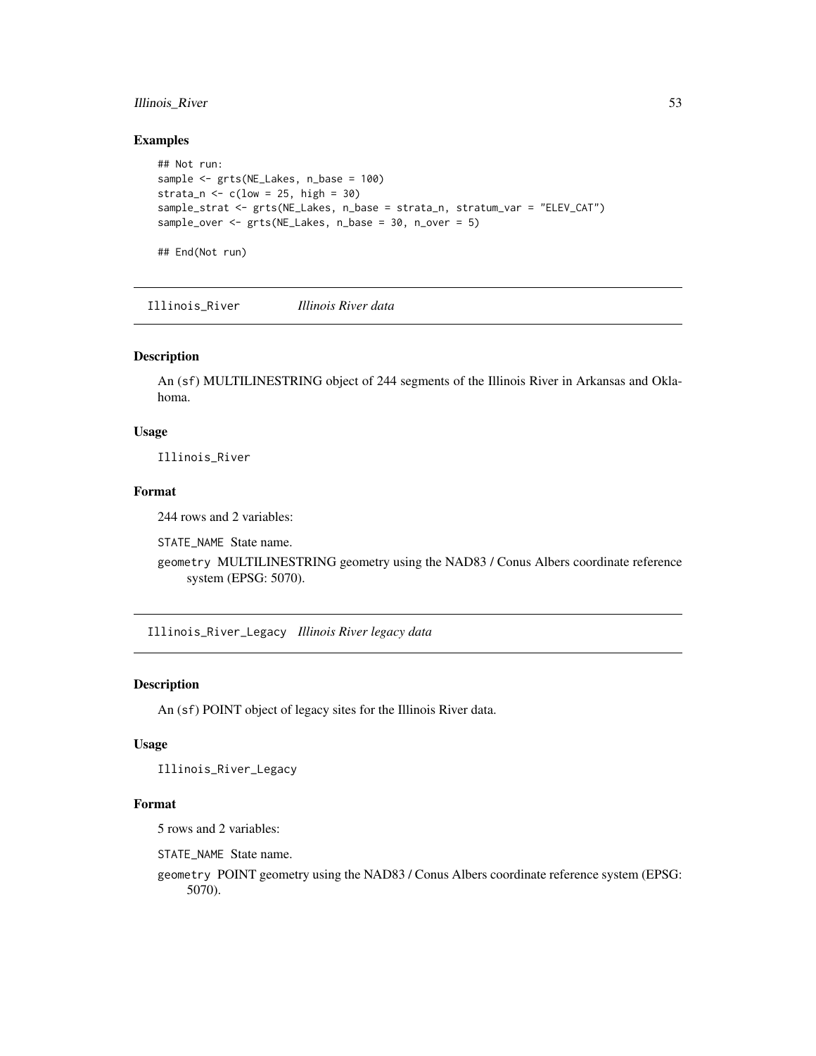## Examples

```
## Not run:
sample <- grts(NE_Lakes, n_base = 100)
strata_n <- c(low = 25, high = 30)
sample_strat <- grts(NE_Lakes, n_base = strata_n, stratum_var = "ELEV_CAT")
sample_over <- grts(NE_Lakes, n_base = 30, n_over = 5)

## End(Not run)
```

---

# Illinois_River *Illinois River data*

### Description

An (sf) MULTILINESTRING object of 244 segments of the Illinois River in Arkansas and Oklahoma.

### Usage

```
Illinois_River
```

### Format

244 rows and 2 variables:

`STATE_NAME` State name.

`geometry` MULTILINESTRING geometry using the NAD83 / Conus Albers coordinate reference system (EPSG: 5070).

---

# Illinois_River_Legacy *Illinois River legacy data*

### Description

An (sf) POINT object of legacy sites for the Illinois River data.

### Usage

```
Illinois_River_Legacy
```

### Format

5 rows and 2 variables:

`STATE_NAME` State name.

`geometry` POINT geometry using the NAD83 / Conus Albers coordinate reference system (EPSG: 5070).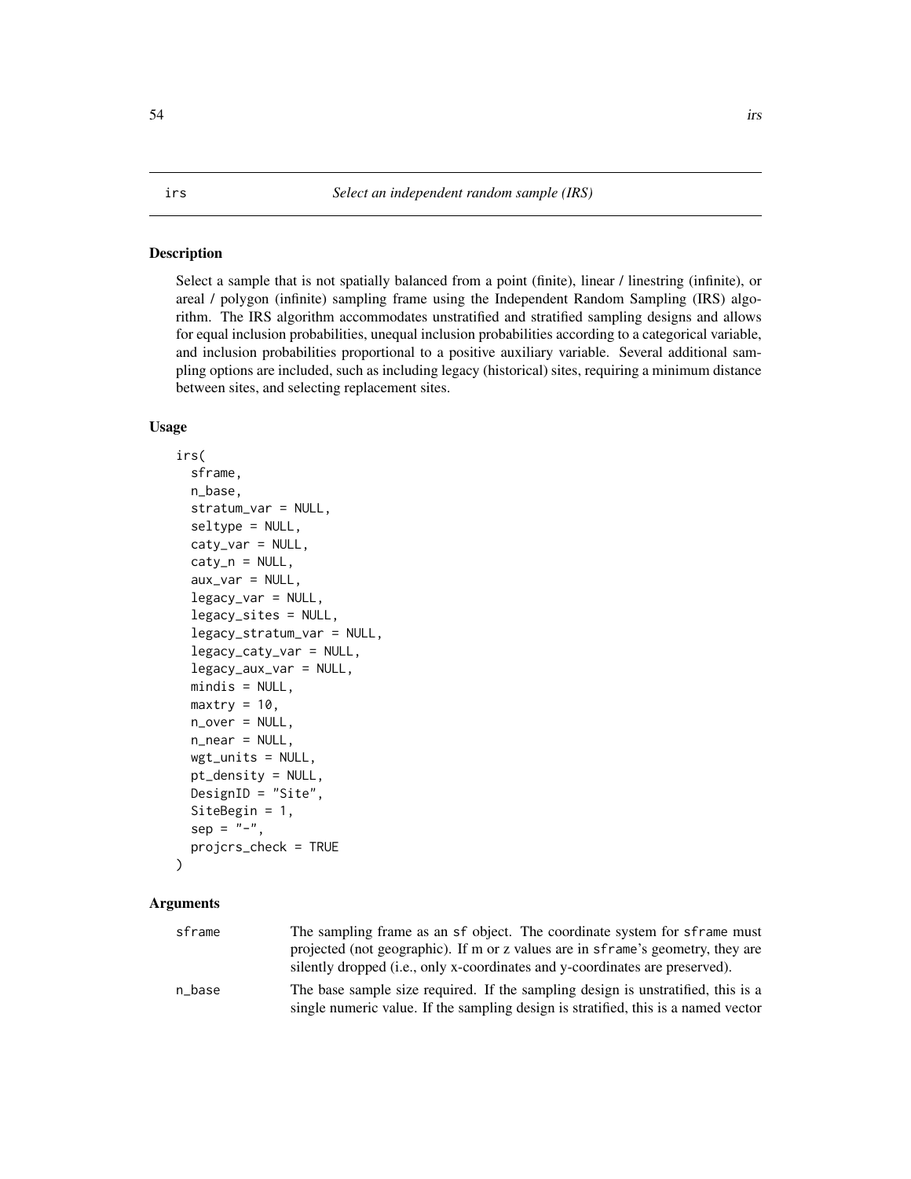irs *Select an independent random sample (IRS)*

### Description

Select a sample that is not spatially balanced from a point (finite), linear / linestring (infinite), or areal / polygon (infinite) sampling frame using the Independent Random Sampling (IRS) algorithm. The IRS algorithm accommodates unstratified and stratified sampling designs and allows for equal inclusion probabilities, unequal inclusion probabilities according to a categorical variable, and inclusion probabilities proportional to a positive auxiliary variable. Several additional sampling options are included, such as including legacy (historical) sites, requiring a minimum distance between sites, and selecting replacement sites.

### Usage

```
irs(
  sframe,
  n_base,
  stratum_var = NULL,
  seltype = NULL,
  caty_var = NULL,
  caty_n = NULL,
  aux_var = NULL,
  legacy_var = NULL,
  legacy_sites = NULL,
  legacy_stratum_var = NULL,
  legacy_caty_var = NULL,
  legacy_aux_var = NULL,
  mindis = NULL,
  maxtry = 10,
  n_over = NULL,
  n_near = NULL,
  wgt_units = NULL,
  pt_density = NULL,
  DesignID = "Site",
  SiteBegin = 1,
  sep = "-",
  projcrs_check = TRUE
)
```

### Arguments

| | |
|---|---|
| sframe | The sampling frame as an sf object. The coordinate system for sframe must projected (not geographic). If m or z values are in sframe's geometry, they are silently dropped (i.e., only x-coordinates and y-coordinates are preserved). |
| n_base | The base sample size required. If the sampling design is unstratified, this is a single numeric value. If the sampling design is stratified, this is a named vector |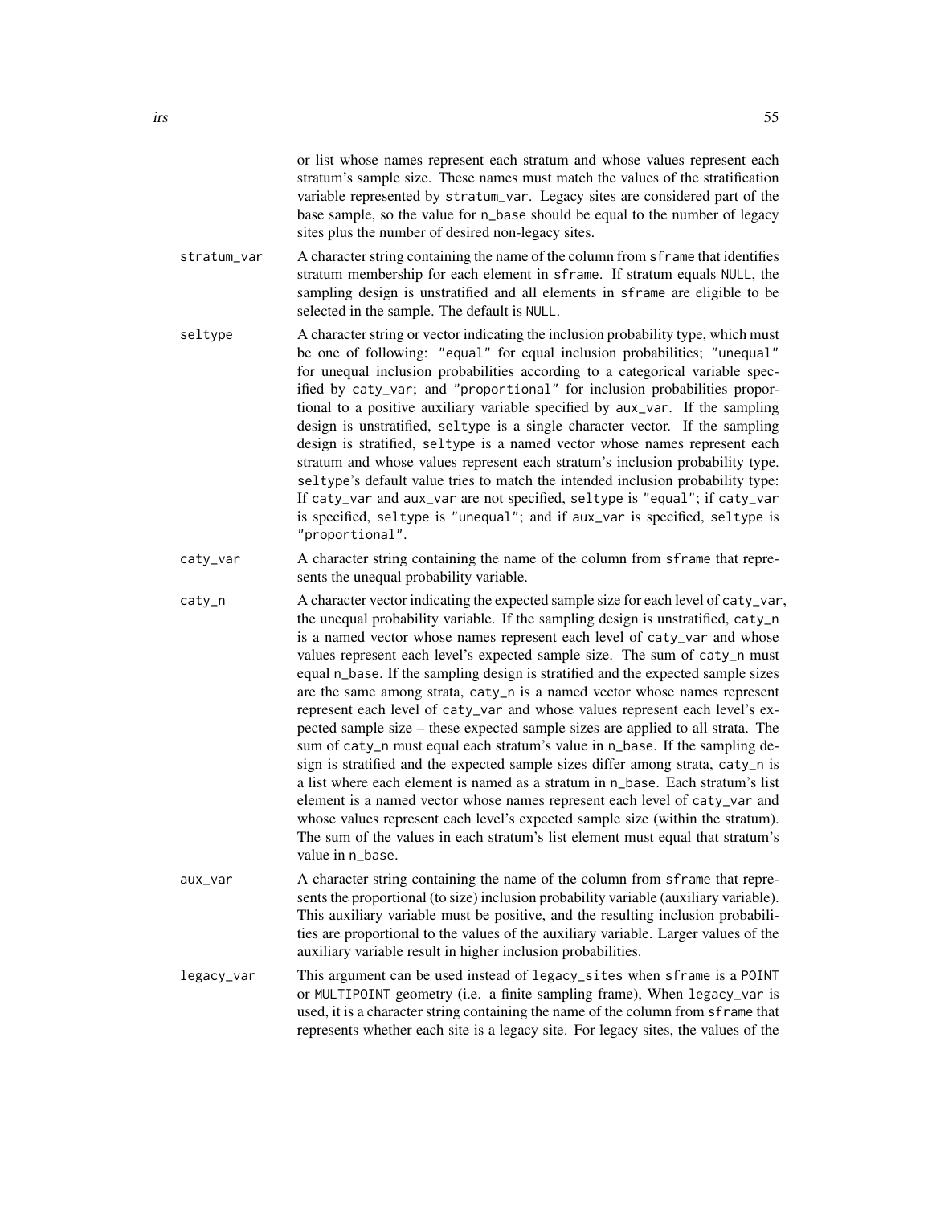or list whose names represent each stratum and whose values represent each stratum's sample size. These names must match the values of the stratification variable represented by `stratum_var`. Legacy sites are considered part of the base sample, so the value for `n_base` should be equal to the number of legacy sites plus the number of desired non-legacy sites.

**stratum_var** A character string containing the name of the column from `sframe` that identifies stratum membership for each element in `sframe`. If stratum equals `NULL`, the sampling design is unstratified and all elements in `sframe` are eligible to be selected in the sample. The default is `NULL`.

**seltype** A character string or vector indicating the inclusion probability type, which must be one of following: `"equal"` for equal inclusion probabilities; `"unequal"` for unequal inclusion probabilities according to a categorical variable specified by `caty_var`; and `"proportional"` for inclusion probabilities proportional to a positive auxiliary variable specified by `aux_var`. If the sampling design is unstratified, `seltype` is a single character vector. If the sampling design is stratified, `seltype` is a named vector whose names represent each stratum and whose values represent each stratum's inclusion probability type. `seltype`'s default value tries to match the intended inclusion probability type: If `caty_var` and `aux_var` are not specified, `seltype` is `"equal"`; if `caty_var` is specified, `seltype` is `"unequal"`; and if `aux_var` is specified, `seltype` is `"proportional"`.

**caty_var** A character string containing the name of the column from `sframe` that represents the unequal probability variable.

**caty_n** A character vector indicating the expected sample size for each level of `caty_var`, the unequal probability variable. If the sampling design is unstratified, `caty_n` is a named vector whose names represent each level of `caty_var` and whose values represent each level's expected sample size. The sum of `caty_n` must equal `n_base`. If the sampling design is stratified and the expected sample sizes are the same among strata, `caty_n` is a named vector whose names represent represent each level of `caty_var` and whose values represent each level's expected sample size – these expected sample sizes are applied to all strata. The sum of `caty_n` must equal each stratum's value in `n_base`. If the sampling design is stratified and the expected sample sizes differ among strata, `caty_n` is a list where each element is named as a stratum in `n_base`. Each stratum's list element is a named vector whose names represent each level of `caty_var` and whose values represent each level's expected sample size (within the stratum). The sum of the values in each stratum's list element must equal that stratum's value in `n_base`.

**aux_var** A character string containing the name of the column from `sframe` that represents the proportional (to size) inclusion probability variable (auxiliary variable). This auxiliary variable must be positive, and the resulting inclusion probabilities are proportional to the values of the auxiliary variable. Larger values of the auxiliary variable result in higher inclusion probabilities.

**legacy_var** This argument can be used instead of `legacy_sites` when `sframe` is a `POINT` or `MULTIPOINT` geometry (i.e. a finite sampling frame), When `legacy_var` is used, it is a character string containing the name of the column from `sframe` that represents whether each site is a legacy site. For legacy sites, the values of the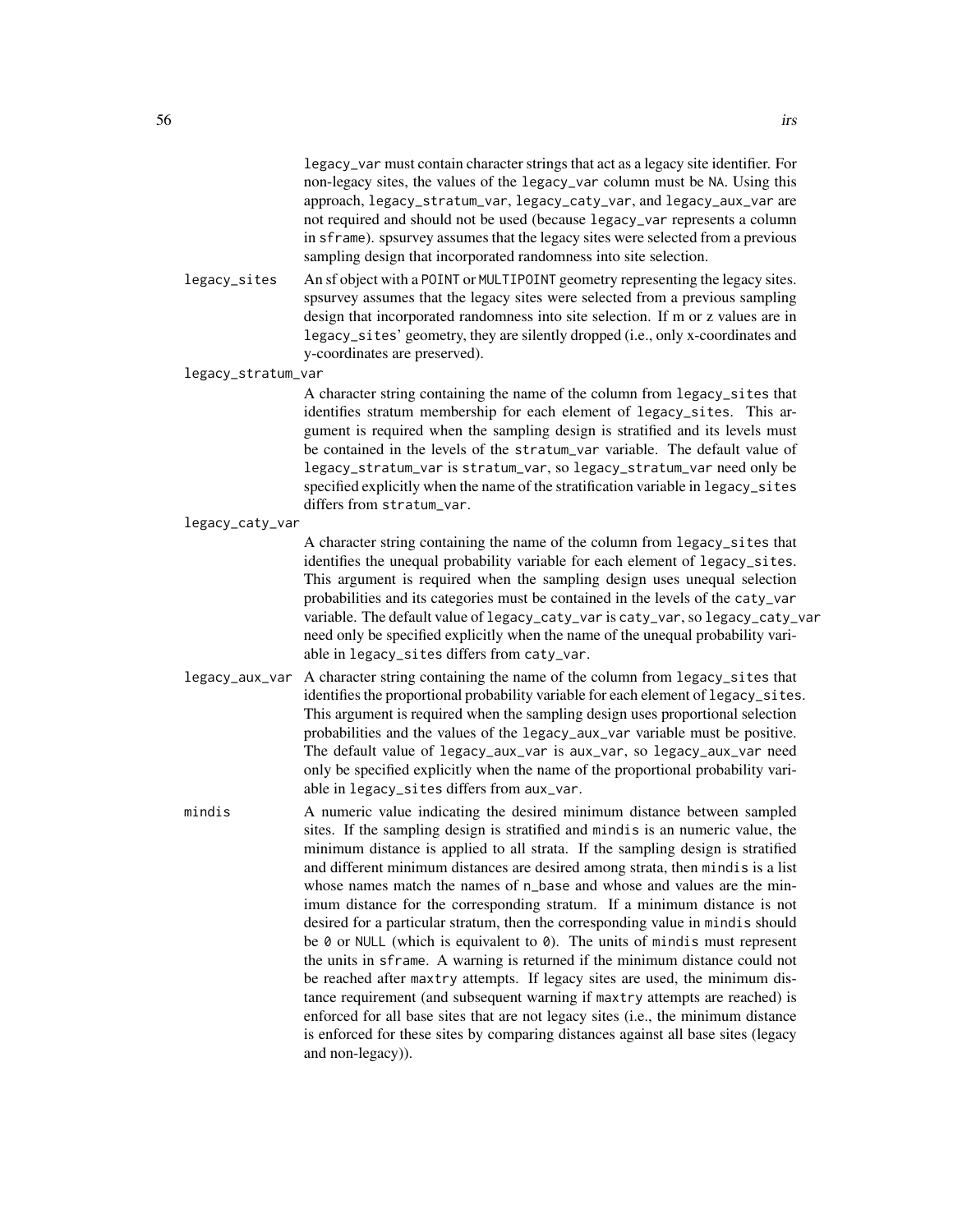legacy_var must contain character strings that act as a legacy site identifier. For non-legacy sites, the values of the legacy_var column must be NA. Using this approach, legacy_stratum_var, legacy_caty_var, and legacy_aux_var are not required and should not be used (because legacy_var represents a column in sframe). spsurvey assumes that the legacy sites were selected from a previous sampling design that incorporated randomness into site selection.

**legacy_sites** An sf object with a POINT or MULTIPOINT geometry representing the legacy sites. spsurvey assumes that the legacy sites were selected from a previous sampling design that incorporated randomness into site selection. If m or z values are in legacy_sites' geometry, they are silently dropped (i.e., only x-coordinates and y-coordinates are preserved).

**legacy_stratum_var** A character string containing the name of the column from legacy_sites that identifies stratum membership for each element of legacy_sites. This argument is required when the sampling design is stratified and its levels must be contained in the levels of the stratum_var variable. The default value of legacy_stratum_var is stratum_var, so legacy_stratum_var need only be specified explicitly when the name of the stratification variable in legacy_sites differs from stratum_var.

**legacy_caty_var** A character string containing the name of the column from legacy_sites that identifies the unequal probability variable for each element of legacy_sites. This argument is required when the sampling design uses unequal selection probabilities and its categories must be contained in the levels of the caty_var variable. The default value of legacy_caty_var is caty_var, so legacy_caty_var need only be specified explicitly when the name of the unequal probability variable in legacy_sites differs from caty_var.

**legacy_aux_var** A character string containing the name of the column from legacy_sites that identifies the proportional probability variable for each element of legacy_sites. This argument is required when the sampling design uses proportional selection probabilities and the values of the legacy_aux_var variable must be positive. The default value of legacy_aux_var is aux_var, so legacy_aux_var need only be specified explicitly when the name of the proportional probability variable in legacy_sites differs from aux_var.

**mindis** A numeric value indicating the desired minimum distance between sampled sites. If the sampling design is stratified and mindis is an numeric value, the minimum distance is applied to all strata. If the sampling design is stratified and different minimum distances are desired among strata, then mindis is a list whose names match the names of n_base and whose and values are the minimum distance for the corresponding stratum. If a minimum distance is not desired for a particular stratum, then the corresponding value in mindis should be 0 or NULL (which is equivalent to 0). The units of mindis must represent the units in sframe. A warning is returned if the minimum distance could not be reached after maxtry attempts. If legacy sites are used, the minimum distance requirement (and subsequent warning if maxtry attempts are reached) is enforced for all base sites that are not legacy sites (i.e., the minimum distance is enforced for these sites by comparing distances against all base sites (legacy and non-legacy)).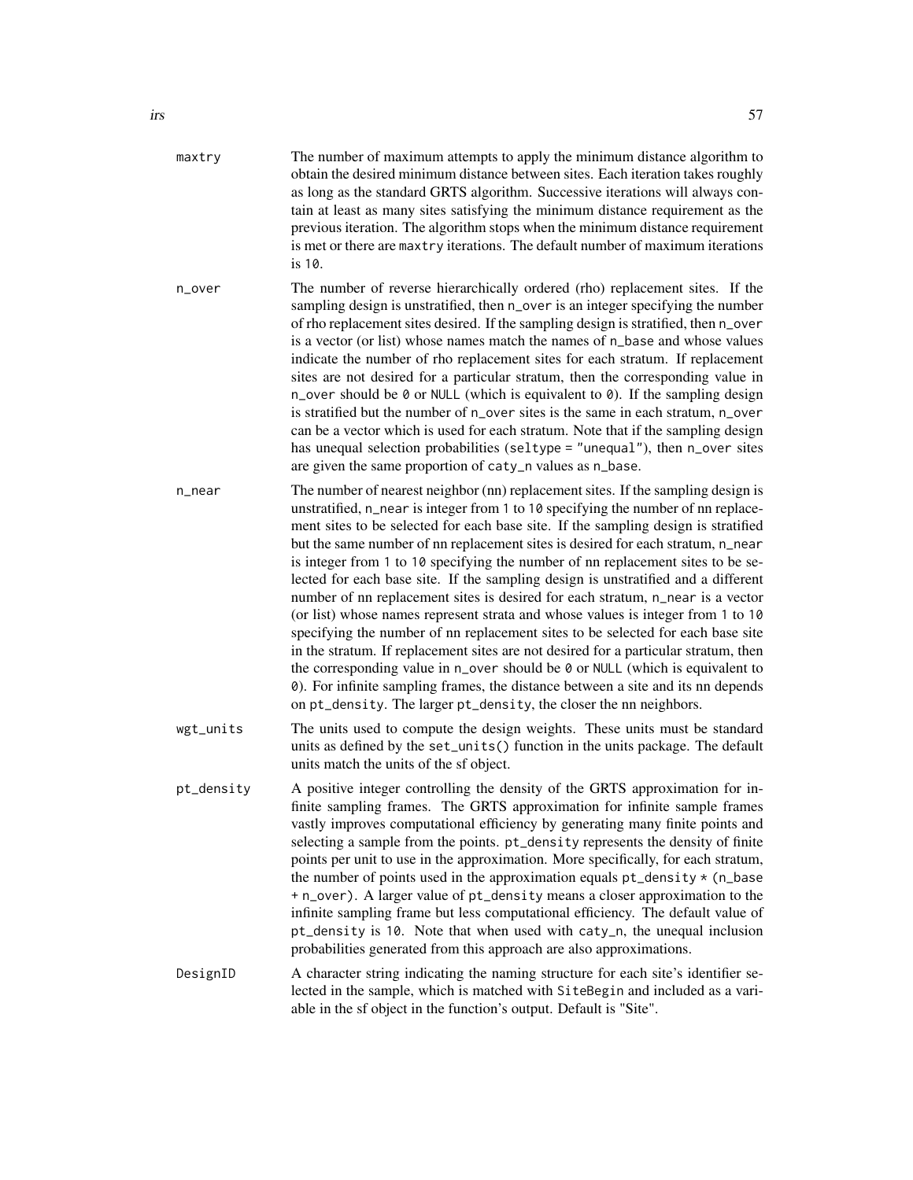`maxtry`
: The number of maximum attempts to apply the minimum distance algorithm to obtain the desired minimum distance between sites. Each iteration takes roughly as long as the standard GRTS algorithm. Successive iterations will always contain at least as many sites satisfying the minimum distance requirement as the previous iteration. The algorithm stops when the minimum distance requirement is met or there are `maxtry` iterations. The default number of maximum iterations is `10`.

`n_over`
: The number of reverse hierarchically ordered (rho) replacement sites. If the sampling design is unstratified, then `n_over` is an integer specifying the number of rho replacement sites desired. If the sampling design is stratified, then `n_over` is a vector (or list) whose names match the names of `n_base` and whose values indicate the number of rho replacement sites for each stratum. If replacement sites are not desired for a particular stratum, then the corresponding value in `n_over` should be `0` or `NULL` (which is equivalent to `0`). If the sampling design is stratified but the number of `n_over` sites is the same in each stratum, `n_over` can be a vector which is used for each stratum. Note that if the sampling design has unequal selection probabilities (`seltype = "unequal"`), then `n_over` sites are given the same proportion of `caty_n` values as `n_base`.

`n_near`
: The number of nearest neighbor (nn) replacement sites. If the sampling design is unstratified, `n_near` is integer from `1` to `10` specifying the number of nn replacement sites to be selected for each base site. If the sampling design is stratified but the same number of nn replacement sites is desired for each stratum, `n_near` is integer from `1` to `10` specifying the number of nn replacement sites to be selected for each base site. If the sampling design is unstratified and a different number of nn replacement sites is desired for each stratum, `n_near` is a vector (or list) whose names represent strata and whose values is integer from `1` to `10` specifying the number of nn replacement sites to be selected for each base site in the stratum. If replacement sites are not desired for a particular stratum, then the corresponding value in `n_over` should be `0` or `NULL` (which is equivalent to `0`). For infinite sampling frames, the distance between a site and its nn depends on `pt_density`. The larger `pt_density`, the closer the nn neighbors.

`wgt_units`
: The units used to compute the design weights. These units must be standard units as defined by the `set_units()` function in the units package. The default units match the units of the sf object.

`pt_density`
: A positive integer controlling the density of the GRTS approximation for infinite sampling frames. The GRTS approximation for infinite sample frames vastly improves computational efficiency by generating many finite points and selecting a sample from the points. `pt_density` represents the density of finite points per unit to use in the approximation. More specifically, for each stratum, the number of points used in the approximation equals `pt_density * (n_base + n_over)`. A larger value of `pt_density` means a closer approximation to the infinite sampling frame but less computational efficiency. The default value of `pt_density` is `10`. Note that when used with `caty_n`, the unequal inclusion probabilities generated from this approach are also approximations.

`DesignID`
: A character string indicating the naming structure for each site's identifier selected in the sample, which is matched with `SiteBegin` and included as a variable in the sf object in the function's output. Default is "Site".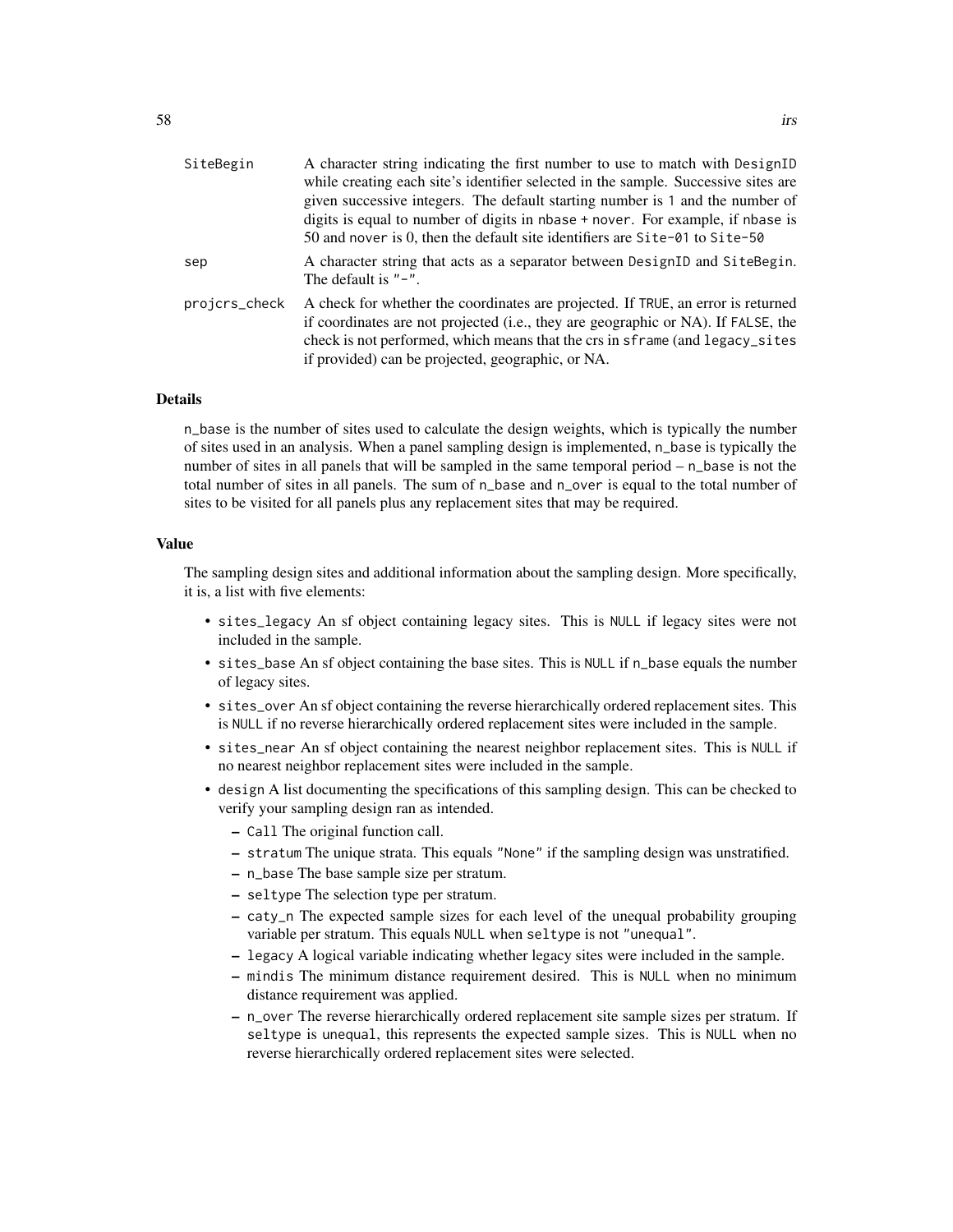SiteBegin
: A character string indicating the first number to use to match with `DesignID` while creating each site's identifier selected in the sample. Successive sites are given successive integers. The default starting number is `1` and the number of digits is equal to number of digits in `nbase + nover`. For example, if `nbase` is 50 and `nover` is 0, then the default site identifiers are `Site-01` to `Site-50`

sep
: A character string that acts as a separator between `DesignID` and `SiteBegin`. The default is `"-"`.

projcrs_check
: A check for whether the coordinates are projected. If `TRUE`, an error is returned if coordinates are not projected (i.e., they are geographic or NA). If `FALSE`, the check is not performed, which means that the crs in `sframe` (and `legacy_sites` if provided) can be projected, geographic, or NA.

## Details

`n_base` is the number of sites used to calculate the design weights, which is typically the number of sites used in an analysis. When a panel sampling design is implemented, `n_base` is typically the number of sites in all panels that will be sampled in the same temporal period – `n_base` is not the total number of sites in all panels. The sum of `n_base` and `n_over` is equal to the total number of sites to be visited for all panels plus any replacement sites that may be required.

## Value

The sampling design sites and additional information about the sampling design. More specifically, it is, a list with five elements:

- `sites_legacy` An sf object containing legacy sites. This is `NULL` if legacy sites were not included in the sample.
- `sites_base` An sf object containing the base sites. This is `NULL` if `n_base` equals the number of legacy sites.
- `sites_over` An sf object containing the reverse hierarchically ordered replacement sites. This is `NULL` if no reverse hierarchically ordered replacement sites were included in the sample.
- `sites_near` An sf object containing the nearest neighbor replacement sites. This is `NULL` if no nearest neighbor replacement sites were included in the sample.
- `design` A list documenting the specifications of this sampling design. This can be checked to verify your sampling design ran as intended.
  - `Call` The original function call.
  - `stratum` The unique strata. This equals `"None"` if the sampling design was unstratified.
  - `n_base` The base sample size per stratum.
  - `seltype` The selection type per stratum.
  - `caty_n` The expected sample sizes for each level of the unequal probability grouping variable per stratum. This equals `NULL` when `seltype` is not `"unequal"`.
  - `legacy` A logical variable indicating whether legacy sites were included in the sample.
  - `mindis` The minimum distance requirement desired. This is `NULL` when no minimum distance requirement was applied.
  - `n_over` The reverse hierarchically ordered replacement site sample sizes per stratum. If `seltype` is `unequal`, this represents the expected sample sizes. This is `NULL` when no reverse hierarchically ordered replacement sites were selected.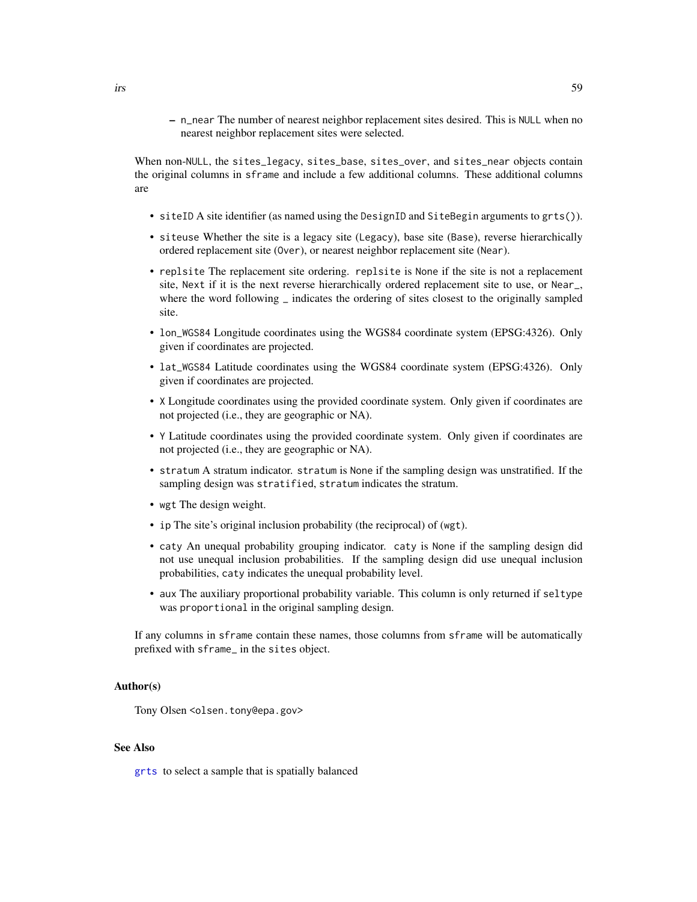- `n_near` The number of nearest neighbor replacement sites desired. This is `NULL` when no nearest neighbor replacement sites were selected.

When non-`NULL`, the `sites_legacy`, `sites_base`, `sites_over`, and `sites_near` objects contain the original columns in `sframe` and include a few additional columns. These additional columns are

- `siteID` A site identifier (as named using the `DesignID` and `SiteBegin` arguments to `grts()`).
- `siteuse` Whether the site is a legacy site (`Legacy`), base site (`Base`), reverse hierarchically ordered replacement site (`Over`), or nearest neighbor replacement site (`Near`).
- `replsite` The replacement site ordering. `replsite` is `None` if the site is not a replacement site, `Next` if it is the next reverse hierarchically ordered replacement site to use, or `Near_`, where the word following `_` indicates the ordering of sites closest to the originally sampled site.
- `lon_WGS84` Longitude coordinates using the WGS84 coordinate system (EPSG:4326). Only given if coordinates are projected.
- `lat_WGS84` Latitude coordinates using the WGS84 coordinate system (EPSG:4326). Only given if coordinates are projected.
- `X` Longitude coordinates using the provided coordinate system. Only given if coordinates are not projected (i.e., they are geographic or NA).
- `Y` Latitude coordinates using the provided coordinate system. Only given if coordinates are not projected (i.e., they are geographic or NA).
- `stratum` A stratum indicator. `stratum` is `None` if the sampling design was unstratified. If the sampling design was `stratified`, `stratum` indicates the stratum.
- `wgt` The design weight.
- `ip` The site's original inclusion probability (the reciprocal) of (`wgt`).
- `caty` An unequal probability grouping indicator. `caty` is `None` if the sampling design did not use unequal inclusion probabilities. If the sampling design did use unequal inclusion probabilities, `caty` indicates the unequal probability level.
- `aux` The auxiliary proportional probability variable. This column is only returned if `seltype` was `proportional` in the original sampling design.

If any columns in `sframe` contain these names, those columns from `sframe` will be automatically prefixed with `sframe_` in the `sites` object.

## Author(s)

Tony Olsen <olsen.tony@epa.gov>

## See Also

`grts` to select a sample that is spatially balanced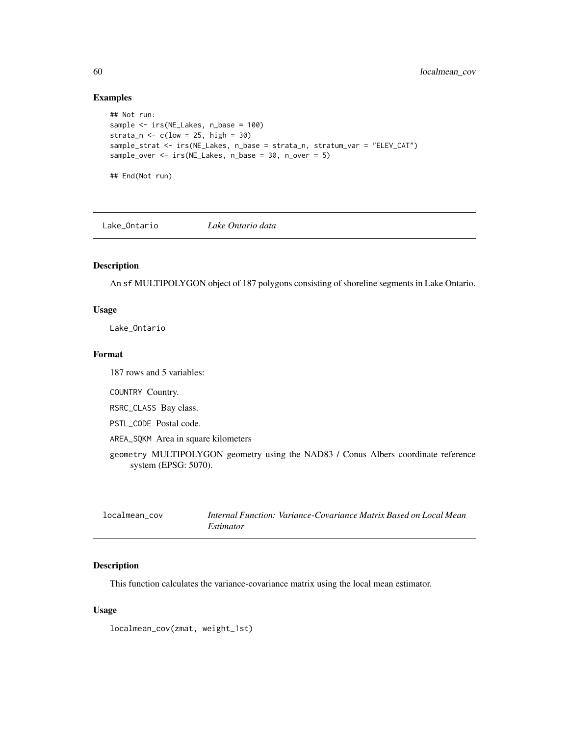## Examples

```
## Not run:
sample <- irs(NE_Lakes, n_base = 100)
strata_n <- c(low = 25, high = 30)
sample_strat <- irs(NE_Lakes, n_base = strata_n, stratum_var = "ELEV_CAT")
sample_over <- irs(NE_Lakes, n_base = 30, n_over = 5)

## End(Not run)
```

---

# Lake_Ontario *Lake Ontario data*

## Description

An sf MULTIPOLYGON object of 187 polygons consisting of shoreline segments in Lake Ontario.

## Usage

```
Lake_Ontario
```

## Format

187 rows and 5 variables:

- `COUNTRY` Country.
- `RSRC_CLASS` Bay class.
- `PSTL_CODE` Postal code.
- `AREA_SQKM` Area in square kilometers
- `geometry` MULTIPOLYGON geometry using the NAD83 / Conus Albers coordinate reference system (EPSG: 5070).

---

# localmean_cov *Internal Function: Variance-Covariance Matrix Based on Local Mean Estimator*

## Description

This function calculates the variance-covariance matrix using the local mean estimator.

## Usage

```
localmean_cov(zmat, weight_1st)
```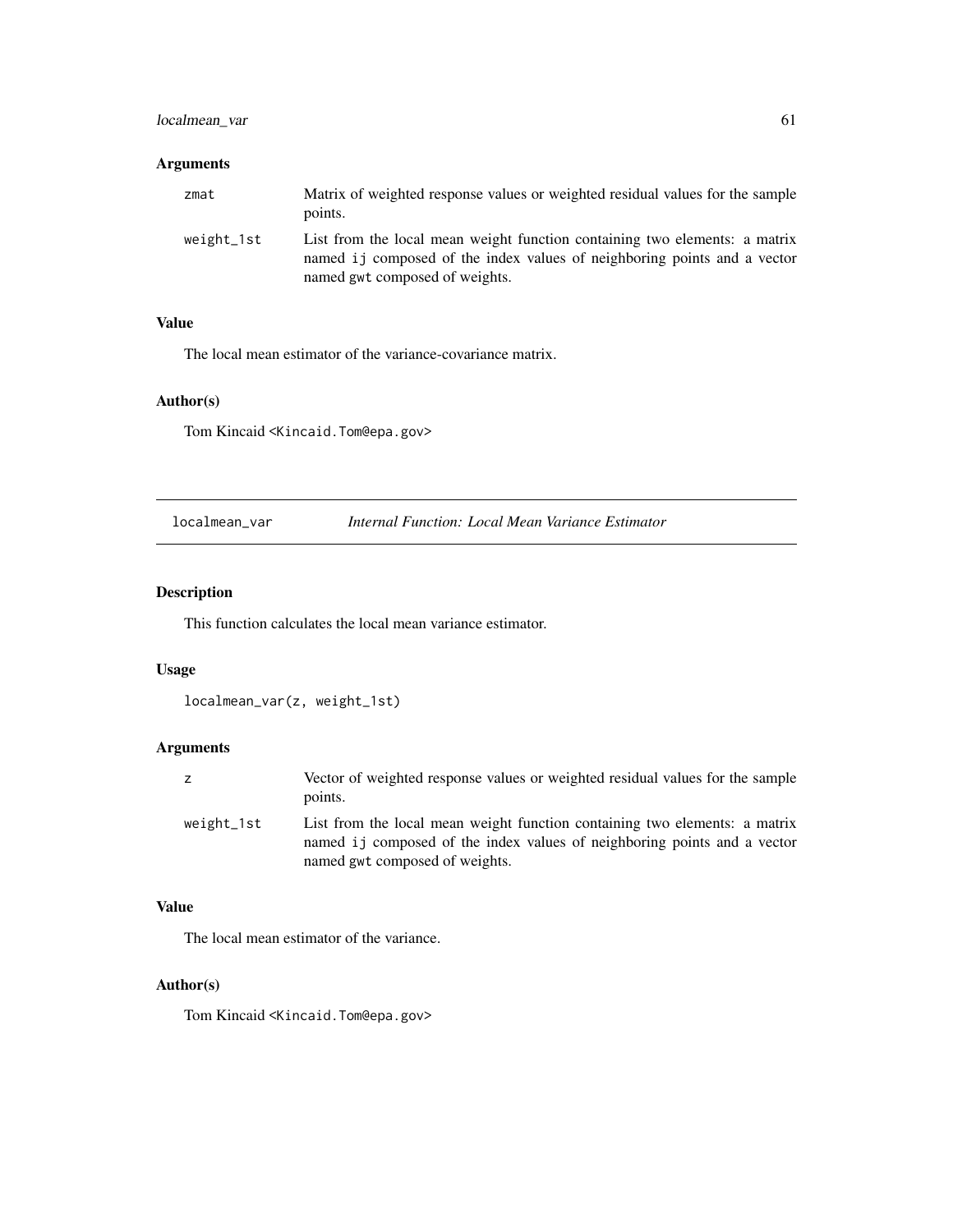### Arguments

| | |
|---|---|
| `zmat` | Matrix of weighted response values or weighted residual values for the sample points. |
| `weight_1st` | List from the local mean weight function containing two elements: a matrix named `ij` composed of the index values of neighboring points and a vector named `gwt` composed of weights. |

### Value

The local mean estimator of the variance-covariance matrix.

### Author(s)

Tom Kincaid <Kincaid.Tom@epa.gov>

---

## `localmean_var` *Internal Function: Local Mean Variance Estimator*

---

### Description

This function calculates the local mean variance estimator.

### Usage

```
localmean_var(z, weight_1st)
```

### Arguments

| | |
|---|---|
| `z` | Vector of weighted response values or weighted residual values for the sample points. |
| `weight_1st` | List from the local mean weight function containing two elements: a matrix named `ij` composed of the index values of neighboring points and a vector named `gwt` composed of weights. |

### Value

The local mean estimator of the variance.

### Author(s)

Tom Kincaid <Kincaid.Tom@epa.gov>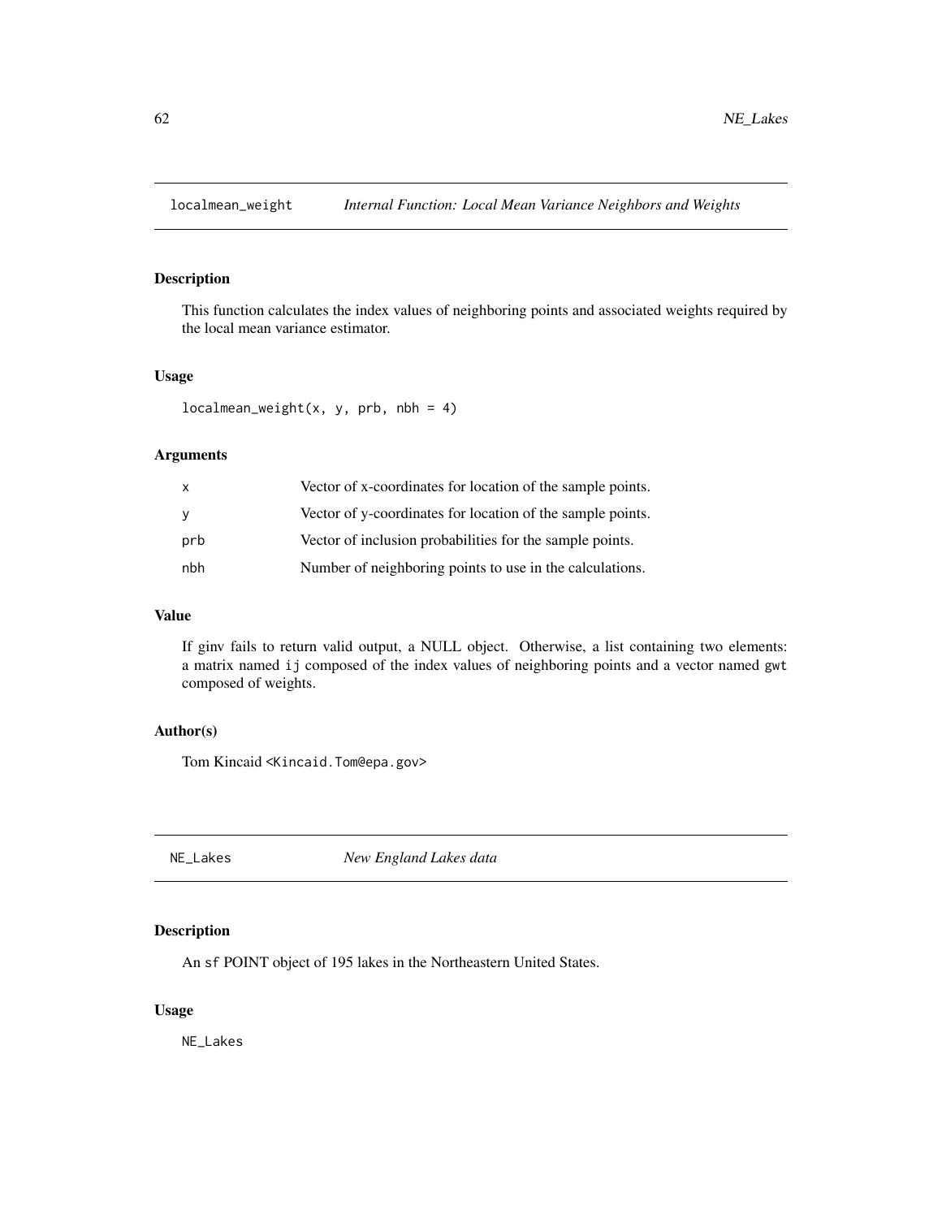## localmean_weight *Internal Function: Local Mean Variance Neighbors and Weights*

### Description

This function calculates the index values of neighboring points and associated weights required by the local mean variance estimator.

### Usage

```
localmean_weight(x, y, prb, nbh = 4)
```

### Arguments

| | |
|---|---|
| x | Vector of x-coordinates for location of the sample points. |
| y | Vector of y-coordinates for location of the sample points. |
| prb | Vector of inclusion probabilities for the sample points. |
| nbh | Number of neighboring points to use in the calculations. |

### Value

If ginv fails to return valid output, a NULL object. Otherwise, a list containing two elements: a matrix named `ij` composed of the index values of neighboring points and a vector named `gwt` composed of weights.

### Author(s)

Tom Kincaid <Kincaid.Tom@epa.gov>

## NE_Lakes *New England Lakes data*

### Description

An `sf` POINT object of 195 lakes in the Northeastern United States.

### Usage

```
NE_Lakes
```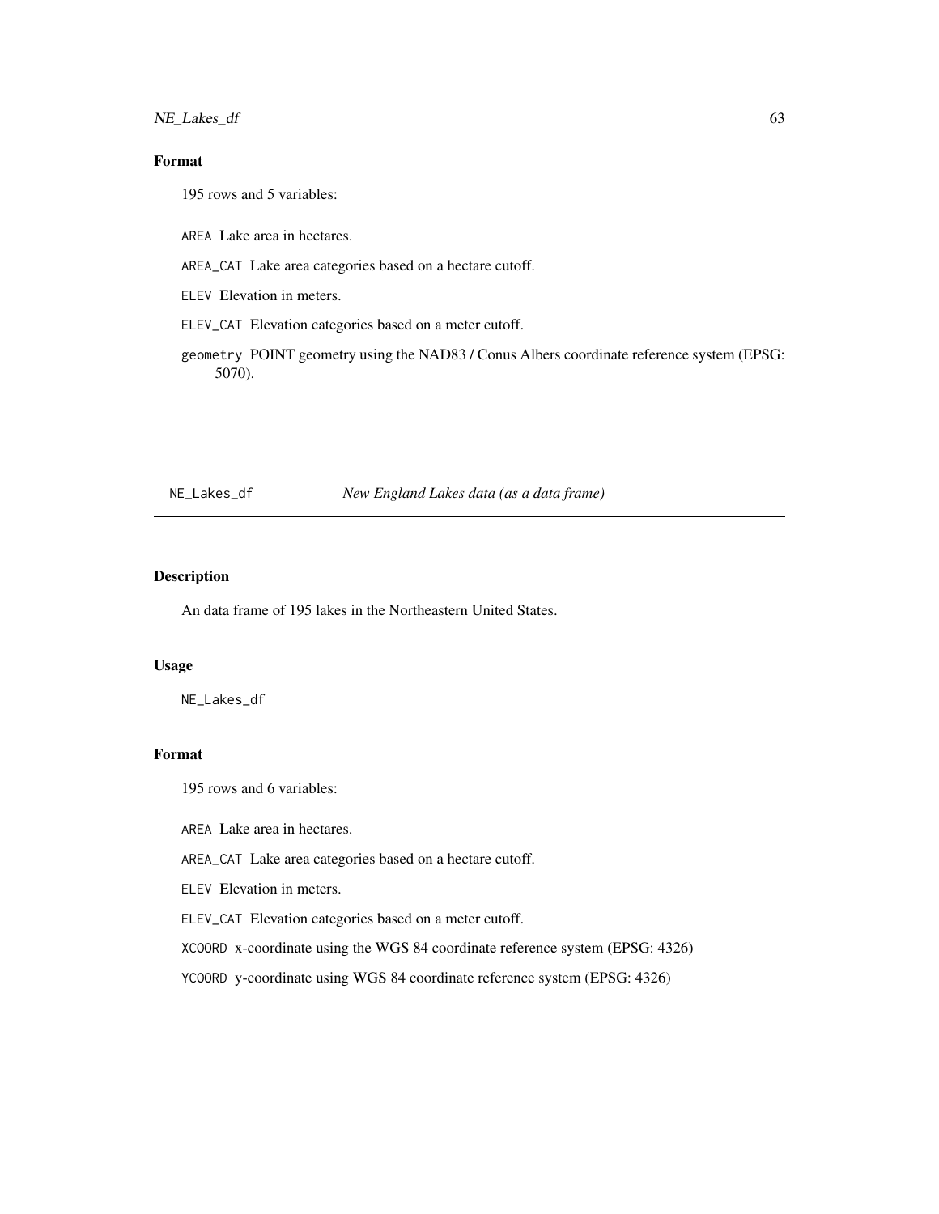## Format

195 rows and 5 variables:

- `AREA` Lake area in hectares.
- `AREA_CAT` Lake area categories based on a hectare cutoff.
- `ELEV` Elevation in meters.
- `ELEV_CAT` Elevation categories based on a meter cutoff.
- `geometry` POINT geometry using the NAD83 / Conus Albers coordinate reference system (EPSG: 5070).

---

`NE_Lakes_df` *New England Lakes data (as a data frame)*

---

## Description

An data frame of 195 lakes in the Northeastern United States.

## Usage

```
NE_Lakes_df
```

## Format

195 rows and 6 variables:

- `AREA` Lake area in hectares.
- `AREA_CAT` Lake area categories based on a hectare cutoff.
- `ELEV` Elevation in meters.
- `ELEV_CAT` Elevation categories based on a meter cutoff.
- `XCOORD` x-coordinate using the WGS 84 coordinate reference system (EPSG: 4326)
- `YCOORD` y-coordinate using WGS 84 coordinate reference system (EPSG: 4326)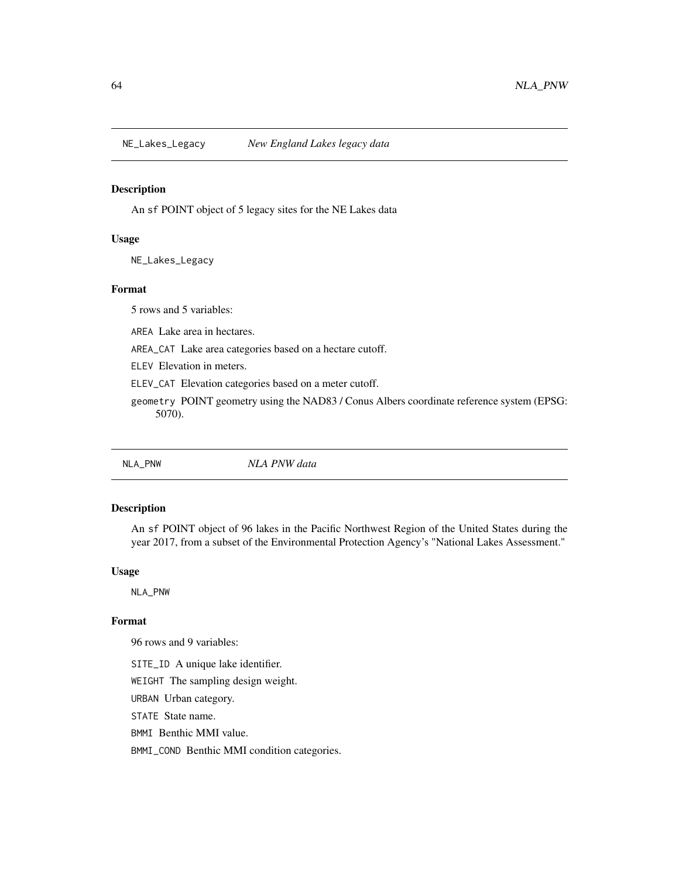## NE_Lakes_Legacy *New England Lakes legacy data*

### Description

An sf POINT object of 5 legacy sites for the NE Lakes data

### Usage

```
NE_Lakes_Legacy
```

### Format

5 rows and 5 variables:

- AREA Lake area in hectares.
- AREA_CAT Lake area categories based on a hectare cutoff.
- ELEV Elevation in meters.
- ELEV_CAT Elevation categories based on a meter cutoff.
- geometry POINT geometry using the NAD83 / Conus Albers coordinate reference system (EPSG: 5070).

## NLA_PNW *NLA PNW data*

### Description

An sf POINT object of 96 lakes in the Pacific Northwest Region of the United States during the year 2017, from a subset of the Environmental Protection Agency's "National Lakes Assessment."

### Usage

```
NLA_PNW
```

### Format

96 rows and 9 variables:

- SITE_ID A unique lake identifier.
- WEIGHT The sampling design weight.
- URBAN Urban category.
- STATE State name.
- BMMI Benthic MMI value.
- BMMI_COND Benthic MMI condition categories.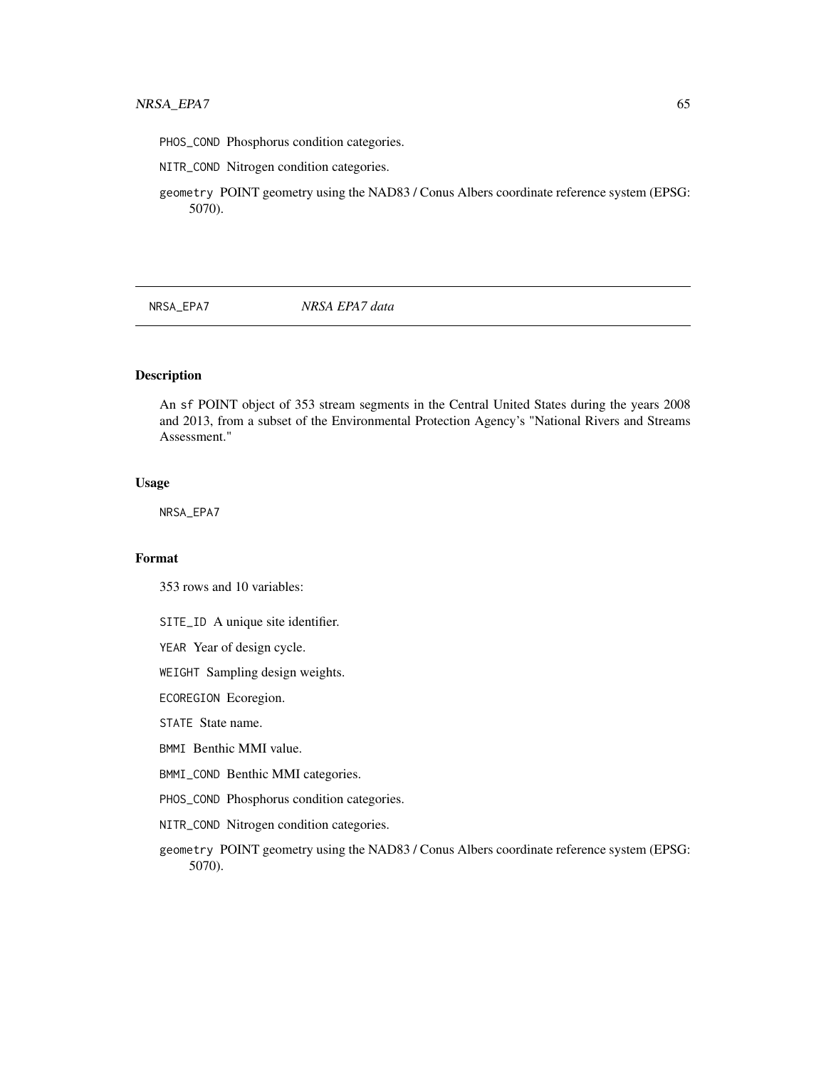PHOS_COND Phosphorus condition categories.

NITR_COND Nitrogen condition categories.

geometry POINT geometry using the NAD83 / Conus Albers coordinate reference system (EPSG: 5070).

---

NRSA_EPA7 *NRSA EPA7 data*

---

## Description

An sf POINT object of 353 stream segments in the Central United States during the years 2008 and 2013, from a subset of the Environmental Protection Agency's "National Rivers and Streams Assessment."

## Usage

```
NRSA_EPA7
```

## Format

353 rows and 10 variables:

SITE_ID A unique site identifier.

YEAR Year of design cycle.

WEIGHT Sampling design weights.

ECOREGION Ecoregion.

STATE State name.

BMMI Benthic MMI value.

BMMI_COND Benthic MMI categories.

PHOS_COND Phosphorus condition categories.

NITR_COND Nitrogen condition categories.

geometry POINT geometry using the NAD83 / Conus Albers coordinate reference system (EPSG: 5070).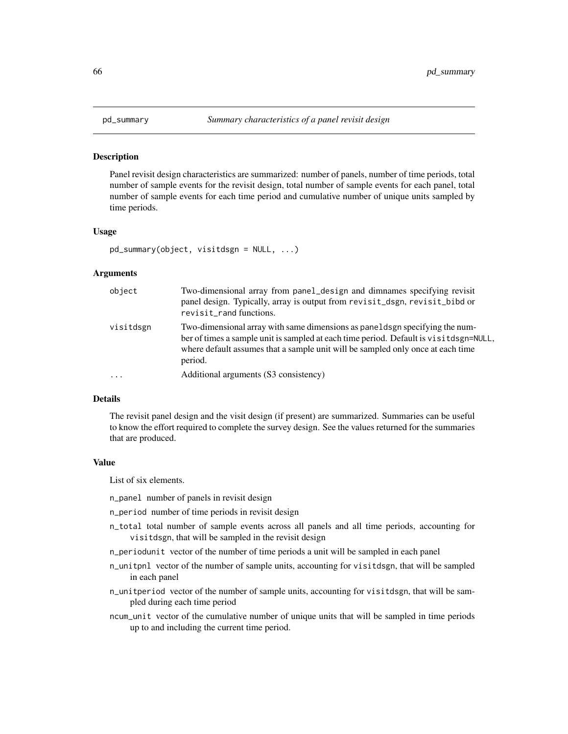# pd_summary *Summary characteristics of a panel revisit design*

## Description

Panel revisit design characteristics are summarized: number of panels, number of time periods, total number of sample events for the revisit design, total number of sample events for each panel, total number of sample events for each time period and cumulative number of unique units sampled by time periods.

## Usage

```
pd_summary(object, visitdsgn = NULL, ...)
```

## Arguments

| | |
|---|---|
| `object` | Two-dimensional array from `panel_design` and dimnames specifying revisit panel design. Typically, array is output from `revisit_dsgn`, `revisit_bibd` or `revisit_rand` functions. |
| `visitdsgn` | Two-dimensional array with same dimensions as `paneldsgn` specifying the number of times a sample unit is sampled at each time period. Default is `visitdsgn=NULL`, where default assumes that a sample unit will be sampled only once at each time period. |
| `...` | Additional arguments (S3 consistency) |

## Details

The revisit panel design and the visit design (if present) are summarized. Summaries can be useful to know the effort required to complete the survey design. See the values returned for the summaries that are produced.

## Value

List of six elements.

- `n_panel` number of panels in revisit design
- `n_period` number of time periods in revisit design
- `n_total` total number of sample events across all panels and all time periods, accounting for `visitdsgn`, that will be sampled in the revisit design
- `n_periodunit` vector of the number of time periods a unit will be sampled in each panel
- `n_unitpnl` vector of the number of sample units, accounting for `visitdsgn`, that will be sampled in each panel
- `n_unitperiod` vector of the number of sample units, accounting for `visitdsgn`, that will be sampled during each time period
- `ncum_unit` vector of the cumulative number of unique units that will be sampled in time periods up to and including the current time period.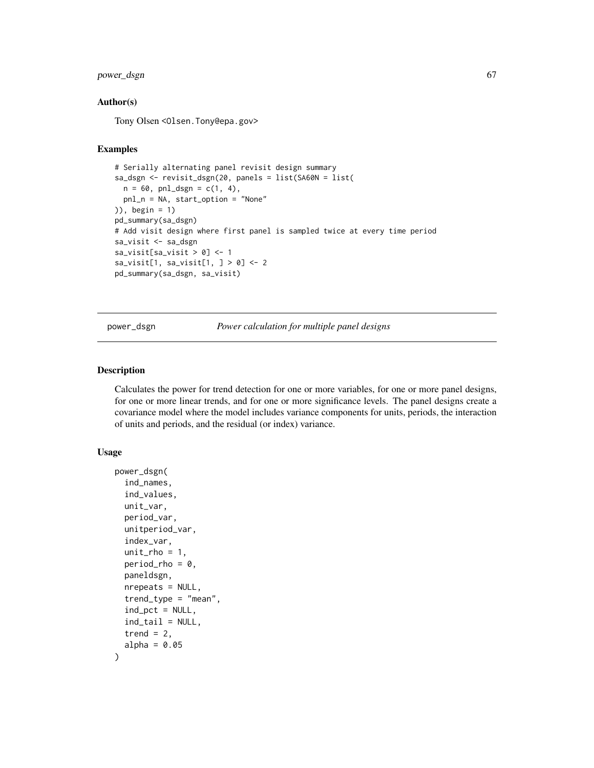### Author(s)

Tony Olsen <Olsen.Tony@epa.gov>

### Examples

```
# Serially alternating panel revisit design summary
sa_dsgn <- revisit_dsgn(20, panels = list(SA60N = list(
  n = 60, pnl_dsgn = c(1, 4),
  pnl_n = NA, start_option = "None"
)), begin = 1)
pd_summary(sa_dsgn)
# Add visit design where first panel is sampled twice at every time period
sa_visit <- sa_dsgn
sa_visit[sa_visit > 0] <- 1
sa_visit[1, sa_visit[1, ] > 0] <- 2
pd_summary(sa_dsgn, sa_visit)
```

---

## power_dsgn *Power calculation for multiple panel designs*

---

### Description

Calculates the power for trend detection for one or more variables, for one or more panel designs, for one or more linear trends, and for one or more significance levels. The panel designs create a covariance model where the model includes variance components for units, periods, the interaction of units and periods, and the residual (or index) variance.

### Usage

```
power_dsgn(
  ind_names,
  ind_values,
  unit_var,
  period_var,
  unitperiod_var,
  index_var,
  unit_rho = 1,
  period_rho = 0,
  paneldsgn,
  nrepeats = NULL,
  trend_type = "mean",
  ind_pct = NULL,
  ind_tail = NULL,
  trend = 2,
  alpha = 0.05
)
```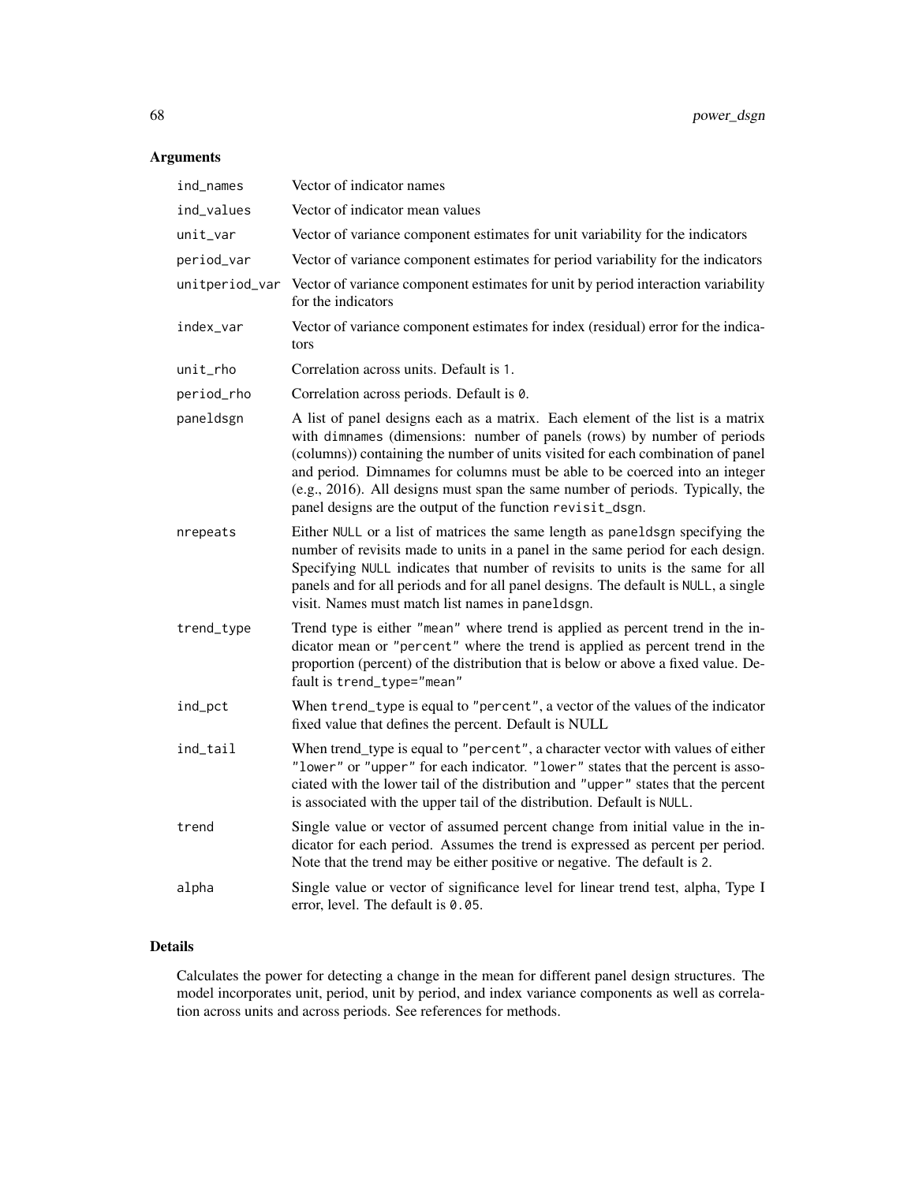## Arguments

| | |
|---|---|
| `ind_names` | Vector of indicator names |
| `ind_values` | Vector of indicator mean values |
| `unit_var` | Vector of variance component estimates for unit variability for the indicators |
| `period_var` | Vector of variance component estimates for period variability for the indicators |
| `unitperiod_var` | Vector of variance component estimates for unit by period interaction variability for the indicators |
| `index_var` | Vector of variance component estimates for index (residual) error for the indicators |
| `unit_rho` | Correlation across units. Default is `1`. |
| `period_rho` | Correlation across periods. Default is `0`. |
| `paneldsgn` | A list of panel designs each as a matrix. Each element of the list is a matrix with `dimnames` (dimensions: number of panels (rows) by number of periods (columns)) containing the number of units visited for each combination of panel and period. Dimnames for columns must be able to be coerced into an integer (e.g., 2016). All designs must span the same number of periods. Typically, the panel designs are the output of the function `revisit_dsgn`. |
| `nrepeats` | Either `NULL` or a list of matrices the same length as `paneldsgn` specifying the number of revisits made to units in a panel in the same period for each design. Specifying `NULL` indicates that number of revisits to units is the same for all panels and for all periods and for all panel designs. The default is `NULL`, a single visit. Names must match list names in `paneldsgn`. |
| `trend_type` | Trend type is either `"mean"` where trend is applied as percent trend in the indicator mean or `"percent"` where the trend is applied as percent trend in the proportion (percent) of the distribution that is below or above a fixed value. Default is `trend_type="mean"` |
| `ind_pct` | When `trend_type` is equal to `"percent"`, a vector of the values of the indicator fixed value that defines the percent. Default is NULL |
| `ind_tail` | When trend_type is equal to `"percent"`, a character vector with values of either `"lower"` or `"upper"` for each indicator. `"lower"` states that the percent is associated with the lower tail of the distribution and `"upper"` states that the percent is associated with the upper tail of the distribution. Default is `NULL`. |
| `trend` | Single value or vector of assumed percent change from initial value in the indicator for each period. Assumes the trend is expressed as percent per period. Note that the trend may be either positive or negative. The default is `2`. |
| `alpha` | Single value or vector of significance level for linear trend test, alpha, Type I error, level. The default is `0.05`. |

## Details

Calculates the power for detecting a change in the mean for different panel design structures. The model incorporates unit, period, unit by period, and index variance components as well as correlation across units and across periods. See references for methods.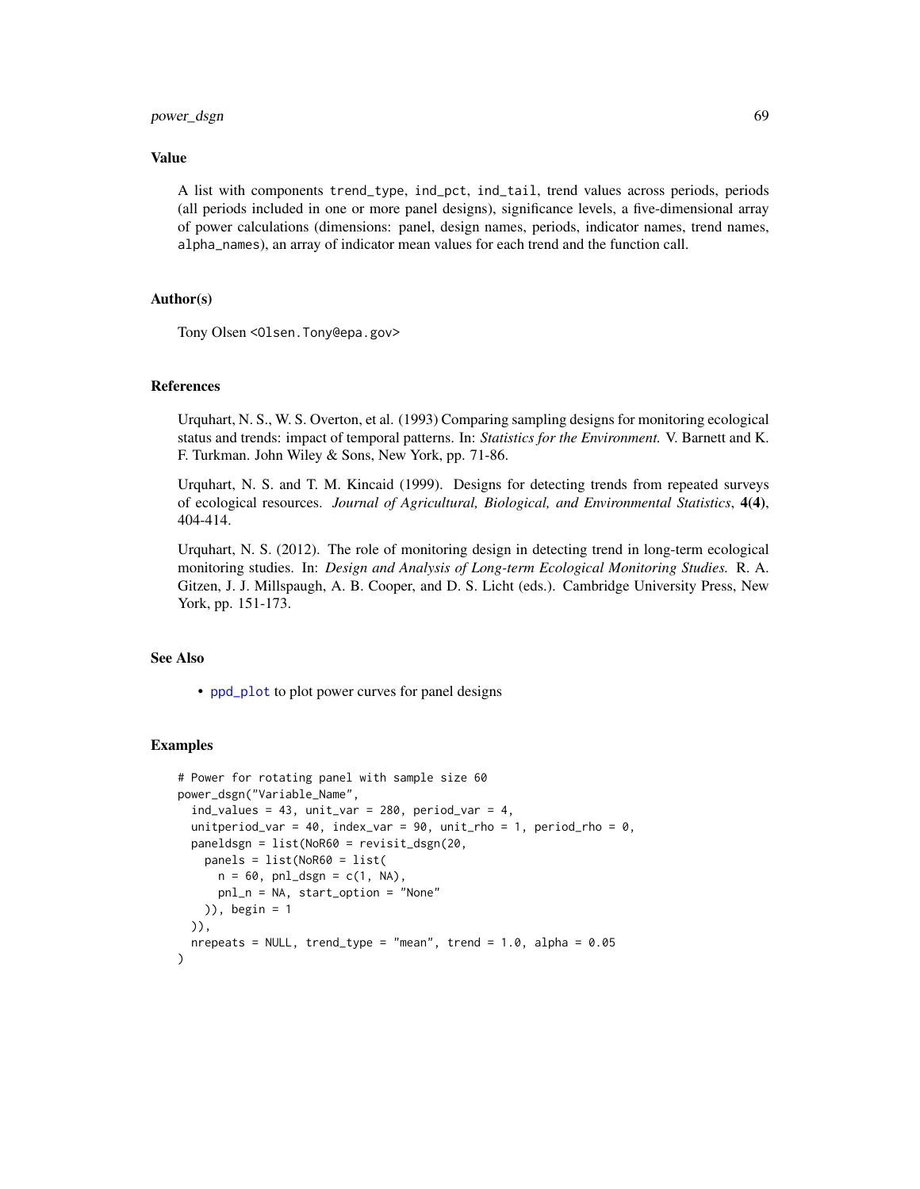## Value

A list with components `trend_type`, `ind_pct`, `ind_tail`, trend values across periods, periods (all periods included in one or more panel designs), significance levels, a five-dimensional array of power calculations (dimensions: panel, design names, periods, indicator names, trend names, `alpha_names`), an array of indicator mean values for each trend and the function call.

## Author(s)

Tony Olsen <Olsen.Tony@epa.gov>

## References

Urquhart, N. S., W. S. Overton, et al. (1993) Comparing sampling designs for monitoring ecological status and trends: impact of temporal patterns. In: *Statistics for the Environment.* V. Barnett and K. F. Turkman. John Wiley & Sons, New York, pp. 71-86.

Urquhart, N. S. and T. M. Kincaid (1999). Designs for detecting trends from repeated surveys of ecological resources. *Journal of Agricultural, Biological, and Environmental Statistics*, **4(4)**, 404-414.

Urquhart, N. S. (2012). The role of monitoring design in detecting trend in long-term ecological monitoring studies. In: *Design and Analysis of Long-term Ecological Monitoring Studies.* R. A. Gitzen, J. J. Millspaugh, A. B. Cooper, and D. S. Licht (eds.). Cambridge University Press, New York, pp. 151-173.

## See Also

- `ppd_plot` to plot power curves for panel designs

## Examples

```
# Power for rotating panel with sample size 60
power_dsgn("Variable_Name",
  ind_values = 43, unit_var = 280, period_var = 4,
  unitperiod_var = 40, index_var = 90, unit_rho = 1, period_rho = 0,
  paneldsgn = list(NoR60 = revisit_dsgn(20,
    panels = list(NoR60 = list(
      n = 60, pnl_dsgn = c(1, NA),
      pnl_n = NA, start_option = "None"
    )), begin = 1
  )),
  nrepeats = NULL, trend_type = "mean", trend = 1.0, alpha = 0.05
)
```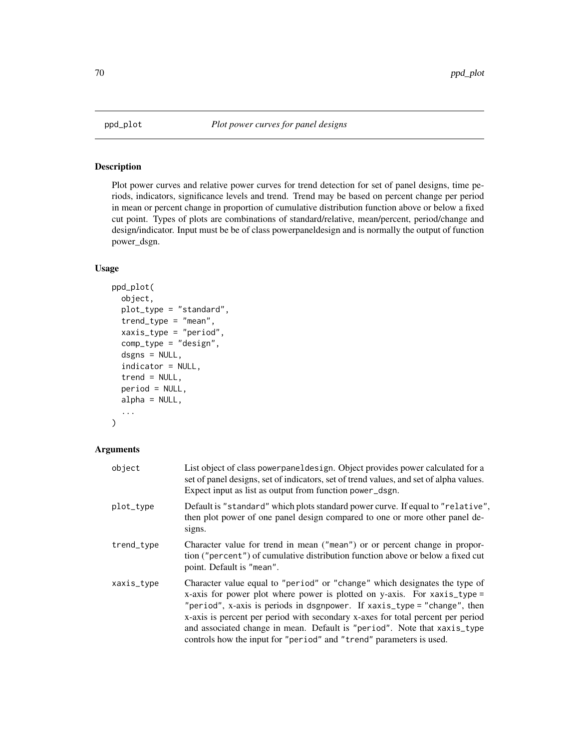## ppd_plot — *Plot power curves for panel designs*

### Description

Plot power curves and relative power curves for trend detection for set of panel designs, time periods, indicators, significance levels and trend. Trend may be based on percent change per period in mean or percent change in proportion of cumulative distribution function above or below a fixed cut point. Types of plots are combinations of standard/relative, mean/percent, period/change and design/indicator. Input must be be of class powerpaneldesign and is normally the output of function power_dsgn.

### Usage

```
ppd_plot(
  object,
  plot_type = "standard",
  trend_type = "mean",
  xaxis_type = "period",
  comp_type = "design",
  dsgns = NULL,
  indicator = NULL,
  trend = NULL,
  period = NULL,
  alpha = NULL,
  ...
)
```

### Arguments

| Argument | Description |
|---|---|
| `object` | List object of class `powerpaneldesign`. Object provides power calculated for a set of panel designs, set of indicators, set of trend values, and set of alpha values. Expect input as list as output from function `power_dsgn`. |
| `plot_type` | Default is `"standard"` which plots standard power curve. If equal to `"relative"`, then plot power of one panel design compared to one or more other panel designs. |
| `trend_type` | Character value for trend in mean (`"mean"`) or or percent change in proportion (`"percent"`) of cumulative distribution function above or below a fixed cut point. Default is `"mean"`. |
| `xaxis_type` | Character value equal to `"period"` or `"change"` which designates the type of x-axis for power plot where power is plotted on y-axis. For `xaxis_type = "period"`, x-axis is periods in `dsgnpower`. If `xaxis_type = "change"`, then x-axis is percent per period with secondary x-axes for total percent per period and associated change in mean. Default is `"period"`. Note that `xaxis_type` controls how the input for `"period"` and `"trend"` parameters is used. |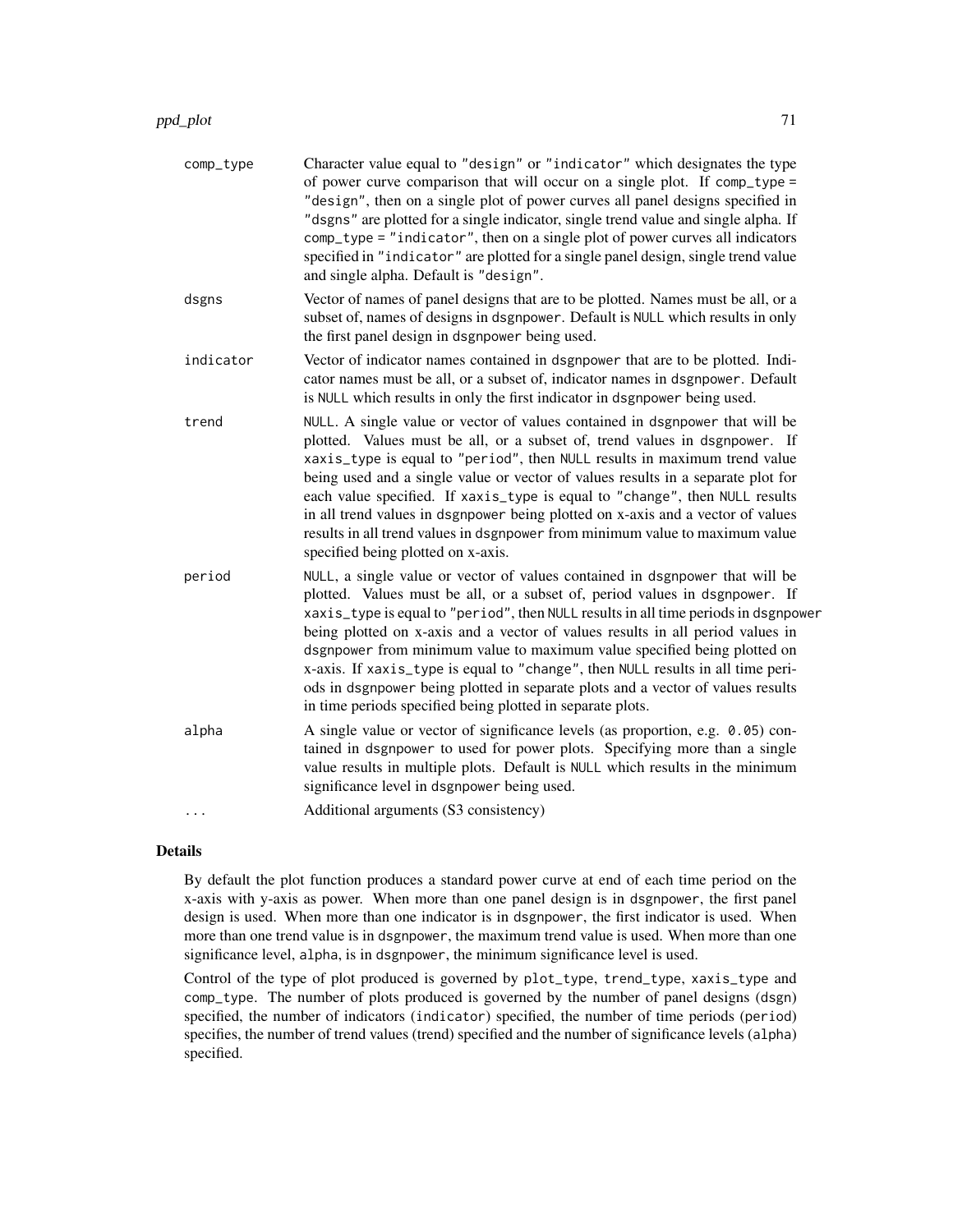| | |
|---|---|
| comp_type | Character value equal to "design" or "indicator" which designates the type of power curve comparison that will occur on a single plot. If comp_type = "design", then on a single plot of power curves all panel designs specified in "dsgns" are plotted for a single indicator, single trend value and single alpha. If comp_type = "indicator", then on a single plot of power curves all indicators specified in "indicator" are plotted for a single panel design, single trend value and single alpha. Default is "design". |
| dsgns | Vector of names of panel designs that are to be plotted. Names must be all, or a subset of, names of designs in dsgnpower. Default is NULL which results in only the first panel design in dsgnpower being used. |
| indicator | Vector of indicator names contained in dsgnpower that are to be plotted. Indicator names must be all, or a subset of, indicator names in dsgnpower. Default is NULL which results in only the first indicator in dsgnpower being used. |
| trend | NULL. A single value or vector of values contained in dsgnpower that will be plotted. Values must be all, or a subset of, trend values in dsgnpower. If xaxis_type is equal to "period", then NULL results in maximum trend value being used and a single value or vector of values results in a separate plot for each value specified. If xaxis_type is equal to "change", then NULL results in all trend values in dsgnpower being plotted on x-axis and a vector of values results in all trend values in dsgnpower from minimum value to maximum value specified being plotted on x-axis. |
| period | NULL, a single value or vector of values contained in dsgnpower that will be plotted. Values must be all, or a subset of, period values in dsgnpower. If xaxis_type is equal to "period", then NULL results in all time periods in dsgnpower being plotted on x-axis and a vector of values results in all period values in dsgnpower from minimum value to maximum value specified being plotted on x-axis. If xaxis_type is equal to "change", then NULL results in all time periods in dsgnpower being plotted in separate plots and a vector of values results in time periods specified being plotted in separate plots. |
| alpha | A single value or vector of significance levels (as proportion, e.g. 0.05) contained in dsgnpower to used for power plots. Specifying more than a single value results in multiple plots. Default is NULL which results in the minimum significance level in dsgnpower being used. |
| ... | Additional arguments (S3 consistency) |

## Details

By default the plot function produces a standard power curve at end of each time period on the x-axis with y-axis as power. When more than one panel design is in dsgnpower, the first panel design is used. When more than one indicator is in dsgnpower, the first indicator is used. When more than one trend value is in dsgnpower, the maximum trend value is used. When more than one significance level, alpha, is in dsgnpower, the minimum significance level is used.

Control of the type of plot produced is governed by plot_type, trend_type, xaxis_type and comp_type. The number of plots produced is governed by the number of panel designs (dsgn) specified, the number of indicators (indicator) specified, the number of time periods (period) specifies, the number of trend values (trend) specified and the number of significance levels (alpha) specified.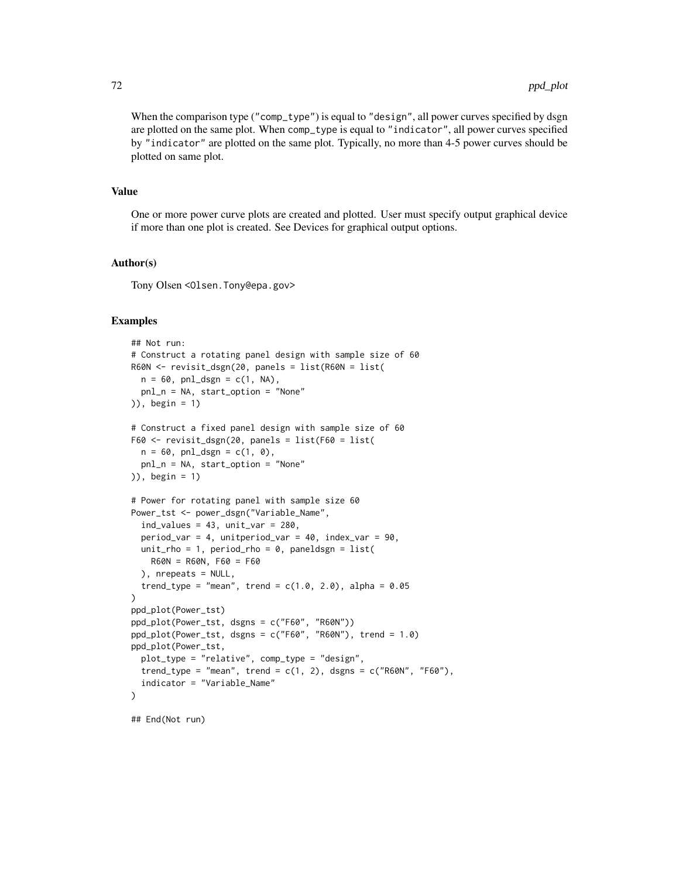When the comparison type ("comp_type") is equal to "design", all power curves specified by dsgn are plotted on the same plot. When comp_type is equal to "indicator", all power curves specified by "indicator" are plotted on the same plot. Typically, no more than 4-5 power curves should be plotted on same plot.

### Value

One or more power curve plots are created and plotted. User must specify output graphical device if more than one plot is created. See Devices for graphical output options.

### Author(s)

Tony Olsen <Olsen.Tony@epa.gov>

### Examples

```
## Not run:
# Construct a rotating panel design with sample size of 60
R60N <- revisit_dsgn(20, panels = list(R60N = list(
  n = 60, pnl_dsgn = c(1, NA),
  pnl_n = NA, start_option = "None"
)), begin = 1)

# Construct a fixed panel design with sample size of 60
F60 <- revisit_dsgn(20, panels = list(F60 = list(
  n = 60, pnl_dsgn = c(1, 0),
  pnl_n = NA, start_option = "None"
)), begin = 1)

# Power for rotating panel with sample size 60
Power_tst <- power_dsgn("Variable_Name",
  ind_values = 43, unit_var = 280,
  period_var = 4, unitperiod_var = 40, index_var = 90,
  unit_rho = 1, period_rho = 0, paneldsgn = list(
    R60N = R60N, F60 = F60
  ), nrepeats = NULL,
  trend_type = "mean", trend = c(1.0, 2.0), alpha = 0.05
)
ppd_plot(Power_tst)
ppd_plot(Power_tst, dsgns = c("F60", "R60N"))
ppd_plot(Power_tst, dsgns = c("F60", "R60N"), trend = 1.0)
ppd_plot(Power_tst,
  plot_type = "relative", comp_type = "design",
  trend_type = "mean", trend = c(1, 2), dsgns = c("R60N", "F60"),
  indicator = "Variable_Name"
)

## End(Not run)
```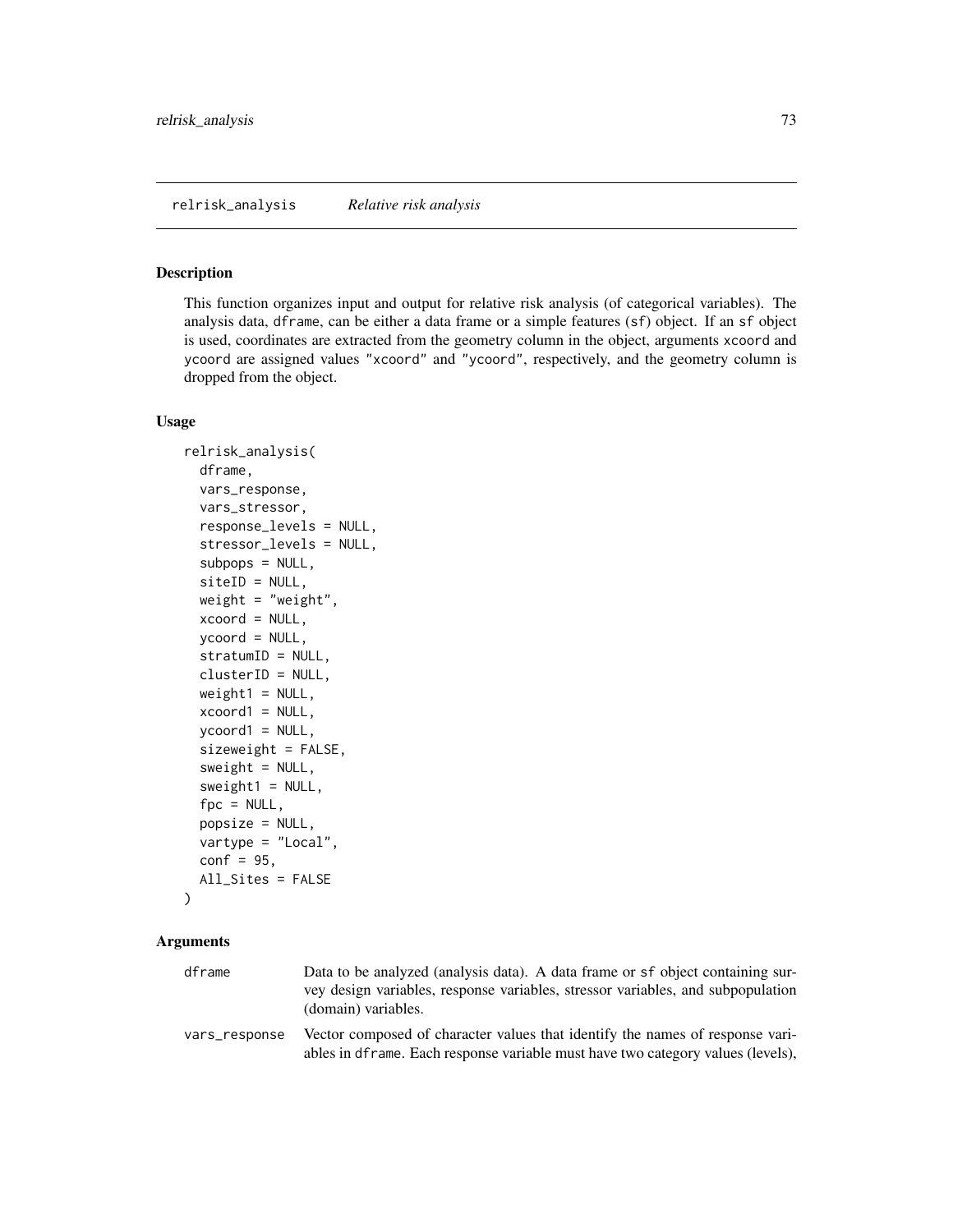## relrisk_analysis *Relative risk analysis*

### Description

This function organizes input and output for relative risk analysis (of categorical variables). The analysis data, dframe, can be either a data frame or a simple features (sf) object. If an sf object is used, coordinates are extracted from the geometry column in the object, arguments xcoord and ycoord are assigned values "xcoord" and "ycoord", respectively, and the geometry column is dropped from the object.

### Usage

```
relrisk_analysis(
  dframe,
  vars_response,
  vars_stressor,
  response_levels = NULL,
  stressor_levels = NULL,
  subpops = NULL,
  siteID = NULL,
  weight = "weight",
  xcoord = NULL,
  ycoord = NULL,
  stratumID = NULL,
  clusterID = NULL,
  weight1 = NULL,
  xcoord1 = NULL,
  ycoord1 = NULL,
  sizeweight = FALSE,
  sweight = NULL,
  sweight1 = NULL,
  fpc = NULL,
  popsize = NULL,
  vartype = "Local",
  conf = 95,
  All_Sites = FALSE
)
```

### Arguments

`dframe` Data to be analyzed (analysis data). A data frame or sf object containing survey design variables, response variables, stressor variables, and subpopulation (domain) variables.

`vars_response` Vector composed of character values that identify the names of response variables in dframe. Each response variable must have two category values (levels),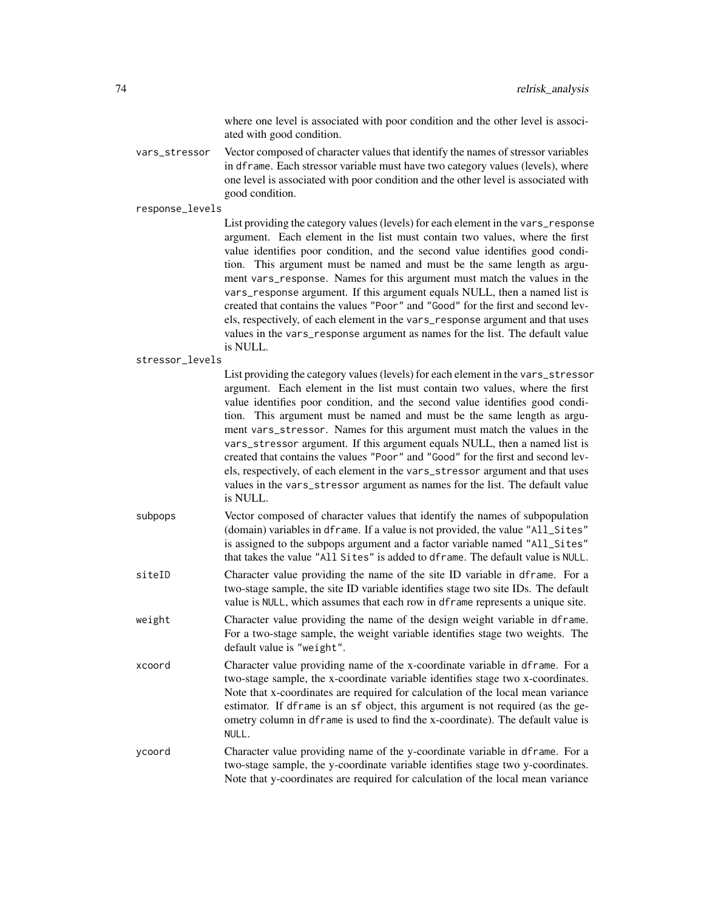where one level is associated with poor condition and the other level is associated with good condition.

`vars_stressor`
: Vector composed of character values that identify the names of stressor variables in `dframe`. Each stressor variable must have two category values (levels), where one level is associated with poor condition and the other level is associated with good condition.

`response_levels`
: List providing the category values (levels) for each element in the `vars_response` argument. Each element in the list must contain two values, where the first value identifies poor condition, and the second value identifies good condition. This argument must be named and must be the same length as argument `vars_response`. Names for this argument must match the values in the `vars_response` argument. If this argument equals NULL, then a named list is created that contains the values `"Poor"` and `"Good"` for the first and second levels, respectively, of each element in the `vars_response` argument and that uses values in the `vars_response` argument as names for the list. The default value is NULL.

`stressor_levels`
: List providing the category values (levels) for each element in the `vars_stressor` argument. Each element in the list must contain two values, where the first value identifies poor condition, and the second value identifies good condition. This argument must be named and must be the same length as argument `vars_stressor`. Names for this argument must match the values in the `vars_stressor` argument. If this argument equals NULL, then a named list is created that contains the values `"Poor"` and `"Good"` for the first and second levels, respectively, of each element in the `vars_stressor` argument and that uses values in the `vars_stressor` argument as names for the list. The default value is NULL.

`subpops`
: Vector composed of character values that identify the names of subpopulation (domain) variables in `dframe`. If a value is not provided, the value `"All_Sites"` is assigned to the subpops argument and a factor variable named `"All_Sites"` that takes the value `"All Sites"` is added to `dframe`. The default value is `NULL`.

`siteID`
: Character value providing the name of the site ID variable in `dframe`. For a two-stage sample, the site ID variable identifies stage two site IDs. The default value is `NULL`, which assumes that each row in `dframe` represents a unique site.

`weight`
: Character value providing the name of the design weight variable in `dframe`. For a two-stage sample, the weight variable identifies stage two weights. The default value is `"weight"`.

`xcoord`
: Character value providing name of the x-coordinate variable in `dframe`. For a two-stage sample, the x-coordinate variable identifies stage two x-coordinates. Note that x-coordinates are required for calculation of the local mean variance estimator. If `dframe` is an `sf` object, this argument is not required (as the geometry column in `dframe` is used to find the x-coordinate). The default value is `NULL`.

`ycoord`
: Character value providing name of the y-coordinate variable in `dframe`. For a two-stage sample, the y-coordinate variable identifies stage two y-coordinates. Note that y-coordinates are required for calculation of the local mean variance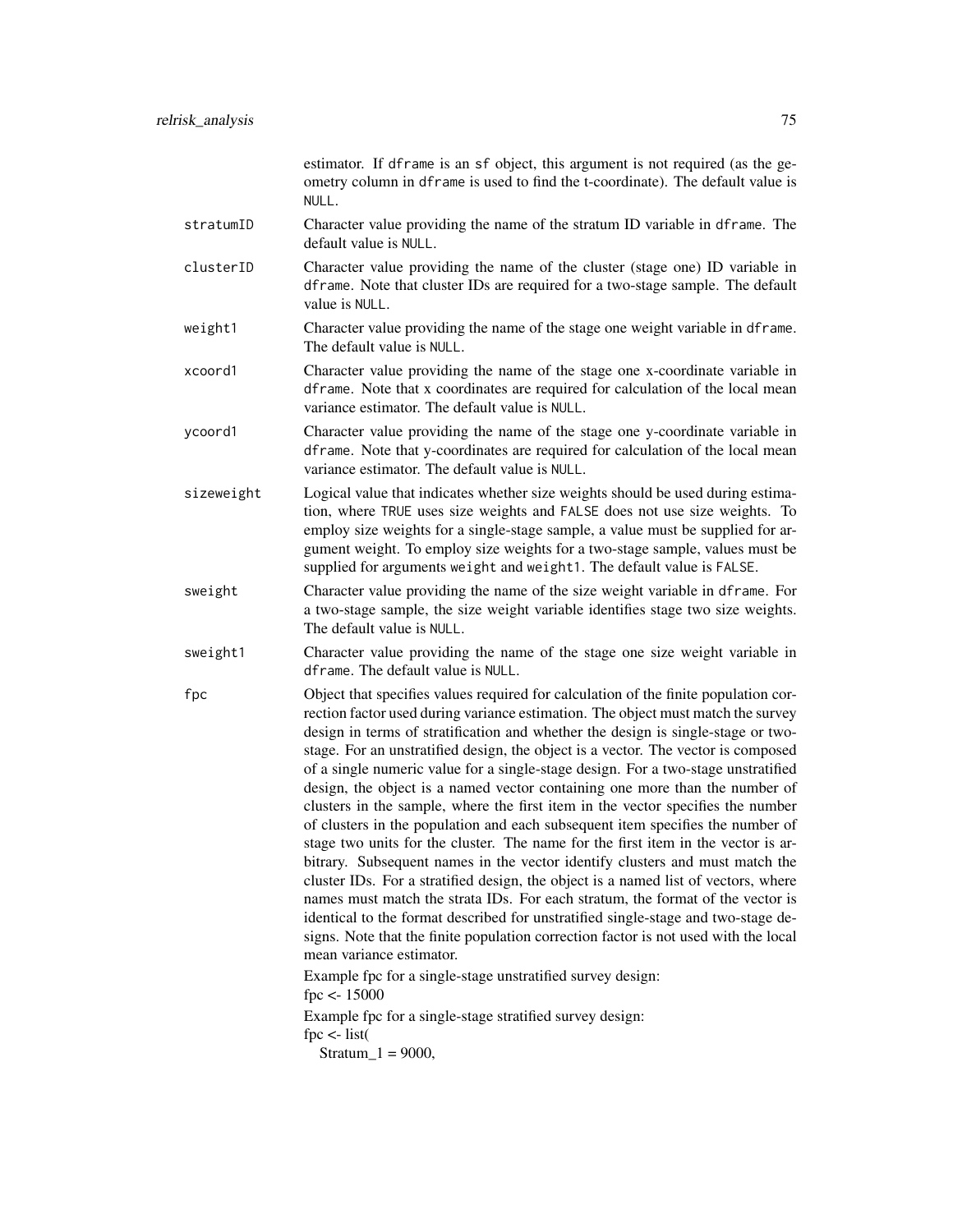estimator. If `dframe` is an `sf` object, this argument is not required (as the geometry column in `dframe` is used to find the t-coordinate). The default value is `NULL`.

**stratumID**
: Character value providing the name of the stratum ID variable in `dframe`. The default value is `NULL`.

**clusterID**
: Character value providing the name of the cluster (stage one) ID variable in `dframe`. Note that cluster IDs are required for a two-stage sample. The default value is `NULL`.

**weight1**
: Character value providing the name of the stage one weight variable in `dframe`. The default value is `NULL`.

**xcoord1**
: Character value providing the name of the stage one x-coordinate variable in `dframe`. Note that x coordinates are required for calculation of the local mean variance estimator. The default value is `NULL`.

**ycoord1**
: Character value providing the name of the stage one y-coordinate variable in `dframe`. Note that y-coordinates are required for calculation of the local mean variance estimator. The default value is `NULL`.

**sizeweight**
: Logical value that indicates whether size weights should be used during estimation, where `TRUE` uses size weights and `FALSE` does not use size weights. To employ size weights for a single-stage sample, a value must be supplied for argument weight. To employ size weights for a two-stage sample, values must be supplied for arguments `weight` and `weight1`. The default value is `FALSE`.

**sweight**
: Character value providing the name of the size weight variable in `dframe`. For a two-stage sample, the size weight variable identifies stage two size weights. The default value is `NULL`.

**sweight1**
: Character value providing the name of the stage one size weight variable in `dframe`. The default value is `NULL`.

**fpc**
: Object that specifies values required for calculation of the finite population correction factor used during variance estimation. The object must match the survey design in terms of stratification and whether the design is single-stage or two-stage. For an unstratified design, the object is a vector. The vector is composed of a single numeric value for a single-stage design. For a two-stage unstratified design, the object is a named vector containing one more than the number of clusters in the sample, where the first item in the vector specifies the number of clusters in the population and each subsequent item specifies the number of stage two units for the cluster. The name for the first item in the vector is arbitrary. Subsequent names in the vector identify clusters and must match the cluster IDs. For a stratified design, the object is a named list of vectors, where names must match the strata IDs. For each stratum, the format of the vector is identical to the format described for unstratified single-stage and two-stage designs. Note that the finite population correction factor is not used with the local mean variance estimator.

  Example fpc for a single-stage unstratified survey design:
  fpc <- 15000

  Example fpc for a single-stage stratified survey design:
  fpc <- list(
    Stratum_1 = 9000,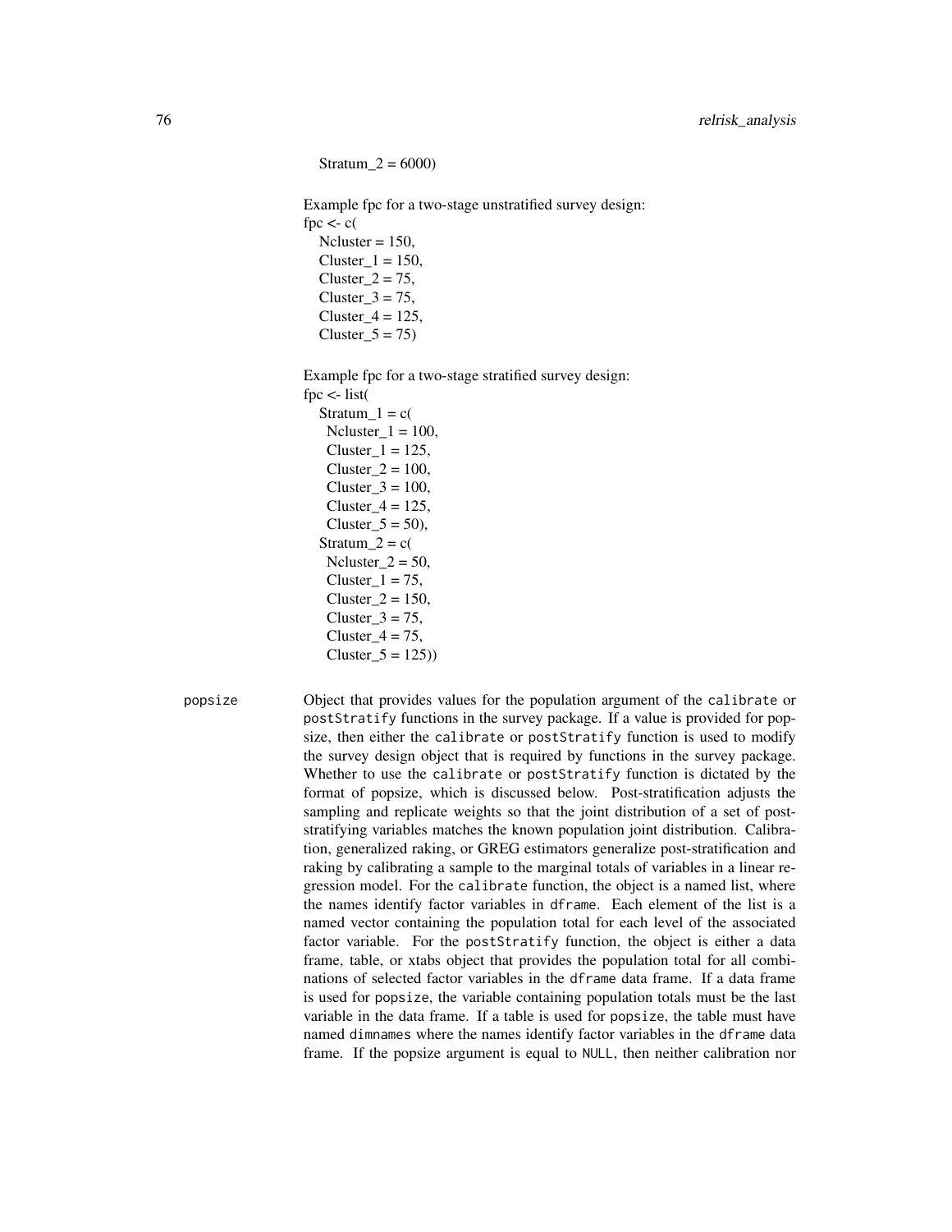Stratum_2 = 6000)

Example fpc for a two-stage unstratified survey design:

```
fpc <- c(
  Ncluster = 150,
  Cluster_1 = 150,
  Cluster_2 = 75,
  Cluster_3 = 75,
  Cluster_4 = 125,
  Cluster_5 = 75)
```

Example fpc for a two-stage stratified survey design:

```
fpc <- list(
  Stratum_1 = c(
    Ncluster_1 = 100,
    Cluster_1 = 125,
    Cluster_2 = 100,
    Cluster_3 = 100,
    Cluster_4 = 125,
    Cluster_5 = 50),
  Stratum_2 = c(
    Ncluster_2 = 50,
    Cluster_1 = 75,
    Cluster_2 = 150,
    Cluster_3 = 75,
    Cluster_4 = 75,
    Cluster_5 = 125))
```

**popsize** Object that provides values for the population argument of the `calibrate` or `postStratify` functions in the survey package. If a value is provided for popsize, then either the `calibrate` or `postStratify` function is used to modify the survey design object that is required by functions in the survey package. Whether to use the `calibrate` or `postStratify` function is dictated by the format of popsize, which is discussed below. Post-stratification adjusts the sampling and replicate weights so that the joint distribution of a set of post-stratifying variables matches the known population joint distribution. Calibration, generalized raking, or GREG estimators generalize post-stratification and raking by calibrating a sample to the marginal totals of variables in a linear regression model. For the `calibrate` function, the object is a named list, where the names identify factor variables in `dframe`. Each element of the list is a named vector containing the population total for each level of the associated factor variable. For the `postStratify` function, the object is either a data frame, table, or xtabs object that provides the population total for all combinations of selected factor variables in the `dframe` data frame. If a data frame is used for `popsize`, the variable containing population totals must be the last variable in the data frame. If a table is used for `popsize`, the table must have named `dimnames` where the names identify factor variables in the `dframe` data frame. If the popsize argument is equal to `NULL`, then neither calibration nor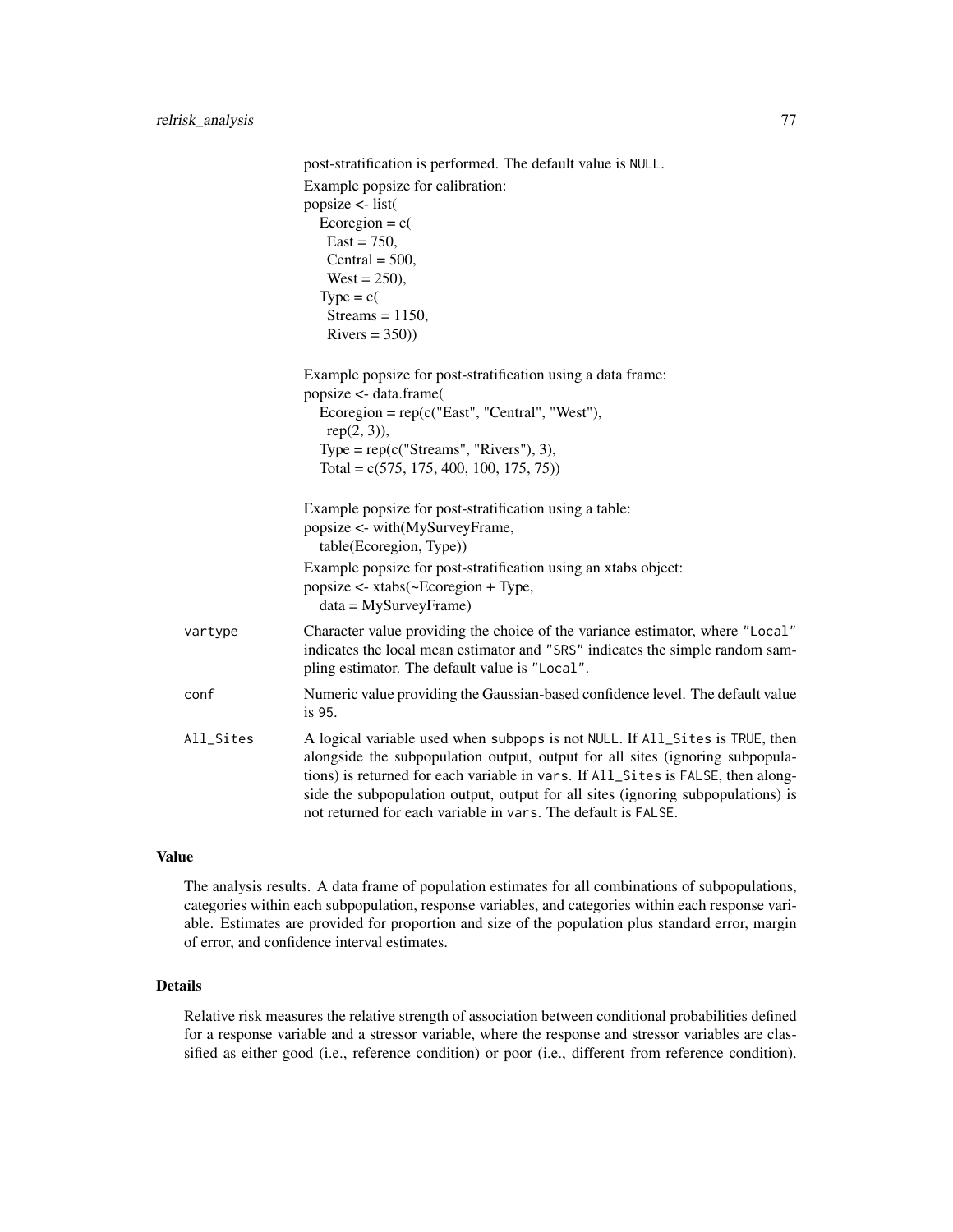post-stratification is performed. The default value is NULL.

Example popsize for calibration:

```
popsize <- list(
  Ecoregion = c(
    East = 750,
    Central = 500,
    West = 250),
  Type = c(
    Streams = 1150,
    Rivers = 350))
```

Example popsize for post-stratification using a data frame:

```
popsize <- data.frame(
  Ecoregion = rep(c("East", "Central", "West"),
    rep(2, 3)),
  Type = rep(c("Streams", "Rivers"), 3),
  Total = c(575, 175, 400, 100, 175, 75))
```

Example popsize for post-stratification using a table:

```
popsize <- with(MySurveyFrame,
  table(Ecoregion, Type))
```

Example popsize for post-stratification using an xtabs object:

```
popsize <- xtabs(~Ecoregion + Type,
  data = MySurveyFrame)
```

`vartype` Character value providing the choice of the variance estimator, where "Local" indicates the local mean estimator and "SRS" indicates the simple random sampling estimator. The default value is "Local".

`conf` Numeric value providing the Gaussian-based confidence level. The default value is 95.

`All_Sites` A logical variable used when subpops is not NULL. If All_Sites is TRUE, then alongside the subpopulation output, output for all sites (ignoring subpopulations) is returned for each variable in vars. If All_Sites is FALSE, then alongside the subpopulation output, output for all sites (ignoring subpopulations) is not returned for each variable in vars. The default is FALSE.

### Value

The analysis results. A data frame of population estimates for all combinations of subpopulations, categories within each subpopulation, response variables, and categories within each response variable. Estimates are provided for proportion and size of the population plus standard error, margin of error, and confidence interval estimates.

### Details

Relative risk measures the relative strength of association between conditional probabilities defined for a response variable and a stressor variable, where the response and stressor variables are classified as either good (i.e., reference condition) or poor (i.e., different from reference condition).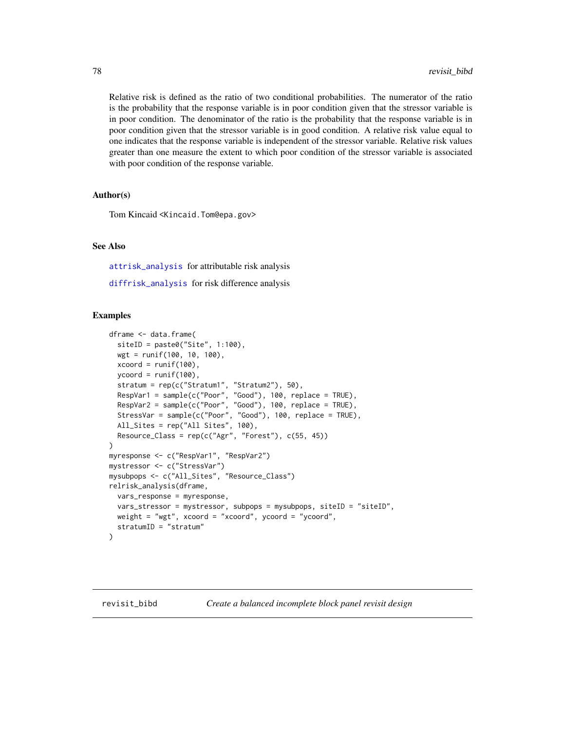Relative risk is defined as the ratio of two conditional probabilities. The numerator of the ratio is the probability that the response variable is in poor condition given that the stressor variable is in poor condition. The denominator of the ratio is the probability that the response variable is in poor condition given that the stressor variable is in good condition. A relative risk value equal to one indicates that the response variable is independent of the stressor variable. Relative risk values greater than one measure the extent to which poor condition of the stressor variable is associated with poor condition of the response variable.

### Author(s)

Tom Kincaid <Kincaid.Tom@epa.gov>

### See Also

`attrisk_analysis` for attributable risk analysis

`diffrisk_analysis` for risk difference analysis

### Examples

```
dframe <- data.frame(
  siteID = paste0("Site", 1:100),
  wgt = runif(100, 10, 100),
  xcoord = runif(100),
  ycoord = runif(100),
  stratum = rep(c("Stratum1", "Stratum2"), 50),
  RespVar1 = sample(c("Poor", "Good"), 100, replace = TRUE),
  RespVar2 = sample(c("Poor", "Good"), 100, replace = TRUE),
  StressVar = sample(c("Poor", "Good"), 100, replace = TRUE),
  All_Sites = rep("All Sites", 100),
  Resource_Class = rep(c("Agr", "Forest"), c(55, 45))
)
myresponse <- c("RespVar1", "RespVar2")
mystressor <- c("StressVar")
mysubpops <- c("All_Sites", "Resource_Class")
relrisk_analysis(dframe,
  vars_response = myresponse,
  vars_stressor = mystressor, subpops = mysubpops, siteID = "siteID",
  weight = "wgt", xcoord = "xcoord", ycoord = "ycoord",
  stratumID = "stratum"
)
```

---

## revisit_bibd *Create a balanced incomplete block panel revisit design*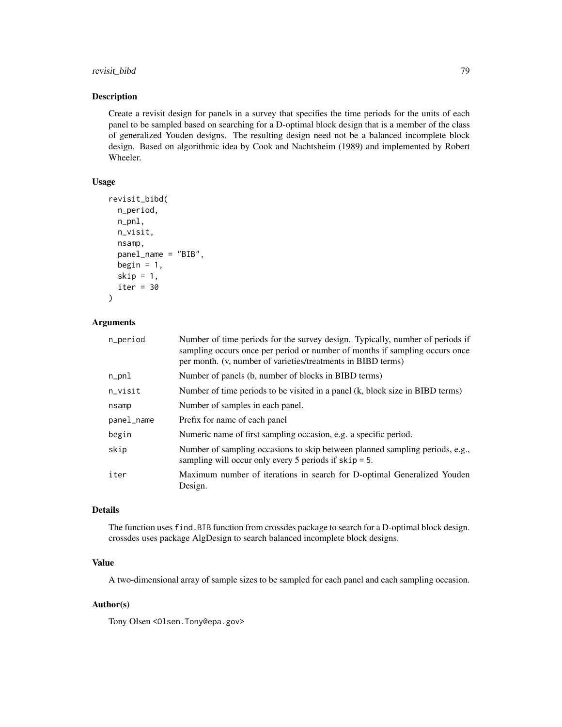## Description

Create a revisit design for panels in a survey that specifies the time periods for the units of each panel to be sampled based on searching for a D-optimal block design that is a member of the class of generalized Youden designs. The resulting design need not be a balanced incomplete block design. Based on algorithmic idea by Cook and Nachtsheim (1989) and implemented by Robert Wheeler.

## Usage

```
revisit_bibd(
  n_period,
  n_pnl,
  n_visit,
  nsamp,
  panel_name = "BIB",
  begin = 1,
  skip = 1,
  iter = 30
)
```

## Arguments

| | |
|---|---|
| n_period | Number of time periods for the survey design. Typically, number of periods if sampling occurs once per period or number of months if sampling occurs once per month. (v, number of varieties/treatments in BIBD terms) |
| n_pnl | Number of panels (b, number of blocks in BIBD terms) |
| n_visit | Number of time periods to be visited in a panel (k, block size in BIBD terms) |
| nsamp | Number of samples in each panel. |
| panel_name | Prefix for name of each panel |
| begin | Numeric name of first sampling occasion, e.g. a specific period. |
| skip | Number of sampling occasions to skip between planned sampling periods, e.g., sampling will occur only every 5 periods if `skip = 5`. |
| iter | Maximum number of iterations in search for D-optimal Generalized Youden Design. |

## Details

The function uses `find.BIB` function from crossdes package to search for a D-optimal block design. crossdes uses package AlgDesign to search balanced incomplete block designs.

## Value

A two-dimensional array of sample sizes to be sampled for each panel and each sampling occasion.

## Author(s)

Tony Olsen <Olsen.Tony@epa.gov>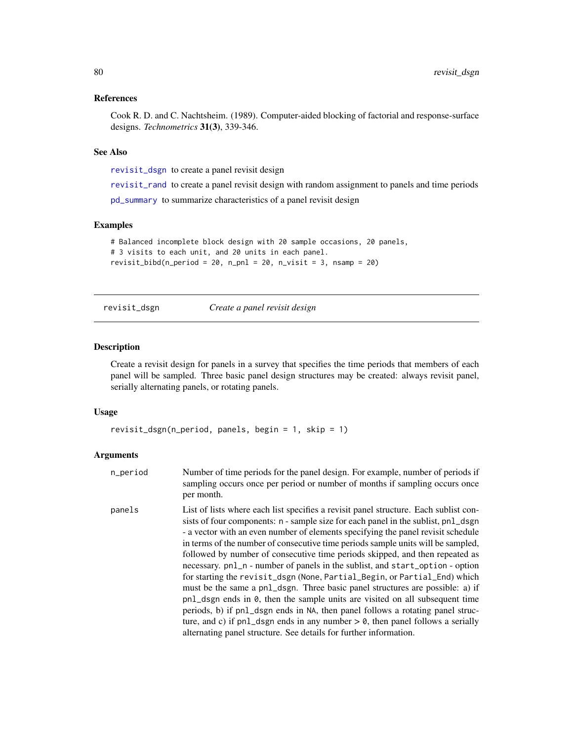### References

Cook R. D. and C. Nachtsheim. (1989). Computer-aided blocking of factorial and response-surface designs. *Technometrics* **31(3)**, 339-346.

### See Also

`revisit_dsgn` to create a panel revisit design

`revisit_rand` to create a panel revisit design with random assignment to panels and time periods

`pd_summary` to summarize characteristics of a panel revisit design

### Examples

```
# Balanced incomplete block design with 20 sample occasions, 20 panels,
# 3 visits to each unit, and 20 units in each panel.
revisit_bibd(n_period = 20, n_pnl = 20, n_visit = 3, nsamp = 20)
```

---

## revisit_dsgn — *Create a panel revisit design*

### Description

Create a revisit design for panels in a survey that specifies the time periods that members of each panel will be sampled. Three basic panel design structures may be created: always revisit panel, serially alternating panels, or rotating panels.

### Usage

```
revisit_dsgn(n_period, panels, begin = 1, skip = 1)
```

### Arguments

| | |
|---|---|
| `n_period` | Number of time periods for the panel design. For example, number of periods if sampling occurs once per period or number of months if sampling occurs once per month. |
| `panels` | List of lists where each list specifies a revisit panel structure. Each sublist consists of four components: `n` - sample size for each panel in the sublist, `pnl_dsgn` - a vector with an even number of elements specifying the panel revisit schedule in terms of the number of consecutive time periods sample units will be sampled, followed by number of consecutive time periods skipped, and then repeated as necessary. `pnl_n` - number of panels in the sublist, and `start_option` - option for starting the `revisit_dsgn` (`None`, `Partial_Begin`, or `Partial_End`) which must be the same a `pnl_dsgn`. Three basic panel structures are possible: a) if `pnl_dsgn` ends in `0`, then the sample units are visited on all subsequent time periods, b) if `pnl_dsgn` ends in `NA`, then panel follows a rotating panel structure, and c) if `pnl_dsgn` ends in any number > `0`, then panel follows a serially alternating panel structure. See details for further information. |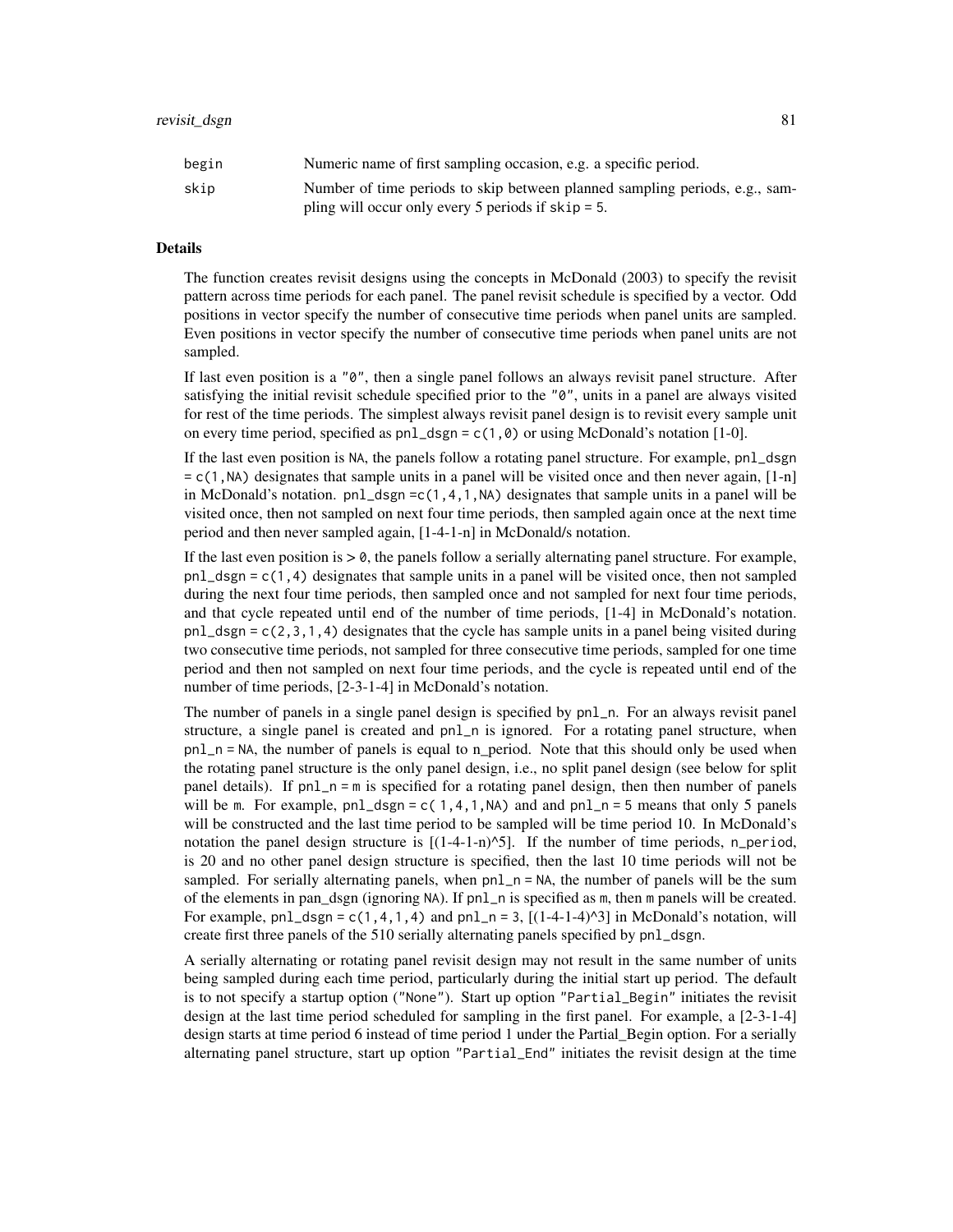| | |
|---|---|
| `begin` | Numeric name of first sampling occasion, e.g. a specific period. |
| `skip` | Number of time periods to skip between planned sampling periods, e.g., sampling will occur only every 5 periods if `skip = 5`. |

### Details

The function creates revisit designs using the concepts in McDonald (2003) to specify the revisit pattern across time periods for each panel. The panel revisit schedule is specified by a vector. Odd positions in vector specify the number of consecutive time periods when panel units are sampled. Even positions in vector specify the number of consecutive time periods when panel units are not sampled.

If last even position is a `"0"`, then a single panel follows an always revisit panel structure. After satisfying the initial revisit schedule specified prior to the `"0"`, units in a panel are always visited for rest of the time periods. The simplest always revisit panel design is to revisit every sample unit on every time period, specified as `pnl_dsgn = c(1,0)` or using McDonald's notation [1-0].

If the last even position is `NA`, the panels follow a rotating panel structure. For example, `pnl_dsgn = c(1,NA)` designates that sample units in a panel will be visited once and then never again, [1-n] in McDonald's notation. `pnl_dsgn =c(1,4,1,NA)` designates that sample units in a panel will be visited once, then not sampled on next four time periods, then sampled again once at the next time period and then never sampled again, [1-4-1-n] in McDonald/s notation.

If the last even position is `> 0`, the panels follow a serially alternating panel structure. For example, `pnl_dsgn = c(1,4)` designates that sample units in a panel will be visited once, then not sampled during the next four time periods, then sampled once and not sampled for next four time periods, and that cycle repeated until end of the number of time periods, [1-4] in McDonald's notation. `pnl_dsgn = c(2,3,1,4)` designates that the cycle has sample units in a panel being visited during two consecutive time periods, not sampled for three consecutive time periods, sampled for one time period and then not sampled on next four time periods, and the cycle is repeated until end of the number of time periods, [2-3-1-4] in McDonald's notation.

The number of panels in a single panel design is specified by `pnl_n`. For an always revisit panel structure, a single panel is created and `pnl_n` is ignored. For a rotating panel structure, when `pnl_n = NA`, the number of panels is equal to n_period. Note that this should only be used when the rotating panel structure is the only panel design, i.e., no split panel design (see below for split panel details). If `pnl_n = m` is specified for a rotating panel design, then then number of panels will be `m`. For example, `pnl_dsgn = c( 1,4,1,NA)` and and `pnl_n = 5` means that only 5 panels will be constructed and the last time period to be sampled will be time period 10. In McDonald's notation the panel design structure is [(1-4-1-n)^5]. If the number of time periods, `n_period`, is 20 and no other panel design structure is specified, then the last 10 time periods will not be sampled. For serially alternating panels, when `pnl_n = NA`, the number of panels will be the sum of the elements in pan_dsgn (ignoring `NA`). If `pnl_n` is specified as `m`, then `m` panels will be created. For example, `pnl_dsgn = c(1,4,1,4)` and `pnl_n = 3`, [(1-4-1-4)^3] in McDonald's notation, will create first three panels of the 510 serially alternating panels specified by `pnl_dsgn`.

A serially alternating or rotating panel revisit design may not result in the same number of units being sampled during each time period, particularly during the initial start up period. The default is to not specify a startup option (`"None"`). Start up option `"Partial_Begin"` initiates the revisit design at the last time period scheduled for sampling in the first panel. For example, a [2-3-1-4] design starts at time period 6 instead of time period 1 under the Partial_Begin option. For a serially alternating panel structure, start up option `"Partial_End"` initiates the revisit design at the time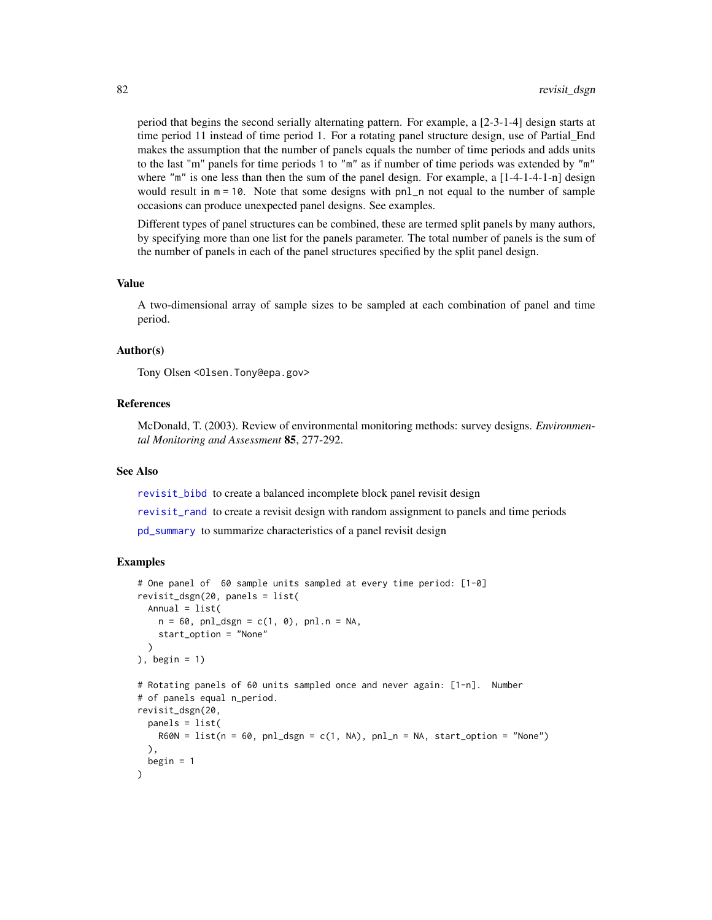period that begins the second serially alternating pattern. For example, a [2-3-1-4] design starts at time period 11 instead of time period 1. For a rotating panel structure design, use of Partial_End makes the assumption that the number of panels equals the number of time periods and adds units to the last "m" panels for time periods 1 to "m" as if number of time periods was extended by "m" where "m" is one less than then the sum of the panel design. For example, a [1-4-1-4-1-n] design would result in m = 10. Note that some designs with pnl_n not equal to the number of sample occasions can produce unexpected panel designs. See examples.

Different types of panel structures can be combined, these are termed split panels by many authors, by specifying more than one list for the panels parameter. The total number of panels is the sum of the number of panels in each of the panel structures specified by the split panel design.

### Value

A two-dimensional array of sample sizes to be sampled at each combination of panel and time period.

### Author(s)

Tony Olsen <Olsen.Tony@epa.gov>

### References

McDonald, T. (2003). Review of environmental monitoring methods: survey designs. *Environmental Monitoring and Assessment* **85**, 277-292.

### See Also

revisit_bibd to create a balanced incomplete block panel revisit design

revisit_rand to create a revisit design with random assignment to panels and time periods

pd_summary to summarize characteristics of a panel revisit design

### Examples

```
# One panel of  60 sample units sampled at every time period: [1-0]
revisit_dsgn(20, panels = list(
  Annual = list(
    n = 60, pnl_dsgn = c(1, 0), pnl.n = NA,
    start_option = "None"
  )
), begin = 1)

# Rotating panels of 60 units sampled once and never again: [1-n].  Number
# of panels equal n_period.
revisit_dsgn(20,
  panels = list(
    R60N = list(n = 60, pnl_dsgn = c(1, NA), pnl_n = NA, start_option = "None")
  ),
  begin = 1
)
```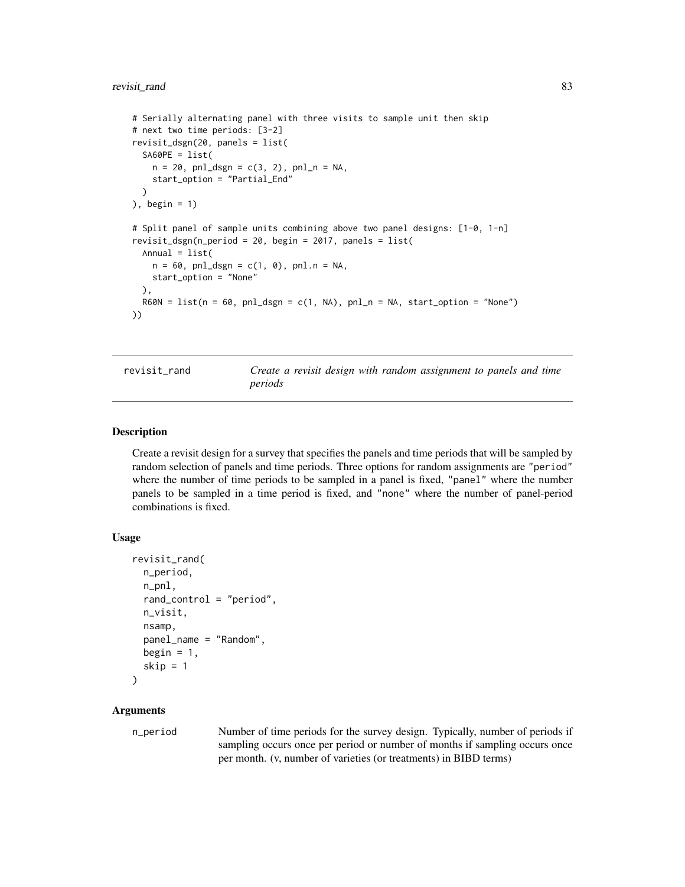```
# Serially alternating panel with three visits to sample unit then skip
# next two time periods: [3-2]
revisit_dsgn(20, panels = list(
  SA60PE = list(
    n = 20, pnl_dsgn = c(3, 2), pnl_n = NA,
    start_option = "Partial_End"
  )
), begin = 1)

# Split panel of sample units combining above two panel designs: [1-0, 1-n]
revisit_dsgn(n_period = 20, begin = 2017, panels = list(
  Annual = list(
    n = 60, pnl_dsgn = c(1, 0), pnl.n = NA,
    start_option = "None"
  ),
  R60N = list(n = 60, pnl_dsgn = c(1, NA), pnl_n = NA, start_option = "None")
))
```

## revisit_rand — *Create a revisit design with random assignment to panels and time periods*

### Description

Create a revisit design for a survey that specifies the panels and time periods that will be sampled by random selection of panels and time periods. Three options for random assignments are "period" where the number of time periods to be sampled in a panel is fixed, "panel" where the number panels to be sampled in a time period is fixed, and "none" where the number of panel-period combinations is fixed.

### Usage

```
revisit_rand(
  n_period,
  n_pnl,
  rand_control = "period",
  n_visit,
  nsamp,
  panel_name = "Random",
  begin = 1,
  skip = 1
)
```

### Arguments

n_period — Number of time periods for the survey design. Typically, number of periods if sampling occurs once per period or number of months if sampling occurs once per month. (v, number of varieties (or treatments) in BIBD terms)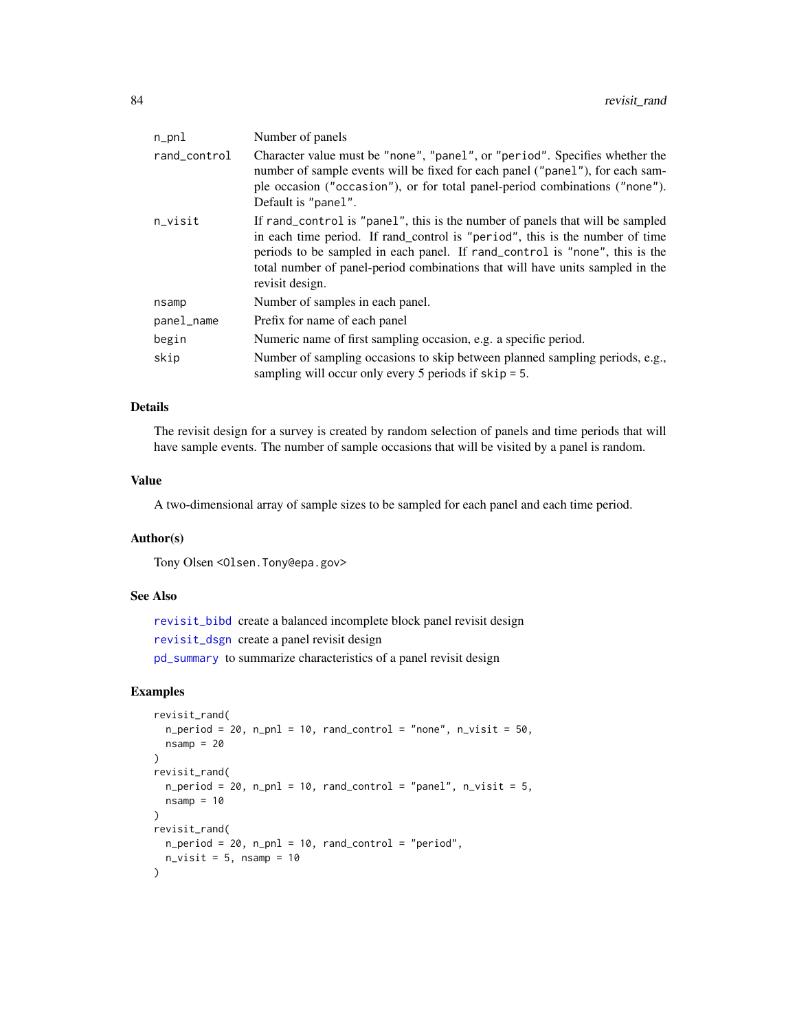| | |
|---|---|
| n_pnl | Number of panels |
| rand_control | Character value must be "none", "panel", or "period". Specifies whether the number of sample events will be fixed for each panel ("panel"), for each sample occasion ("occasion"), or for total panel-period combinations ("none"). Default is "panel". |
| n_visit | If rand_control is "panel", this is the number of panels that will be sampled in each time period. If rand_control is "period", this is the number of time periods to be sampled in each panel. If rand_control is "none", this is the total number of panel-period combinations that will have units sampled in the revisit design. |
| nsamp | Number of samples in each panel. |
| panel_name | Prefix for name of each panel |
| begin | Numeric name of first sampling occasion, e.g. a specific period. |
| skip | Number of sampling occasions to skip between planned sampling periods, e.g., sampling will occur only every 5 periods if skip = 5. |

## Details

The revisit design for a survey is created by random selection of panels and time periods that will have sample events. The number of sample occasions that will be visited by a panel is random.

## Value

A two-dimensional array of sample sizes to be sampled for each panel and each time period.

## Author(s)

Tony Olsen <Olsen.Tony@epa.gov>

## See Also

revisit_bibd create a balanced incomplete block panel revisit design

revisit_dsgn create a panel revisit design

pd_summary to summarize characteristics of a panel revisit design

## Examples

```
revisit_rand(
  n_period = 20, n_pnl = 10, rand_control = "none", n_visit = 50,
  nsamp = 20
)
revisit_rand(
  n_period = 20, n_pnl = 10, rand_control = "panel", n_visit = 5,
  nsamp = 10
)
revisit_rand(
  n_period = 20, n_pnl = 10, rand_control = "period",
  n_visit = 5, nsamp = 10
)
```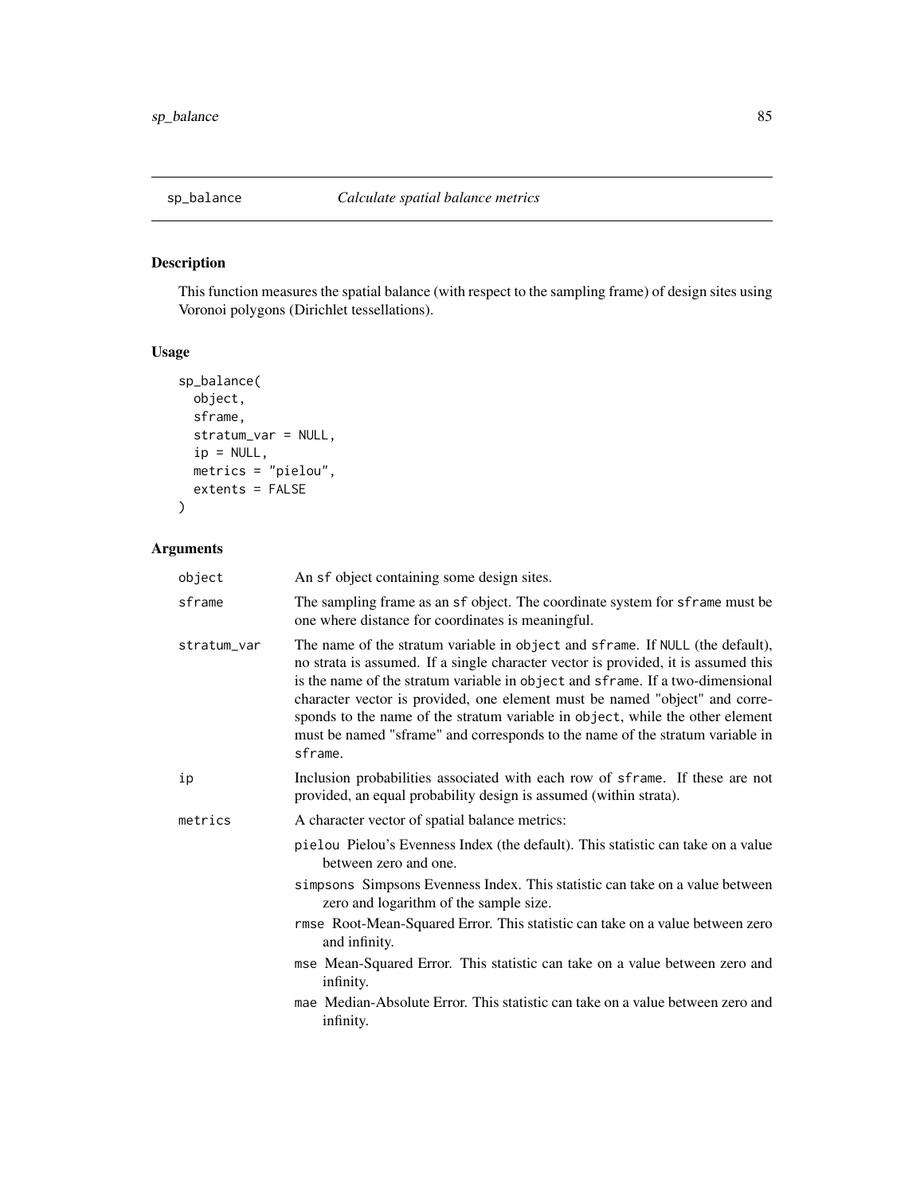## sp_balance *Calculate spatial balance metrics*

### Description

This function measures the spatial balance (with respect to the sampling frame) of design sites using Voronoi polygons (Dirichlet tessellations).

### Usage

```
sp_balance(
  object,
  sframe,
  stratum_var = NULL,
  ip = NULL,
  metrics = "pielou",
  extents = FALSE
)
```

### Arguments

`object` An `sf` object containing some design sites.

`sframe` The sampling frame as an `sf` object. The coordinate system for `sframe` must be one where distance for coordinates is meaningful.

`stratum_var` The name of the stratum variable in `object` and `sframe`. If `NULL` (the default), no strata is assumed. If a single character vector is provided, it is assumed this is the name of the stratum variable in `object` and `sframe`. If a two-dimensional character vector is provided, one element must be named "object" and corresponds to the name of the stratum variable in `object`, while the other element must be named "sframe" and corresponds to the name of the stratum variable in `sframe`.

`ip` Inclusion probabilities associated with each row of `sframe`. If these are not provided, an equal probability design is assumed (within strata).

`metrics` A character vector of spatial balance metrics:

- `pielou` Pielou's Evenness Index (the default). This statistic can take on a value between zero and one.
- `simpsons` Simpsons Evenness Index. This statistic can take on a value between zero and logarithm of the sample size.
- `rmse` Root-Mean-Squared Error. This statistic can take on a value between zero and infinity.
- `mse` Mean-Squared Error. This statistic can take on a value between zero and infinity.
- `mae` Median-Absolute Error. This statistic can take on a value between zero and infinity.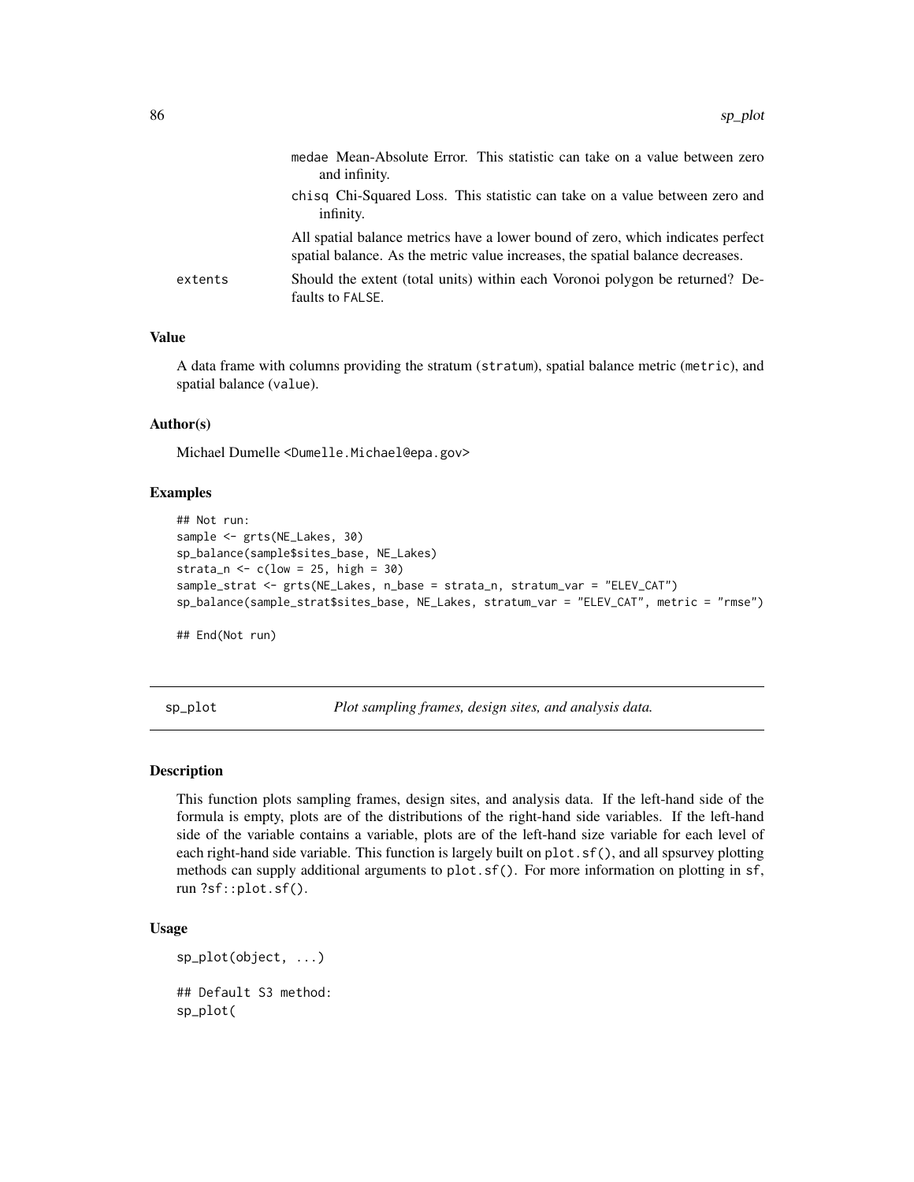medae Mean-Absolute Error. This statistic can take on a value between zero and infinity.

chisq Chi-Squared Loss. This statistic can take on a value between zero and infinity.

All spatial balance metrics have a lower bound of zero, which indicates perfect spatial balance. As the metric value increases, the spatial balance decreases.

extents — Should the extent (total units) within each Voronoi polygon be returned? Defaults to FALSE.

### Value

A data frame with columns providing the stratum (stratum), spatial balance metric (metric), and spatial balance (value).

### Author(s)

Michael Dumelle <Dumelle.Michael@epa.gov>

### Examples

```
## Not run:
sample <- grts(NE_Lakes, 30)
sp_balance(sample$sites_base, NE_Lakes)
strata_n <- c(low = 25, high = 30)
sample_strat <- grts(NE_Lakes, n_base = strata_n, stratum_var = "ELEV_CAT")
sp_balance(sample_strat$sites_base, NE_Lakes, stratum_var = "ELEV_CAT", metric = "rmse")

## End(Not run)
```

---

## sp_plot — *Plot sampling frames, design sites, and analysis data.*

### Description

This function plots sampling frames, design sites, and analysis data. If the left-hand side of the formula is empty, plots are of the distributions of the right-hand side variables. If the left-hand side of the variable contains a variable, plots are of the left-hand size variable for each level of each right-hand side variable. This function is largely built on plot.sf(), and all spsurvey plotting methods can supply additional arguments to plot.sf(). For more information on plotting in sf, run ?sf::plot.sf().

### Usage

```
sp_plot(object, ...)

## Default S3 method:
sp_plot(
```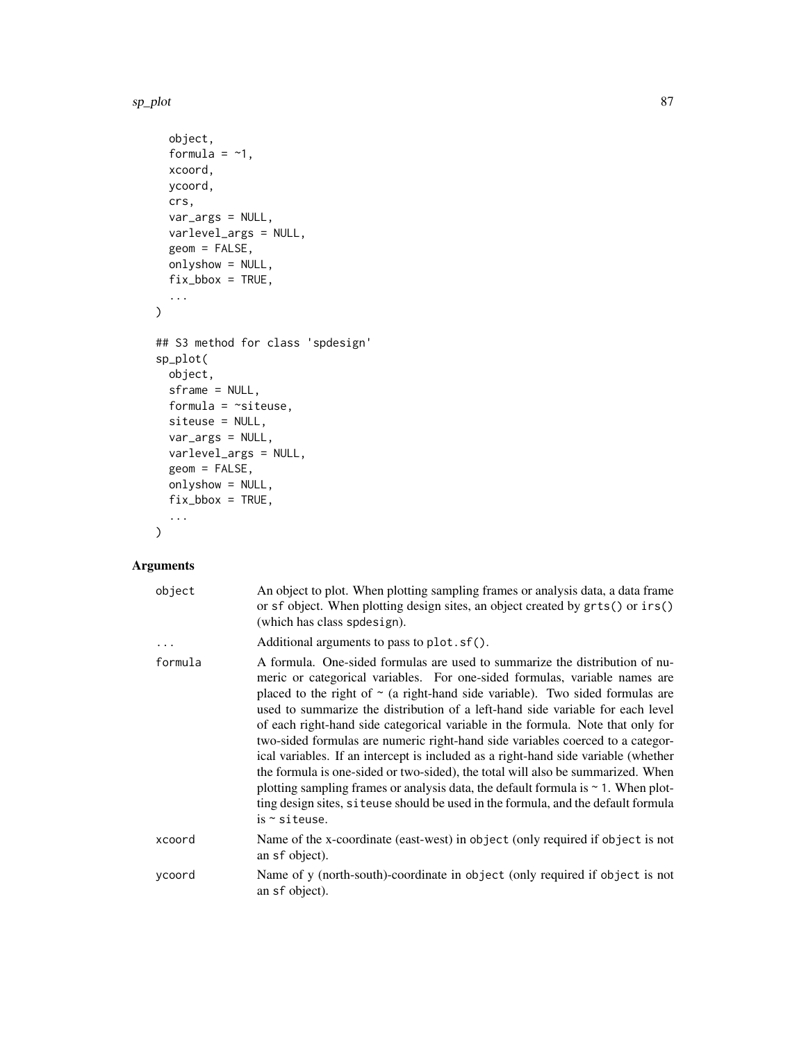```
  object,
  formula = ~1,
  xcoord,
  ycoord,
  crs,
  var_args = NULL,
  varlevel_args = NULL,
  geom = FALSE,
  onlyshow = NULL,
  fix_bbox = TRUE,
  ...
)

## S3 method for class 'spdesign'
sp_plot(
  object,
  sframe = NULL,
  formula = ~siteuse,
  siteuse = NULL,
  var_args = NULL,
  varlevel_args = NULL,
  geom = FALSE,
  onlyshow = NULL,
  fix_bbox = TRUE,
  ...
)
```

## Arguments

| | |
|---|---|
| `object` | An object to plot. When plotting sampling frames or analysis data, a data frame or `sf` object. When plotting design sites, an object created by `grts()` or `irs()` (which has class `spdesign`). |
| `...` | Additional arguments to pass to `plot.sf()`. |
| `formula` | A formula. One-sided formulas are used to summarize the distribution of numeric or categorical variables. For one-sided formulas, variable names are placed to the right of ~ (a right-hand side variable). Two sided formulas are used to summarize the distribution of a left-hand side variable for each level of each right-hand side categorical variable in the formula. Note that only for two-sided formulas are numeric right-hand side variables coerced to a categorical variables. If an intercept is included as a right-hand side variable (whether the formula is one-sided or two-sided), the total will also be summarized. When plotting sampling frames or analysis data, the default formula is `~ 1`. When plotting design sites, `siteuse` should be used in the formula, and the default formula is `~ siteuse`. |
| `xcoord` | Name of the x-coordinate (east-west) in `object` (only required if `object` is not an `sf` object). |
| `ycoord` | Name of y (north-south)-coordinate in `object` (only required if `object` is not an `sf` object). |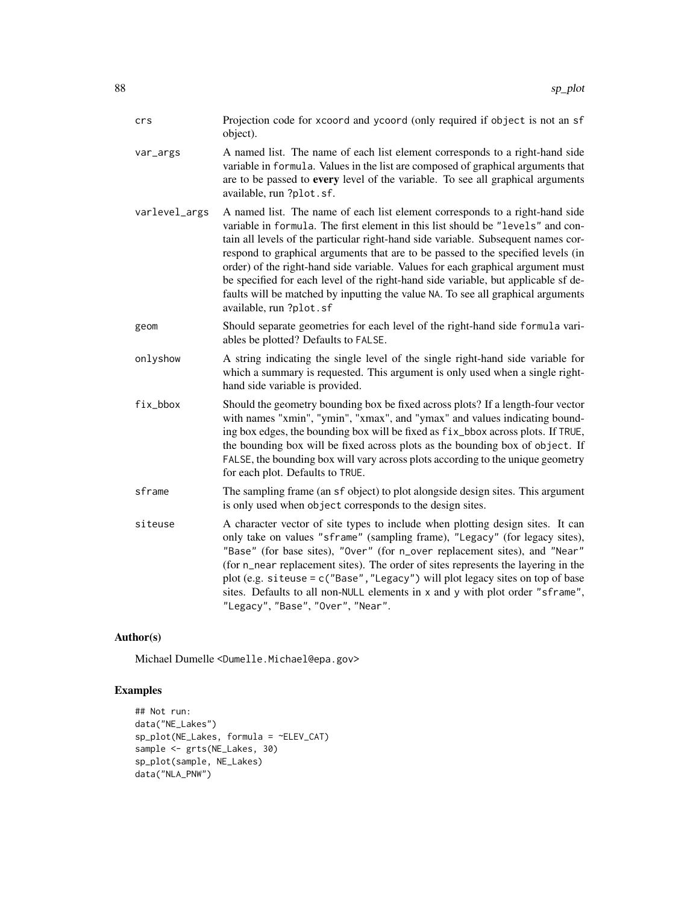| | |
|---|---|
| crs | Projection code for xcoord and ycoord (only required if object is not an sf object). |
| var_args | A named list. The name of each list element corresponds to a right-hand side variable in formula. Values in the list are composed of graphical arguments that are to be passed to **every** level of the variable. To see all graphical arguments available, run ?plot.sf. |
| varlevel_args | A named list. The name of each list element corresponds to a right-hand side variable in formula. The first element in this list should be "levels" and contain all levels of the particular right-hand side variable. Subsequent names correspond to graphical arguments that are to be passed to the specified levels (in order) of the right-hand side variable. Values for each graphical argument must be specified for each level of the right-hand side variable, but applicable sf defaults will be matched by inputting the value NA. To see all graphical arguments available, run ?plot.sf |
| geom | Should separate geometries for each level of the right-hand side formula variables be plotted? Defaults to FALSE. |
| onlyshow | A string indicating the single level of the single right-hand side variable for which a summary is requested. This argument is only used when a single right-hand side variable is provided. |
| fix_bbox | Should the geometry bounding box be fixed across plots? If a length-four vector with names "xmin", "ymin", "xmax", and "ymax" and values indicating bounding box edges, the bounding box will be fixed as fix_bbox across plots. If TRUE, the bounding box will be fixed across plots as the bounding box of object. If FALSE, the bounding box will vary across plots according to the unique geometry for each plot. Defaults to TRUE. |
| sframe | The sampling frame (an sf object) to plot alongside design sites. This argument is only used when object corresponds to the design sites. |
| siteuse | A character vector of site types to include when plotting design sites. It can only take on values "sframe" (sampling frame), "Legacy" (for legacy sites), "Base" (for base sites), "Over" (for n_over replacement sites), and "Near" (for n_near replacement sites). The order of sites represents the layering in the plot (e.g. siteuse = c("Base", "Legacy") will plot legacy sites on top of base sites. Defaults to all non-NULL elements in x and y with plot order "sframe", "Legacy", "Base", "Over", "Near". |

## Author(s)

Michael Dumelle <Dumelle.Michael@epa.gov>

## Examples

```
## Not run:
data("NE_Lakes")
sp_plot(NE_Lakes, formula = ~ELEV_CAT)
sample <- grts(NE_Lakes, 30)
sp_plot(sample, NE_Lakes)
data("NLA_PNW")
```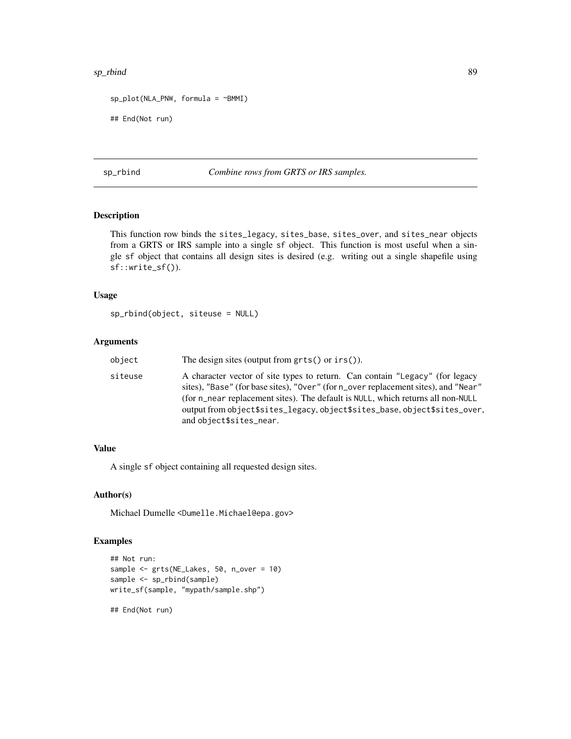```
sp_plot(NLA_PNW, formula = ~BMMI)

## End(Not run)
```

## sp_rbind — *Combine rows from GRTS or IRS samples.*

### Description

This function row binds the sites_legacy, sites_base, sites_over, and sites_near objects from a GRTS or IRS sample into a single sf object. This function is most useful when a single sf object that contains all design sites is desired (e.g. writing out a single shapefile using sf::write_sf()).

### Usage

```
sp_rbind(object, siteuse = NULL)
```

### Arguments

| | |
|---|---|
| object | The design sites (output from grts() or irs()). |
| siteuse | A character vector of site types to return. Can contain "Legacy" (for legacy sites), "Base" (for base sites), "Over" (for n_over replacement sites), and "Near" (for n_near replacement sites). The default is NULL, which returns all non-NULL output from object$sites_legacy, object$sites_base, object$sites_over, and object$sites_near. |

### Value

A single sf object containing all requested design sites.

### Author(s)

Michael Dumelle <Dumelle.Michael@epa.gov>

### Examples

```
## Not run:
sample <- grts(NE_Lakes, 50, n_over = 10)
sample <- sp_rbind(sample)
write_sf(sample, "mypath/sample.shp")

## End(Not run)
```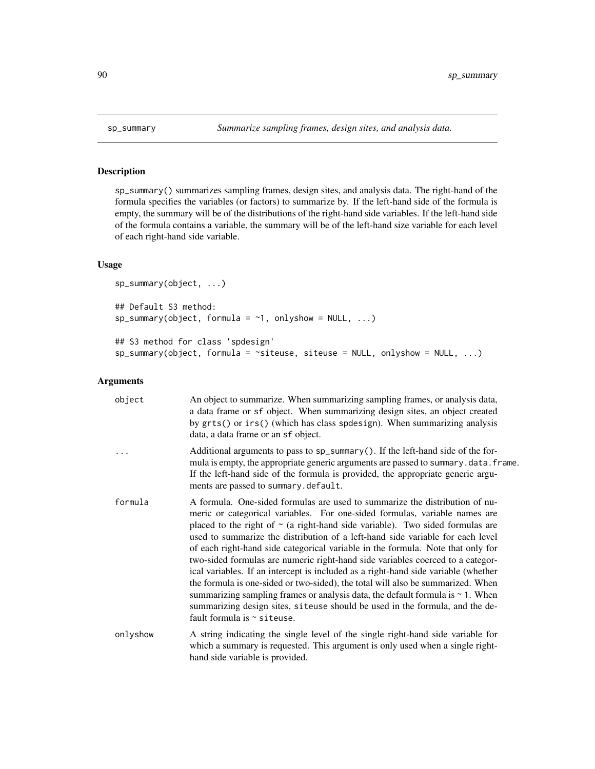## sp_summary — *Summarize sampling frames, design sites, and analysis data.*

### Description

sp_summary() summarizes sampling frames, design sites, and analysis data. The right-hand of the formula specifies the variables (or factors) to summarize by. If the left-hand side of the formula is empty, the summary will be of the distributions of the right-hand side variables. If the left-hand side of the formula contains a variable, the summary will be of the left-hand size variable for each level of each right-hand side variable.

### Usage

```
sp_summary(object, ...)

## Default S3 method:
sp_summary(object, formula = ~1, onlyshow = NULL, ...)

## S3 method for class 'spdesign'
sp_summary(object, formula = ~siteuse, siteuse = NULL, onlyshow = NULL, ...)
```

### Arguments

| | |
|---|---|
| object | An object to summarize. When summarizing sampling frames, or analysis data, a data frame or sf object. When summarizing design sites, an object created by grts() or irs() (which has class spdesign). When summarizing analysis data, a data frame or an sf object. |
| ... | Additional arguments to pass to sp_summary(). If the left-hand side of the formula is empty, the appropriate generic arguments are passed to summary.data.frame. If the left-hand side of the formula is provided, the appropriate generic arguments are passed to summary.default. |
| formula | A formula. One-sided formulas are used to summarize the distribution of numeric or categorical variables. For one-sided formulas, variable names are placed to the right of ~ (a right-hand side variable). Two sided formulas are used to summarize the distribution of a left-hand side variable for each level of each right-hand side categorical variable in the formula. Note that only for two-sided formulas are numeric right-hand side variables coerced to a categorical variables. If an intercept is included as a right-hand side variable (whether the formula is one-sided or two-sided), the total will also be summarized. When summarizing sampling frames or analysis data, the default formula is ~ 1. When summarizing design sites, siteuse should be used in the formula, and the default formula is ~ siteuse. |
| onlyshow | A string indicating the single level of the single right-hand side variable for which a summary is requested. This argument is only used when a single right-hand side variable is provided. |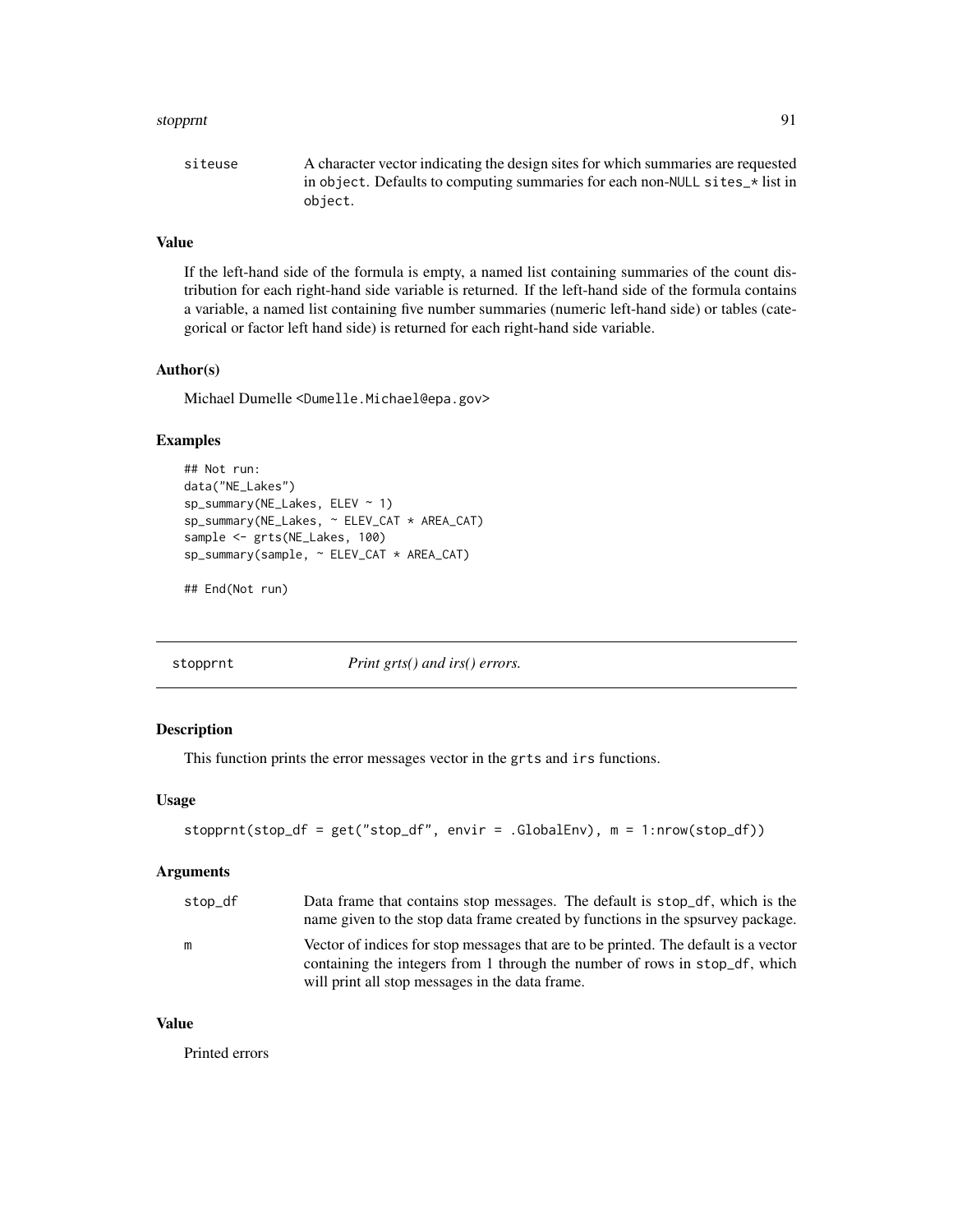| | |
|---|---|
| siteuse | A character vector indicating the design sites for which summaries are requested in object. Defaults to computing summaries for each non-NULL sites_* list in object. |

### Value

If the left-hand side of the formula is empty, a named list containing summaries of the count distribution for each right-hand side variable is returned. If the left-hand side of the formula contains a variable, a named list containing five number summaries (numeric left-hand side) or tables (categorical or factor left hand side) is returned for each right-hand side variable.

### Author(s)

Michael Dumelle <Dumelle.Michael@epa.gov>

### Examples

```
## Not run:
data("NE_Lakes")
sp_summary(NE_Lakes, ELEV ~ 1)
sp_summary(NE_Lakes, ~ ELEV_CAT * AREA_CAT)
sample <- grts(NE_Lakes, 100)
sp_summary(sample, ~ ELEV_CAT * AREA_CAT)

## End(Not run)
```

---

## stopprnt — *Print grts() and irs() errors.*

### Description

This function prints the error messages vector in the grts and irs functions.

### Usage

```
stopprnt(stop_df = get("stop_df", envir = .GlobalEnv), m = 1:nrow(stop_df))
```

### Arguments

| | |
|---|---|
| stop_df | Data frame that contains stop messages. The default is stop_df, which is the name given to the stop data frame created by functions in the spsurvey package. |
| m | Vector of indices for stop messages that are to be printed. The default is a vector containing the integers from 1 through the number of rows in stop_df, which will print all stop messages in the data frame. |

### Value

Printed errors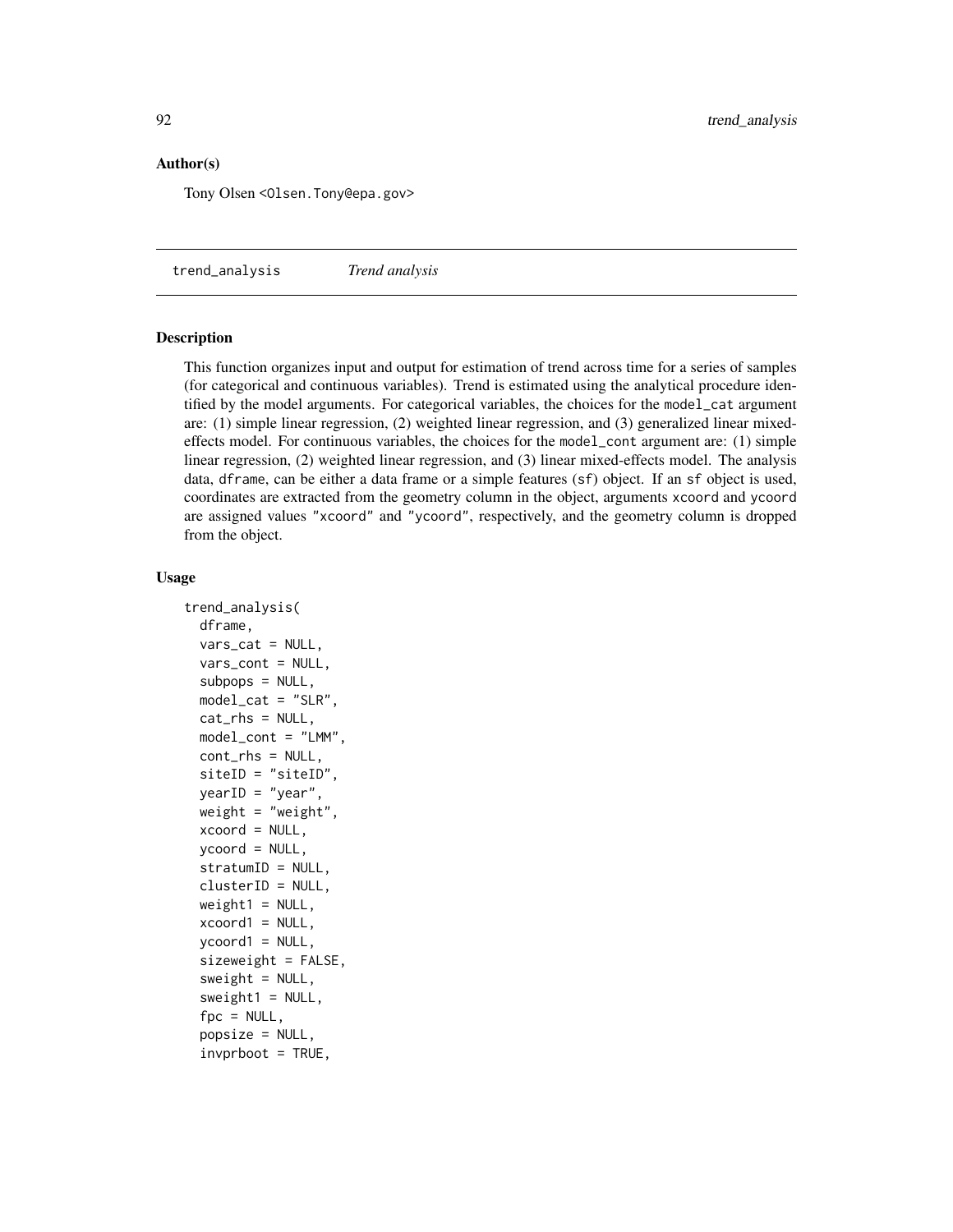## Author(s)

Tony Olsen <Olsen.Tony@epa.gov>

---

# trend_analysis *Trend analysis*

## Description

This function organizes input and output for estimation of trend across time for a series of samples (for categorical and continuous variables). Trend is estimated using the analytical procedure identified by the model arguments. For categorical variables, the choices for the `model_cat` argument are: (1) simple linear regression, (2) weighted linear regression, and (3) generalized linear mixed-effects model. For continuous variables, the choices for the `model_cont` argument are: (1) simple linear regression, (2) weighted linear regression, and (3) linear mixed-effects model. The analysis data, `dframe`, can be either a data frame or a simple features (`sf`) object. If an `sf` object is used, coordinates are extracted from the geometry column in the object, arguments `xcoord` and `ycoord` are assigned values `"xcoord"` and `"ycoord"`, respectively, and the geometry column is dropped from the object.

## Usage

```
trend_analysis(
  dframe,
  vars_cat = NULL,
  vars_cont = NULL,
  subpops = NULL,
  model_cat = "SLR",
  cat_rhs = NULL,
  model_cont = "LMM",
  cont_rhs = NULL,
  siteID = "siteID",
  yearID = "year",
  weight = "weight",
  xcoord = NULL,
  ycoord = NULL,
  stratumID = NULL,
  clusterID = NULL,
  weight1 = NULL,
  xcoord1 = NULL,
  ycoord1 = NULL,
  sizeweight = FALSE,
  sweight = NULL,
  sweight1 = NULL,
  fpc = NULL,
  popsize = NULL,
  invprboot = TRUE,
```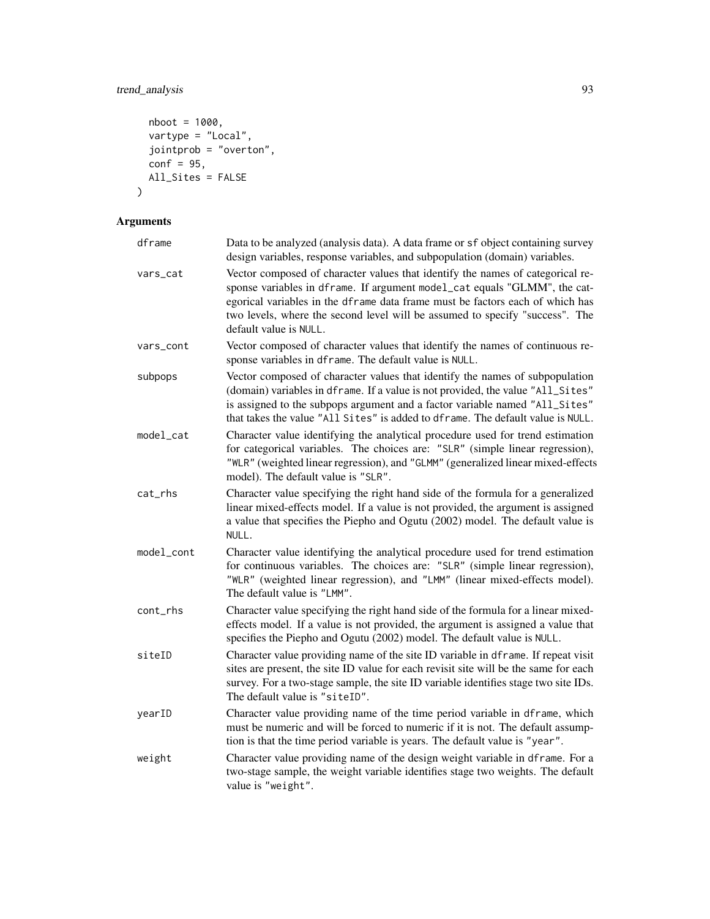```
  nboot = 1000,
  vartype = "Local",
  jointprob = "overton",
  conf = 95,
  All_Sites = FALSE
)
```

## Arguments

**dframe** Data to be analyzed (analysis data). A data frame or sf object containing survey design variables, response variables, and subpopulation (domain) variables.

**vars_cat** Vector composed of character values that identify the names of categorical response variables in dframe. If argument model_cat equals "GLMM", the categorical variables in the dframe data frame must be factors each of which has two levels, where the second level will be assumed to specify "success". The default value is NULL.

**vars_cont** Vector composed of character values that identify the names of continuous response variables in dframe. The default value is NULL.

**subpops** Vector composed of character values that identify the names of subpopulation (domain) variables in dframe. If a value is not provided, the value "All_Sites" is assigned to the subpops argument and a factor variable named "All_Sites" that takes the value "All Sites" is added to dframe. The default value is NULL.

**model_cat** Character value identifying the analytical procedure used for trend estimation for categorical variables. The choices are: "SLR" (simple linear regression), "WLR" (weighted linear regression), and "GLMM" (generalized linear mixed-effects model). The default value is "SLR".

**cat_rhs** Character value specifying the right hand side of the formula for a generalized linear mixed-effects model. If a value is not provided, the argument is assigned a value that specifies the Piepho and Ogutu (2002) model. The default value is NULL.

**model_cont** Character value identifying the analytical procedure used for trend estimation for continuous variables. The choices are: "SLR" (simple linear regression), "WLR" (weighted linear regression), and "LMM" (linear mixed-effects model). The default value is "LMM".

**cont_rhs** Character value specifying the right hand side of the formula for a linear mixed-effects model. If a value is not provided, the argument is assigned a value that specifies the Piepho and Ogutu (2002) model. The default value is NULL.

**siteID** Character value providing name of the site ID variable in dframe. If repeat visit sites are present, the site ID value for each revisit site will be the same for each survey. For a two-stage sample, the site ID variable identifies stage two site IDs. The default value is "siteID".

**yearID** Character value providing name of the time period variable in dframe, which must be numeric and will be forced to numeric if it is not. The default assumption is that the time period variable is years. The default value is "year".

**weight** Character value providing name of the design weight variable in dframe. For a two-stage sample, the weight variable identifies stage two weights. The default value is "weight".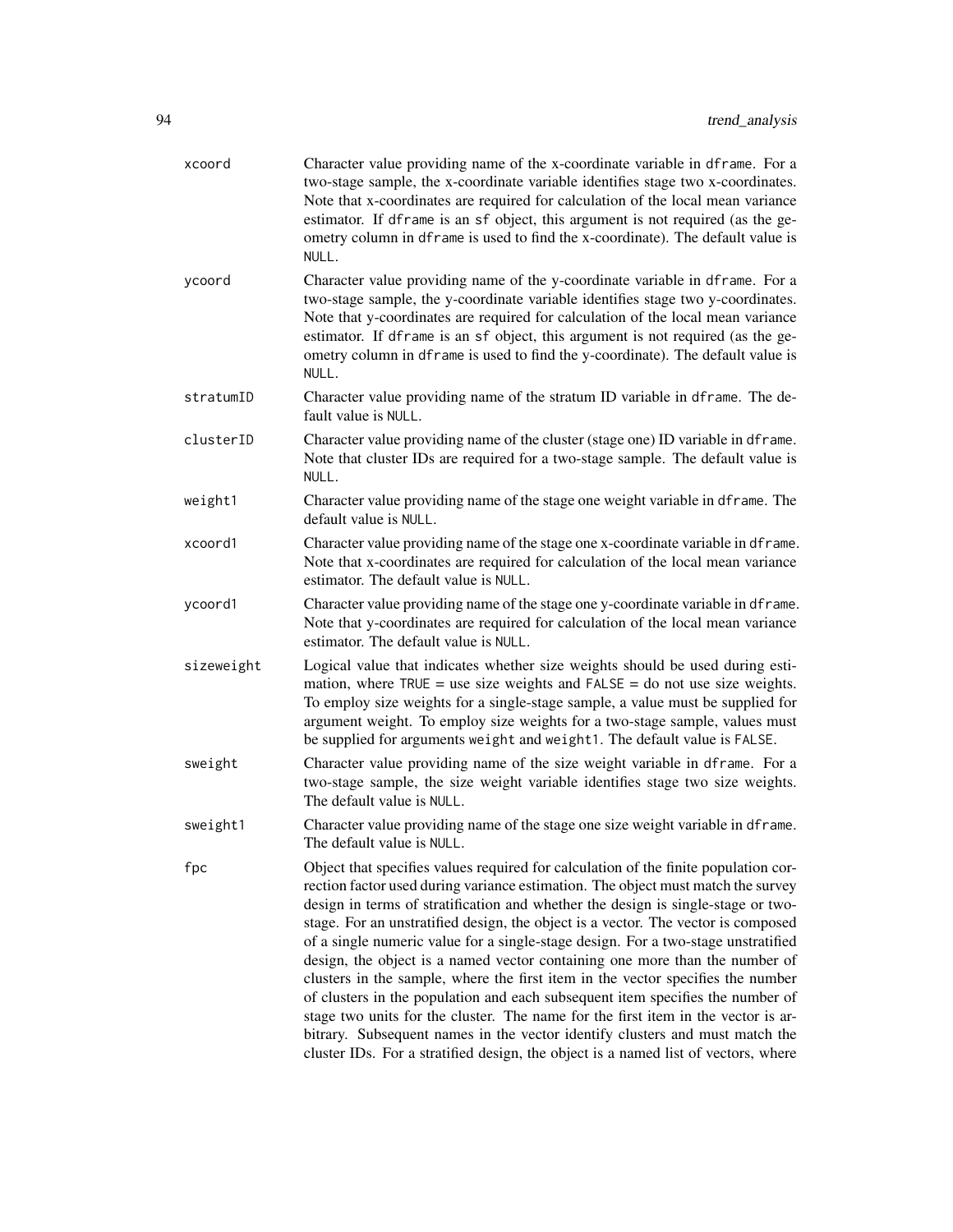**xcoord** Character value providing name of the x-coordinate variable in `dframe`. For a two-stage sample, the x-coordinate variable identifies stage two x-coordinates. Note that x-coordinates are required for calculation of the local mean variance estimator. If `dframe` is an `sf` object, this argument is not required (as the geometry column in `dframe` is used to find the x-coordinate). The default value is `NULL`.

**ycoord** Character value providing name of the y-coordinate variable in `dframe`. For a two-stage sample, the y-coordinate variable identifies stage two y-coordinates. Note that y-coordinates are required for calculation of the local mean variance estimator. If `dframe` is an `sf` object, this argument is not required (as the geometry column in `dframe` is used to find the y-coordinate). The default value is `NULL`.

**stratumID** Character value providing name of the stratum ID variable in `dframe`. The default value is `NULL`.

**clusterID** Character value providing name of the cluster (stage one) ID variable in `dframe`. Note that cluster IDs are required for a two-stage sample. The default value is `NULL`.

**weight1** Character value providing name of the stage one weight variable in `dframe`. The default value is `NULL`.

**xcoord1** Character value providing name of the stage one x-coordinate variable in `dframe`. Note that x-coordinates are required for calculation of the local mean variance estimator. The default value is `NULL`.

**ycoord1** Character value providing name of the stage one y-coordinate variable in `dframe`. Note that y-coordinates are required for calculation of the local mean variance estimator. The default value is `NULL`.

**sizeweight** Logical value that indicates whether size weights should be used during estimation, where `TRUE` = use size weights and `FALSE` = do not use size weights. To employ size weights for a single-stage sample, a value must be supplied for argument weight. To employ size weights for a two-stage sample, values must be supplied for arguments `weight` and `weight1`. The default value is `FALSE`.

**sweight** Character value providing name of the size weight variable in `dframe`. For a two-stage sample, the size weight variable identifies stage two size weights. The default value is `NULL`.

**sweight1** Character value providing name of the stage one size weight variable in `dframe`. The default value is `NULL`.

**fpc** Object that specifies values required for calculation of the finite population correction factor used during variance estimation. The object must match the survey design in terms of stratification and whether the design is single-stage or two-stage. For an unstratified design, the object is a vector. The vector is composed of a single numeric value for a single-stage design. For a two-stage unstratified design, the object is a named vector containing one more than the number of clusters in the sample, where the first item in the vector specifies the number of clusters in the population and each subsequent item specifies the number of stage two units for the cluster. The name for the first item in the vector is arbitrary. Subsequent names in the vector identify clusters and must match the cluster IDs. For a stratified design, the object is a named list of vectors, where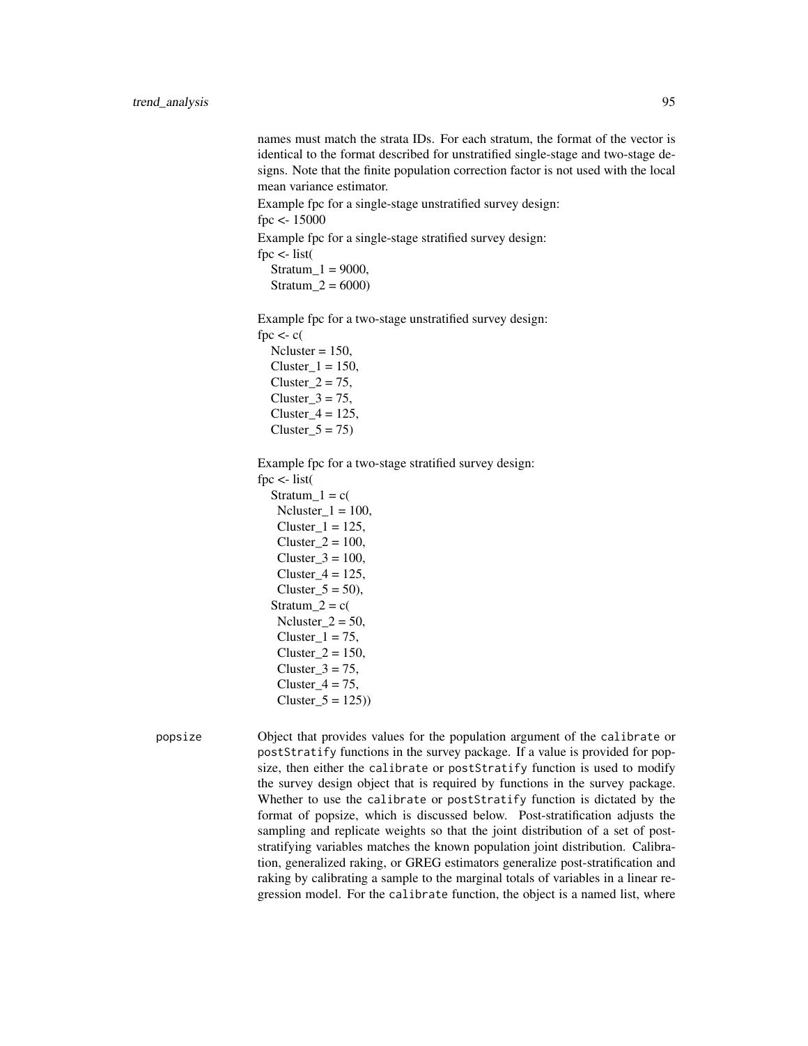names must match the strata IDs. For each stratum, the format of the vector is identical to the format described for unstratified single-stage and two-stage designs. Note that the finite population correction factor is not used with the local mean variance estimator.

Example fpc for a single-stage unstratified survey design:

```
fpc <- 15000
```

Example fpc for a single-stage stratified survey design:

```
fpc <- list(
  Stratum_1 = 9000,
  Stratum_2 = 6000)
```

Example fpc for a two-stage unstratified survey design:

```
fpc <- c(
  Ncluster = 150,
  Cluster_1 = 150,
  Cluster_2 = 75,
  Cluster_3 = 75,
  Cluster_4 = 125,
  Cluster_5 = 75)
```

Example fpc for a two-stage stratified survey design:

```
fpc <- list(
  Stratum_1 = c(
    Ncluster_1 = 100,
    Cluster_1 = 125,
    Cluster_2 = 100,
    Cluster_3 = 100,
    Cluster_4 = 125,
    Cluster_5 = 50),
  Stratum_2 = c(
    Ncluster_2 = 50,
    Cluster_1 = 75,
    Cluster_2 = 150,
    Cluster_3 = 75,
    Cluster_4 = 75,
    Cluster_5 = 125))
```

popsize
: Object that provides values for the population argument of the `calibrate` or `postStratify` functions in the survey package. If a value is provided for popsize, then either the `calibrate` or `postStratify` function is used to modify the survey design object that is required by functions in the survey package. Whether to use the `calibrate` or `postStratify` function is dictated by the format of popsize, which is discussed below. Post-stratification adjusts the sampling and replicate weights so that the joint distribution of a set of post-stratifying variables matches the known population joint distribution. Calibration, generalized raking, or GREG estimators generalize post-stratification and raking by calibrating a sample to the marginal totals of variables in a linear regression model. For the `calibrate` function, the object is a named list, where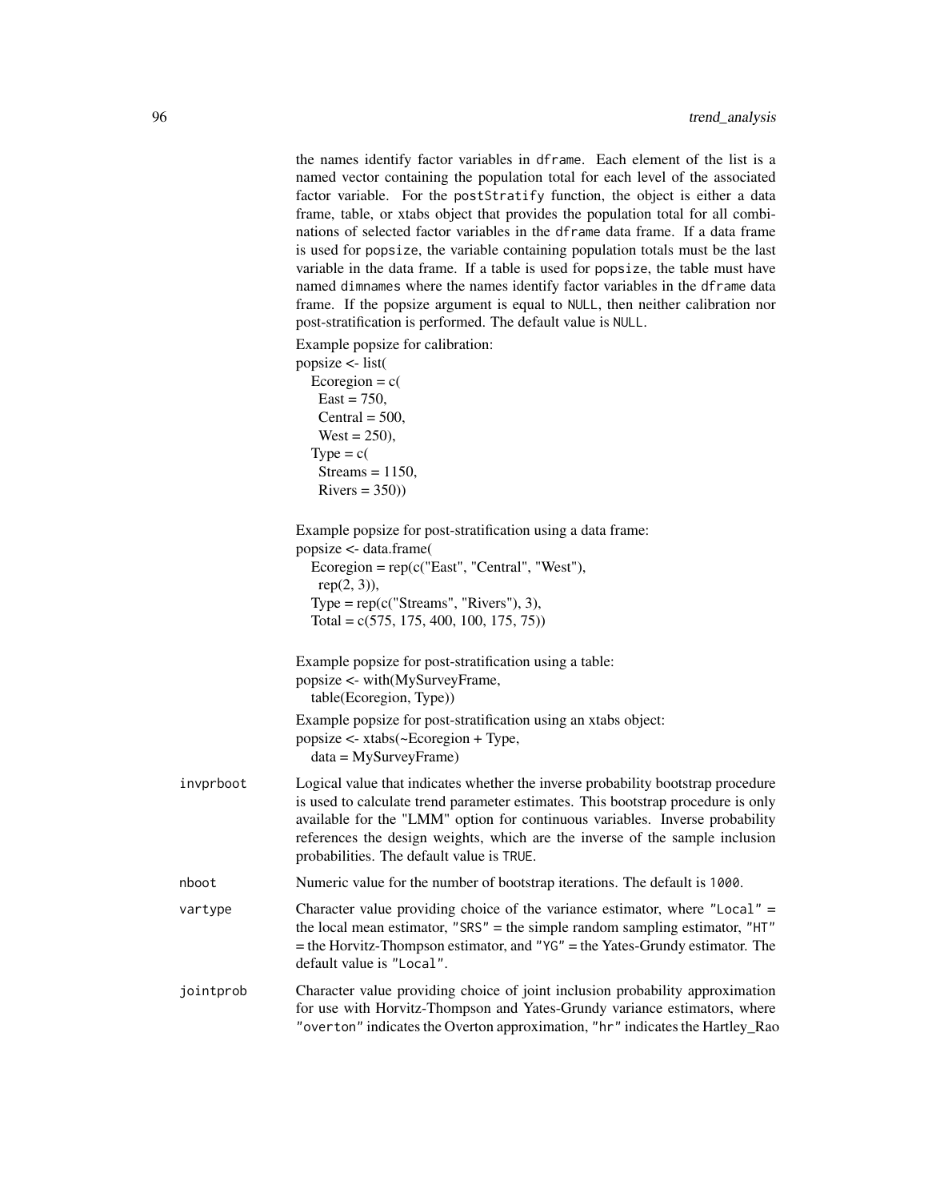the names identify factor variables in dframe. Each element of the list is a named vector containing the population total for each level of the associated factor variable. For the postStratify function, the object is either a data frame, table, or xtabs object that provides the population total for all combinations of selected factor variables in the dframe data frame. If a data frame is used for popsize, the variable containing population totals must be the last variable in the data frame. If a table is used for popsize, the table must have named dimnames where the names identify factor variables in the dframe data frame. If the popsize argument is equal to NULL, then neither calibration nor post-stratification is performed. The default value is NULL.

Example popsize for calibration:

```
popsize <- list(
  Ecoregion = c(
    East = 750,
    Central = 500,
    West = 250),
  Type = c(
    Streams = 1150,
    Rivers = 350))
```

Example popsize for post-stratification using a data frame:

```
popsize <- data.frame(
  Ecoregion = rep(c("East", "Central", "West"),
    rep(2, 3)),
  Type = rep(c("Streams", "Rivers"), 3),
  Total = c(575, 175, 400, 100, 175, 75))
```

Example popsize for post-stratification using a table:

```
popsize <- with(MySurveyFrame,
  table(Ecoregion, Type))
```

Example popsize for post-stratification using an xtabs object:

```
popsize <- xtabs(~Ecoregion + Type,
  data = MySurveyFrame)
```

invprboot
: Logical value that indicates whether the inverse probability bootstrap procedure is used to calculate trend parameter estimates. This bootstrap procedure is only available for the "LMM" option for continuous variables. Inverse probability references the design weights, which are the inverse of the sample inclusion probabilities. The default value is TRUE.

nboot
: Numeric value for the number of bootstrap iterations. The default is 1000.

vartype
: Character value providing choice of the variance estimator, where "Local" = the local mean estimator, "SRS" = the simple random sampling estimator, "HT" = the Horvitz-Thompson estimator, and "YG" = the Yates-Grundy estimator. The default value is "Local".

jointprob
: Character value providing choice of joint inclusion probability approximation for use with Horvitz-Thompson and Yates-Grundy variance estimators, where "overton" indicates the Overton approximation, "hr" indicates the Hartley_Rao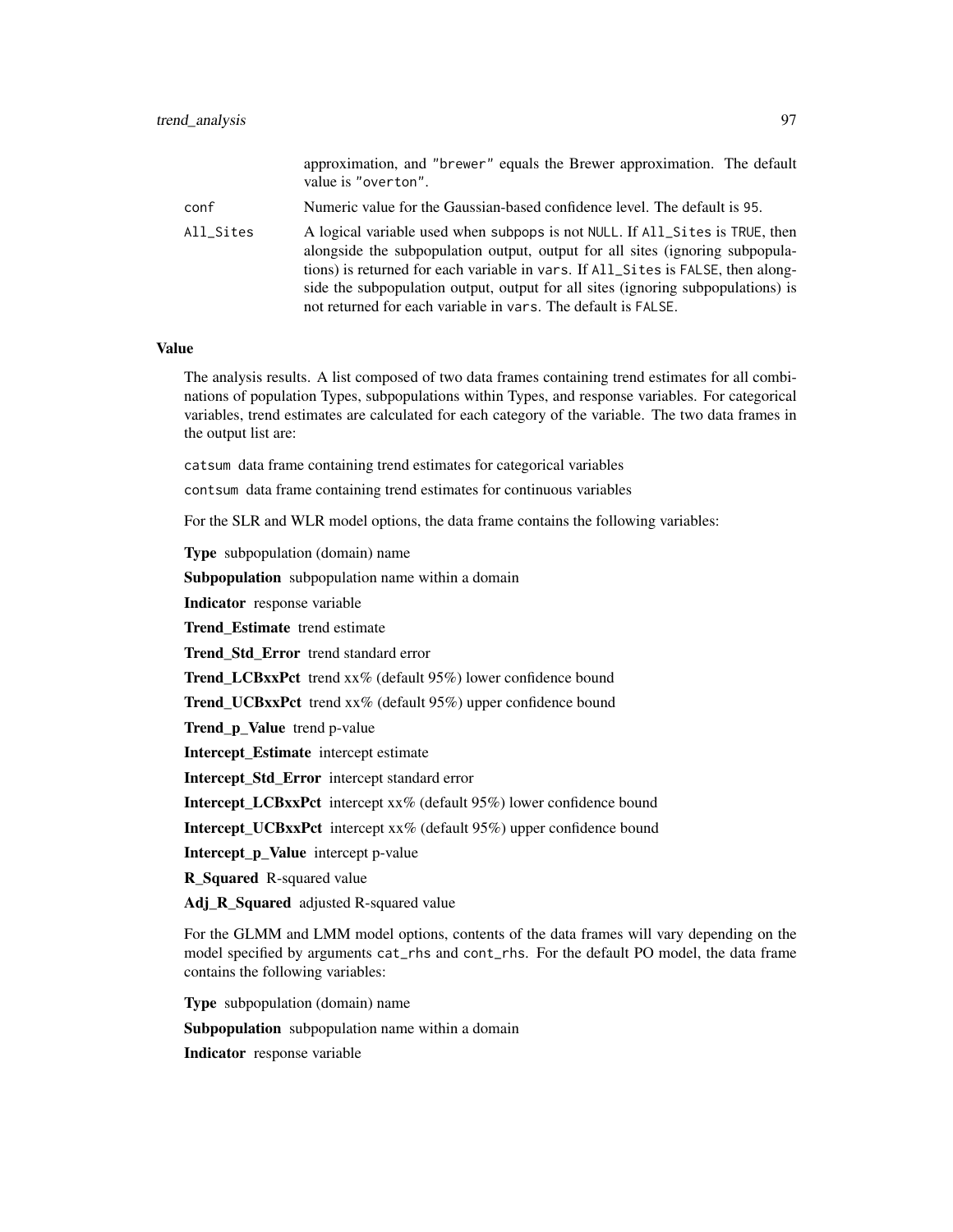approximation, and "brewer" equals the Brewer approximation. The default value is "overton".

conf
: Numeric value for the Gaussian-based confidence level. The default is 95.

All_Sites
: A logical variable used when subpops is not NULL. If All_Sites is TRUE, then alongside the subpopulation output, output for all sites (ignoring subpopulations) is returned for each variable in vars. If All_Sites is FALSE, then alongside the subpopulation output, output for all sites (ignoring subpopulations) is not returned for each variable in vars. The default is FALSE.

### Value

The analysis results. A list composed of two data frames containing trend estimates for all combinations of population Types, subpopulations within Types, and response variables. For categorical variables, trend estimates are calculated for each category of the variable. The two data frames in the output list are:

catsum data frame containing trend estimates for categorical variables

contsum data frame containing trend estimates for continuous variables

For the SLR and WLR model options, the data frame contains the following variables:

**Type** subpopulation (domain) name

**Subpopulation** subpopulation name within a domain

**Indicator** response variable

**Trend_Estimate** trend estimate

**Trend_Std_Error** trend standard error

**Trend_LCBxxPct** trend xx% (default 95%) lower confidence bound

**Trend_UCBxxPct** trend xx% (default 95%) upper confidence bound

**Trend_p_Value** trend p-value

**Intercept_Estimate** intercept estimate

**Intercept_Std_Error** intercept standard error

**Intercept_LCBxxPct** intercept xx% (default 95%) lower confidence bound

**Intercept_UCBxxPct** intercept xx% (default 95%) upper confidence bound

**Intercept_p_Value** intercept p-value

**R_Squared** R-squared value

**Adj_R_Squared** adjusted R-squared value

For the GLMM and LMM model options, contents of the data frames will vary depending on the model specified by arguments cat_rhs and cont_rhs. For the default PO model, the data frame contains the following variables:

**Type** subpopulation (domain) name

**Subpopulation** subpopulation name within a domain

**Indicator** response variable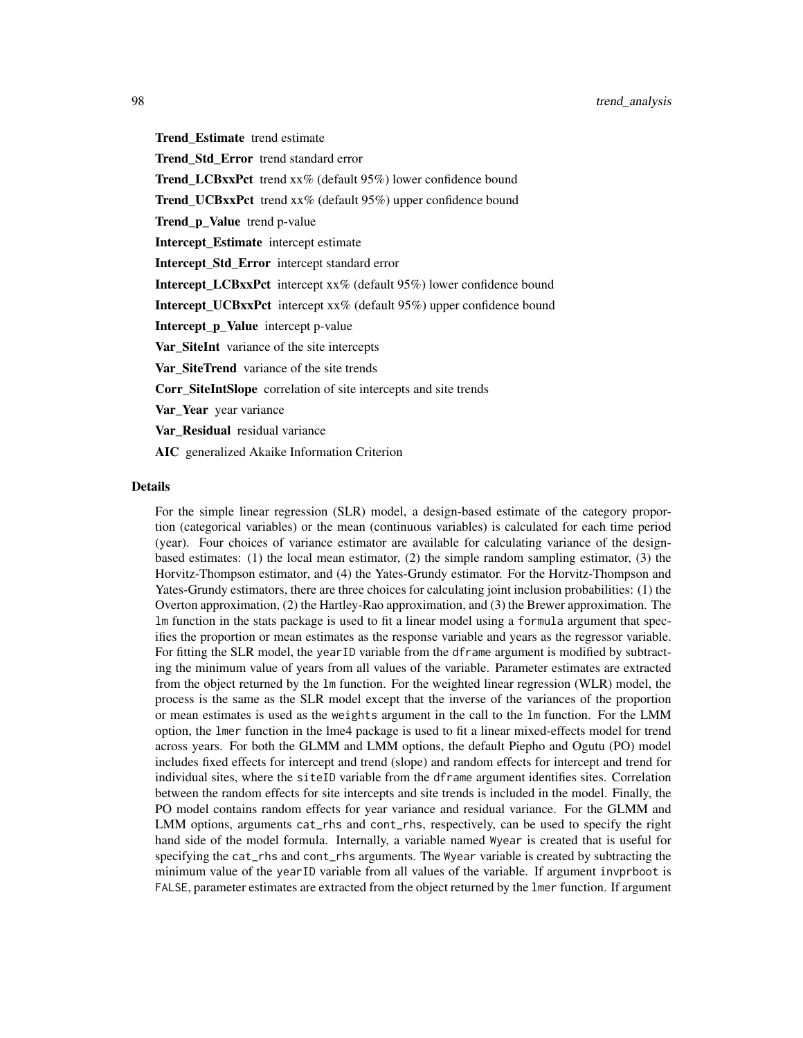**Trend_Estimate** trend estimate

**Trend_Std_Error** trend standard error

**Trend_LCBxxPct** trend xx% (default 95%) lower confidence bound

**Trend_UCBxxPct** trend xx% (default 95%) upper confidence bound

**Trend_p_Value** trend p-value

**Intercept_Estimate** intercept estimate

**Intercept_Std_Error** intercept standard error

**Intercept_LCBxxPct** intercept xx% (default 95%) lower confidence bound

**Intercept_UCBxxPct** intercept xx% (default 95%) upper confidence bound

**Intercept_p_Value** intercept p-value

**Var_SiteInt** variance of the site intercepts

**Var_SiteTrend** variance of the site trends

**Corr_SiteIntSlope** correlation of site intercepts and site trends

**Var_Year** year variance

**Var_Residual** residual variance

**AIC** generalized Akaike Information Criterion

### Details

For the simple linear regression (SLR) model, a design-based estimate of the category proportion (categorical variables) or the mean (continuous variables) is calculated for each time period (year). Four choices of variance estimator are available for calculating variance of the design-based estimates: (1) the local mean estimator, (2) the simple random sampling estimator, (3) the Horvitz-Thompson estimator, and (4) the Yates-Grundy estimator. For the Horvitz-Thompson and Yates-Grundy estimators, there are three choices for calculating joint inclusion probabilities: (1) the Overton approximation, (2) the Hartley-Rao approximation, and (3) the Brewer approximation. The `lm` function in the stats package is used to fit a linear model using a `formula` argument that specifies the proportion or mean estimates as the response variable and years as the regressor variable. For fitting the SLR model, the `yearID` variable from the `dframe` argument is modified by subtracting the minimum value of years from all values of the variable. Parameter estimates are extracted from the object returned by the `lm` function. For the weighted linear regression (WLR) model, the process is the same as the SLR model except that the inverse of the variances of the proportion or mean estimates is used as the `weights` argument in the call to the `lm` function. For the LMM option, the `lmer` function in the lme4 package is used to fit a linear mixed-effects model for trend across years. For both the GLMM and LMM options, the default Piepho and Ogutu (PO) model includes fixed effects for intercept and trend (slope) and random effects for intercept and trend for individual sites, where the `siteID` variable from the `dframe` argument identifies sites. Correlation between the random effects for site intercepts and site trends is included in the model. Finally, the PO model contains random effects for year variance and residual variance. For the GLMM and LMM options, arguments `cat_rhs` and `cont_rhs`, respectively, can be used to specify the right hand side of the model formula. Internally, a variable named `Wyear` is created that is useful for specifying the `cat_rhs` and `cont_rhs` arguments. The `Wyear` variable is created by subtracting the minimum value of the `yearID` variable from all values of the variable. If argument `invprboot` is `FALSE`, parameter estimates are extracted from the object returned by the `lmer` function. If argument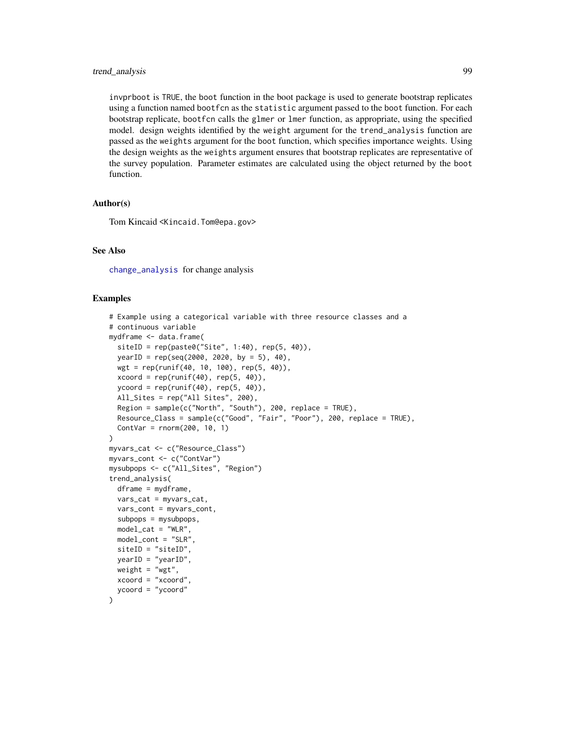invprboot is TRUE, the boot function in the boot package is used to generate bootstrap replicates using a function named bootfcn as the statistic argument passed to the boot function. For each bootstrap replicate, bootfcn calls the glmer or lmer function, as appropriate, using the specified model. design weights identified by the weight argument for the trend_analysis function are passed as the weights argument for the boot function, which specifies importance weights. Using the design weights as the weights argument ensures that bootstrap replicates are representative of the survey population. Parameter estimates are calculated using the object returned by the boot function.

### Author(s)

Tom Kincaid <Kincaid.Tom@epa.gov>

### See Also

change_analysis for change analysis

### Examples

```
# Example using a categorical variable with three resource classes and a
# continuous variable
mydframe <- data.frame(
  siteID = rep(paste0("Site", 1:40), rep(5, 40)),
  yearID = rep(seq(2000, 2020, by = 5), 40),
  wgt = rep(runif(40, 10, 100), rep(5, 40)),
  xcoord = rep(runif(40), rep(5, 40)),
  ycoord = rep(runif(40), rep(5, 40)),
  All_Sites = rep("All Sites", 200),
  Region = sample(c("North", "South"), 200, replace = TRUE),
  Resource_Class = sample(c("Good", "Fair", "Poor"), 200, replace = TRUE),
  ContVar = rnorm(200, 10, 1)
)
myvars_cat <- c("Resource_Class")
myvars_cont <- c("ContVar")
mysubpops <- c("All_Sites", "Region")
trend_analysis(
  dframe = mydframe,
  vars_cat = myvars_cat,
  vars_cont = myvars_cont,
  subpops = mysubpops,
  model_cat = "WLR",
  model_cont = "SLR",
  siteID = "siteID",
  yearID = "yearID",
  weight = "wgt",
  xcoord = "xcoord",
  ycoord = "ycoord"
)
```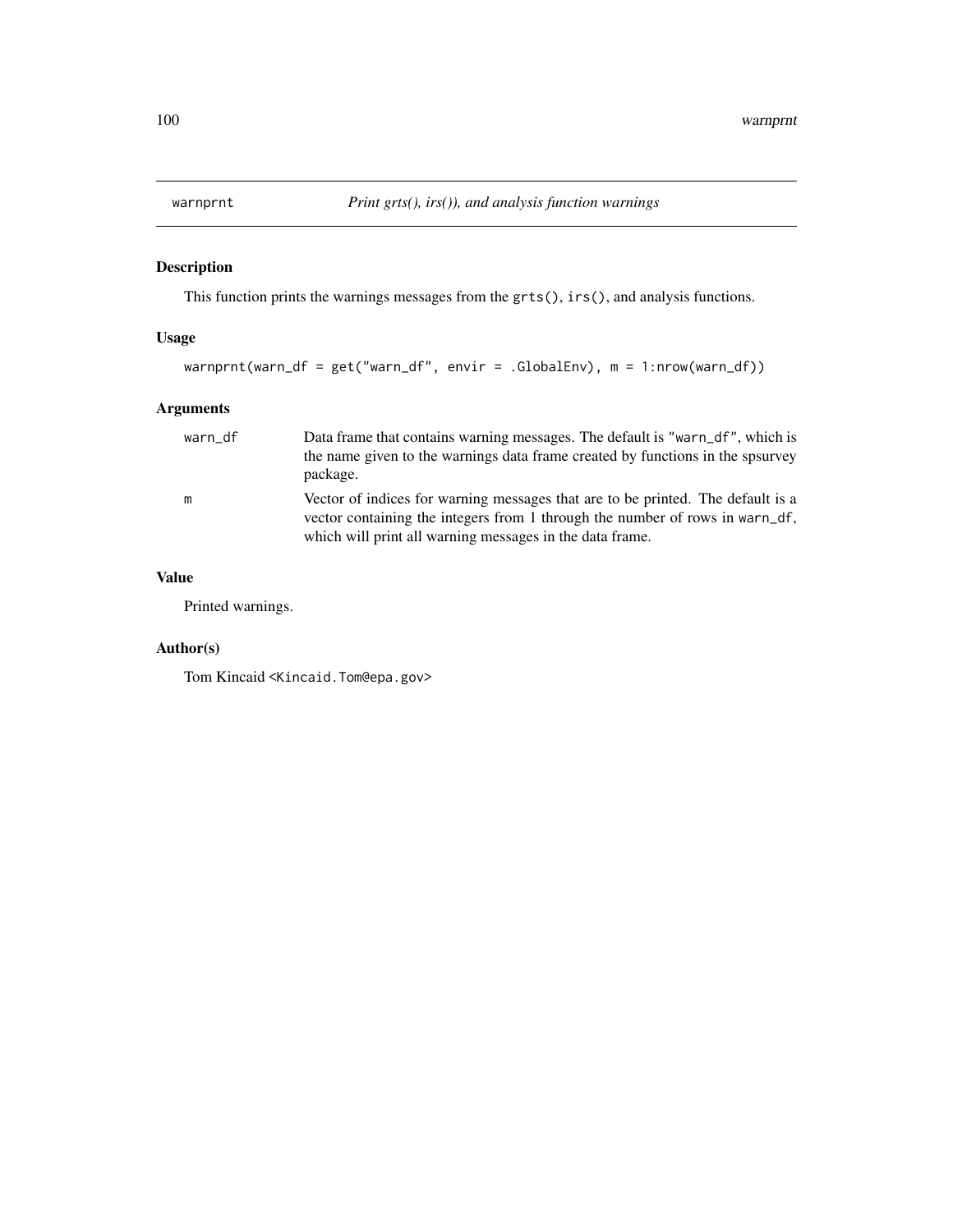# warnprnt — *Print grts(), irs()), and analysis function warnings*

## Description

This function prints the warnings messages from the `grts()`, `irs()`, and analysis functions.

## Usage

```
warnprnt(warn_df = get("warn_df", envir = .GlobalEnv), m = 1:nrow(warn_df))
```

## Arguments

| | |
|---|---|
| `warn_df` | Data frame that contains warning messages. The default is `"warn_df"`, which is the name given to the warnings data frame created by functions in the spsurvey package. |
| `m` | Vector of indices for warning messages that are to be printed. The default is a vector containing the integers from 1 through the number of rows in `warn_df`, which will print all warning messages in the data frame. |

## Value

Printed warnings.

## Author(s)

Tom Kincaid <Kincaid.Tom@epa.gov>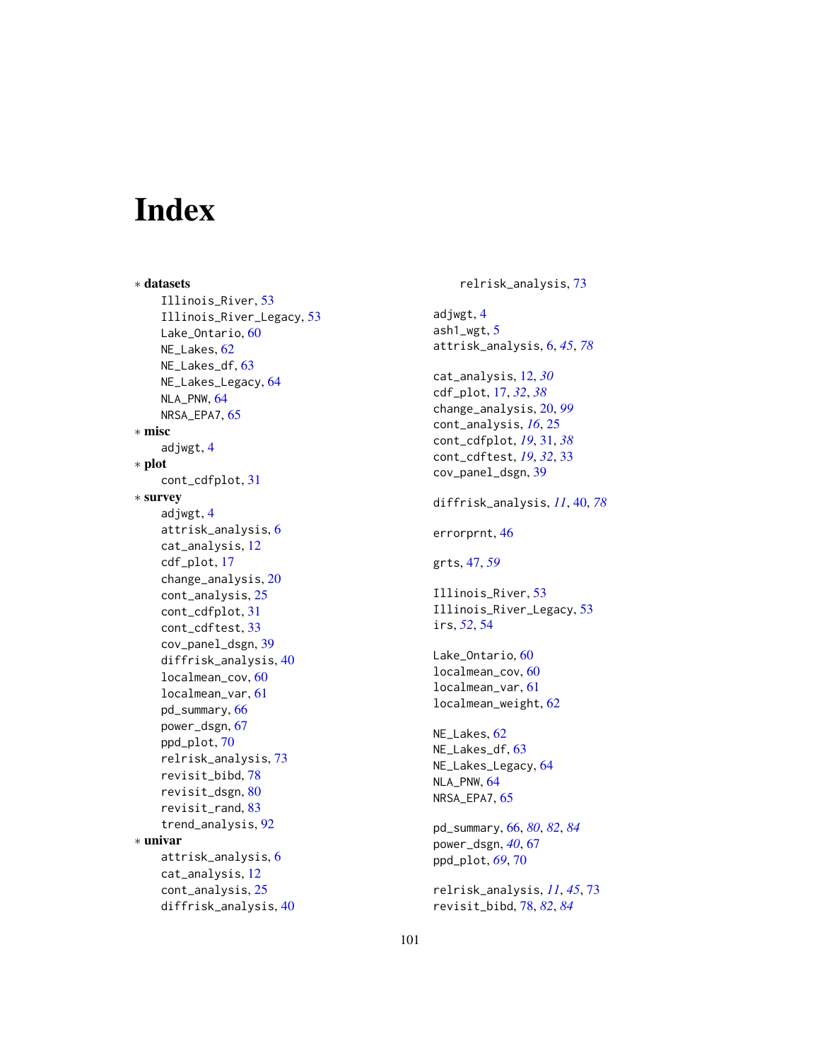# Index

∗ **datasets**
- Illinois_River, 53
- Illinois_River_Legacy, 53
- Lake_Ontario, 60
- NE_Lakes, 62
- NE_Lakes_df, 63
- NE_Lakes_Legacy, 64
- NLA_PNW, 64
- NRSA_EPA7, 65

∗ **misc**
- adjwgt, 4

∗ **plot**
- cont_cdfplot, 31

∗ **survey**
- adjwgt, 4
- attrisk_analysis, 6
- cat_analysis, 12
- cdf_plot, 17
- change_analysis, 20
- cont_analysis, 25
- cont_cdfplot, 31
- cont_cdftest, 33
- cov_panel_dsgn, 39
- diffrisk_analysis, 40
- localmean_cov, 60
- localmean_var, 61
- pd_summary, 66
- power_dsgn, 67
- ppd_plot, 70
- relrisk_analysis, 73
- revisit_bibd, 78
- revisit_dsgn, 80
- revisit_rand, 83
- trend_analysis, 92

∗ **univar**
- attrisk_analysis, 6
- cat_analysis, 12
- cont_analysis, 25
- diffrisk_analysis, 40
- relrisk_analysis, 73

adjwgt, 4
ash1_wgt, 5
attrisk_analysis, 6, *45*, *78*

cat_analysis, 12, *30*
cdf_plot, 17, *32*, *38*
change_analysis, 20, *99*
cont_analysis, *16*, 25
cont_cdfplot, *19*, 31, *38*
cont_cdftest, *19*, *32*, 33
cov_panel_dsgn, 39

diffrisk_analysis, *11*, 40, *78*

errorprnt, 46

grts, 47, *59*

Illinois_River, 53
Illinois_River_Legacy, 53
irs, *52*, 54

Lake_Ontario, 60
localmean_cov, 60
localmean_var, 61
localmean_weight, 62

NE_Lakes, 62
NE_Lakes_df, 63
NE_Lakes_Legacy, 64
NLA_PNW, 64
NRSA_EPA7, 65

pd_summary, 66, *80*, *82*, *84*
power_dsgn, *40*, 67
ppd_plot, *69*, 70

relrisk_analysis, *11*, *45*, 73
revisit_bibd, 78, *82*, *84*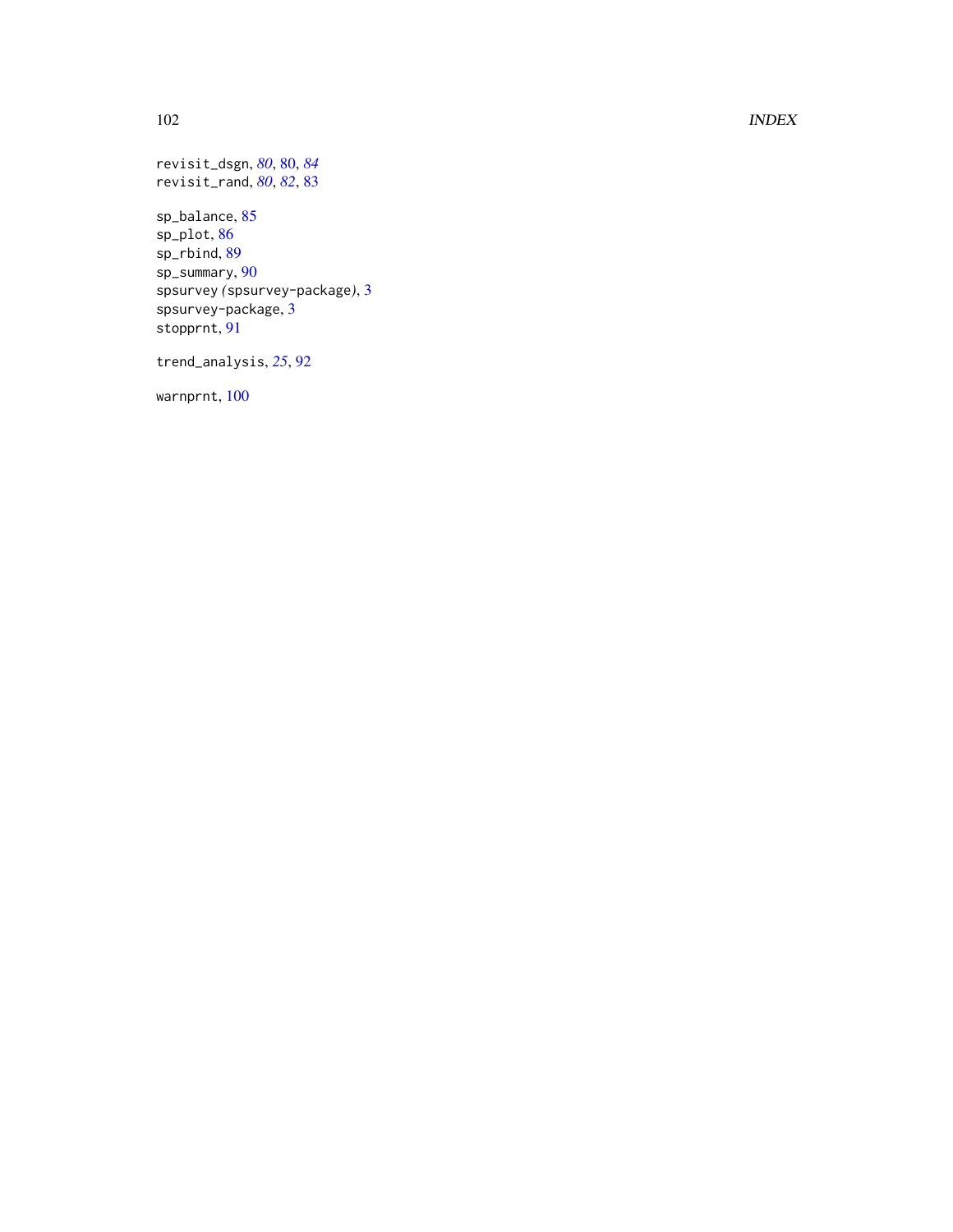revisit_dsgn, *80*, 80, *84*
revisit_rand, *80*, *82*, 83

sp_balance, 85
sp_plot, 86
sp_rbind, 89
sp_summary, 90
spsurvey *(*spsurvey-package*)*, 3
spsurvey-package, 3
stopprnt, 91

trend_analysis, *25*, 92

warnprnt, 100